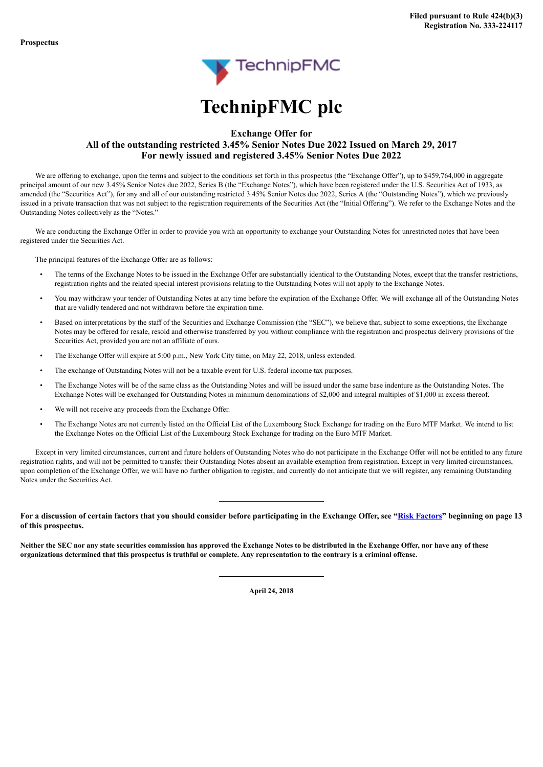**Filed pursuant to Rule 424(b)(3)**
**Registration No. 333-224117**

**Prospectus**

# TechnipFMC plc

## Exchange Offer for
## All of the outstanding restricted 3.45% Senior Notes Due 2022 Issued on March 29, 2017
## For newly issued and registered 3.45% Senior Notes Due 2022

We are offering to exchange, upon the terms and subject to the conditions set forth in this prospectus (the "Exchange Offer"), up to $459,764,000 in aggregate principal amount of our new 3.45% Senior Notes due 2022, Series B (the "Exchange Notes"), which have been registered under the U.S. Securities Act of 1933, as amended (the "Securities Act"), for any and all of our outstanding restricted 3.45% Senior Notes due 2022, Series A (the "Outstanding Notes"), which we previously issued in a private transaction that was not subject to the registration requirements of the Securities Act (the "Initial Offering"). We refer to the Exchange Notes and the Outstanding Notes collectively as the "Notes."

We are conducting the Exchange Offer in order to provide you with an opportunity to exchange your Outstanding Notes for unrestricted notes that have been registered under the Securities Act.

The principal features of the Exchange Offer are as follows:

- The terms of the Exchange Notes to be issued in the Exchange Offer are substantially identical to the Outstanding Notes, except that the transfer restrictions, registration rights and the related special interest provisions relating to the Outstanding Notes will not apply to the Exchange Notes.
- You may withdraw your tender of Outstanding Notes at any time before the expiration of the Exchange Offer. We will exchange all of the Outstanding Notes that are validly tendered and not withdrawn before the expiration time.
- Based on interpretations by the staff of the Securities and Exchange Commission (the "SEC"), we believe that, subject to some exceptions, the Exchange Notes may be offered for resale, resold and otherwise transferred by you without compliance with the registration and prospectus delivery provisions of the Securities Act, provided you are not an affiliate of ours.
- The Exchange Offer will expire at 5:00 p.m., New York City time, on May 22, 2018, unless extended.
- The exchange of Outstanding Notes will not be a taxable event for U.S. federal income tax purposes.
- The Exchange Notes will be of the same class as the Outstanding Notes and will be issued under the same base indenture as the Outstanding Notes. The Exchange Notes will be exchanged for Outstanding Notes in minimum denominations of $2,000 and integral multiples of $1,000 in excess thereof.
- We will not receive any proceeds from the Exchange Offer.
- The Exchange Notes are not currently listed on the Official List of the Luxembourg Stock Exchange for trading on the Euro MTF Market. We intend to list the Exchange Notes on the Official List of the Luxembourg Stock Exchange for trading on the Euro MTF Market.

Except in very limited circumstances, current and future holders of Outstanding Notes who do not participate in the Exchange Offer will not be entitled to any future registration rights, and will not be permitted to transfer their Outstanding Notes absent an available exemption from registration. Except in very limited circumstances, upon completion of the Exchange Offer, we will have no further obligation to register, and currently do not anticipate that we will register, any remaining Outstanding Notes under the Securities Act.

---

**For a discussion of certain factors that you should consider before participating in the Exchange Offer, see "Risk Factors" beginning on page 13 of this prospectus.**

**Neither the SEC nor any state securities commission has approved the Exchange Notes to be distributed in the Exchange Offer, nor have any of these organizations determined that this prospectus is truthful or complete. Any representation to the contrary is a criminal offense.**

---

**April 24, 2018**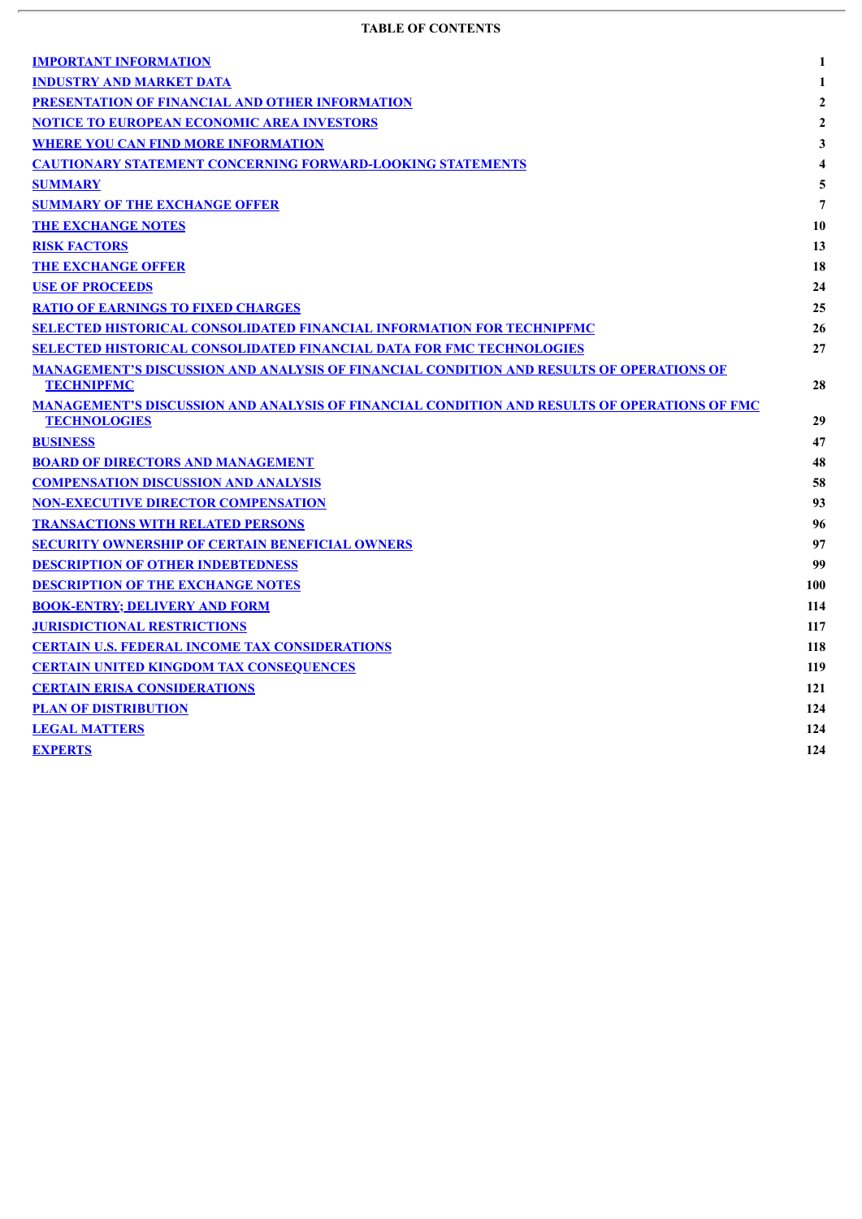**TABLE OF CONTENTS**

| | |
|---|---|
| IMPORTANT INFORMATION | 1 |
| INDUSTRY AND MARKET DATA | 1 |
| PRESENTATION OF FINANCIAL AND OTHER INFORMATION | 2 |
| NOTICE TO EUROPEAN ECONOMIC AREA INVESTORS | 2 |
| WHERE YOU CAN FIND MORE INFORMATION | 3 |
| CAUTIONARY STATEMENT CONCERNING FORWARD-LOOKING STATEMENTS | 4 |
| SUMMARY | 5 |
| SUMMARY OF THE EXCHANGE OFFER | 7 |
| THE EXCHANGE NOTES | 10 |
| RISK FACTORS | 13 |
| THE EXCHANGE OFFER | 18 |
| USE OF PROCEEDS | 24 |
| RATIO OF EARNINGS TO FIXED CHARGES | 25 |
| SELECTED HISTORICAL CONSOLIDATED FINANCIAL INFORMATION FOR TECHNIPFMC | 26 |
| SELECTED HISTORICAL CONSOLIDATED FINANCIAL DATA FOR FMC TECHNOLOGIES | 27 |
| MANAGEMENT'S DISCUSSION AND ANALYSIS OF FINANCIAL CONDITION AND RESULTS OF OPERATIONS OF TECHNIPFMC | 28 |
| MANAGEMENT'S DISCUSSION AND ANALYSIS OF FINANCIAL CONDITION AND RESULTS OF OPERATIONS OF FMC TECHNOLOGIES | 29 |
| BUSINESS | 47 |
| BOARD OF DIRECTORS AND MANAGEMENT | 48 |
| COMPENSATION DISCUSSION AND ANALYSIS | 58 |
| NON-EXECUTIVE DIRECTOR COMPENSATION | 93 |
| TRANSACTIONS WITH RELATED PERSONS | 96 |
| SECURITY OWNERSHIP OF CERTAIN BENEFICIAL OWNERS | 97 |
| DESCRIPTION OF OTHER INDEBTEDNESS | 99 |
| DESCRIPTION OF THE EXCHANGE NOTES | 100 |
| BOOK-ENTRY; DELIVERY AND FORM | 114 |
| JURISDICTIONAL RESTRICTIONS | 117 |
| CERTAIN U.S. FEDERAL INCOME TAX CONSIDERATIONS | 118 |
| CERTAIN UNITED KINGDOM TAX CONSEQUENCES | 119 |
| CERTAIN ERISA CONSIDERATIONS | 121 |
| PLAN OF DISTRIBUTION | 124 |
| LEGAL MATTERS | 124 |
| EXPERTS | 124 |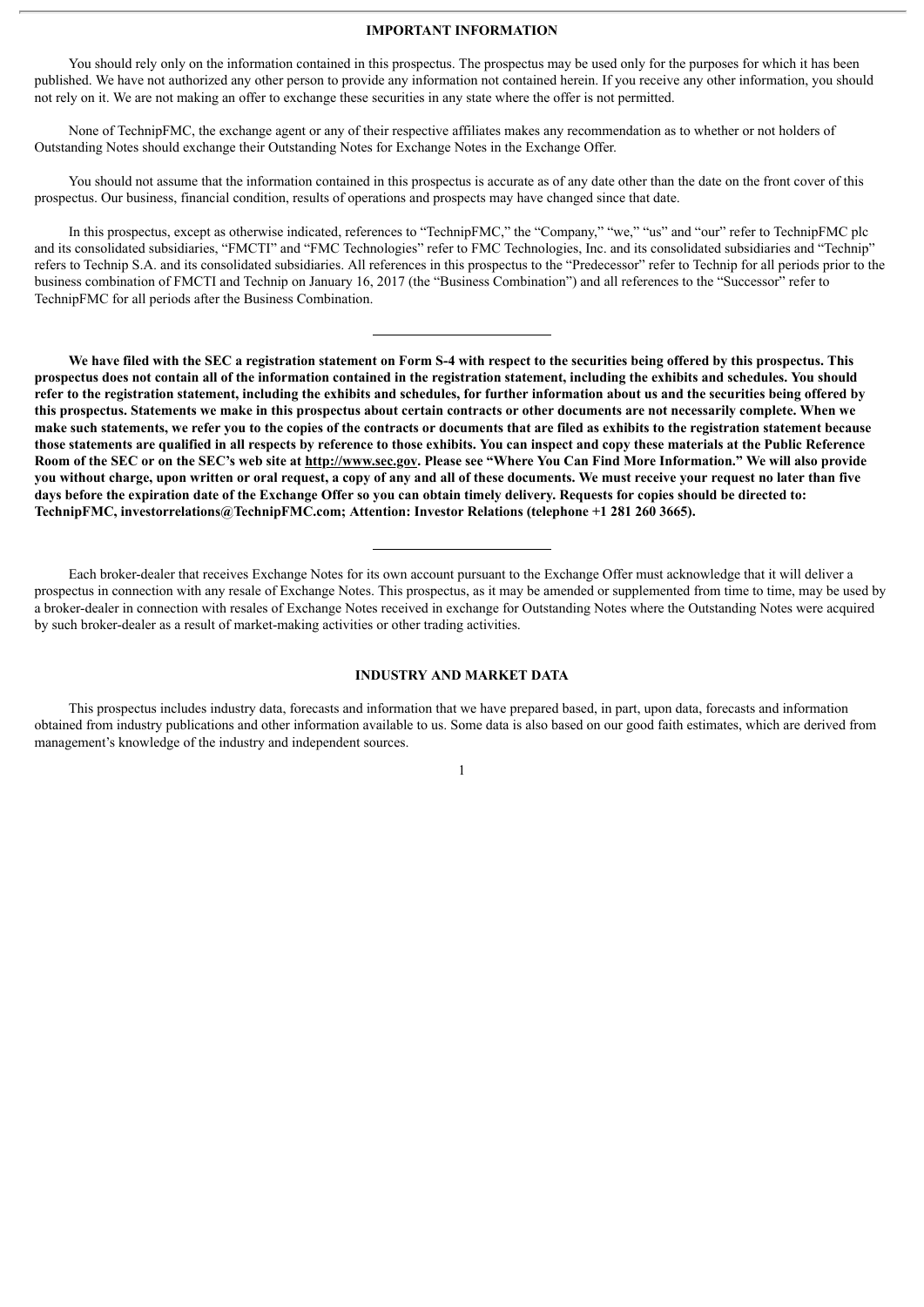## IMPORTANT INFORMATION

You should rely only on the information contained in this prospectus. The prospectus may be used only for the purposes for which it has been published. We have not authorized any other person to provide any information not contained herein. If you receive any other information, you should not rely on it. We are not making an offer to exchange these securities in any state where the offer is not permitted.

None of TechnipFMC, the exchange agent or any of their respective affiliates makes any recommendation as to whether or not holders of Outstanding Notes should exchange their Outstanding Notes for Exchange Notes in the Exchange Offer.

You should not assume that the information contained in this prospectus is accurate as of any date other than the date on the front cover of this prospectus. Our business, financial condition, results of operations and prospects may have changed since that date.

In this prospectus, except as otherwise indicated, references to "TechnipFMC," the "Company," "we," "us" and "our" refer to TechnipFMC plc and its consolidated subsidiaries, "FMCTI" and "FMC Technologies" refer to FMC Technologies, Inc. and its consolidated subsidiaries and "Technip" refers to Technip S.A. and its consolidated subsidiaries. All references in this prospectus to the "Predecessor" refer to Technip for all periods prior to the business combination of FMCTI and Technip on January 16, 2017 (the "Business Combination") and all references to the "Successor" refer to TechnipFMC for all periods after the Business Combination.

---

**We have filed with the SEC a registration statement on Form S-4 with respect to the securities being offered by this prospectus. This prospectus does not contain all of the information contained in the registration statement, including the exhibits and schedules. You should refer to the registration statement, including the exhibits and schedules, for further information about us and the securities being offered by this prospectus. Statements we make in this prospectus about certain contracts or other documents are not necessarily complete. When we make such statements, we refer you to the copies of the contracts or documents that are filed as exhibits to the registration statement because those statements are qualified in all respects by reference to those exhibits. You can inspect and copy these materials at the Public Reference Room of the SEC or on the SEC's web site at http://www.sec.gov. Please see "Where You Can Find More Information." We will also provide you without charge, upon written or oral request, a copy of any and all of these documents. We must receive your request no later than five days before the expiration date of the Exchange Offer so you can obtain timely delivery. Requests for copies should be directed to: TechnipFMC, investorrelations@TechnipFMC.com; Attention: Investor Relations (telephone +1 281 260 3665).**

---

Each broker-dealer that receives Exchange Notes for its own account pursuant to the Exchange Offer must acknowledge that it will deliver a prospectus in connection with any resale of Exchange Notes. This prospectus, as it may be amended or supplemented from time to time, may be used by a broker-dealer in connection with resales of Exchange Notes received in exchange for Outstanding Notes where the Outstanding Notes were acquired by such broker-dealer as a result of market-making activities or other trading activities.

## INDUSTRY AND MARKET DATA

This prospectus includes industry data, forecasts and information that we have prepared based, in part, upon data, forecasts and information obtained from industry publications and other information available to us. Some data is also based on our good faith estimates, which are derived from management's knowledge of the industry and independent sources.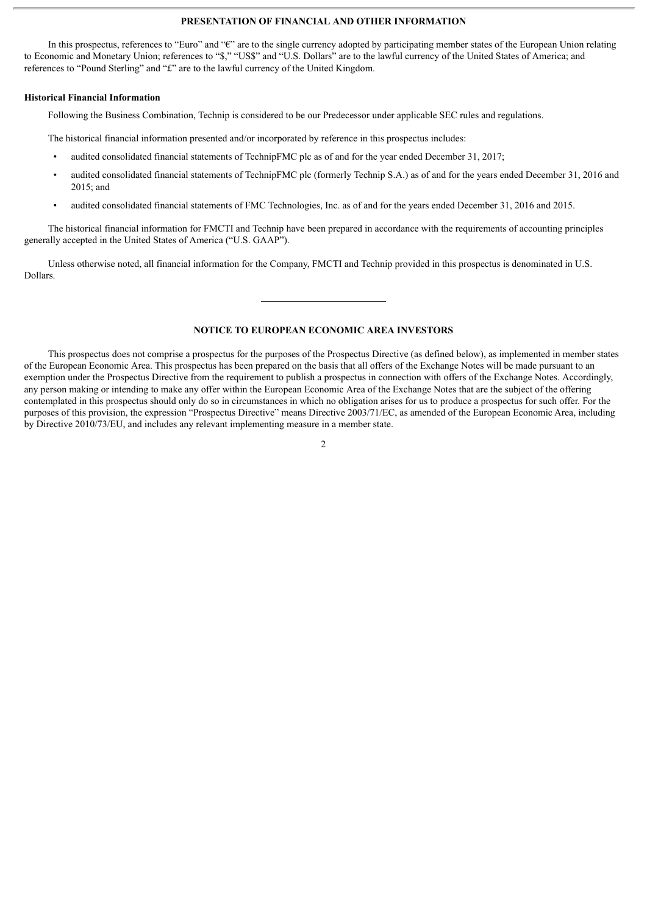## PRESENTATION OF FINANCIAL AND OTHER INFORMATION

In this prospectus, references to "Euro" and "€" are to the single currency adopted by participating member states of the European Union relating to Economic and Monetary Union; references to "$," "US$" and "U.S. Dollars" are to the lawful currency of the United States of America; and references to "Pound Sterling" and "£" are to the lawful currency of the United Kingdom.

### Historical Financial Information

Following the Business Combination, Technip is considered to be our Predecessor under applicable SEC rules and regulations.

The historical financial information presented and/or incorporated by reference in this prospectus includes:

- audited consolidated financial statements of TechnipFMC plc as of and for the year ended December 31, 2017;
- audited consolidated financial statements of TechnipFMC plc (formerly Technip S.A.) as of and for the years ended December 31, 2016 and 2015; and
- audited consolidated financial statements of FMC Technologies, Inc. as of and for the years ended December 31, 2016 and 2015.

The historical financial information for FMCTI and Technip have been prepared in accordance with the requirements of accounting principles generally accepted in the United States of America ("U.S. GAAP").

Unless otherwise noted, all financial information for the Company, FMCTI and Technip provided in this prospectus is denominated in U.S. Dollars.

---

## NOTICE TO EUROPEAN ECONOMIC AREA INVESTORS

This prospectus does not comprise a prospectus for the purposes of the Prospectus Directive (as defined below), as implemented in member states of the European Economic Area. This prospectus has been prepared on the basis that all offers of the Exchange Notes will be made pursuant to an exemption under the Prospectus Directive from the requirement to publish a prospectus in connection with offers of the Exchange Notes. Accordingly, any person making or intending to make any offer within the European Economic Area of the Exchange Notes that are the subject of the offering contemplated in this prospectus should only do so in circumstances in which no obligation arises for us to produce a prospectus for such offer. For the purposes of this provision, the expression "Prospectus Directive" means Directive 2003/71/EC, as amended of the European Economic Area, including by Directive 2010/73/EU, and includes any relevant implementing measure in a member state.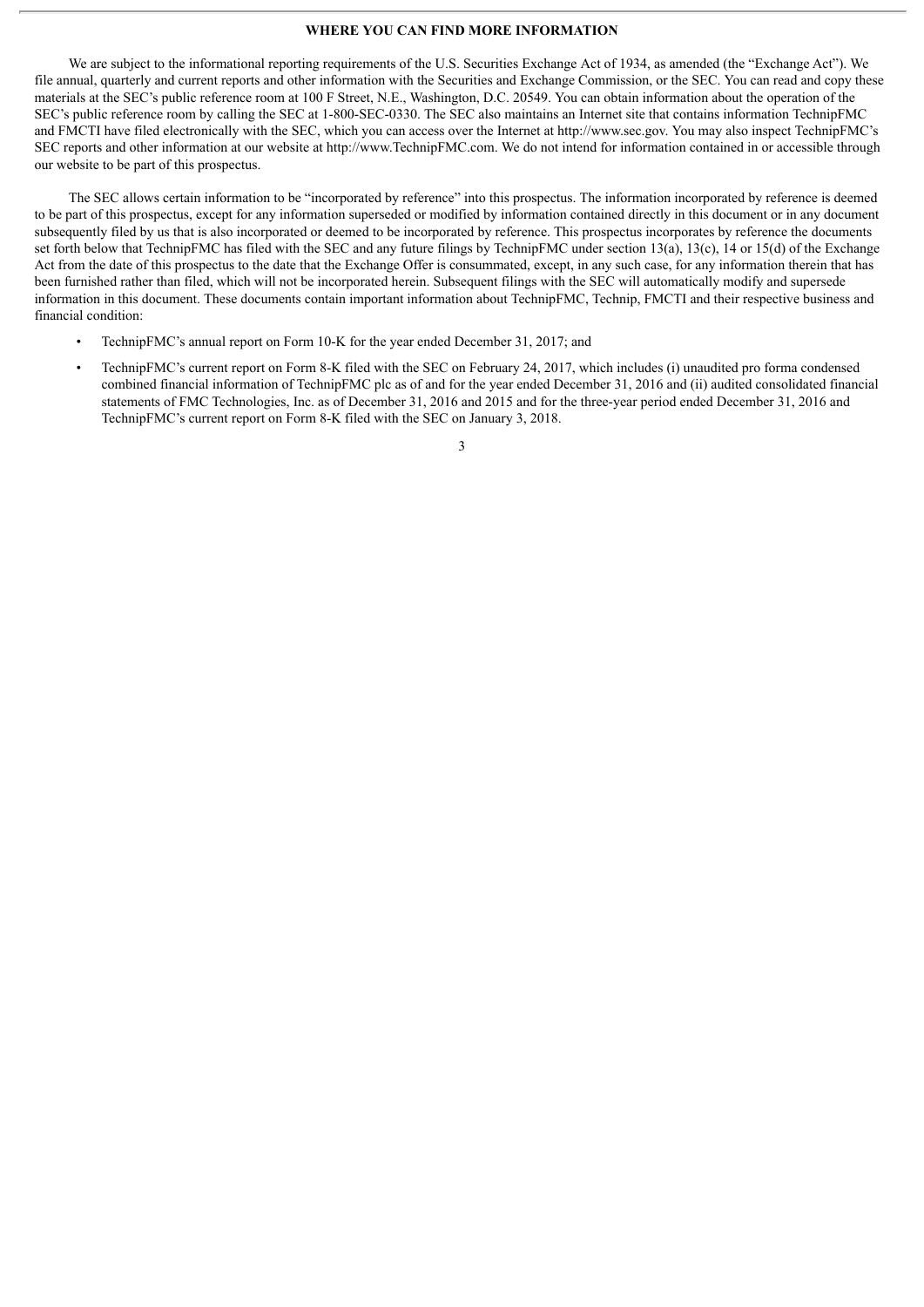## WHERE YOU CAN FIND MORE INFORMATION

We are subject to the informational reporting requirements of the U.S. Securities Exchange Act of 1934, as amended (the "Exchange Act"). We file annual, quarterly and current reports and other information with the Securities and Exchange Commission, or the SEC. You can read and copy these materials at the SEC's public reference room at 100 F Street, N.E., Washington, D.C. 20549. You can obtain information about the operation of the SEC's public reference room by calling the SEC at 1-800-SEC-0330. The SEC also maintains an Internet site that contains information TechnipFMC and FMCTI have filed electronically with the SEC, which you can access over the Internet at http://www.sec.gov. You may also inspect TechnipFMC's SEC reports and other information at our website at http://www.TechnipFMC.com. We do not intend for information contained in or accessible through our website to be part of this prospectus.

The SEC allows certain information to be "incorporated by reference" into this prospectus. The information incorporated by reference is deemed to be part of this prospectus, except for any information superseded or modified by information contained directly in this document or in any document subsequently filed by us that is also incorporated or deemed to be incorporated by reference. This prospectus incorporates by reference the documents set forth below that TechnipFMC has filed with the SEC and any future filings by TechnipFMC under section 13(a), 13(c), 14 or 15(d) of the Exchange Act from the date of this prospectus to the date that the Exchange Offer is consummated, except, in any such case, for any information therein that has been furnished rather than filed, which will not be incorporated herein. Subsequent filings with the SEC will automatically modify and supersede information in this document. These documents contain important information about TechnipFMC, Technip, FMCTI and their respective business and financial condition:

- TechnipFMC's annual report on Form 10-K for the year ended December 31, 2017; and
- TechnipFMC's current report on Form 8-K filed with the SEC on February 24, 2017, which includes (i) unaudited pro forma condensed combined financial information of TechnipFMC plc as of and for the year ended December 31, 2016 and (ii) audited consolidated financial statements of FMC Technologies, Inc. as of December 31, 2016 and 2015 and for the three-year period ended December 31, 2016 and TechnipFMC's current report on Form 8-K filed with the SEC on January 3, 2018.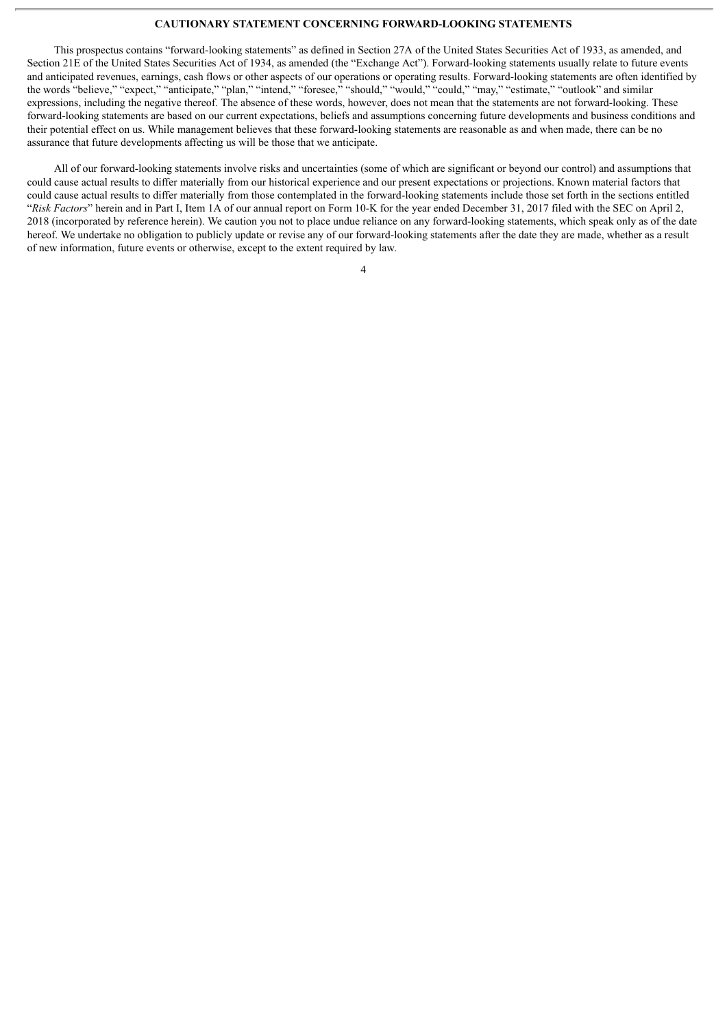## CAUTIONARY STATEMENT CONCERNING FORWARD-LOOKING STATEMENTS

This prospectus contains "forward-looking statements" as defined in Section 27A of the United States Securities Act of 1933, as amended, and Section 21E of the United States Securities Act of 1934, as amended (the "Exchange Act"). Forward-looking statements usually relate to future events and anticipated revenues, earnings, cash flows or other aspects of our operations or operating results. Forward-looking statements are often identified by the words "believe," "expect," "anticipate," "plan," "intend," "foresee," "should," "would," "could," "may," "estimate," "outlook" and similar expressions, including the negative thereof. The absence of these words, however, does not mean that the statements are not forward-looking. These forward-looking statements are based on our current expectations, beliefs and assumptions concerning future developments and business conditions and their potential effect on us. While management believes that these forward-looking statements are reasonable as and when made, there can be no assurance that future developments affecting us will be those that we anticipate.

All of our forward-looking statements involve risks and uncertainties (some of which are significant or beyond our control) and assumptions that could cause actual results to differ materially from our historical experience and our present expectations or projections. Known material factors that could cause actual results to differ materially from those contemplated in the forward-looking statements include those set forth in the sections entitled "*Risk Factors*" herein and in Part I, Item 1A of our annual report on Form 10-K for the year ended December 31, 2017 filed with the SEC on April 2, 2018 (incorporated by reference herein). We caution you not to place undue reliance on any forward-looking statements, which speak only as of the date hereof. We undertake no obligation to publicly update or revise any of our forward-looking statements after the date they are made, whether as a result of new information, future events or otherwise, except to the extent required by law.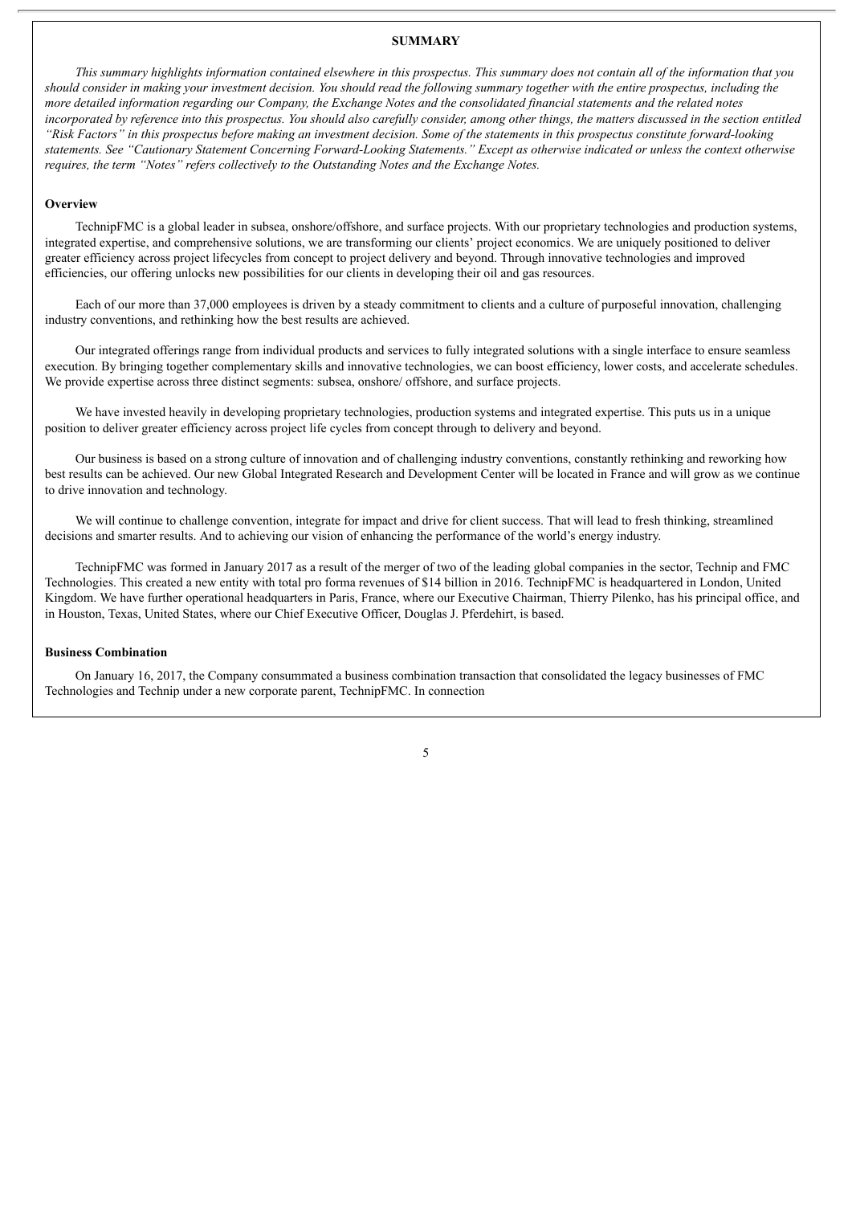## SUMMARY

*This summary highlights information contained elsewhere in this prospectus. This summary does not contain all of the information that you should consider in making your investment decision. You should read the following summary together with the entire prospectus, including the more detailed information regarding our Company, the Exchange Notes and the consolidated financial statements and the related notes incorporated by reference into this prospectus. You should also carefully consider, among other things, the matters discussed in the section entitled "Risk Factors" in this prospectus before making an investment decision. Some of the statements in this prospectus constitute forward-looking statements. See "Cautionary Statement Concerning Forward-Looking Statements." Except as otherwise indicated or unless the context otherwise requires, the term "Notes" refers collectively to the Outstanding Notes and the Exchange Notes.*

### Overview

TechnipFMC is a global leader in subsea, onshore/offshore, and surface projects. With our proprietary technologies and production systems, integrated expertise, and comprehensive solutions, we are transforming our clients' project economics. We are uniquely positioned to deliver greater efficiency across project lifecycles from concept to project delivery and beyond. Through innovative technologies and improved efficiencies, our offering unlocks new possibilities for our clients in developing their oil and gas resources.

Each of our more than 37,000 employees is driven by a steady commitment to clients and a culture of purposeful innovation, challenging industry conventions, and rethinking how the best results are achieved.

Our integrated offerings range from individual products and services to fully integrated solutions with a single interface to ensure seamless execution. By bringing together complementary skills and innovative technologies, we can boost efficiency, lower costs, and accelerate schedules. We provide expertise across three distinct segments: subsea, onshore/ offshore, and surface projects.

We have invested heavily in developing proprietary technologies, production systems and integrated expertise. This puts us in a unique position to deliver greater efficiency across project life cycles from concept through to delivery and beyond.

Our business is based on a strong culture of innovation and of challenging industry conventions, constantly rethinking and reworking how best results can be achieved. Our new Global Integrated Research and Development Center will be located in France and will grow as we continue to drive innovation and technology.

We will continue to challenge convention, integrate for impact and drive for client success. That will lead to fresh thinking, streamlined decisions and smarter results. And to achieving our vision of enhancing the performance of the world's energy industry.

TechnipFMC was formed in January 2017 as a result of the merger of two of the leading global companies in the sector, Technip and FMC Technologies. This created a new entity with total pro forma revenues of $14 billion in 2016. TechnipFMC is headquartered in London, United Kingdom. We have further operational headquarters in Paris, France, where our Executive Chairman, Thierry Pilenko, has his principal office, and in Houston, Texas, United States, where our Chief Executive Officer, Douglas J. Pferdehirt, is based.

### Business Combination

On January 16, 2017, the Company consummated a business combination transaction that consolidated the legacy businesses of FMC Technologies and Technip under a new corporate parent, TechnipFMC. In connection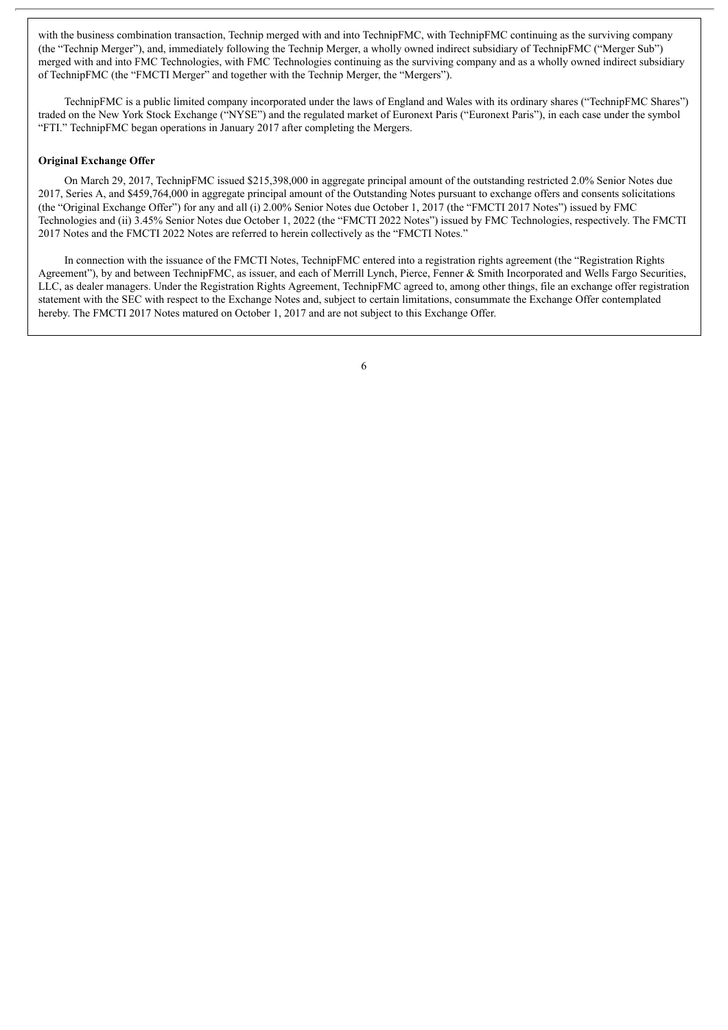with the business combination transaction, Technip merged with and into TechnipFMC, with TechnipFMC continuing as the surviving company (the "Technip Merger"), and, immediately following the Technip Merger, a wholly owned indirect subsidiary of TechnipFMC ("Merger Sub") merged with and into FMC Technologies, with FMC Technologies continuing as the surviving company and as a wholly owned indirect subsidiary of TechnipFMC (the "FMCTI Merger" and together with the Technip Merger, the "Mergers").

TechnipFMC is a public limited company incorporated under the laws of England and Wales with its ordinary shares ("TechnipFMC Shares") traded on the New York Stock Exchange ("NYSE") and the regulated market of Euronext Paris ("Euronext Paris"), in each case under the symbol "FTI." TechnipFMC began operations in January 2017 after completing the Mergers.

**Original Exchange Offer**

On March 29, 2017, TechnipFMC issued $215,398,000 in aggregate principal amount of the outstanding restricted 2.0% Senior Notes due 2017, Series A, and $459,764,000 in aggregate principal amount of the Outstanding Notes pursuant to exchange offers and consents solicitations (the "Original Exchange Offer") for any and all (i) 2.00% Senior Notes due October 1, 2017 (the "FMCTI 2017 Notes") issued by FMC Technologies and (ii) 3.45% Senior Notes due October 1, 2022 (the "FMCTI 2022 Notes") issued by FMC Technologies, respectively. The FMCTI 2017 Notes and the FMCTI 2022 Notes are referred to herein collectively as the "FMCTI Notes."

In connection with the issuance of the FMCTI Notes, TechnipFMC entered into a registration rights agreement (the "Registration Rights Agreement"), by and between TechnipFMC, as issuer, and each of Merrill Lynch, Pierce, Fenner & Smith Incorporated and Wells Fargo Securities, LLC, as dealer managers. Under the Registration Rights Agreement, TechnipFMC agreed to, among other things, file an exchange offer registration statement with the SEC with respect to the Exchange Notes and, subject to certain limitations, consummate the Exchange Offer contemplated hereby. The FMCTI 2017 Notes matured on October 1, 2017 and are not subject to this Exchange Offer.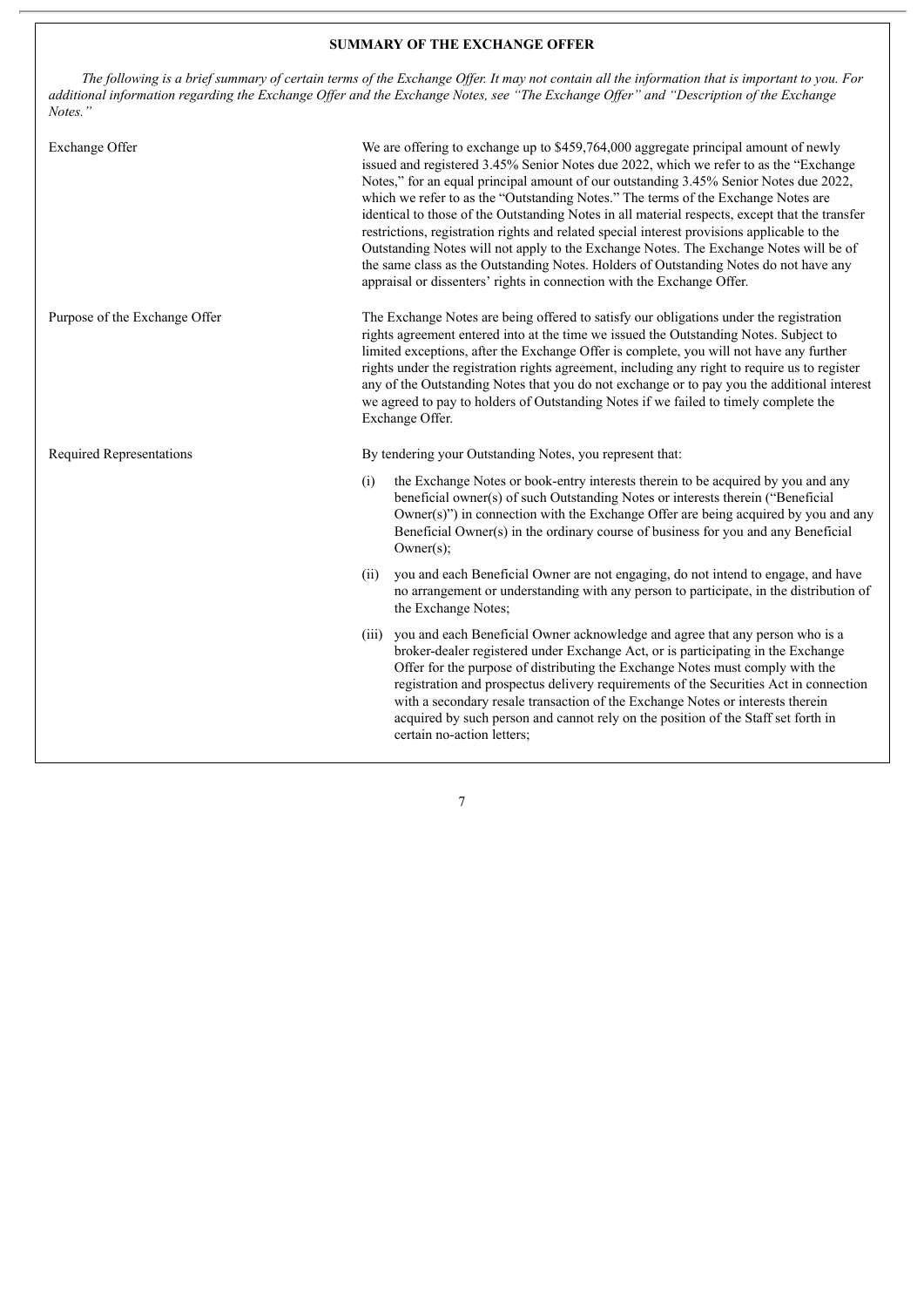## SUMMARY OF THE EXCHANGE OFFER

*The following is a brief summary of certain terms of the Exchange Offer. It may not contain all the information that is important to you. For additional information regarding the Exchange Offer and the Exchange Notes, see "The Exchange Offer" and "Description of the Exchange Notes."*

**Exchange Offer**

We are offering to exchange up to $459,764,000 aggregate principal amount of newly issued and registered 3.45% Senior Notes due 2022, which we refer to as the "Exchange Notes," for an equal principal amount of our outstanding 3.45% Senior Notes due 2022, which we refer to as the "Outstanding Notes." The terms of the Exchange Notes are identical to those of the Outstanding Notes in all material respects, except that the transfer restrictions, registration rights and related special interest provisions applicable to the Outstanding Notes will not apply to the Exchange Notes. The Exchange Notes will be of the same class as the Outstanding Notes. Holders of Outstanding Notes do not have any appraisal or dissenters' rights in connection with the Exchange Offer.

**Purpose of the Exchange Offer**

The Exchange Notes are being offered to satisfy our obligations under the registration rights agreement entered into at the time we issued the Outstanding Notes. Subject to limited exceptions, after the Exchange Offer is complete, you will not have any further rights under the registration rights agreement, including any right to require us to register any of the Outstanding Notes that you do not exchange or to pay you the additional interest we agreed to pay to holders of Outstanding Notes if we failed to timely complete the Exchange Offer.

**Required Representations**

By tendering your Outstanding Notes, you represent that:

(i) the Exchange Notes or book-entry interests therein to be acquired by you and any beneficial owner(s) of such Outstanding Notes or interests therein ("Beneficial Owner(s)") in connection with the Exchange Offer are being acquired by you and any Beneficial Owner(s) in the ordinary course of business for you and any Beneficial Owner(s);

(ii) you and each Beneficial Owner are not engaging, do not intend to engage, and have no arrangement or understanding with any person to participate, in the distribution of the Exchange Notes;

(iii) you and each Beneficial Owner acknowledge and agree that any person who is a broker-dealer registered under Exchange Act, or is participating in the Exchange Offer for the purpose of distributing the Exchange Notes must comply with the registration and prospectus delivery requirements of the Securities Act in connection with a secondary resale transaction of the Exchange Notes or interests therein acquired by such person and cannot rely on the position of the Staff set forth in certain no-action letters;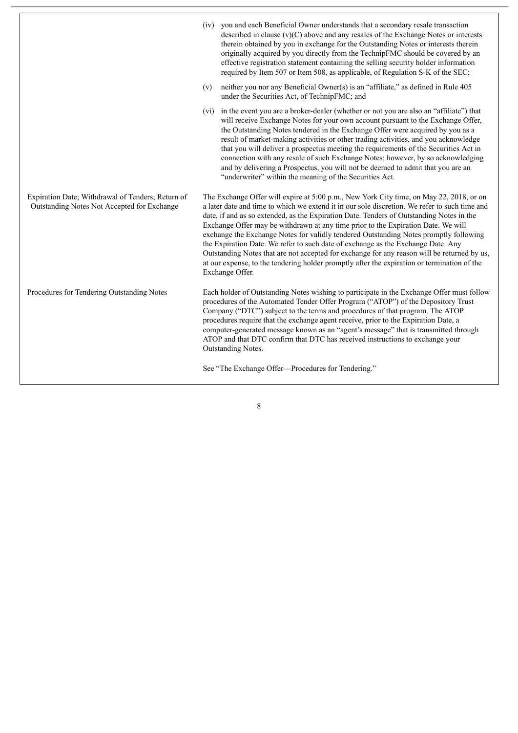| | |
|---|---|
| | (iv) you and each Beneficial Owner understands that a secondary resale transaction described in clause (v)(C) above and any resales of the Exchange Notes or interests therein obtained by you in exchange for the Outstanding Notes or interests therein originally acquired by you directly from the TechnipFMC should be covered by an effective registration statement containing the selling security holder information required by Item 507 or Item 508, as applicable, of Regulation S-K of the SEC;<br><br>(v) neither you nor any Beneficial Owner(s) is an "affiliate," as defined in Rule 405 under the Securities Act, of TechnipFMC; and<br><br>(vi) in the event you are a broker-dealer (whether or not you are also an "affiliate") that will receive Exchange Notes for your own account pursuant to the Exchange Offer, the Outstanding Notes tendered in the Exchange Offer were acquired by you as a result of market-making activities or other trading activities, and you acknowledge that you will deliver a prospectus meeting the requirements of the Securities Act in connection with any resale of such Exchange Notes; however, by so acknowledging and by delivering a Prospectus, you will not be deemed to admit that you are an "underwriter" within the meaning of the Securities Act. |
| Expiration Date; Withdrawal of Tenders; Return of Outstanding Notes Not Accepted for Exchange | The Exchange Offer will expire at 5:00 p.m., New York City time, on May 22, 2018, or on a later date and time to which we extend it in our sole discretion. We refer to such time and date, if and as so extended, as the Expiration Date. Tenders of Outstanding Notes in the Exchange Offer may be withdrawn at any time prior to the Expiration Date. We will exchange the Exchange Notes for validly tendered Outstanding Notes promptly following the Expiration Date. We refer to such date of exchange as the Exchange Date. Any Outstanding Notes that are not accepted for exchange for any reason will be returned by us, at our expense, to the tendering holder promptly after the expiration or termination of the Exchange Offer. |
| Procedures for Tendering Outstanding Notes | Each holder of Outstanding Notes wishing to participate in the Exchange Offer must follow procedures of the Automated Tender Offer Program ("ATOP") of the Depository Trust Company ("DTC") subject to the terms and procedures of that program. The ATOP procedures require that the exchange agent receive, prior to the Expiration Date, a computer-generated message known as an "agent's message" that is transmitted through ATOP and that DTC confirm that DTC has received instructions to exchange your Outstanding Notes.<br><br>See "The Exchange Offer—Procedures for Tendering." |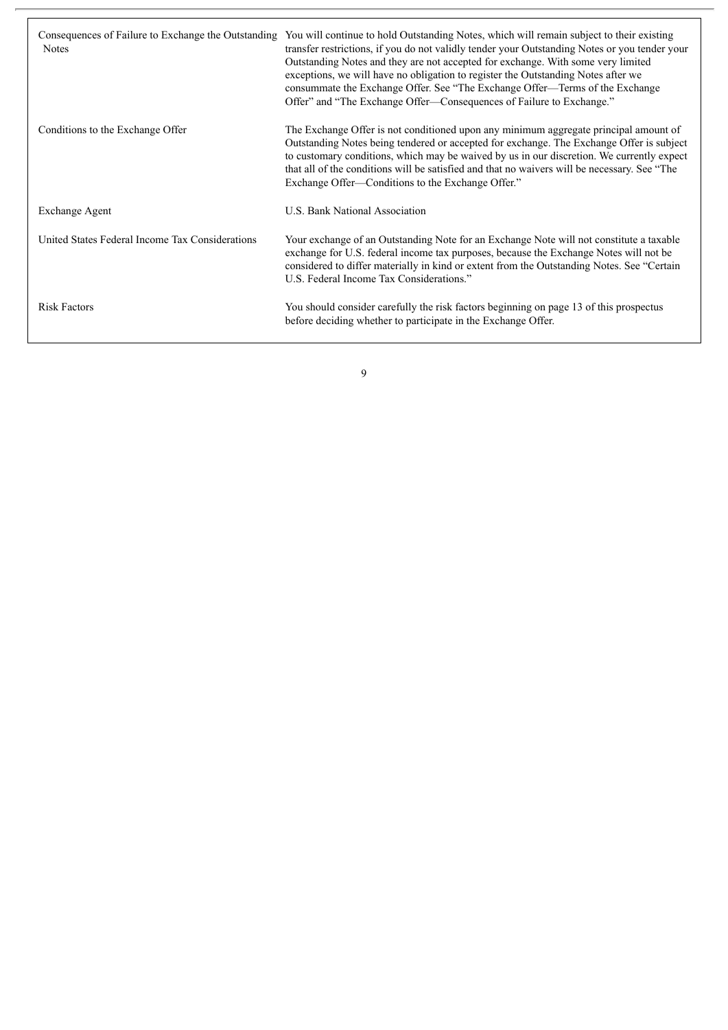| | |
|---|---|
| Consequences of Failure to Exchange the Outstanding Notes | You will continue to hold Outstanding Notes, which will remain subject to their existing transfer restrictions, if you do not validly tender your Outstanding Notes or you tender your Outstanding Notes and they are not accepted for exchange. With some very limited exceptions, we will have no obligation to register the Outstanding Notes after we consummate the Exchange Offer. See "The Exchange Offer—Terms of the Exchange Offer" and "The Exchange Offer—Consequences of Failure to Exchange." |
| Conditions to the Exchange Offer | The Exchange Offer is not conditioned upon any minimum aggregate principal amount of Outstanding Notes being tendered or accepted for exchange. The Exchange Offer is subject to customary conditions, which may be waived by us in our discretion. We currently expect that all of the conditions will be satisfied and that no waivers will be necessary. See "The Exchange Offer—Conditions to the Exchange Offer." |
| Exchange Agent | U.S. Bank National Association |
| United States Federal Income Tax Considerations | Your exchange of an Outstanding Note for an Exchange Note will not constitute a taxable exchange for U.S. federal income tax purposes, because the Exchange Notes will not be considered to differ materially in kind or extent from the Outstanding Notes. See "Certain U.S. Federal Income Tax Considerations." |
| Risk Factors | You should consider carefully the risk factors beginning on page 13 of this prospectus before deciding whether to participate in the Exchange Offer. |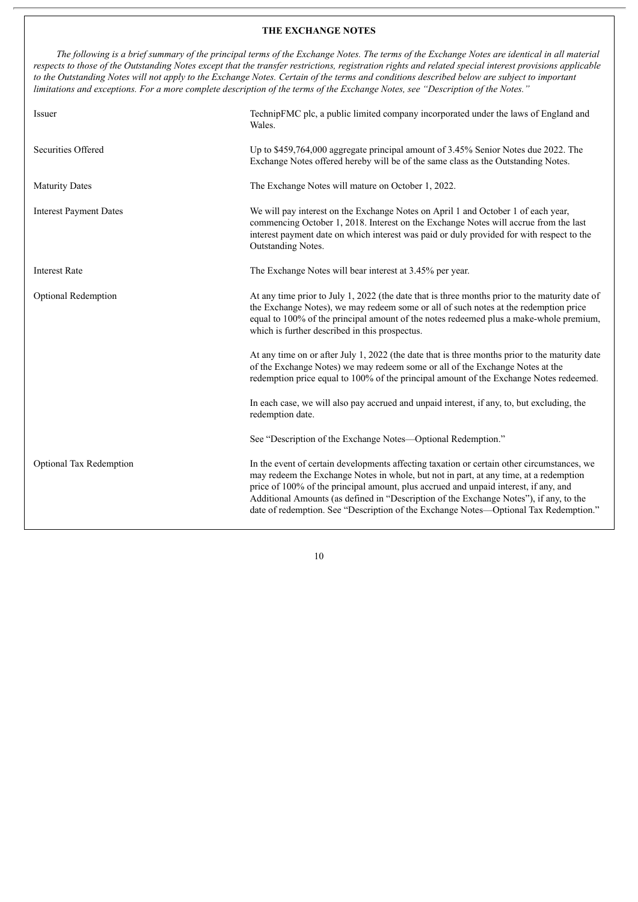## THE EXCHANGE NOTES

*The following is a brief summary of the principal terms of the Exchange Notes. The terms of the Exchange Notes are identical in all material respects to those of the Outstanding Notes except that the transfer restrictions, registration rights and related special interest provisions applicable to the Outstanding Notes will not apply to the Exchange Notes. Certain of the terms and conditions described below are subject to important limitations and exceptions. For a more complete description of the terms of the Exchange Notes, see "Description of the Notes."*

| | |
|---|---|
| Issuer | TechnipFMC plc, a public limited company incorporated under the laws of England and Wales. |
| Securities Offered | Up to $459,764,000 aggregate principal amount of 3.45% Senior Notes due 2022. The Exchange Notes offered hereby will be of the same class as the Outstanding Notes. |
| Maturity Dates | The Exchange Notes will mature on October 1, 2022. |
| Interest Payment Dates | We will pay interest on the Exchange Notes on April 1 and October 1 of each year, commencing October 1, 2018. Interest on the Exchange Notes will accrue from the last interest payment date on which interest was paid or duly provided for with respect to the Outstanding Notes. |
| Interest Rate | The Exchange Notes will bear interest at 3.45% per year. |
| Optional Redemption | At any time prior to July 1, 2022 (the date that is three months prior to the maturity date of the Exchange Notes), we may redeem some or all of such notes at the redemption price equal to 100% of the principal amount of the notes redeemed plus a make-whole premium, which is further described in this prospectus.<br><br>At any time on or after July 1, 2022 (the date that is three months prior to the maturity date of the Exchange Notes) we may redeem some or all of the Exchange Notes at the redemption price equal to 100% of the principal amount of the Exchange Notes redeemed.<br><br>In each case, we will also pay accrued and unpaid interest, if any, to, but excluding, the redemption date.<br><br>See "Description of the Exchange Notes—Optional Redemption." |
| Optional Tax Redemption | In the event of certain developments affecting taxation or certain other circumstances, we may redeem the Exchange Notes in whole, but not in part, at any time, at a redemption price of 100% of the principal amount, plus accrued and unpaid interest, if any, and Additional Amounts (as defined in "Description of the Exchange Notes"), if any, to the date of redemption. See "Description of the Exchange Notes—Optional Tax Redemption." |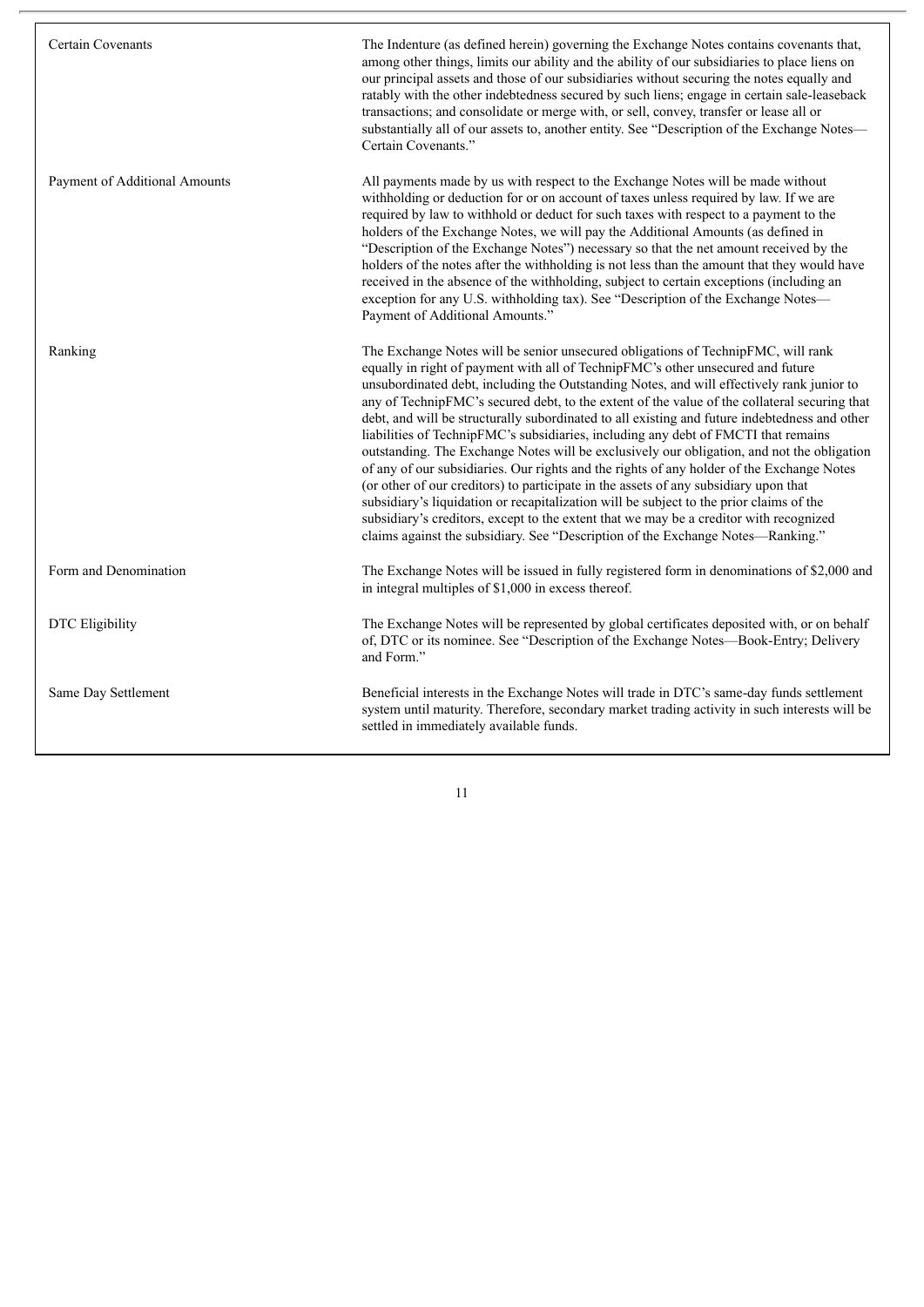| | |
|---|---|
| Certain Covenants | The Indenture (as defined herein) governing the Exchange Notes contains covenants that, among other things, limits our ability and the ability of our subsidiaries to place liens on our principal assets and those of our subsidiaries without securing the notes equally and ratably with the other indebtedness secured by such liens; engage in certain sale-leaseback transactions; and consolidate or merge with, or sell, convey, transfer or lease all or substantially all of our assets to, another entity. See "Description of the Exchange Notes—Certain Covenants." |
| Payment of Additional Amounts | All payments made by us with respect to the Exchange Notes will be made without withholding or deduction for or on account of taxes unless required by law. If we are required by law to withhold or deduct for such taxes with respect to a payment to the holders of the Exchange Notes, we will pay the Additional Amounts (as defined in "Description of the Exchange Notes") necessary so that the net amount received by the holders of the notes after the withholding is not less than the amount that they would have received in the absence of the withholding, subject to certain exceptions (including an exception for any U.S. withholding tax). See "Description of the Exchange Notes—Payment of Additional Amounts." |
| Ranking | The Exchange Notes will be senior unsecured obligations of TechnipFMC, will rank equally in right of payment with all of TechnipFMC's other unsecured and future unsubordinated debt, including the Outstanding Notes, and will effectively rank junior to any of TechnipFMC's secured debt, to the extent of the value of the collateral securing that debt, and will be structurally subordinated to all existing and future indebtedness and other liabilities of TechnipFMC's subsidiaries, including any debt of FMCTI that remains outstanding. The Exchange Notes will be exclusively our obligation, and not the obligation of any of our subsidiaries. Our rights and the rights of any holder of the Exchange Notes (or other of our creditors) to participate in the assets of any subsidiary upon that subsidiary's liquidation or recapitalization will be subject to the prior claims of the subsidiary's creditors, except to the extent that we may be a creditor with recognized claims against the subsidiary. See "Description of the Exchange Notes—Ranking." |
| Form and Denomination | The Exchange Notes will be issued in fully registered form in denominations of $2,000 and in integral multiples of $1,000 in excess thereof. |
| DTC Eligibility | The Exchange Notes will be represented by global certificates deposited with, or on behalf of, DTC or its nominee. See "Description of the Exchange Notes—Book-Entry; Delivery and Form." |
| Same Day Settlement | Beneficial interests in the Exchange Notes will trade in DTC's same-day funds settlement system until maturity. Therefore, secondary market trading activity in such interests will be settled in immediately available funds. |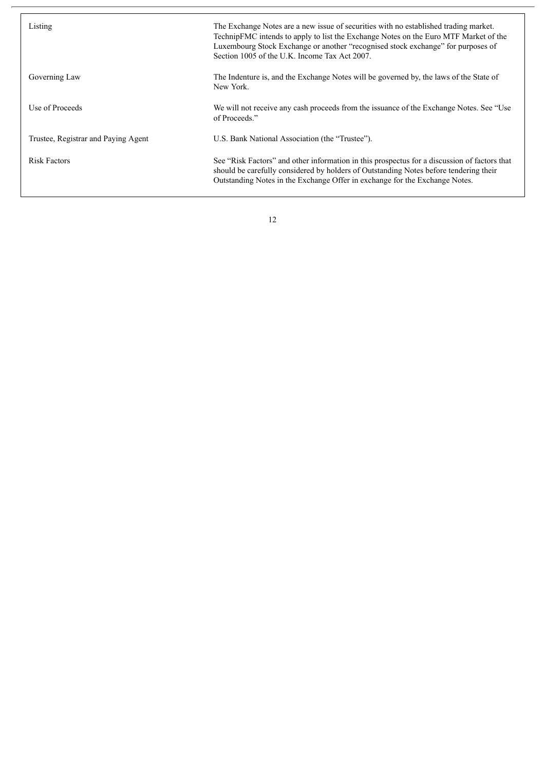| | |
|---|---|
| Listing | The Exchange Notes are a new issue of securities with no established trading market. TechnipFMC intends to apply to list the Exchange Notes on the Euro MTF Market of the Luxembourg Stock Exchange or another "recognised stock exchange" for purposes of Section 1005 of the U.K. Income Tax Act 2007. |
| Governing Law | The Indenture is, and the Exchange Notes will be governed by, the laws of the State of New York. |
| Use of Proceeds | We will not receive any cash proceeds from the issuance of the Exchange Notes. See "Use of Proceeds." |
| Trustee, Registrar and Paying Agent | U.S. Bank National Association (the "Trustee"). |
| Risk Factors | See "Risk Factors" and other information in this prospectus for a discussion of factors that should be carefully considered by holders of Outstanding Notes before tendering their Outstanding Notes in the Exchange Offer in exchange for the Exchange Notes. |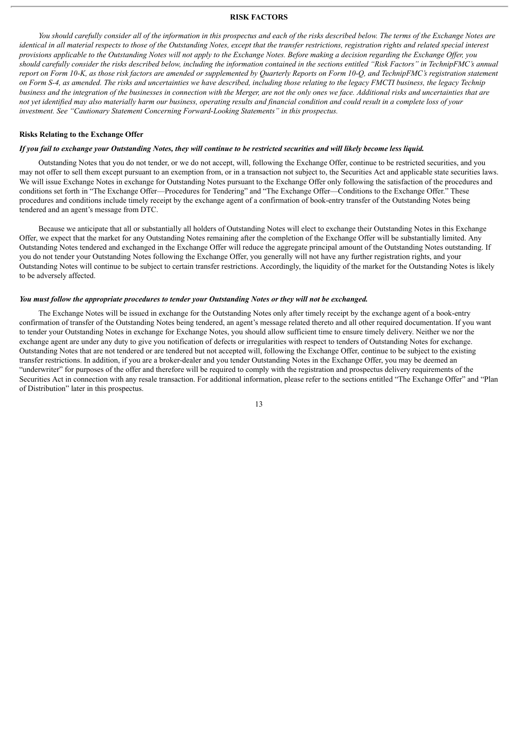## RISK FACTORS

*You should carefully consider all of the information in this prospectus and each of the risks described below. The terms of the Exchange Notes are identical in all material respects to those of the Outstanding Notes, except that the transfer restrictions, registration rights and related special interest provisions applicable to the Outstanding Notes will not apply to the Exchange Notes. Before making a decision regarding the Exchange Offer, you should carefully consider the risks described below, including the information contained in the sections entitled "Risk Factors" in TechnipFMC's annual report on Form 10-K, as those risk factors are amended or supplemented by Quarterly Reports on Form 10-Q, and TechnipFMC's registration statement on Form S-4, as amended. The risks and uncertainties we have described, including those relating to the legacy FMCTI business, the legacy Technip business and the integration of the businesses in connection with the Merger, are not the only ones we face. Additional risks and uncertainties that are not yet identified may also materially harm our business, operating results and financial condition and could result in a complete loss of your investment. See "Cautionary Statement Concerning Forward-Looking Statements" in this prospectus.*

### Risks Relating to the Exchange Offer

***If you fail to exchange your Outstanding Notes, they will continue to be restricted securities and will likely become less liquid.***

Outstanding Notes that you do not tender, or we do not accept, will, following the Exchange Offer, continue to be restricted securities, and you may not offer to sell them except pursuant to an exemption from, or in a transaction not subject to, the Securities Act and applicable state securities laws. We will issue Exchange Notes in exchange for Outstanding Notes pursuant to the Exchange Offer only following the satisfaction of the procedures and conditions set forth in "The Exchange Offer—Procedures for Tendering" and "The Exchange Offer—Conditions to the Exchange Offer." These procedures and conditions include timely receipt by the exchange agent of a confirmation of book-entry transfer of the Outstanding Notes being tendered and an agent's message from DTC.

Because we anticipate that all or substantially all holders of Outstanding Notes will elect to exchange their Outstanding Notes in this Exchange Offer, we expect that the market for any Outstanding Notes remaining after the completion of the Exchange Offer will be substantially limited. Any Outstanding Notes tendered and exchanged in the Exchange Offer will reduce the aggregate principal amount of the Outstanding Notes outstanding. If you do not tender your Outstanding Notes following the Exchange Offer, you generally will not have any further registration rights, and your Outstanding Notes will continue to be subject to certain transfer restrictions. Accordingly, the liquidity of the market for the Outstanding Notes is likely to be adversely affected.

***You must follow the appropriate procedures to tender your Outstanding Notes or they will not be exchanged.***

The Exchange Notes will be issued in exchange for the Outstanding Notes only after timely receipt by the exchange agent of a book-entry confirmation of transfer of the Outstanding Notes being tendered, an agent's message related thereto and all other required documentation. If you want to tender your Outstanding Notes in exchange for Exchange Notes, you should allow sufficient time to ensure timely delivery. Neither we nor the exchange agent are under any duty to give you notification of defects or irregularities with respect to tenders of Outstanding Notes for exchange. Outstanding Notes that are not tendered or are tendered but not accepted will, following the Exchange Offer, continue to be subject to the existing transfer restrictions. In addition, if you are a broker-dealer and you tender Outstanding Notes in the Exchange Offer, you may be deemed an "underwriter" for purposes of the offer and therefore will be required to comply with the registration and prospectus delivery requirements of the Securities Act in connection with any resale transaction. For additional information, please refer to the sections entitled "The Exchange Offer" and "Plan of Distribution" later in this prospectus.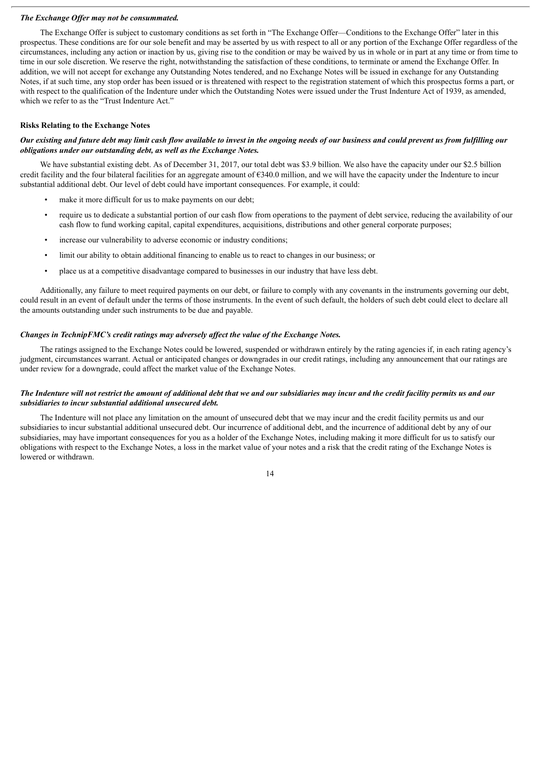*The Exchange Offer may not be consummated.*

The Exchange Offer is subject to customary conditions as set forth in "The Exchange Offer—Conditions to the Exchange Offer" later in this prospectus. These conditions are for our sole benefit and may be asserted by us with respect to all or any portion of the Exchange Offer regardless of the circumstances, including any action or inaction by us, giving rise to the condition or may be waived by us in whole or in part at any time or from time to time in our sole discretion. We reserve the right, notwithstanding the satisfaction of these conditions, to terminate or amend the Exchange Offer. In addition, we will not accept for exchange any Outstanding Notes tendered, and no Exchange Notes will be issued in exchange for any Outstanding Notes, if at such time, any stop order has been issued or is threatened with respect to the registration statement of which this prospectus forms a part, or with respect to the qualification of the Indenture under which the Outstanding Notes were issued under the Trust Indenture Act of 1939, as amended, which we refer to as the "Trust Indenture Act."

**Risks Relating to the Exchange Notes**

***Our existing and future debt may limit cash flow available to invest in the ongoing needs of our business and could prevent us from fulfilling our obligations under our outstanding debt, as well as the Exchange Notes.***

We have substantial existing debt. As of December 31, 2017, our total debt was $3.9 billion. We also have the capacity under our $2.5 billion credit facility and the four bilateral facilities for an aggregate amount of €340.0 million, and we will have the capacity under the Indenture to incur substantial additional debt. Our level of debt could have important consequences. For example, it could:

- make it more difficult for us to make payments on our debt;
- require us to dedicate a substantial portion of our cash flow from operations to the payment of debt service, reducing the availability of our cash flow to fund working capital, capital expenditures, acquisitions, distributions and other general corporate purposes;
- increase our vulnerability to adverse economic or industry conditions;
- limit our ability to obtain additional financing to enable us to react to changes in our business; or
- place us at a competitive disadvantage compared to businesses in our industry that have less debt.

Additionally, any failure to meet required payments on our debt, or failure to comply with any covenants in the instruments governing our debt, could result in an event of default under the terms of those instruments. In the event of such default, the holders of such debt could elect to declare all the amounts outstanding under such instruments to be due and payable.

***Changes in TechnipFMC's credit ratings may adversely affect the value of the Exchange Notes.***

The ratings assigned to the Exchange Notes could be lowered, suspended or withdrawn entirely by the rating agencies if, in each rating agency's judgment, circumstances warrant. Actual or anticipated changes or downgrades in our credit ratings, including any announcement that our ratings are under review for a downgrade, could affect the market value of the Exchange Notes.

***The Indenture will not restrict the amount of additional debt that we and our subsidiaries may incur and the credit facility permits us and our subsidiaries to incur substantial additional unsecured debt.***

The Indenture will not place any limitation on the amount of unsecured debt that we may incur and the credit facility permits us and our subsidiaries to incur substantial additional unsecured debt. Our incurrence of additional debt, and the incurrence of additional debt by any of our subsidiaries, may have important consequences for you as a holder of the Exchange Notes, including making it more difficult for us to satisfy our obligations with respect to the Exchange Notes, a loss in the market value of your notes and a risk that the credit rating of the Exchange Notes is lowered or withdrawn.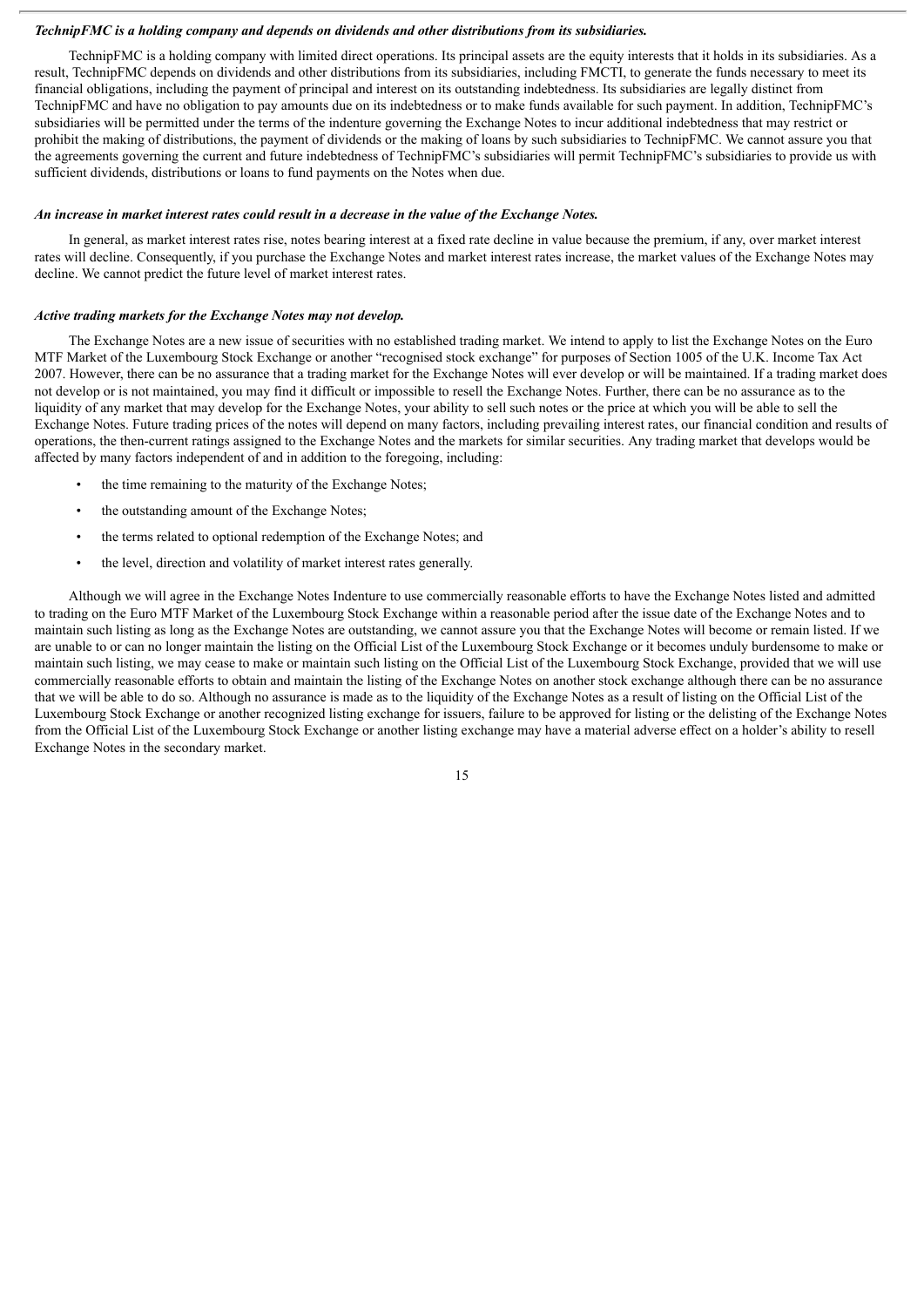***TechnipFMC is a holding company and depends on dividends and other distributions from its subsidiaries.***

TechnipFMC is a holding company with limited direct operations. Its principal assets are the equity interests that it holds in its subsidiaries. As a result, TechnipFMC depends on dividends and other distributions from its subsidiaries, including FMCTI, to generate the funds necessary to meet its financial obligations, including the payment of principal and interest on its outstanding indebtedness. Its subsidiaries are legally distinct from TechnipFMC and have no obligation to pay amounts due on its indebtedness or to make funds available for such payment. In addition, TechnipFMC's subsidiaries will be permitted under the terms of the indenture governing the Exchange Notes to incur additional indebtedness that may restrict or prohibit the making of distributions, the payment of dividends or the making of loans by such subsidiaries to TechnipFMC. We cannot assure you that the agreements governing the current and future indebtedness of TechnipFMC's subsidiaries will permit TechnipFMC's subsidiaries to provide us with sufficient dividends, distributions or loans to fund payments on the Notes when due.

***An increase in market interest rates could result in a decrease in the value of the Exchange Notes.***

In general, as market interest rates rise, notes bearing interest at a fixed rate decline in value because the premium, if any, over market interest rates will decline. Consequently, if you purchase the Exchange Notes and market interest rates increase, the market values of the Exchange Notes may decline. We cannot predict the future level of market interest rates.

***Active trading markets for the Exchange Notes may not develop.***

The Exchange Notes are a new issue of securities with no established trading market. We intend to apply to list the Exchange Notes on the Euro MTF Market of the Luxembourg Stock Exchange or another "recognised stock exchange" for purposes of Section 1005 of the U.K. Income Tax Act 2007. However, there can be no assurance that a trading market for the Exchange Notes will ever develop or will be maintained. If a trading market does not develop or is not maintained, you may find it difficult or impossible to resell the Exchange Notes. Further, there can be no assurance as to the liquidity of any market that may develop for the Exchange Notes, your ability to sell such notes or the price at which you will be able to sell the Exchange Notes. Future trading prices of the notes will depend on many factors, including prevailing interest rates, our financial condition and results of operations, the then-current ratings assigned to the Exchange Notes and the markets for similar securities. Any trading market that develops would be affected by many factors independent of and in addition to the foregoing, including:

- the time remaining to the maturity of the Exchange Notes;
- the outstanding amount of the Exchange Notes;
- the terms related to optional redemption of the Exchange Notes; and
- the level, direction and volatility of market interest rates generally.

Although we will agree in the Exchange Notes Indenture to use commercially reasonable efforts to have the Exchange Notes listed and admitted to trading on the Euro MTF Market of the Luxembourg Stock Exchange within a reasonable period after the issue date of the Exchange Notes and to maintain such listing as long as the Exchange Notes are outstanding, we cannot assure you that the Exchange Notes will become or remain listed. If we are unable to or can no longer maintain the listing on the Official List of the Luxembourg Stock Exchange or it becomes unduly burdensome to make or maintain such listing, we may cease to make or maintain such listing on the Official List of the Luxembourg Stock Exchange, provided that we will use commercially reasonable efforts to obtain and maintain the listing of the Exchange Notes on another stock exchange although there can be no assurance that we will be able to do so. Although no assurance is made as to the liquidity of the Exchange Notes as a result of listing on the Official List of the Luxembourg Stock Exchange or another recognized listing exchange for issuers, failure to be approved for listing or the delisting of the Exchange Notes from the Official List of the Luxembourg Stock Exchange or another listing exchange may have a material adverse effect on a holder's ability to resell Exchange Notes in the secondary market.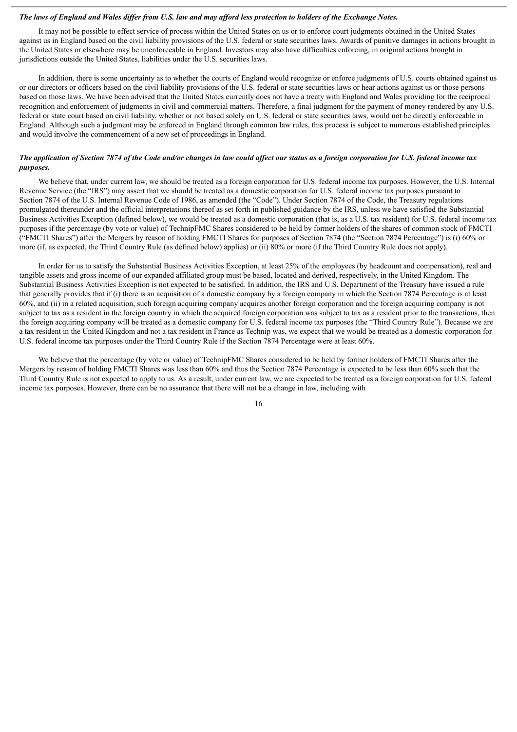***The laws of England and Wales differ from U.S. law and may afford less protection to holders of the Exchange Notes.***

It may not be possible to effect service of process within the United States on us or to enforce court judgments obtained in the United States against us in England based on the civil liability provisions of the U.S. federal or state securities laws. Awards of punitive damages in actions brought in the United States or elsewhere may be unenforceable in England. Investors may also have difficulties enforcing, in original actions brought in jurisdictions outside the United States, liabilities under the U.S. securities laws.

In addition, there is some uncertainty as to whether the courts of England would recognize or enforce judgments of U.S. courts obtained against us or our directors or officers based on the civil liability provisions of the U.S. federal or state securities laws or hear actions against us or those persons based on those laws. We have been advised that the United States currently does not have a treaty with England and Wales providing for the reciprocal recognition and enforcement of judgments in civil and commercial matters. Therefore, a final judgment for the payment of money rendered by any U.S. federal or state court based on civil liability, whether or not based solely on U.S. federal or state securities laws, would not be directly enforceable in England. Although such a judgment may be enforced in England through common law rules, this process is subject to numerous established principles and would involve the commencement of a new set of proceedings in England.

***The application of Section 7874 of the Code and/or changes in law could affect our status as a foreign corporation for U.S. federal income tax purposes.***

We believe that, under current law, we should be treated as a foreign corporation for U.S. federal income tax purposes. However, the U.S. Internal Revenue Service (the "IRS") may assert that we should be treated as a domestic corporation for U.S. federal income tax purposes pursuant to Section 7874 of the U.S. Internal Revenue Code of 1986, as amended (the "Code"). Under Section 7874 of the Code, the Treasury regulations promulgated thereunder and the official interpretations thereof as set forth in published guidance by the IRS, unless we have satisfied the Substantial Business Activities Exception (defined below), we would be treated as a domestic corporation (that is, as a U.S. tax resident) for U.S. federal income tax purposes if the percentage (by vote or value) of TechnipFMC Shares considered to be held by former holders of the shares of common stock of FMCTI ("FMCTI Shares") after the Mergers by reason of holding FMCTI Shares for purposes of Section 7874 (the "Section 7874 Percentage") is (i) 60% or more (if, as expected, the Third Country Rule (as defined below) applies) or (ii) 80% or more (if the Third Country Rule does not apply).

In order for us to satisfy the Substantial Business Activities Exception, at least 25% of the employees (by headcount and compensation), real and tangible assets and gross income of our expanded affiliated group must be based, located and derived, respectively, in the United Kingdom. The Substantial Business Activities Exception is not expected to be satisfied. In addition, the IRS and U.S. Department of the Treasury have issued a rule that generally provides that if (i) there is an acquisition of a domestic company by a foreign company in which the Section 7874 Percentage is at least 60%, and (ii) in a related acquisition, such foreign acquiring company acquires another foreign corporation and the foreign acquiring company is not subject to tax as a resident in the foreign country in which the acquired foreign corporation was subject to tax as a resident prior to the transactions, then the foreign acquiring company will be treated as a domestic company for U.S. federal income tax purposes (the "Third Country Rule"). Because we are a tax resident in the United Kingdom and not a tax resident in France as Technip was, we expect that we would be treated as a domestic corporation for U.S. federal income tax purposes under the Third Country Rule if the Section 7874 Percentage were at least 60%.

We believe that the percentage (by vote or value) of TechnipFMC Shares considered to be held by former holders of FMCTI Shares after the Mergers by reason of holding FMCTI Shares was less than 60% and thus the Section 7874 Percentage is expected to be less than 60% such that the Third Country Rule is not expected to apply to us. As a result, under current law, we are expected to be treated as a foreign corporation for U.S. federal income tax purposes. However, there can be no assurance that there will not be a change in law, including with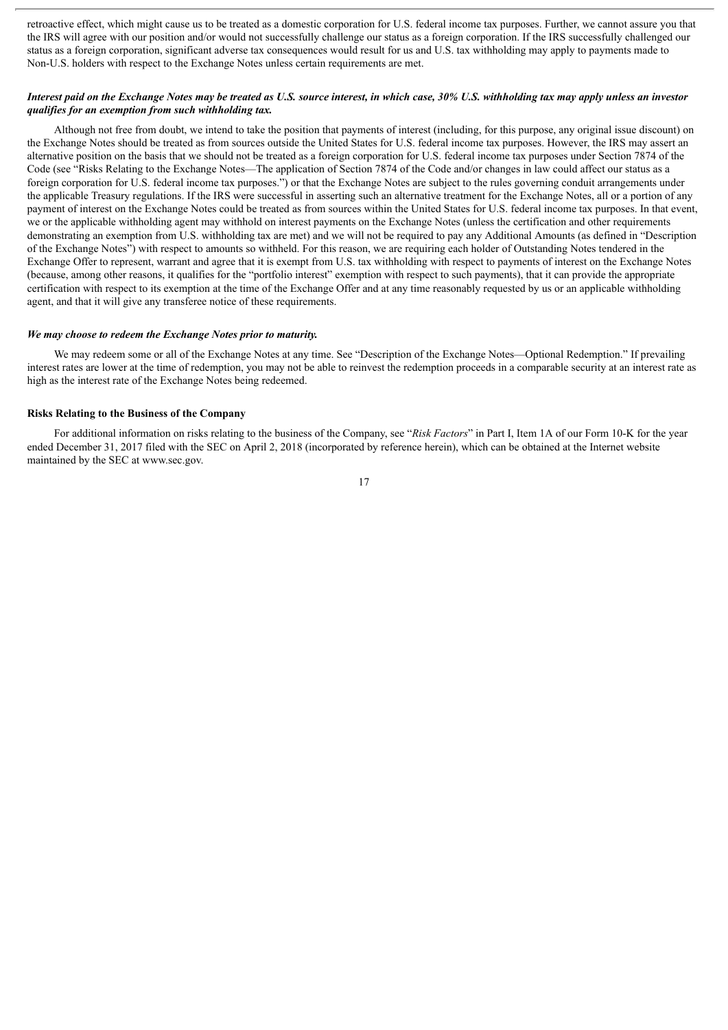retroactive effect, which might cause us to be treated as a domestic corporation for U.S. federal income tax purposes. Further, we cannot assure you that the IRS will agree with our position and/or would not successfully challenge our status as a foreign corporation. If the IRS successfully challenged our status as a foreign corporation, significant adverse tax consequences would result for us and U.S. tax withholding may apply to payments made to Non-U.S. holders with respect to the Exchange Notes unless certain requirements are met.

***Interest paid on the Exchange Notes may be treated as U.S. source interest, in which case, 30% U.S. withholding tax may apply unless an investor qualifies for an exemption from such withholding tax.***

Although not free from doubt, we intend to take the position that payments of interest (including, for this purpose, any original issue discount) on the Exchange Notes should be treated as from sources outside the United States for U.S. federal income tax purposes. However, the IRS may assert an alternative position on the basis that we should not be treated as a foreign corporation for U.S. federal income tax purposes under Section 7874 of the Code (see "Risks Relating to the Exchange Notes—The application of Section 7874 of the Code and/or changes in law could affect our status as a foreign corporation for U.S. federal income tax purposes.") or that the Exchange Notes are subject to the rules governing conduit arrangements under the applicable Treasury regulations. If the IRS were successful in asserting such an alternative treatment for the Exchange Notes, all or a portion of any payment of interest on the Exchange Notes could be treated as from sources within the United States for U.S. federal income tax purposes. In that event, we or the applicable withholding agent may withhold on interest payments on the Exchange Notes (unless the certification and other requirements demonstrating an exemption from U.S. withholding tax are met) and we will not be required to pay any Additional Amounts (as defined in "Description of the Exchange Notes") with respect to amounts so withheld. For this reason, we are requiring each holder of Outstanding Notes tendered in the Exchange Offer to represent, warrant and agree that it is exempt from U.S. tax withholding with respect to payments of interest on the Exchange Notes (because, among other reasons, it qualifies for the "portfolio interest" exemption with respect to such payments), that it can provide the appropriate certification with respect to its exemption at the time of the Exchange Offer and at any time reasonably requested by us or an applicable withholding agent, and that it will give any transferee notice of these requirements.

***We may choose to redeem the Exchange Notes prior to maturity.***

We may redeem some or all of the Exchange Notes at any time. See "Description of the Exchange Notes—Optional Redemption." If prevailing interest rates are lower at the time of redemption, you may not be able to reinvest the redemption proceeds in a comparable security at an interest rate as high as the interest rate of the Exchange Notes being redeemed.

**Risks Relating to the Business of the Company**

For additional information on risks relating to the business of the Company, see "*Risk Factors*" in Part I, Item 1A of our Form 10-K for the year ended December 31, 2017 filed with the SEC on April 2, 2018 (incorporated by reference herein), which can be obtained at the Internet website maintained by the SEC at www.sec.gov.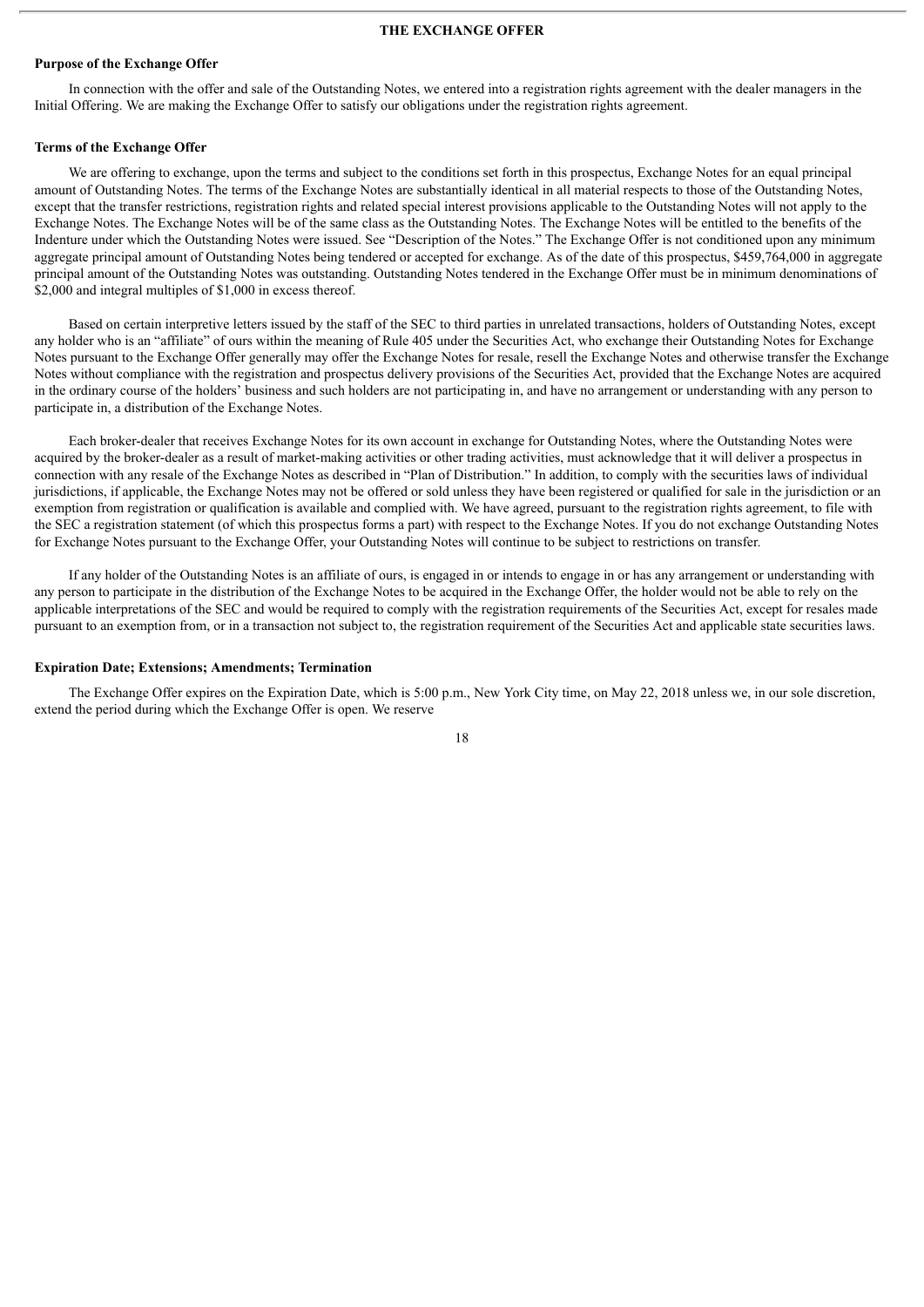## THE EXCHANGE OFFER

### Purpose of the Exchange Offer

In connection with the offer and sale of the Outstanding Notes, we entered into a registration rights agreement with the dealer managers in the Initial Offering. We are making the Exchange Offer to satisfy our obligations under the registration rights agreement.

### Terms of the Exchange Offer

We are offering to exchange, upon the terms and subject to the conditions set forth in this prospectus, Exchange Notes for an equal principal amount of Outstanding Notes. The terms of the Exchange Notes are substantially identical in all material respects to those of the Outstanding Notes, except that the transfer restrictions, registration rights and related special interest provisions applicable to the Outstanding Notes will not apply to the Exchange Notes. The Exchange Notes will be of the same class as the Outstanding Notes. The Exchange Notes will be entitled to the benefits of the Indenture under which the Outstanding Notes were issued. See "Description of the Notes." The Exchange Offer is not conditioned upon any minimum aggregate principal amount of Outstanding Notes being tendered or accepted for exchange. As of the date of this prospectus, $459,764,000 in aggregate principal amount of the Outstanding Notes was outstanding. Outstanding Notes tendered in the Exchange Offer must be in minimum denominations of $2,000 and integral multiples of $1,000 in excess thereof.

Based on certain interpretive letters issued by the staff of the SEC to third parties in unrelated transactions, holders of Outstanding Notes, except any holder who is an "affiliate" of ours within the meaning of Rule 405 under the Securities Act, who exchange their Outstanding Notes for Exchange Notes pursuant to the Exchange Offer generally may offer the Exchange Notes for resale, resell the Exchange Notes and otherwise transfer the Exchange Notes without compliance with the registration and prospectus delivery provisions of the Securities Act, provided that the Exchange Notes are acquired in the ordinary course of the holders' business and such holders are not participating in, and have no arrangement or understanding with any person to participate in, a distribution of the Exchange Notes.

Each broker-dealer that receives Exchange Notes for its own account in exchange for Outstanding Notes, where the Outstanding Notes were acquired by the broker-dealer as a result of market-making activities or other trading activities, must acknowledge that it will deliver a prospectus in connection with any resale of the Exchange Notes as described in "Plan of Distribution." In addition, to comply with the securities laws of individual jurisdictions, if applicable, the Exchange Notes may not be offered or sold unless they have been registered or qualified for sale in the jurisdiction or an exemption from registration or qualification is available and complied with. We have agreed, pursuant to the registration rights agreement, to file with the SEC a registration statement (of which this prospectus forms a part) with respect to the Exchange Notes. If you do not exchange Outstanding Notes for Exchange Notes pursuant to the Exchange Offer, your Outstanding Notes will continue to be subject to restrictions on transfer.

If any holder of the Outstanding Notes is an affiliate of ours, is engaged in or intends to engage in or has any arrangement or understanding with any person to participate in the distribution of the Exchange Notes to be acquired in the Exchange Offer, the holder would not be able to rely on the applicable interpretations of the SEC and would be required to comply with the registration requirements of the Securities Act, except for resales made pursuant to an exemption from, or in a transaction not subject to, the registration requirement of the Securities Act and applicable state securities laws.

### Expiration Date; Extensions; Amendments; Termination

The Exchange Offer expires on the Expiration Date, which is 5:00 p.m., New York City time, on May 22, 2018 unless we, in our sole discretion, extend the period during which the Exchange Offer is open. We reserve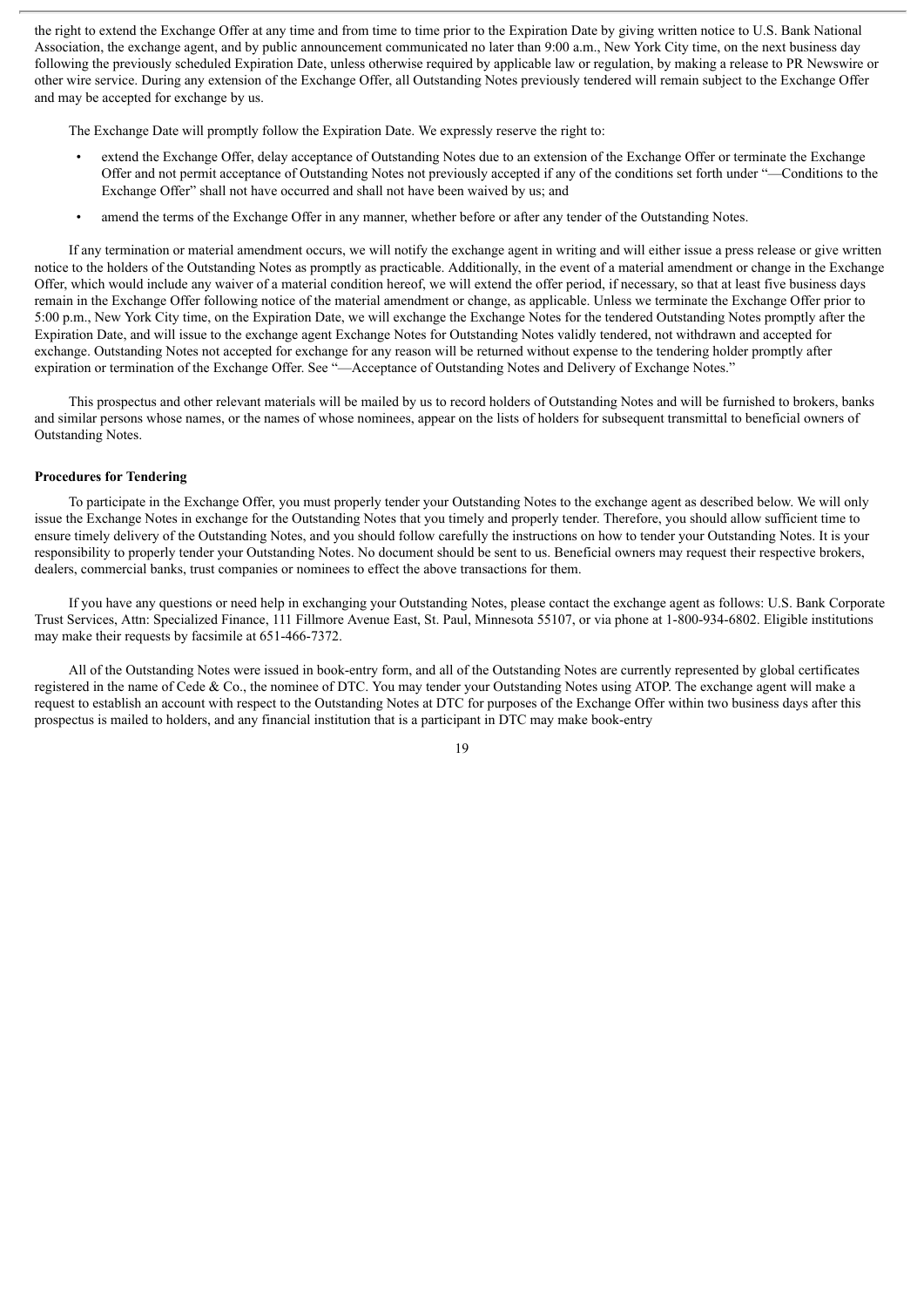the right to extend the Exchange Offer at any time and from time to time prior to the Expiration Date by giving written notice to U.S. Bank National Association, the exchange agent, and by public announcement communicated no later than 9:00 a.m., New York City time, on the next business day following the previously scheduled Expiration Date, unless otherwise required by applicable law or regulation, by making a release to PR Newswire or other wire service. During any extension of the Exchange Offer, all Outstanding Notes previously tendered will remain subject to the Exchange Offer and may be accepted for exchange by us.

The Exchange Date will promptly follow the Expiration Date. We expressly reserve the right to:

- extend the Exchange Offer, delay acceptance of Outstanding Notes due to an extension of the Exchange Offer or terminate the Exchange Offer and not permit acceptance of Outstanding Notes not previously accepted if any of the conditions set forth under "—Conditions to the Exchange Offer" shall not have occurred and shall not have been waived by us; and
- amend the terms of the Exchange Offer in any manner, whether before or after any tender of the Outstanding Notes.

If any termination or material amendment occurs, we will notify the exchange agent in writing and will either issue a press release or give written notice to the holders of the Outstanding Notes as promptly as practicable. Additionally, in the event of a material amendment or change in the Exchange Offer, which would include any waiver of a material condition hereof, we will extend the offer period, if necessary, so that at least five business days remain in the Exchange Offer following notice of the material amendment or change, as applicable. Unless we terminate the Exchange Offer prior to 5:00 p.m., New York City time, on the Expiration Date, we will exchange the Exchange Notes for the tendered Outstanding Notes promptly after the Expiration Date, and will issue to the exchange agent Exchange Notes for Outstanding Notes validly tendered, not withdrawn and accepted for exchange. Outstanding Notes not accepted for exchange for any reason will be returned without expense to the tendering holder promptly after expiration or termination of the Exchange Offer. See "—Acceptance of Outstanding Notes and Delivery of Exchange Notes."

This prospectus and other relevant materials will be mailed by us to record holders of Outstanding Notes and will be furnished to brokers, banks and similar persons whose names, or the names of whose nominees, appear on the lists of holders for subsequent transmittal to beneficial owners of Outstanding Notes.

**Procedures for Tendering**

To participate in the Exchange Offer, you must properly tender your Outstanding Notes to the exchange agent as described below. We will only issue the Exchange Notes in exchange for the Outstanding Notes that you timely and properly tender. Therefore, you should allow sufficient time to ensure timely delivery of the Outstanding Notes, and you should follow carefully the instructions on how to tender your Outstanding Notes. It is your responsibility to properly tender your Outstanding Notes. No document should be sent to us. Beneficial owners may request their respective brokers, dealers, commercial banks, trust companies or nominees to effect the above transactions for them.

If you have any questions or need help in exchanging your Outstanding Notes, please contact the exchange agent as follows: U.S. Bank Corporate Trust Services, Attn: Specialized Finance, 111 Fillmore Avenue East, St. Paul, Minnesota 55107, or via phone at 1-800-934-6802. Eligible institutions may make their requests by facsimile at 651-466-7372.

All of the Outstanding Notes were issued in book-entry form, and all of the Outstanding Notes are currently represented by global certificates registered in the name of Cede & Co., the nominee of DTC. You may tender your Outstanding Notes using ATOP. The exchange agent will make a request to establish an account with respect to the Outstanding Notes at DTC for purposes of the Exchange Offer within two business days after this prospectus is mailed to holders, and any financial institution that is a participant in DTC may make book-entry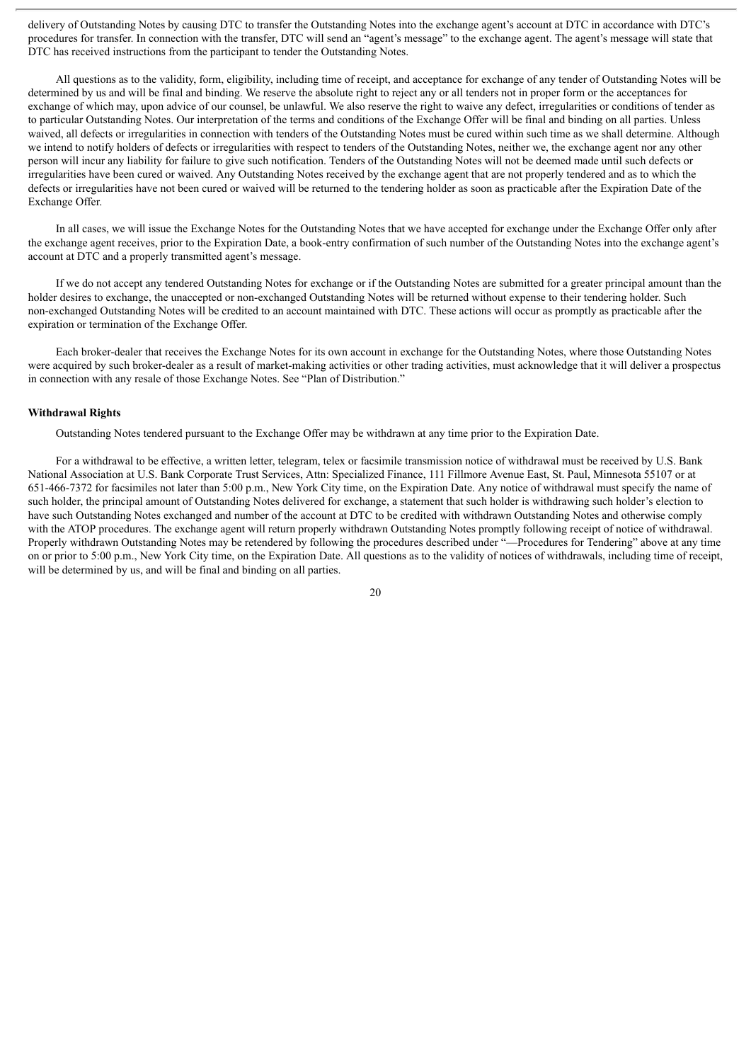delivery of Outstanding Notes by causing DTC to transfer the Outstanding Notes into the exchange agent's account at DTC in accordance with DTC's procedures for transfer. In connection with the transfer, DTC will send an "agent's message" to the exchange agent. The agent's message will state that DTC has received instructions from the participant to tender the Outstanding Notes.

All questions as to the validity, form, eligibility, including time of receipt, and acceptance for exchange of any tender of Outstanding Notes will be determined by us and will be final and binding. We reserve the absolute right to reject any or all tenders not in proper form or the acceptances for exchange of which may, upon advice of our counsel, be unlawful. We also reserve the right to waive any defect, irregularities or conditions of tender as to particular Outstanding Notes. Our interpretation of the terms and conditions of the Exchange Offer will be final and binding on all parties. Unless waived, all defects or irregularities in connection with tenders of the Outstanding Notes must be cured within such time as we shall determine. Although we intend to notify holders of defects or irregularities with respect to tenders of the Outstanding Notes, neither we, the exchange agent nor any other person will incur any liability for failure to give such notification. Tenders of the Outstanding Notes will not be deemed made until such defects or irregularities have been cured or waived. Any Outstanding Notes received by the exchange agent that are not properly tendered and as to which the defects or irregularities have not been cured or waived will be returned to the tendering holder as soon as practicable after the Expiration Date of the Exchange Offer.

In all cases, we will issue the Exchange Notes for the Outstanding Notes that we have accepted for exchange under the Exchange Offer only after the exchange agent receives, prior to the Expiration Date, a book-entry confirmation of such number of the Outstanding Notes into the exchange agent's account at DTC and a properly transmitted agent's message.

If we do not accept any tendered Outstanding Notes for exchange or if the Outstanding Notes are submitted for a greater principal amount than the holder desires to exchange, the unaccepted or non-exchanged Outstanding Notes will be returned without expense to their tendering holder. Such non-exchanged Outstanding Notes will be credited to an account maintained with DTC. These actions will occur as promptly as practicable after the expiration or termination of the Exchange Offer.

Each broker-dealer that receives the Exchange Notes for its own account in exchange for the Outstanding Notes, where those Outstanding Notes were acquired by such broker-dealer as a result of market-making activities or other trading activities, must acknowledge that it will deliver a prospectus in connection with any resale of those Exchange Notes. See "Plan of Distribution."

**Withdrawal Rights**

Outstanding Notes tendered pursuant to the Exchange Offer may be withdrawn at any time prior to the Expiration Date.

For a withdrawal to be effective, a written letter, telegram, telex or facsimile transmission notice of withdrawal must be received by U.S. Bank National Association at U.S. Bank Corporate Trust Services, Attn: Specialized Finance, 111 Fillmore Avenue East, St. Paul, Minnesota 55107 or at 651-466-7372 for facsimiles not later than 5:00 p.m., New York City time, on the Expiration Date. Any notice of withdrawal must specify the name of such holder, the principal amount of Outstanding Notes delivered for exchange, a statement that such holder is withdrawing such holder's election to have such Outstanding Notes exchanged and number of the account at DTC to be credited with withdrawn Outstanding Notes and otherwise comply with the ATOP procedures. The exchange agent will return properly withdrawn Outstanding Notes promptly following receipt of notice of withdrawal. Properly withdrawn Outstanding Notes may be retendered by following the procedures described under "—Procedures for Tendering" above at any time on or prior to 5:00 p.m., New York City time, on the Expiration Date. All questions as to the validity of notices of withdrawals, including time of receipt, will be determined by us, and will be final and binding on all parties.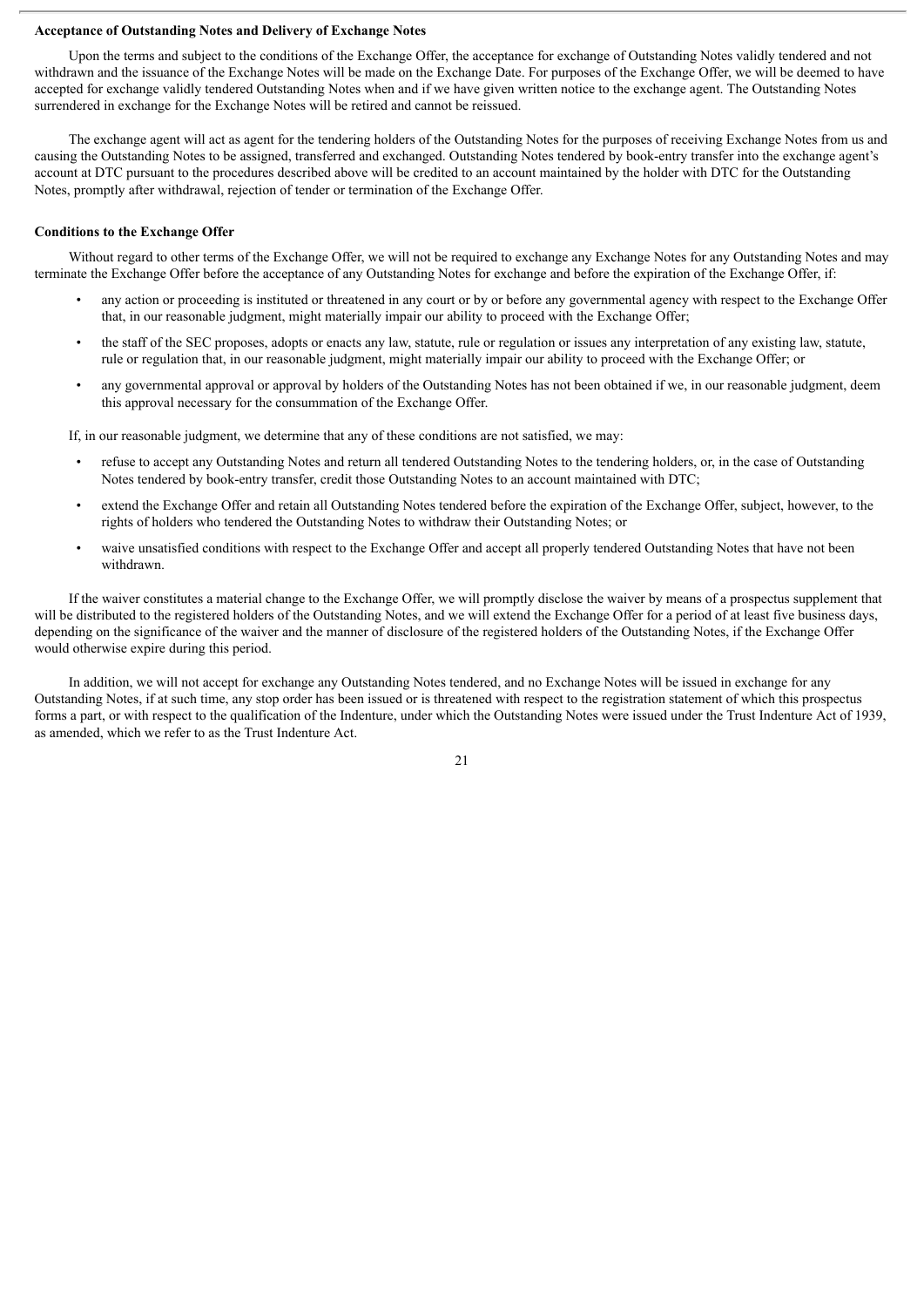**Acceptance of Outstanding Notes and Delivery of Exchange Notes**

Upon the terms and subject to the conditions of the Exchange Offer, the acceptance for exchange of Outstanding Notes validly tendered and not withdrawn and the issuance of the Exchange Notes will be made on the Exchange Date. For purposes of the Exchange Offer, we will be deemed to have accepted for exchange validly tendered Outstanding Notes when and if we have given written notice to the exchange agent. The Outstanding Notes surrendered in exchange for the Exchange Notes will be retired and cannot be reissued.

The exchange agent will act as agent for the tendering holders of the Outstanding Notes for the purposes of receiving Exchange Notes from us and causing the Outstanding Notes to be assigned, transferred and exchanged. Outstanding Notes tendered by book-entry transfer into the exchange agent's account at DTC pursuant to the procedures described above will be credited to an account maintained by the holder with DTC for the Outstanding Notes, promptly after withdrawal, rejection of tender or termination of the Exchange Offer.

**Conditions to the Exchange Offer**

Without regard to other terms of the Exchange Offer, we will not be required to exchange any Exchange Notes for any Outstanding Notes and may terminate the Exchange Offer before the acceptance of any Outstanding Notes for exchange and before the expiration of the Exchange Offer, if:

- any action or proceeding is instituted or threatened in any court or by or before any governmental agency with respect to the Exchange Offer that, in our reasonable judgment, might materially impair our ability to proceed with the Exchange Offer;
- the staff of the SEC proposes, adopts or enacts any law, statute, rule or regulation or issues any interpretation of any existing law, statute, rule or regulation that, in our reasonable judgment, might materially impair our ability to proceed with the Exchange Offer; or
- any governmental approval or approval by holders of the Outstanding Notes has not been obtained if we, in our reasonable judgment, deem this approval necessary for the consummation of the Exchange Offer.

If, in our reasonable judgment, we determine that any of these conditions are not satisfied, we may:

- refuse to accept any Outstanding Notes and return all tendered Outstanding Notes to the tendering holders, or, in the case of Outstanding Notes tendered by book-entry transfer, credit those Outstanding Notes to an account maintained with DTC;
- extend the Exchange Offer and retain all Outstanding Notes tendered before the expiration of the Exchange Offer, subject, however, to the rights of holders who tendered the Outstanding Notes to withdraw their Outstanding Notes; or
- waive unsatisfied conditions with respect to the Exchange Offer and accept all properly tendered Outstanding Notes that have not been withdrawn.

If the waiver constitutes a material change to the Exchange Offer, we will promptly disclose the waiver by means of a prospectus supplement that will be distributed to the registered holders of the Outstanding Notes, and we will extend the Exchange Offer for a period of at least five business days, depending on the significance of the waiver and the manner of disclosure of the registered holders of the Outstanding Notes, if the Exchange Offer would otherwise expire during this period.

In addition, we will not accept for exchange any Outstanding Notes tendered, and no Exchange Notes will be issued in exchange for any Outstanding Notes, if at such time, any stop order has been issued or is threatened with respect to the registration statement of which this prospectus forms a part, or with respect to the qualification of the Indenture, under which the Outstanding Notes were issued under the Trust Indenture Act of 1939, as amended, which we refer to as the Trust Indenture Act.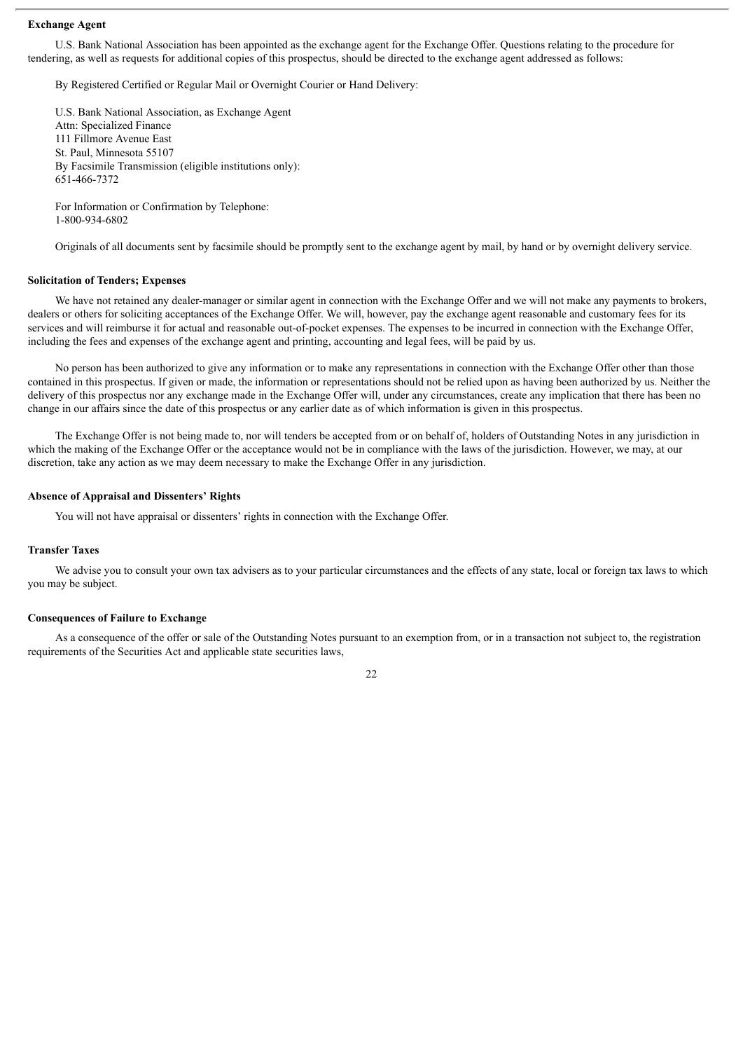**Exchange Agent**

U.S. Bank National Association has been appointed as the exchange agent for the Exchange Offer. Questions relating to the procedure for tendering, as well as requests for additional copies of this prospectus, should be directed to the exchange agent addressed as follows:

By Registered Certified or Regular Mail or Overnight Courier or Hand Delivery:

U.S. Bank National Association, as Exchange Agent  
Attn: Specialized Finance  
111 Fillmore Avenue East  
St. Paul, Minnesota 55107  
By Facsimile Transmission (eligible institutions only):  
651-466-7372

For Information or Confirmation by Telephone:  
1-800-934-6802

Originals of all documents sent by facsimile should be promptly sent to the exchange agent by mail, by hand or by overnight delivery service.

**Solicitation of Tenders; Expenses**

We have not retained any dealer-manager or similar agent in connection with the Exchange Offer and we will not make any payments to brokers, dealers or others for soliciting acceptances of the Exchange Offer. We will, however, pay the exchange agent reasonable and customary fees for its services and will reimburse it for actual and reasonable out-of-pocket expenses. The expenses to be incurred in connection with the Exchange Offer, including the fees and expenses of the exchange agent and printing, accounting and legal fees, will be paid by us.

No person has been authorized to give any information or to make any representations in connection with the Exchange Offer other than those contained in this prospectus. If given or made, the information or representations should not be relied upon as having been authorized by us. Neither the delivery of this prospectus nor any exchange made in the Exchange Offer will, under any circumstances, create any implication that there has been no change in our affairs since the date of this prospectus or any earlier date as of which information is given in this prospectus.

The Exchange Offer is not being made to, nor will tenders be accepted from or on behalf of, holders of Outstanding Notes in any jurisdiction in which the making of the Exchange Offer or the acceptance would not be in compliance with the laws of the jurisdiction. However, we may, at our discretion, take any action as we may deem necessary to make the Exchange Offer in any jurisdiction.

**Absence of Appraisal and Dissenters' Rights**

You will not have appraisal or dissenters' rights in connection with the Exchange Offer.

**Transfer Taxes**

We advise you to consult your own tax advisers as to your particular circumstances and the effects of any state, local or foreign tax laws to which you may be subject.

**Consequences of Failure to Exchange**

As a consequence of the offer or sale of the Outstanding Notes pursuant to an exemption from, or in a transaction not subject to, the registration requirements of the Securities Act and applicable state securities laws,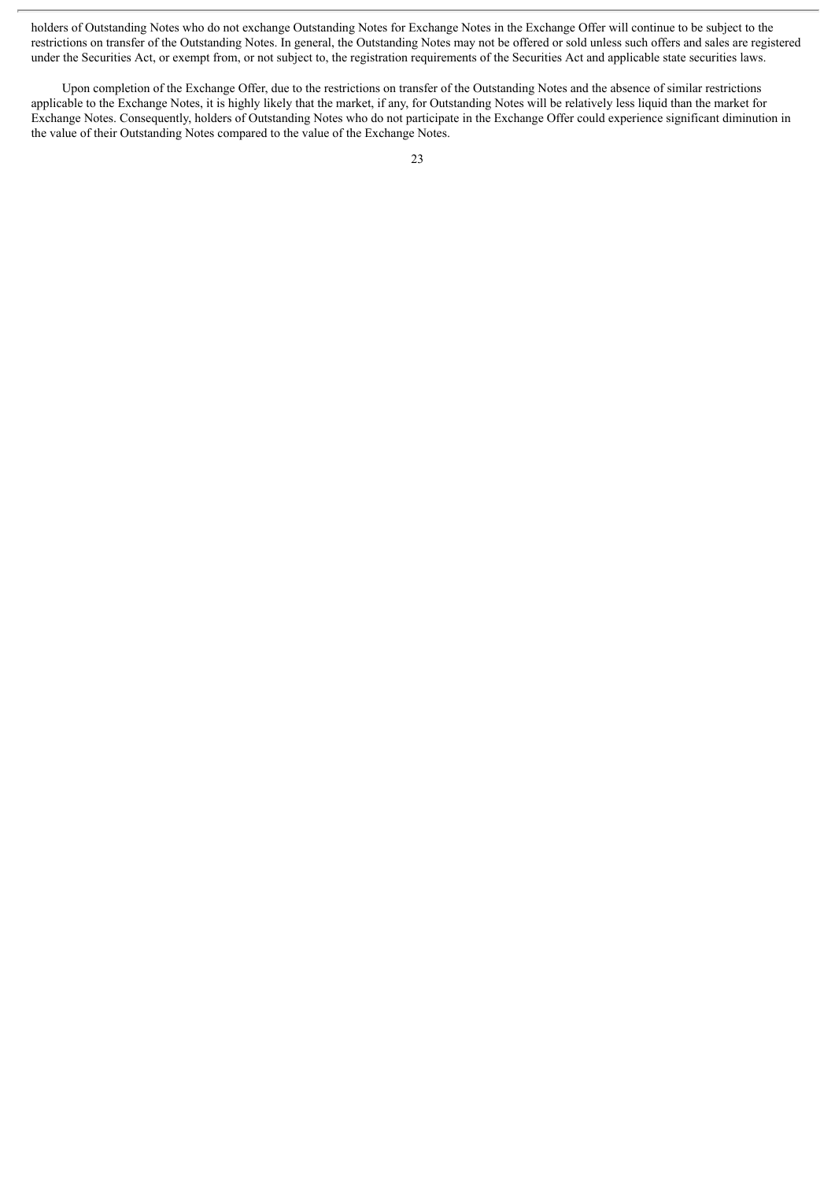holders of Outstanding Notes who do not exchange Outstanding Notes for Exchange Notes in the Exchange Offer will continue to be subject to the restrictions on transfer of the Outstanding Notes. In general, the Outstanding Notes may not be offered or sold unless such offers and sales are registered under the Securities Act, or exempt from, or not subject to, the registration requirements of the Securities Act and applicable state securities laws.

Upon completion of the Exchange Offer, due to the restrictions on transfer of the Outstanding Notes and the absence of similar restrictions applicable to the Exchange Notes, it is highly likely that the market, if any, for Outstanding Notes will be relatively less liquid than the market for Exchange Notes. Consequently, holders of Outstanding Notes who do not participate in the Exchange Offer could experience significant diminution in the value of their Outstanding Notes compared to the value of the Exchange Notes.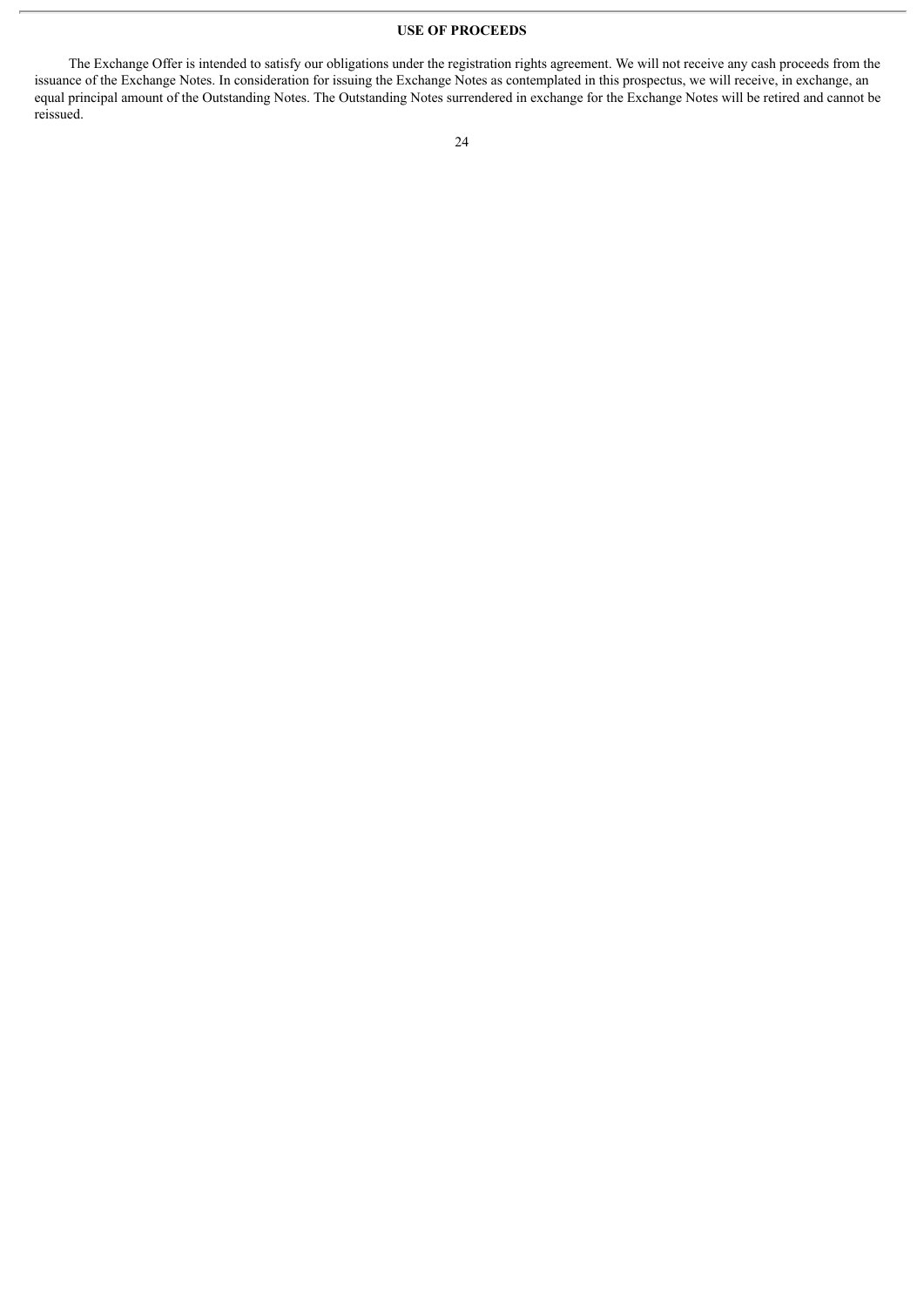## USE OF PROCEEDS

The Exchange Offer is intended to satisfy our obligations under the registration rights agreement. We will not receive any cash proceeds from the issuance of the Exchange Notes. In consideration for issuing the Exchange Notes as contemplated in this prospectus, we will receive, in exchange, an equal principal amount of the Outstanding Notes. The Outstanding Notes surrendered in exchange for the Exchange Notes will be retired and cannot be reissued.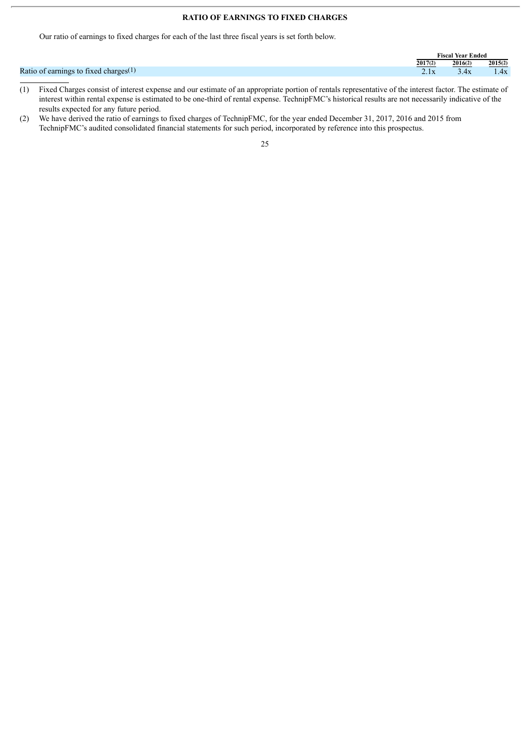## RATIO OF EARNINGS TO FIXED CHARGES

Our ratio of earnings to fixed charges for each of the last three fiscal years is set forth below.

| | Fiscal Year Ended | | |
|---|---|---|---|
| | 2017(2) | 2016(2) | 2015(2) |
| Ratio of earnings to fixed charges(1) | 2.1x | 3.4x | 1.4x |

(1) Fixed Charges consist of interest expense and our estimate of an appropriate portion of rentals representative of the interest factor. The estimate of interest within rental expense is estimated to be one-third of rental expense. TechnipFMC's historical results are not necessarily indicative of the results expected for any future period.

(2) We have derived the ratio of earnings to fixed charges of TechnipFMC, for the year ended December 31, 2017, 2016 and 2015 from TechnipFMC's audited consolidated financial statements for such period, incorporated by reference into this prospectus.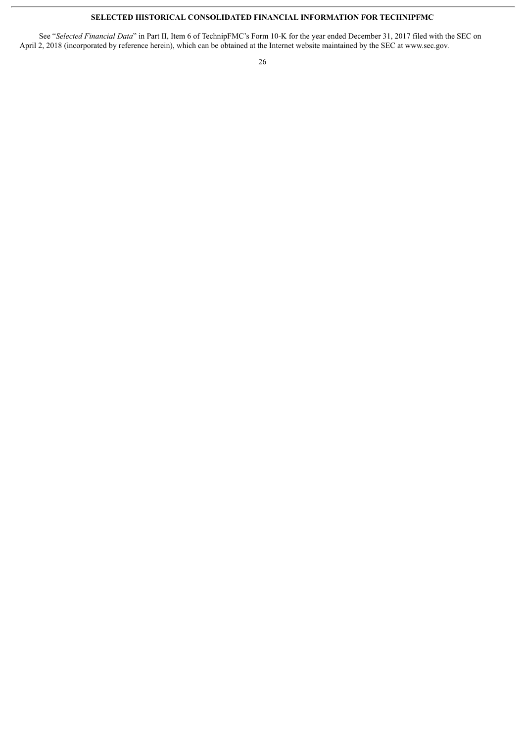## SELECTED HISTORICAL CONSOLIDATED FINANCIAL INFORMATION FOR TECHNIPFMC

See "*Selected Financial Data*" in Part II, Item 6 of TechnipFMC's Form 10-K for the year ended December 31, 2017 filed with the SEC on April 2, 2018 (incorporated by reference herein), which can be obtained at the Internet website maintained by the SEC at www.sec.gov.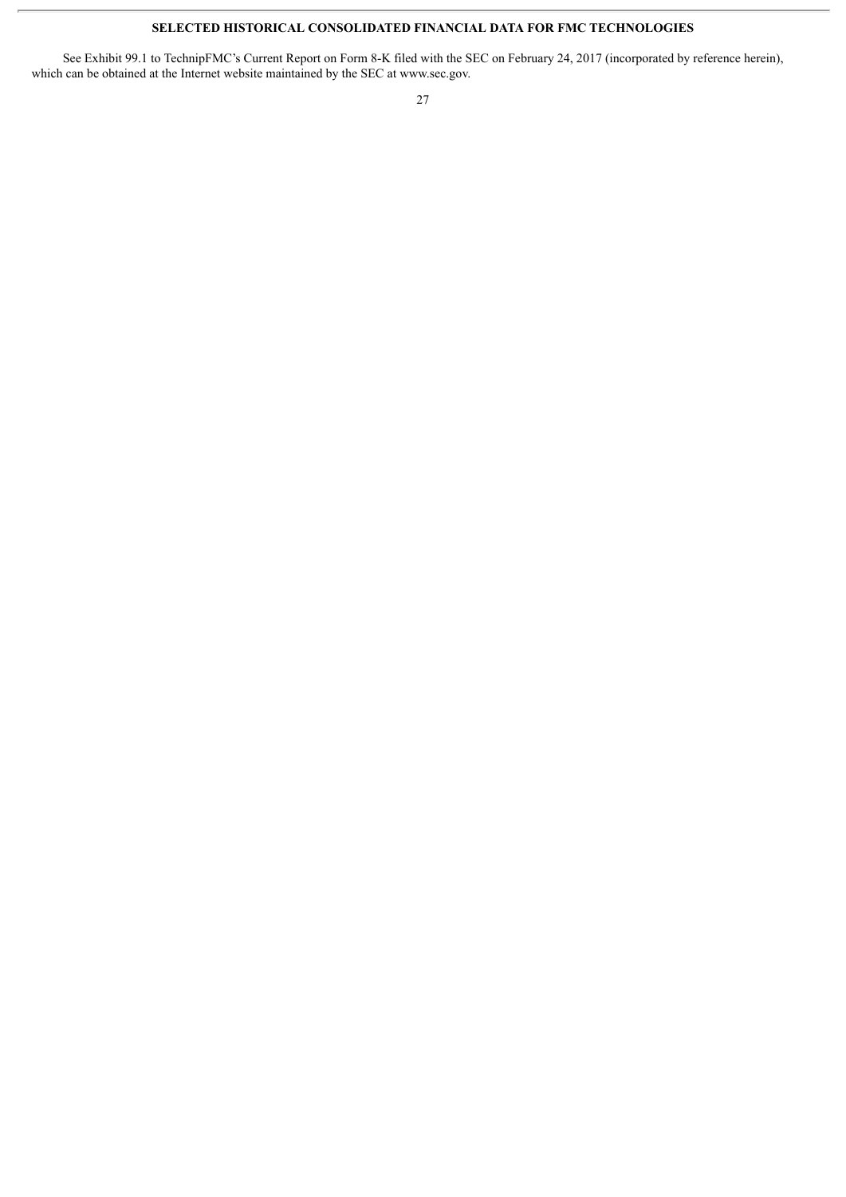## SELECTED HISTORICAL CONSOLIDATED FINANCIAL DATA FOR FMC TECHNOLOGIES

See Exhibit 99.1 to TechnipFMC's Current Report on Form 8-K filed with the SEC on February 24, 2017 (incorporated by reference herein), which can be obtained at the Internet website maintained by the SEC at www.sec.gov.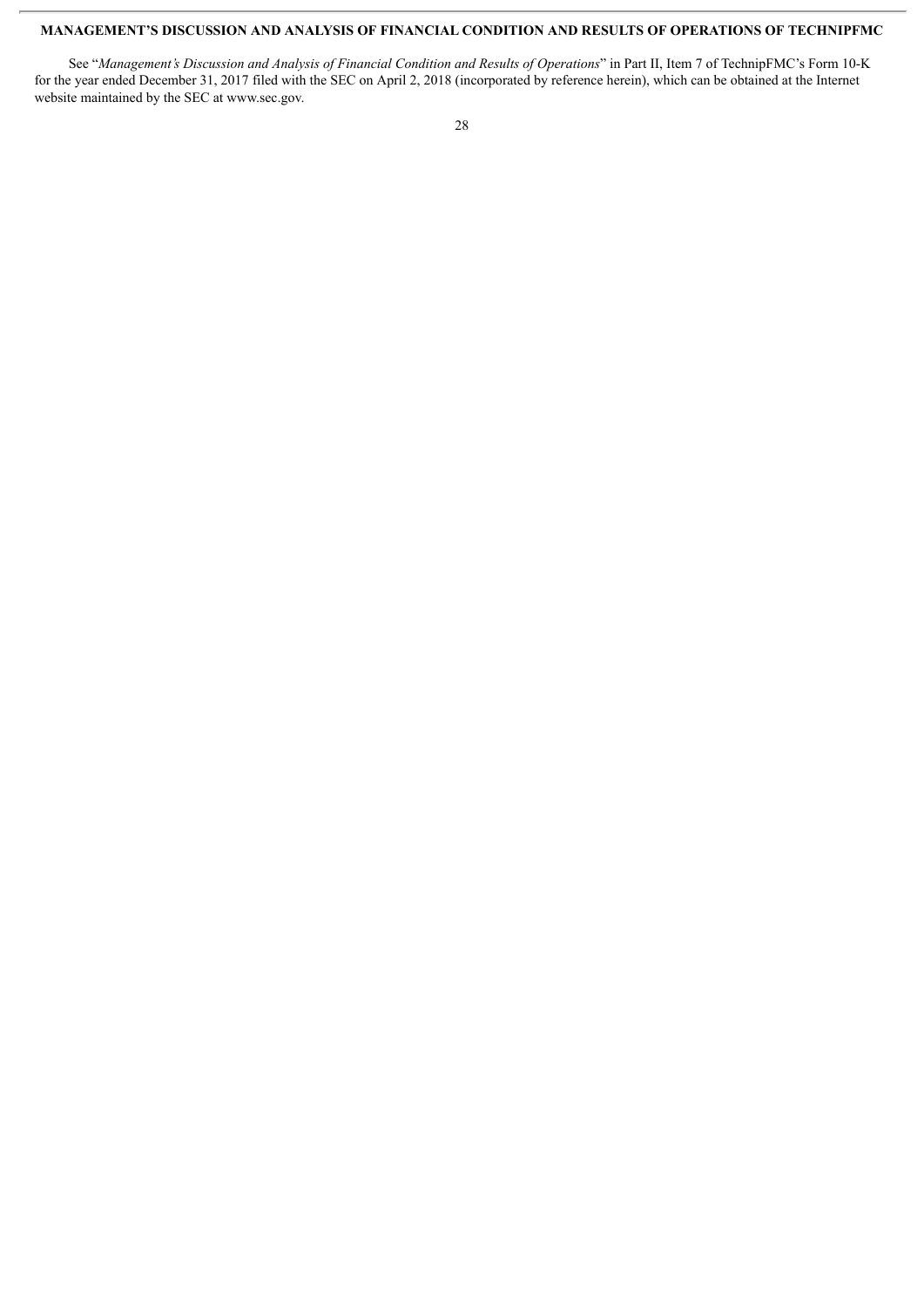## MANAGEMENT'S DISCUSSION AND ANALYSIS OF FINANCIAL CONDITION AND RESULTS OF OPERATIONS OF TECHNIPFMC

See "*Management's Discussion and Analysis of Financial Condition and Results of Operations*" in Part II, Item 7 of TechnipFMC's Form 10-K for the year ended December 31, 2017 filed with the SEC on April 2, 2018 (incorporated by reference herein), which can be obtained at the Internet website maintained by the SEC at www.sec.gov.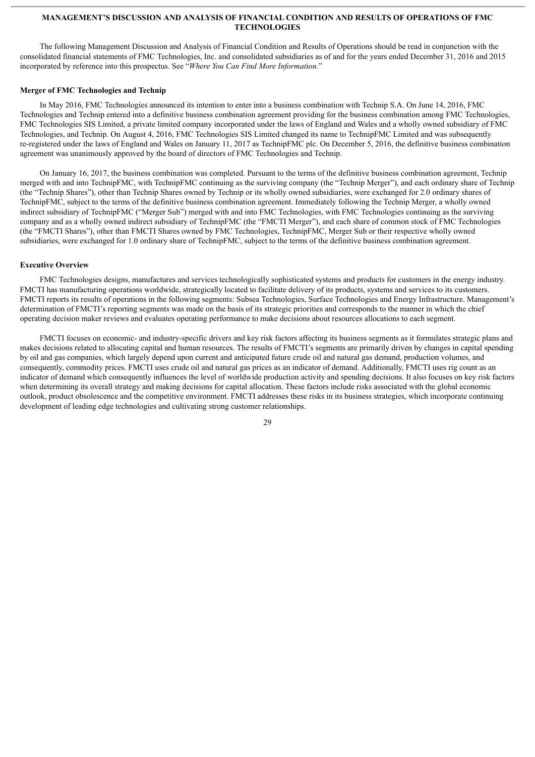# MANAGEMENT'S DISCUSSION AND ANALYSIS OF FINANCIAL CONDITION AND RESULTS OF OPERATIONS OF FMC TECHNOLOGIES

The following Management Discussion and Analysis of Financial Condition and Results of Operations should be read in conjunction with the consolidated financial statements of FMC Technologies, Inc. and consolidated subsidiaries as of and for the years ended December 31, 2016 and 2015 incorporated by reference into this prospectus. See "*Where You Can Find More Information*."

### Merger of FMC Technologies and Technip

In May 2016, FMC Technologies announced its intention to enter into a business combination with Technip S.A. On June 14, 2016, FMC Technologies and Technip entered into a definitive business combination agreement providing for the business combination among FMC Technologies, FMC Technologies SIS Limited, a private limited company incorporated under the laws of England and Wales and a wholly owned subsidiary of FMC Technologies, and Technip. On August 4, 2016, FMC Technologies SIS Limited changed its name to TechnipFMC Limited and was subsequently re-registered under the laws of England and Wales on January 11, 2017 as TechnipFMC plc. On December 5, 2016, the definitive business combination agreement was unanimously approved by the board of directors of FMC Technologies and Technip.

On January 16, 2017, the business combination was completed. Pursuant to the terms of the definitive business combination agreement, Technip merged with and into TechnipFMC, with TechnipFMC continuing as the surviving company (the "Technip Merger"), and each ordinary share of Technip (the "Technip Shares"), other than Technip Shares owned by Technip or its wholly owned subsidiaries, were exchanged for 2.0 ordinary shares of TechnipFMC, subject to the terms of the definitive business combination agreement. Immediately following the Technip Merger, a wholly owned indirect subsidiary of TechnipFMC ("Merger Sub") merged with and into FMC Technologies, with FMC Technologies continuing as the surviving company and as a wholly owned indirect subsidiary of TechnipFMC (the "FMCTI Merger"), and each share of common stock of FMC Technologies (the "FMCTI Shares"), other than FMCTI Shares owned by FMC Technologies, TechnipFMC, Merger Sub or their respective wholly owned subsidiaries, were exchanged for 1.0 ordinary share of TechnipFMC, subject to the terms of the definitive business combination agreement.

### Executive Overview

FMC Technologies designs, manufactures and services technologically sophisticated systems and products for customers in the energy industry. FMCTI has manufacturing operations worldwide, strategically located to facilitate delivery of its products, systems and services to its customers. FMCTI reports its results of operations in the following segments: Subsea Technologies, Surface Technologies and Energy Infrastructure. Management's determination of FMCTI's reporting segments was made on the basis of its strategic priorities and corresponds to the manner in which the chief operating decision maker reviews and evaluates operating performance to make decisions about resources allocations to each segment.

FMCTI focuses on economic- and industry-specific drivers and key risk factors affecting its business segments as it formulates strategic plans and makes decisions related to allocating capital and human resources. The results of FMCTI's segments are primarily driven by changes in capital spending by oil and gas companies, which largely depend upon current and anticipated future crude oil and natural gas demand, production volumes, and consequently, commodity prices. FMCTI uses crude oil and natural gas prices as an indicator of demand. Additionally, FMCTI uses rig count as an indicator of demand which consequently influences the level of worldwide production activity and spending decisions. It also focuses on key risk factors when determining its overall strategy and making decisions for capital allocation. These factors include risks associated with the global economic outlook, product obsolescence and the competitive environment. FMCTI addresses these risks in its business strategies, which incorporate continuing development of leading edge technologies and cultivating strong customer relationships.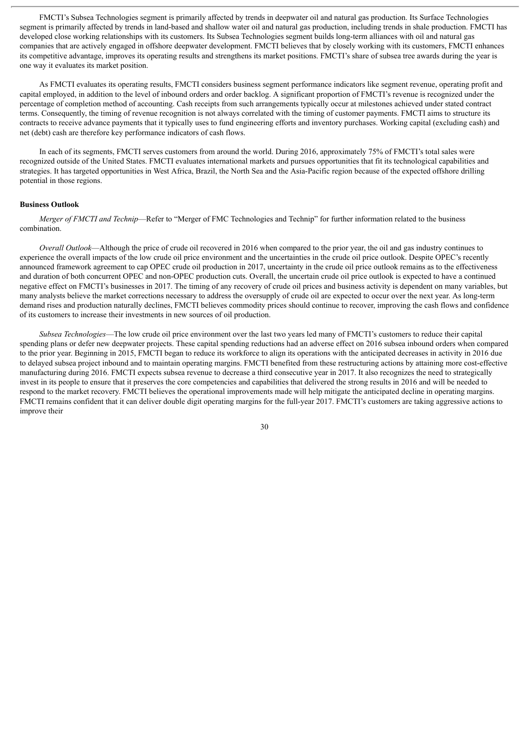FMCTI's Subsea Technologies segment is primarily affected by trends in deepwater oil and natural gas production. Its Surface Technologies segment is primarily affected by trends in land-based and shallow water oil and natural gas production, including trends in shale production. FMCTI has developed close working relationships with its customers. Its Subsea Technologies segment builds long-term alliances with oil and natural gas companies that are actively engaged in offshore deepwater development. FMCTI believes that by closely working with its customers, FMCTI enhances its competitive advantage, improves its operating results and strengthens its market positions. FMCTI's share of subsea tree awards during the year is one way it evaluates its market position.

As FMCTI evaluates its operating results, FMCTI considers business segment performance indicators like segment revenue, operating profit and capital employed, in addition to the level of inbound orders and order backlog. A significant proportion of FMCTI's revenue is recognized under the percentage of completion method of accounting. Cash receipts from such arrangements typically occur at milestones achieved under stated contract terms. Consequently, the timing of revenue recognition is not always correlated with the timing of customer payments. FMCTI aims to structure its contracts to receive advance payments that it typically uses to fund engineering efforts and inventory purchases. Working capital (excluding cash) and net (debt) cash are therefore key performance indicators of cash flows.

In each of its segments, FMCTI serves customers from around the world. During 2016, approximately 75% of FMCTI's total sales were recognized outside of the United States. FMCTI evaluates international markets and pursues opportunities that fit its technological capabilities and strategies. It has targeted opportunities in West Africa, Brazil, the North Sea and the Asia-Pacific region because of the expected offshore drilling potential in those regions.

**Business Outlook**

*Merger of FMCTI and Technip*—Refer to "Merger of FMC Technologies and Technip" for further information related to the business combination.

*Overall Outlook*—Although the price of crude oil recovered in 2016 when compared to the prior year, the oil and gas industry continues to experience the overall impacts of the low crude oil price environment and the uncertainties in the crude oil price outlook. Despite OPEC's recently announced framework agreement to cap OPEC crude oil production in 2017, uncertainty in the crude oil price outlook remains as to the effectiveness and duration of both concurrent OPEC and non-OPEC production cuts. Overall, the uncertain crude oil price outlook is expected to have a continued negative effect on FMCTI's businesses in 2017. The timing of any recovery of crude oil prices and business activity is dependent on many variables, but many analysts believe the market corrections necessary to address the oversupply of crude oil are expected to occur over the next year. As long-term demand rises and production naturally declines, FMCTI believes commodity prices should continue to recover, improving the cash flows and confidence of its customers to increase their investments in new sources of oil production.

*Subsea Technologies*—The low crude oil price environment over the last two years led many of FMCTI's customers to reduce their capital spending plans or defer new deepwater projects. These capital spending reductions had an adverse effect on 2016 subsea inbound orders when compared to the prior year. Beginning in 2015, FMCTI began to reduce its workforce to align its operations with the anticipated decreases in activity in 2016 due to delayed subsea project inbound and to maintain operating margins. FMCTI benefited from these restructuring actions by attaining more cost-effective manufacturing during 2016. FMCTI expects subsea revenue to decrease a third consecutive year in 2017. It also recognizes the need to strategically invest in its people to ensure that it preserves the core competencies and capabilities that delivered the strong results in 2016 and will be needed to respond to the market recovery. FMCTI believes the operational improvements made will help mitigate the anticipated decline in operating margins. FMCTI remains confident that it can deliver double digit operating margins for the full-year 2017. FMCTI's customers are taking aggressive actions to improve their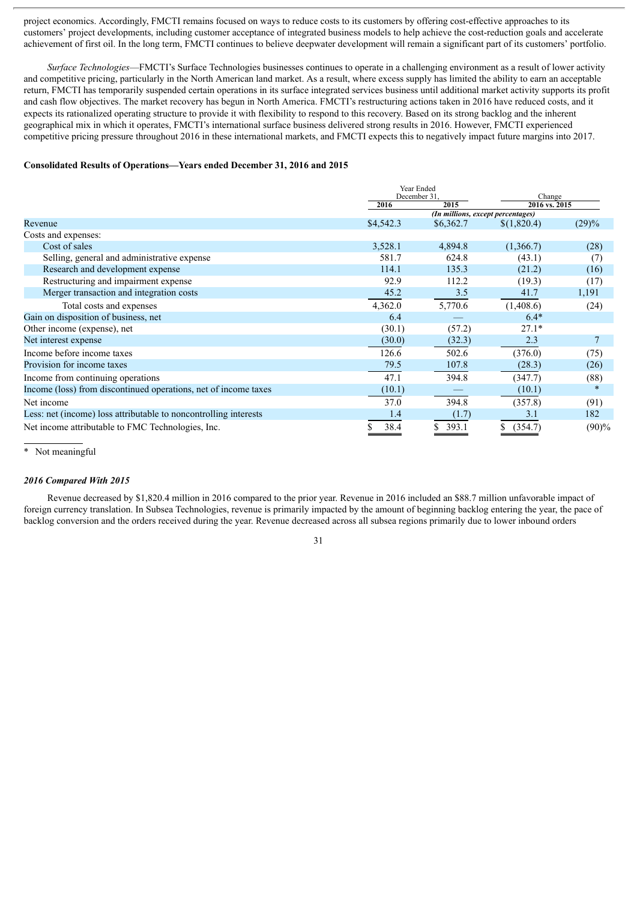project economics. Accordingly, FMCTI remains focused on ways to reduce costs to its customers by offering cost-effective approaches to its customers' project developments, including customer acceptance of integrated business models to help achieve the cost-reduction goals and accelerate achievement of first oil. In the long term, FMCTI continues to believe deepwater development will remain a significant part of its customers' portfolio.

*Surface Technologies*—FMCTI's Surface Technologies businesses continues to operate in a challenging environment as a result of lower activity and competitive pricing, particularly in the North American land market. As a result, where excess supply has limited the ability to earn an acceptable return, FMCTI has temporarily suspended certain operations in its surface integrated services business until additional market activity supports its profit and cash flow objectives. The market recovery has begun in North America. FMCTI's restructuring actions taken in 2016 have reduced costs, and it expects its rationalized operating structure to provide it with flexibility to respond to this recovery. Based on its strong backlog and the inherent geographical mix in which it operates, FMCTI's international surface business delivered strong results in 2016. However, FMCTI experienced competitive pricing pressure throughout 2016 in these international markets, and FMCTI expects this to negatively impact future margins into 2017.

**Consolidated Results of Operations—Years ended December 31, 2016 and 2015**

| | Year Ended December 31, | | Change | |
|---|---|---|---|---|
| | 2016 | 2015 | 2016 vs. 2015 | |
| | *(In millions, except percentages)* | | | |
| Revenue | $4,542.3 | $6,362.7 | $(1,820.4) | (29)% |
| Costs and expenses: | | | | |
| Cost of sales | 3,528.1 | 4,894.8 | (1,366.7) | (28) |
| Selling, general and administrative expense | 581.7 | 624.8 | (43.1) | (7) |
| Research and development expense | 114.1 | 135.3 | (21.2) | (16) |
| Restructuring and impairment expense | 92.9 | 112.2 | (19.3) | (17) |
| Merger transaction and integration costs | 45.2 | 3.5 | 41.7 | 1,191 |
| Total costs and expenses | 4,362.0 | 5,770.6 | (1,408.6) | (24) |
| Gain on disposition of business, net | 6.4 | — | 6.4* | |
| Other income (expense), net | (30.1) | (57.2) | 27.1* | |
| Net interest expense | (30.0) | (32.3) | 2.3 | 7 |
| Income before income taxes | 126.6 | 502.6 | (376.0) | (75) |
| Provision for income taxes | 79.5 | 107.8 | (28.3) | (26) |
| Income from continuing operations | 47.1 | 394.8 | (347.7) | (88) |
| Income (loss) from discontinued operations, net of income taxes | (10.1) | — | (10.1) | * |
| Net income | 37.0 | 394.8 | (357.8) | (91) |
| Less: net (income) loss attributable to noncontrolling interests | 1.4 | (1.7) | 3.1 | 182 |
| Net income attributable to FMC Technologies, Inc. | $ 38.4 | $ 393.1 | $ (354.7) | (90)% |

\* Not meaningful

***2016 Compared With 2015***

Revenue decreased by $1,820.4 million in 2016 compared to the prior year. Revenue in 2016 included an $88.7 million unfavorable impact of foreign currency translation. In Subsea Technologies, revenue is primarily impacted by the amount of beginning backlog entering the year, the pace of backlog conversion and the orders received during the year. Revenue decreased across all subsea regions primarily due to lower inbound orders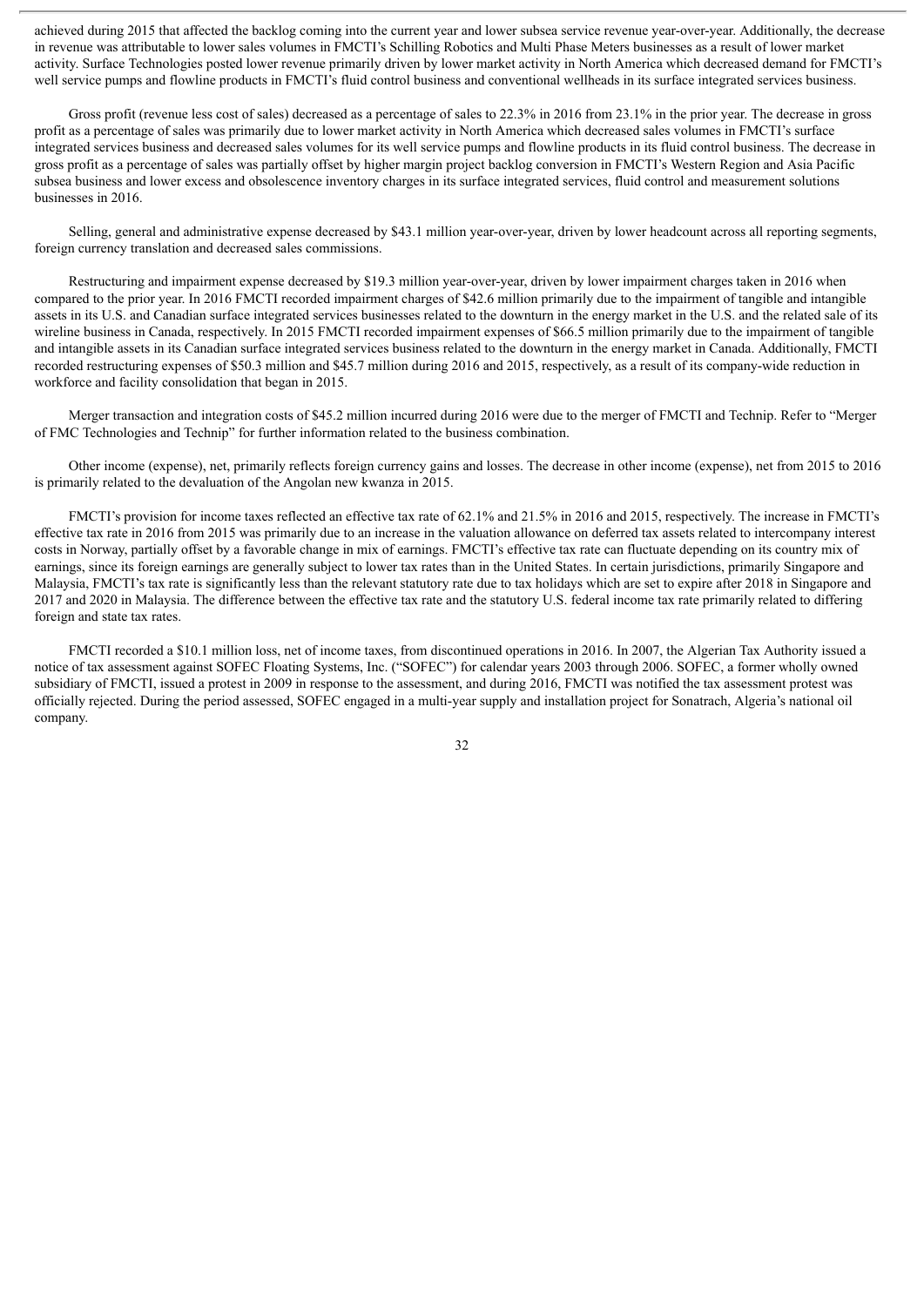achieved during 2015 that affected the backlog coming into the current year and lower subsea service revenue year-over-year. Additionally, the decrease in revenue was attributable to lower sales volumes in FMCTI's Schilling Robotics and Multi Phase Meters businesses as a result of lower market activity. Surface Technologies posted lower revenue primarily driven by lower market activity in North America which decreased demand for FMCTI's well service pumps and flowline products in FMCTI's fluid control business and conventional wellheads in its surface integrated services business.

Gross profit (revenue less cost of sales) decreased as a percentage of sales to 22.3% in 2016 from 23.1% in the prior year. The decrease in gross profit as a percentage of sales was primarily due to lower market activity in North America which decreased sales volumes in FMCTI's surface integrated services business and decreased sales volumes for its well service pumps and flowline products in its fluid control business. The decrease in gross profit as a percentage of sales was partially offset by higher margin project backlog conversion in FMCTI's Western Region and Asia Pacific subsea business and lower excess and obsolescence inventory charges in its surface integrated services, fluid control and measurement solutions businesses in 2016.

Selling, general and administrative expense decreased by $43.1 million year-over-year, driven by lower headcount across all reporting segments, foreign currency translation and decreased sales commissions.

Restructuring and impairment expense decreased by $19.3 million year-over-year, driven by lower impairment charges taken in 2016 when compared to the prior year. In 2016 FMCTI recorded impairment charges of $42.6 million primarily due to the impairment of tangible and intangible assets in its U.S. and Canadian surface integrated services businesses related to the downturn in the energy market in the U.S. and the related sale of its wireline business in Canada, respectively. In 2015 FMCTI recorded impairment expenses of $66.5 million primarily due to the impairment of tangible and intangible assets in its Canadian surface integrated services business related to the downturn in the energy market in Canada. Additionally, FMCTI recorded restructuring expenses of $50.3 million and $45.7 million during 2016 and 2015, respectively, as a result of its company-wide reduction in workforce and facility consolidation that began in 2015.

Merger transaction and integration costs of $45.2 million incurred during 2016 were due to the merger of FMCTI and Technip. Refer to "Merger of FMC Technologies and Technip" for further information related to the business combination.

Other income (expense), net, primarily reflects foreign currency gains and losses. The decrease in other income (expense), net from 2015 to 2016 is primarily related to the devaluation of the Angolan new kwanza in 2015.

FMCTI's provision for income taxes reflected an effective tax rate of 62.1% and 21.5% in 2016 and 2015, respectively. The increase in FMCTI's effective tax rate in 2016 from 2015 was primarily due to an increase in the valuation allowance on deferred tax assets related to intercompany interest costs in Norway, partially offset by a favorable change in mix of earnings. FMCTI's effective tax rate can fluctuate depending on its country mix of earnings, since its foreign earnings are generally subject to lower tax rates than in the United States. In certain jurisdictions, primarily Singapore and Malaysia, FMCTI's tax rate is significantly less than the relevant statutory rate due to tax holidays which are set to expire after 2018 in Singapore and 2017 and 2020 in Malaysia. The difference between the effective tax rate and the statutory U.S. federal income tax rate primarily related to differing foreign and state tax rates.

FMCTI recorded a $10.1 million loss, net of income taxes, from discontinued operations in 2016. In 2007, the Algerian Tax Authority issued a notice of tax assessment against SOFEC Floating Systems, Inc. ("SOFEC") for calendar years 2003 through 2006. SOFEC, a former wholly owned subsidiary of FMCTI, issued a protest in 2009 in response to the assessment, and during 2016, FMCTI was notified the tax assessment protest was officially rejected. During the period assessed, SOFEC engaged in a multi-year supply and installation project for Sonatrach, Algeria's national oil company.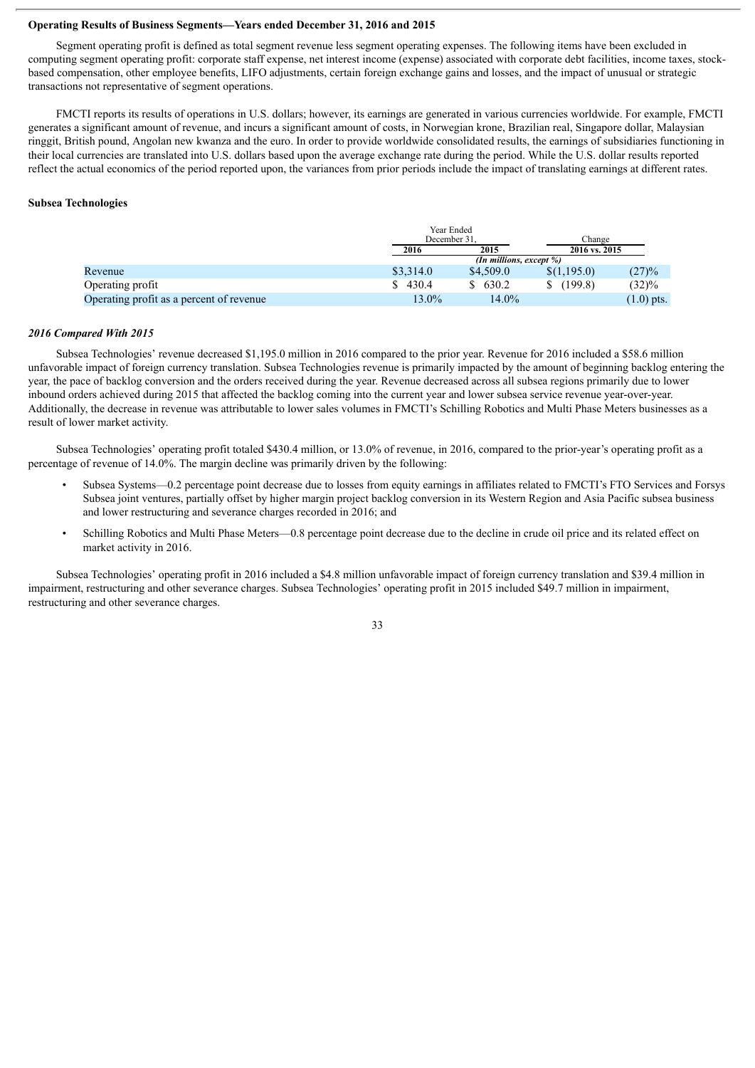**Operating Results of Business Segments—Years ended December 31, 2016 and 2015**

Segment operating profit is defined as total segment revenue less segment operating expenses. The following items have been excluded in computing segment operating profit: corporate staff expense, net interest income (expense) associated with corporate debt facilities, income taxes, stock-based compensation, other employee benefits, LIFO adjustments, certain foreign exchange gains and losses, and the impact of unusual or strategic transactions not representative of segment operations.

FMCTI reports its results of operations in U.S. dollars; however, its earnings are generated in various currencies worldwide. For example, FMCTI generates a significant amount of revenue, and incurs a significant amount of costs, in Norwegian krone, Brazilian real, Singapore dollar, Malaysian ringgit, British pound, Angolan new kwanza and the euro. In order to provide worldwide consolidated results, the earnings of subsidiaries functioning in their local currencies are translated into U.S. dollars based upon the average exchange rate during the period. While the U.S. dollar results reported reflect the actual economics of the period reported upon, the variances from prior periods include the impact of translating earnings at different rates.

**Subsea Technologies**

| | Year Ended December 31, | | Change | |
|---|---|---|---|---|
| | 2016 | 2015 | 2016 vs. 2015 | |
| | *(In millions, except %)* | | | |
| Revenue | $3,314.0 | $4,509.0 | $(1,195.0) | (27)% |
| Operating profit | $ 430.4 | $ 630.2 | $ (199.8) | (32)% |
| Operating profit as a percent of revenue | 13.0% | 14.0% | | (1.0) pts. |

***2016 Compared With 2015***

Subsea Technologies' revenue decreased $1,195.0 million in 2016 compared to the prior year. Revenue for 2016 included a $58.6 million unfavorable impact of foreign currency translation. Subsea Technologies revenue is primarily impacted by the amount of beginning backlog entering the year, the pace of backlog conversion and the orders received during the year. Revenue decreased across all subsea regions primarily due to lower inbound orders achieved during 2015 that affected the backlog coming into the current year and lower subsea service revenue year-over-year. Additionally, the decrease in revenue was attributable to lower sales volumes in FMCTI's Schilling Robotics and Multi Phase Meters businesses as a result of lower market activity.

Subsea Technologies' operating profit totaled $430.4 million, or 13.0% of revenue, in 2016, compared to the prior-year's operating profit as a percentage of revenue of 14.0%. The margin decline was primarily driven by the following:

- Subsea Systems—0.2 percentage point decrease due to losses from equity earnings in affiliates related to FMCTI's FTO Services and Forsys Subsea joint ventures, partially offset by higher margin project backlog conversion in its Western Region and Asia Pacific subsea business and lower restructuring and severance charges recorded in 2016; and
- Schilling Robotics and Multi Phase Meters—0.8 percentage point decrease due to the decline in crude oil price and its related effect on market activity in 2016.

Subsea Technologies' operating profit in 2016 included a $4.8 million unfavorable impact of foreign currency translation and $39.4 million in impairment, restructuring and other severance charges. Subsea Technologies' operating profit in 2015 included $49.7 million in impairment, restructuring and other severance charges.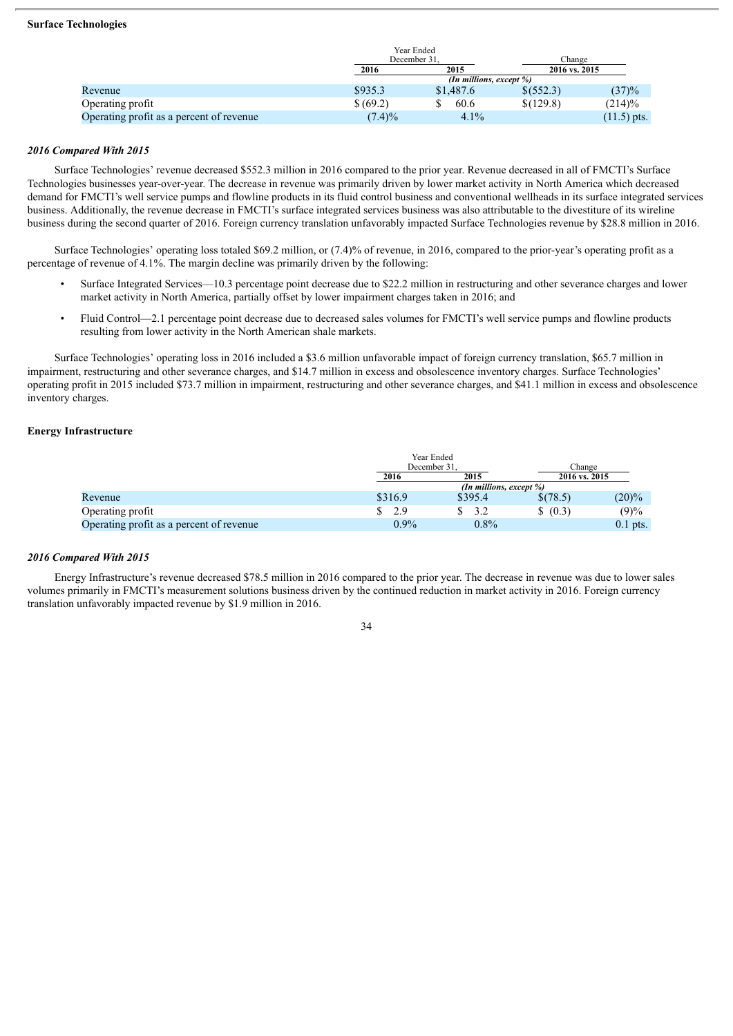**Surface Technologies**

| | Year Ended December 31, | | Change | |
|---|---|---|---|---|
| | 2016 | 2015 | 2016 vs. 2015 | |
| | *(In millions, except %)* | | | |
| Revenue | $935.3 | $1,487.6 | $(552.3) | (37)% |
| Operating profit | $ (69.2) | $ 60.6 | $(129.8) | (214)% |
| Operating profit as a percent of revenue | (7.4)% | 4.1% | | (11.5) pts. |

***2016 Compared With 2015***

Surface Technologies' revenue decreased $552.3 million in 2016 compared to the prior year. Revenue decreased in all of FMCTI's Surface Technologies businesses year-over-year. The decrease in revenue was primarily driven by lower market activity in North America which decreased demand for FMCTI's well service pumps and flowline products in its fluid control business and conventional wellheads in its surface integrated services business. Additionally, the revenue decrease in FMCTI's surface integrated services business was also attributable to the divestiture of its wireline business during the second quarter of 2016. Foreign currency translation unfavorably impacted Surface Technologies revenue by $28.8 million in 2016.

Surface Technologies' operating loss totaled $69.2 million, or (7.4)% of revenue, in 2016, compared to the prior-year's operating profit as a percentage of revenue of 4.1%. The margin decline was primarily driven by the following:

- Surface Integrated Services—10.3 percentage point decrease due to $22.2 million in restructuring and other severance charges and lower market activity in North America, partially offset by lower impairment charges taken in 2016; and
- Fluid Control—2.1 percentage point decrease due to decreased sales volumes for FMCTI's well service pumps and flowline products resulting from lower activity in the North American shale markets.

Surface Technologies' operating loss in 2016 included a $3.6 million unfavorable impact of foreign currency translation, $65.7 million in impairment, restructuring and other severance charges, and $14.7 million in excess and obsolescence inventory charges. Surface Technologies' operating profit in 2015 included $73.7 million in impairment, restructuring and other severance charges, and $41.1 million in excess and obsolescence inventory charges.

**Energy Infrastructure**

| | Year Ended December 31, | | Change | |
|---|---|---|---|---|
| | 2016 | 2015 | 2016 vs. 2015 | |
| | *(In millions, except %)* | | | |
| Revenue | $316.9 | $395.4 | $(78.5) | (20)% |
| Operating profit | $ 2.9 | $ 3.2 | $ (0.3) | (9)% |
| Operating profit as a percent of revenue | 0.9% | 0.8% | | 0.1 pts. |

***2016 Compared With 2015***

Energy Infrastructure's revenue decreased $78.5 million in 2016 compared to the prior year. The decrease in revenue was due to lower sales volumes primarily in FMCTI's measurement solutions business driven by the continued reduction in market activity in 2016. Foreign currency translation unfavorably impacted revenue by $1.9 million in 2016.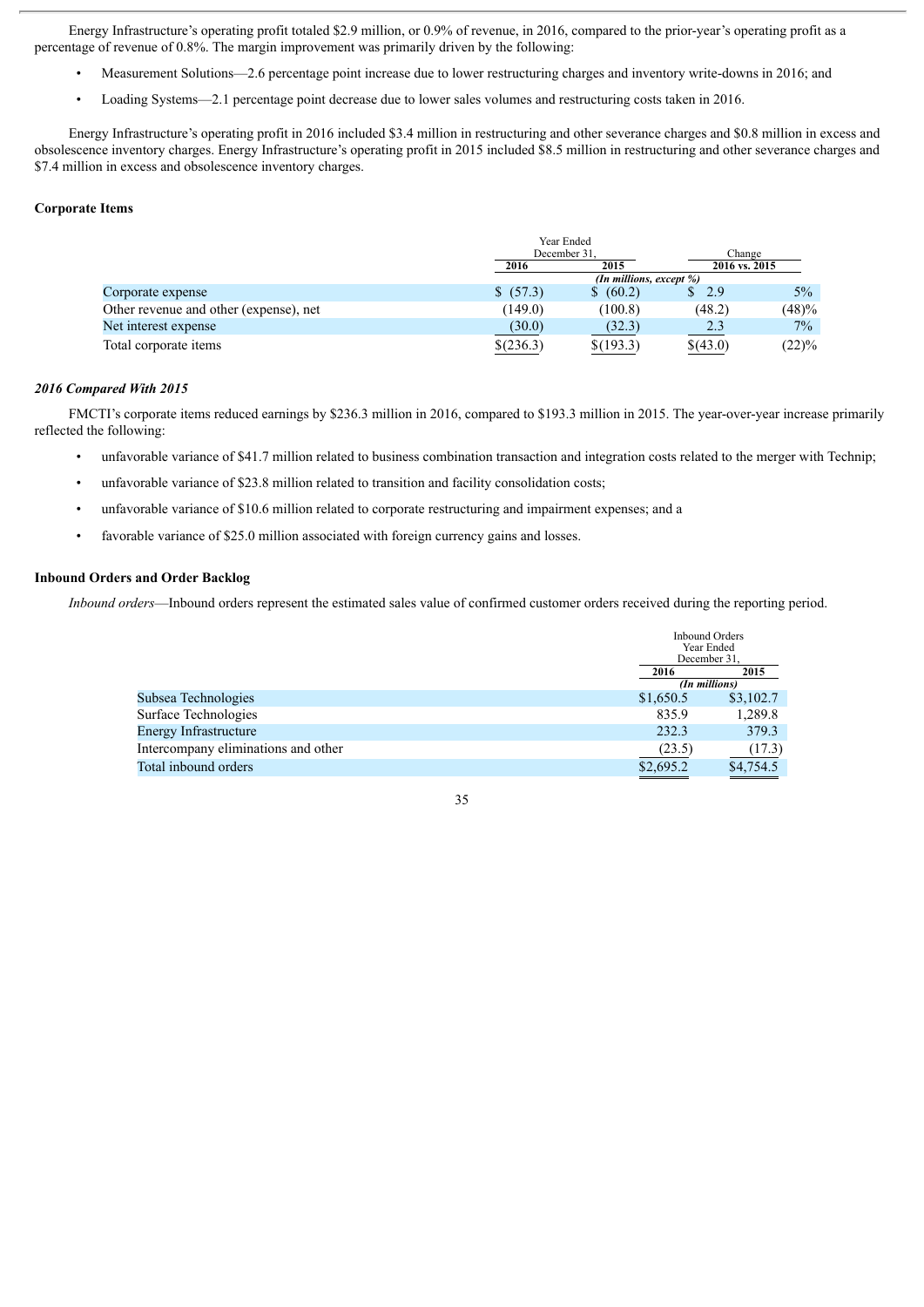Energy Infrastructure's operating profit totaled $2.9 million, or 0.9% of revenue, in 2016, compared to the prior-year's operating profit as a percentage of revenue of 0.8%. The margin improvement was primarily driven by the following:

- Measurement Solutions—2.6 percentage point increase due to lower restructuring charges and inventory write-downs in 2016; and
- Loading Systems—2.1 percentage point decrease due to lower sales volumes and restructuring costs taken in 2016.

Energy Infrastructure's operating profit in 2016 included $3.4 million in restructuring and other severance charges and $0.8 million in excess and obsolescence inventory charges. Energy Infrastructure's operating profit in 2015 included $8.5 million in restructuring and other severance charges and $7.4 million in excess and obsolescence inventory charges.

**Corporate Items**

| | Year Ended December 31, | | Change | |
|---|---|---|---|---|
| | 2016 | 2015 | 2016 vs. 2015 | |
| | *(In millions, except %)* | | | |
| Corporate expense | $ (57.3) | $ (60.2) | $ 2.9 | 5% |
| Other revenue and other (expense), net | (149.0) | (100.8) | (48.2) | (48)% |
| Net interest expense | (30.0) | (32.3) | 2.3 | 7% |
| Total corporate items | $(236.3) | $(193.3) | $(43.0) | (22)% |

***2016 Compared With 2015***

FMCTI's corporate items reduced earnings by $236.3 million in 2016, compared to $193.3 million in 2015. The year-over-year increase primarily reflected the following:

- unfavorable variance of $41.7 million related to business combination transaction and integration costs related to the merger with Technip;
- unfavorable variance of $23.8 million related to transition and facility consolidation costs;
- unfavorable variance of $10.6 million related to corporate restructuring and impairment expenses; and a
- favorable variance of $25.0 million associated with foreign currency gains and losses.

**Inbound Orders and Order Backlog**

*Inbound orders*—Inbound orders represent the estimated sales value of confirmed customer orders received during the reporting period.

| | Inbound Orders Year Ended December 31, | |
|---|---|---|
| | 2016 | 2015 |
| | *(In millions)* | |
| Subsea Technologies | $1,650.5 | $3,102.7 |
| Surface Technologies | 835.9 | 1,289.8 |
| Energy Infrastructure | 232.3 | 379.3 |
| Intercompany eliminations and other | (23.5) | (17.3) |
| Total inbound orders | $2,695.2 | $4,754.5 |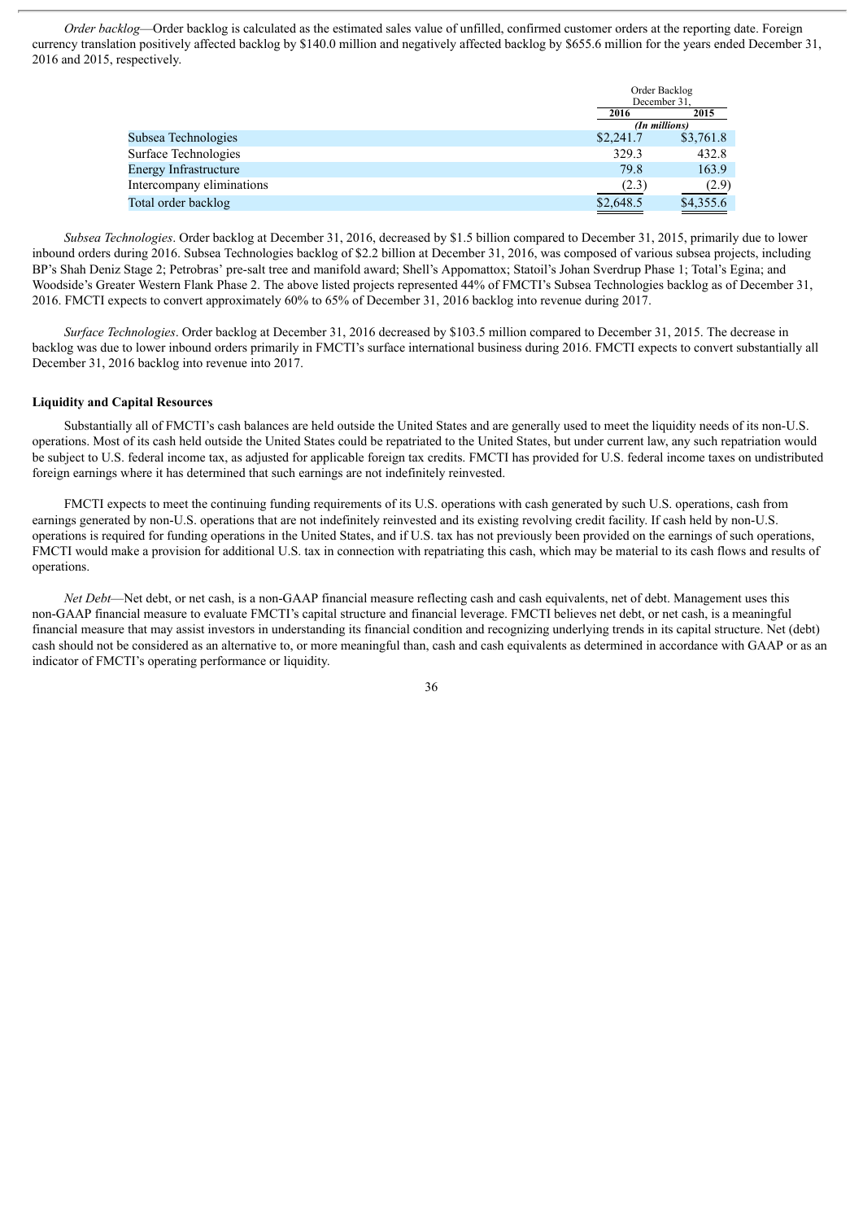*Order backlog*—Order backlog is calculated as the estimated sales value of unfilled, confirmed customer orders at the reporting date. Foreign currency translation positively affected backlog by $140.0 million and negatively affected backlog by $655.6 million for the years ended December 31, 2016 and 2015, respectively.

| | Order Backlog December 31, | |
|---|---|---|
| | 2016 | 2015 |
| | *(In millions)* | |
| Subsea Technologies | $2,241.7 | $3,761.8 |
| Surface Technologies | 329.3 | 432.8 |
| Energy Infrastructure | 79.8 | 163.9 |
| Intercompany eliminations | (2.3) | (2.9) |
| Total order backlog | $2,648.5 | $4,355.6 |

*Subsea Technologies*. Order backlog at December 31, 2016, decreased by $1.5 billion compared to December 31, 2015, primarily due to lower inbound orders during 2016. Subsea Technologies backlog of $2.2 billion at December 31, 2016, was composed of various subsea projects, including BP's Shah Deniz Stage 2; Petrobras' pre-salt tree and manifold award; Shell's Appomattox; Statoil's Johan Sverdrup Phase 1; Total's Egina; and Woodside's Greater Western Flank Phase 2. The above listed projects represented 44% of FMCTI's Subsea Technologies backlog as of December 31, 2016. FMCTI expects to convert approximately 60% to 65% of December 31, 2016 backlog into revenue during 2017.

*Surface Technologies*. Order backlog at December 31, 2016 decreased by $103.5 million compared to December 31, 2015. The decrease in backlog was due to lower inbound orders primarily in FMCTI's surface international business during 2016. FMCTI expects to convert substantially all December 31, 2016 backlog into revenue into 2017.

**Liquidity and Capital Resources**

Substantially all of FMCTI's cash balances are held outside the United States and are generally used to meet the liquidity needs of its non-U.S. operations. Most of its cash held outside the United States could be repatriated to the United States, but under current law, any such repatriation would be subject to U.S. federal income tax, as adjusted for applicable foreign tax credits. FMCTI has provided for U.S. federal income taxes on undistributed foreign earnings where it has determined that such earnings are not indefinitely reinvested.

FMCTI expects to meet the continuing funding requirements of its U.S. operations with cash generated by such U.S. operations, cash from earnings generated by non-U.S. operations that are not indefinitely reinvested and its existing revolving credit facility. If cash held by non-U.S. operations is required for funding operations in the United States, and if U.S. tax has not previously been provided on the earnings of such operations, FMCTI would make a provision for additional U.S. tax in connection with repatriating this cash, which may be material to its cash flows and results of operations.

*Net Debt*—Net debt, or net cash, is a non-GAAP financial measure reflecting cash and cash equivalents, net of debt. Management uses this non-GAAP financial measure to evaluate FMCTI's capital structure and financial leverage. FMCTI believes net debt, or net cash, is a meaningful financial measure that may assist investors in understanding its financial condition and recognizing underlying trends in its capital structure. Net (debt) cash should not be considered as an alternative to, or more meaningful than, cash and cash equivalents as determined in accordance with GAAP or as an indicator of FMCTI's operating performance or liquidity.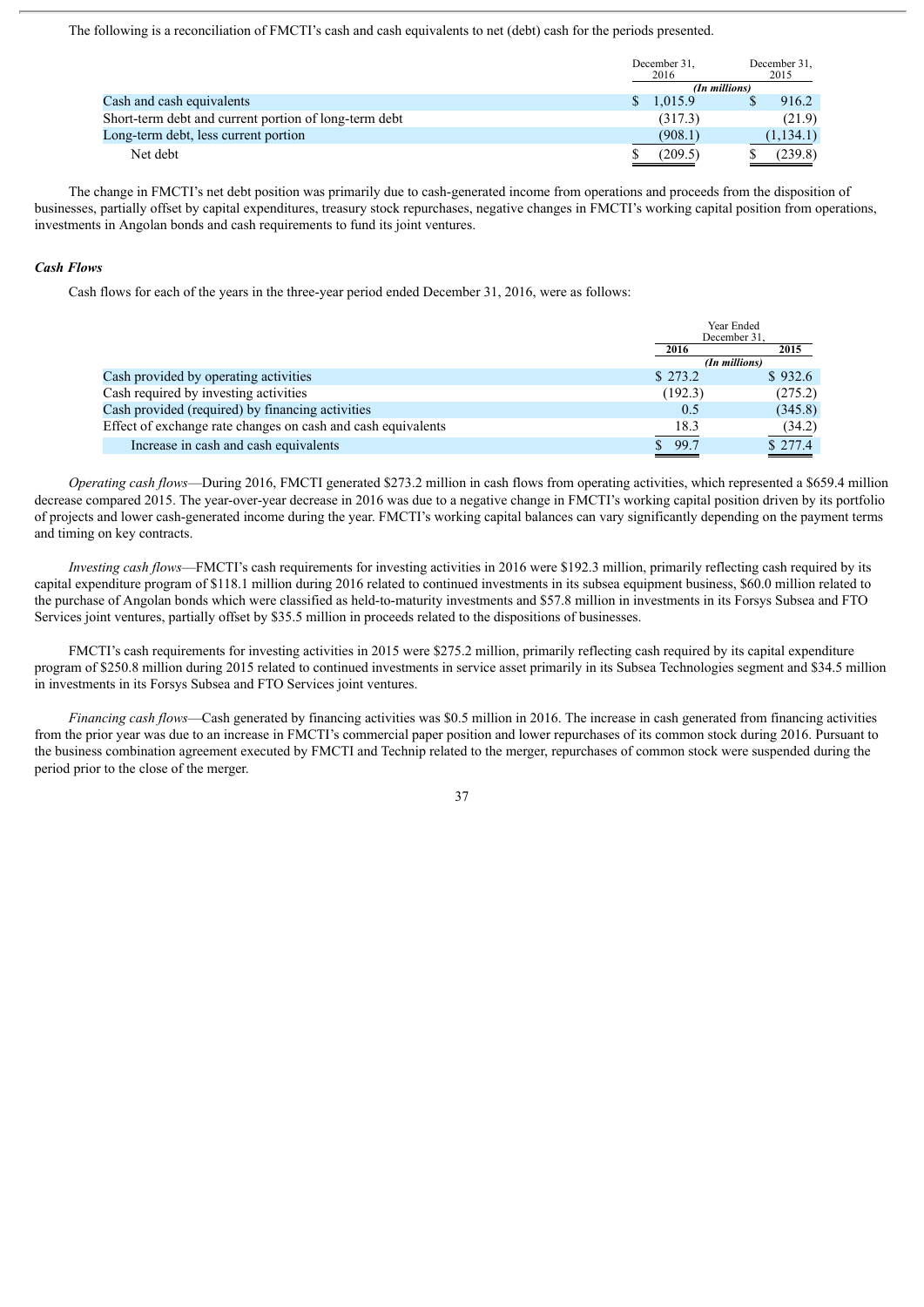The following is a reconciliation of FMCTI's cash and cash equivalents to net (debt) cash for the periods presented.

| | December 31, 2016 | December 31, 2015 |
|---|---|---|
| | (In millions) | |
| Cash and cash equivalents | $ 1,015.9 | $ 916.2 |
| Short-term debt and current portion of long-term debt | (317.3) | (21.9) |
| Long-term debt, less current portion | (908.1) | (1,134.1) |
| Net debt | $ (209.5) | $ (239.8) |

The change in FMCTI's net debt position was primarily due to cash-generated income from operations and proceeds from the disposition of businesses, partially offset by capital expenditures, treasury stock repurchases, negative changes in FMCTI's working capital position from operations, investments in Angolan bonds and cash requirements to fund its joint ventures.

***Cash Flows***

Cash flows for each of the years in the three-year period ended December 31, 2016, were as follows:

| | Year Ended December 31, | |
|---|---|---|
| | 2016 | 2015 |
| | (In millions) | |
| Cash provided by operating activities | $ 273.2 | $ 932.6 |
| Cash required by investing activities | (192.3) | (275.2) |
| Cash provided (required) by financing activities | 0.5 | (345.8) |
| Effect of exchange rate changes on cash and cash equivalents | 18.3 | (34.2) |
| Increase in cash and cash equivalents | $ 99.7 | $ 277.4 |

*Operating cash flows*—During 2016, FMCTI generated $273.2 million in cash flows from operating activities, which represented a $659.4 million decrease compared 2015. The year-over-year decrease in 2016 was due to a negative change in FMCTI's working capital position driven by its portfolio of projects and lower cash-generated income during the year. FMCTI's working capital balances can vary significantly depending on the payment terms and timing on key contracts.

*Investing cash flows*—FMCTI's cash requirements for investing activities in 2016 were $192.3 million, primarily reflecting cash required by its capital expenditure program of $118.1 million during 2016 related to continued investments in its subsea equipment business, $60.0 million related to the purchase of Angolan bonds which were classified as held-to-maturity investments and $57.8 million in investments in its Forsys Subsea and FTO Services joint ventures, partially offset by $35.5 million in proceeds related to the dispositions of businesses.

FMCTI's cash requirements for investing activities in 2015 were $275.2 million, primarily reflecting cash required by its capital expenditure program of $250.8 million during 2015 related to continued investments in service asset primarily in its Subsea Technologies segment and $34.5 million in investments in its Forsys Subsea and FTO Services joint ventures.

*Financing cash flows*—Cash generated by financing activities was $0.5 million in 2016. The increase in cash generated from financing activities from the prior year was due to an increase in FMCTI's commercial paper position and lower repurchases of its common stock during 2016. Pursuant to the business combination agreement executed by FMCTI and Technip related to the merger, repurchases of common stock were suspended during the period prior to the close of the merger.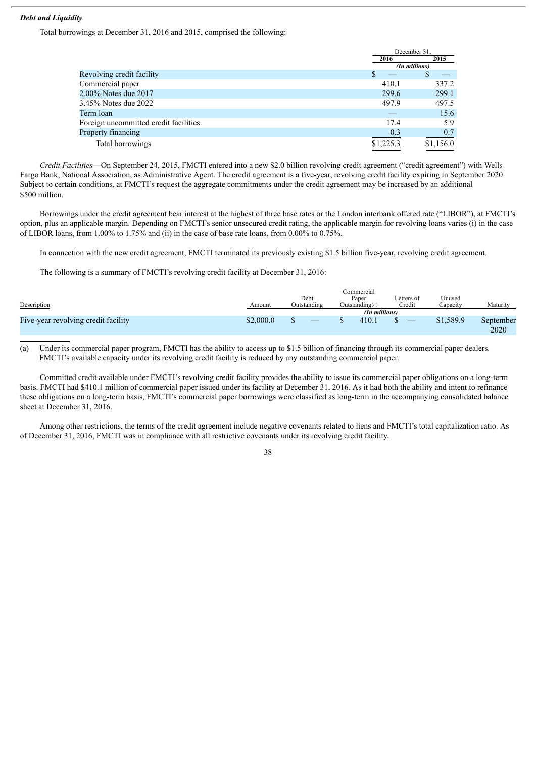***Debt and Liquidity***

Total borrowings at December 31, 2016 and 2015, comprised the following:

| | December 31, 2016 | December 31, 2015 |
|---|---|---|
| | *(In millions)* | |
| Revolving credit facility | $ — | $ — |
| Commercial paper | 410.1 | 337.2 |
| 2.00% Notes due 2017 | 299.6 | 299.1 |
| 3.45% Notes due 2022 | 497.9 | 497.5 |
| Term loan | — | 15.6 |
| Foreign uncommitted credit facilities | 17.4 | 5.9 |
| Property financing | 0.3 | 0.7 |
| Total borrowings | $1,225.3 | $1,156.0 |

*Credit Facilities*—On September 24, 2015, FMCTI entered into a new $2.0 billion revolving credit agreement ("credit agreement") with Wells Fargo Bank, National Association, as Administrative Agent. The credit agreement is a five-year, revolving credit facility expiring in September 2020. Subject to certain conditions, at FMCTI's request the aggregate commitments under the credit agreement may be increased by an additional $500 million.

Borrowings under the credit agreement bear interest at the highest of three base rates or the London interbank offered rate ("LIBOR"), at FMCTI's option, plus an applicable margin. Depending on FMCTI's senior unsecured credit rating, the applicable margin for revolving loans varies (i) in the case of LIBOR loans, from 1.00% to 1.75% and (ii) in the case of base rate loans, from 0.00% to 0.75%.

In connection with the new credit agreement, FMCTI terminated its previously existing $1.5 billion five-year, revolving credit agreement.

The following is a summary of FMCTI's revolving credit facility at December 31, 2016:

| Description | Amount | Debt Outstanding | Commercial Paper Outstanding(a) | Letters of Credit | Unused Capacity | Maturity |
|---|---|---|---|---|---|---|
| | *(In millions)* | | | | | |
| Five-year revolving credit facility | $2,000.0 | $ — | $ 410.1 | $ — | $1,589.9 | September 2020 |

(a) Under its commercial paper program, FMCTI has the ability to access up to $1.5 billion of financing through its commercial paper dealers. FMCTI's available capacity under its revolving credit facility is reduced by any outstanding commercial paper.

Committed credit available under FMCTI's revolving credit facility provides the ability to issue its commercial paper obligations on a long-term basis. FMCTI had $410.1 million of commercial paper issued under its facility at December 31, 2016. As it had both the ability and intent to refinance these obligations on a long-term basis, FMCTI's commercial paper borrowings were classified as long-term in the accompanying consolidated balance sheet at December 31, 2016.

Among other restrictions, the terms of the credit agreement include negative covenants related to liens and FMCTI's total capitalization ratio. As of December 31, 2016, FMCTI was in compliance with all restrictive covenants under its revolving credit facility.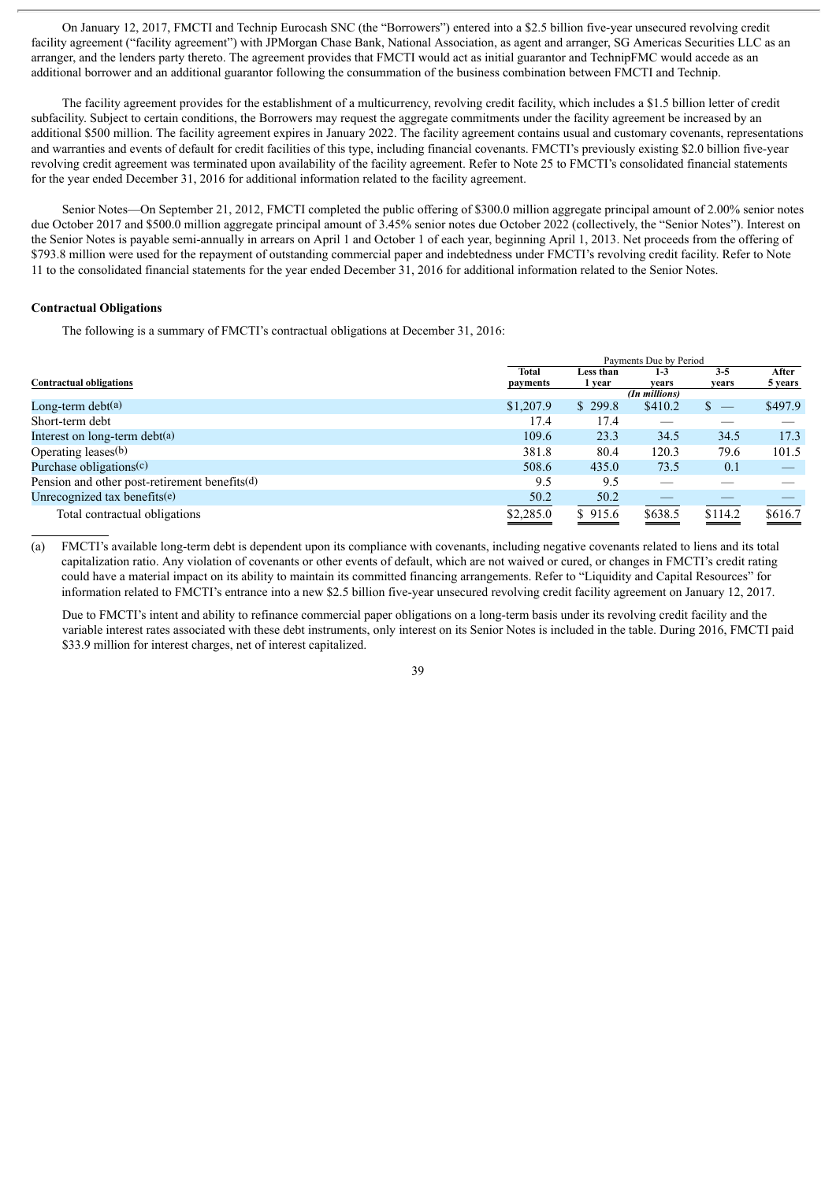On January 12, 2017, FMCTI and Technip Eurocash SNC (the "Borrowers") entered into a $2.5 billion five-year unsecured revolving credit facility agreement ("facility agreement") with JPMorgan Chase Bank, National Association, as agent and arranger, SG Americas Securities LLC as an arranger, and the lenders party thereto. The agreement provides that FMCTI would act as initial guarantor and TechnipFMC would accede as an additional borrower and an additional guarantor following the consummation of the business combination between FMCTI and Technip.

The facility agreement provides for the establishment of a multicurrency, revolving credit facility, which includes a $1.5 billion letter of credit subfacility. Subject to certain conditions, the Borrowers may request the aggregate commitments under the facility agreement be increased by an additional $500 million. The facility agreement expires in January 2022. The facility agreement contains usual and customary covenants, representations and warranties and events of default for credit facilities of this type, including financial covenants. FMCTI's previously existing $2.0 billion five-year revolving credit agreement was terminated upon availability of the facility agreement. Refer to Note 25 to FMCTI's consolidated financial statements for the year ended December 31, 2016 for additional information related to the facility agreement.

Senior Notes—On September 21, 2012, FMCTI completed the public offering of $300.0 million aggregate principal amount of 2.00% senior notes due October 2017 and $500.0 million aggregate principal amount of 3.45% senior notes due October 2022 (collectively, the "Senior Notes"). Interest on the Senior Notes is payable semi-annually in arrears on April 1 and October 1 of each year, beginning April 1, 2013. Net proceeds from the offering of $793.8 million were used for the repayment of outstanding commercial paper and indebtedness under FMCTI's revolving credit facility. Refer to Note 11 to the consolidated financial statements for the year ended December 31, 2016 for additional information related to the Senior Notes.

**Contractual Obligations**

The following is a summary of FMCTI's contractual obligations at December 31, 2016:

| | Payments Due by Period | | | | |
|---|---|---|---|---|---|
| **Contractual obligations** | **Total payments** | **Less than 1 year** | **1-3 years** | **3-5 years** | **After 5 years** |
| | | | *(In millions)* | | |
| Long-term debt[(a)] | $1,207.9 | $ 299.8 | $410.2 | $ — | $497.9 |
| Short-term debt | 17.4 | 17.4 | — | — | — |
| Interest on long-term debt[(a)] | 109.6 | 23.3 | 34.5 | 34.5 | 17.3 |
| Operating leases[(b)] | 381.8 | 80.4 | 120.3 | 79.6 | 101.5 |
| Purchase obligations[(c)] | 508.6 | 435.0 | 73.5 | 0.1 | — |
| Pension and other post-retirement benefits[(d)] | 9.5 | 9.5 | — | — | — |
| Unrecognized tax benefits[(e)] | 50.2 | 50.2 | — | — | — |
| Total contractual obligations | $2,285.0 | $ 915.6 | $638.5 | $114.2 | $616.7 |

(a) FMCTI's available long-term debt is dependent upon its compliance with covenants, including negative covenants related to liens and its total capitalization ratio. Any violation of covenants or other events of default, which are not waived or cured, or changes in FMCTI's credit rating could have a material impact on its ability to maintain its committed financing arrangements. Refer to "Liquidity and Capital Resources" for information related to FMCTI's entrance into a new $2.5 billion five-year unsecured revolving credit facility agreement on January 12, 2017.

Due to FMCTI's intent and ability to refinance commercial paper obligations on a long-term basis under its revolving credit facility and the variable interest rates associated with these debt instruments, only interest on its Senior Notes is included in the table. During 2016, FMCTI paid $33.9 million for interest charges, net of interest capitalized.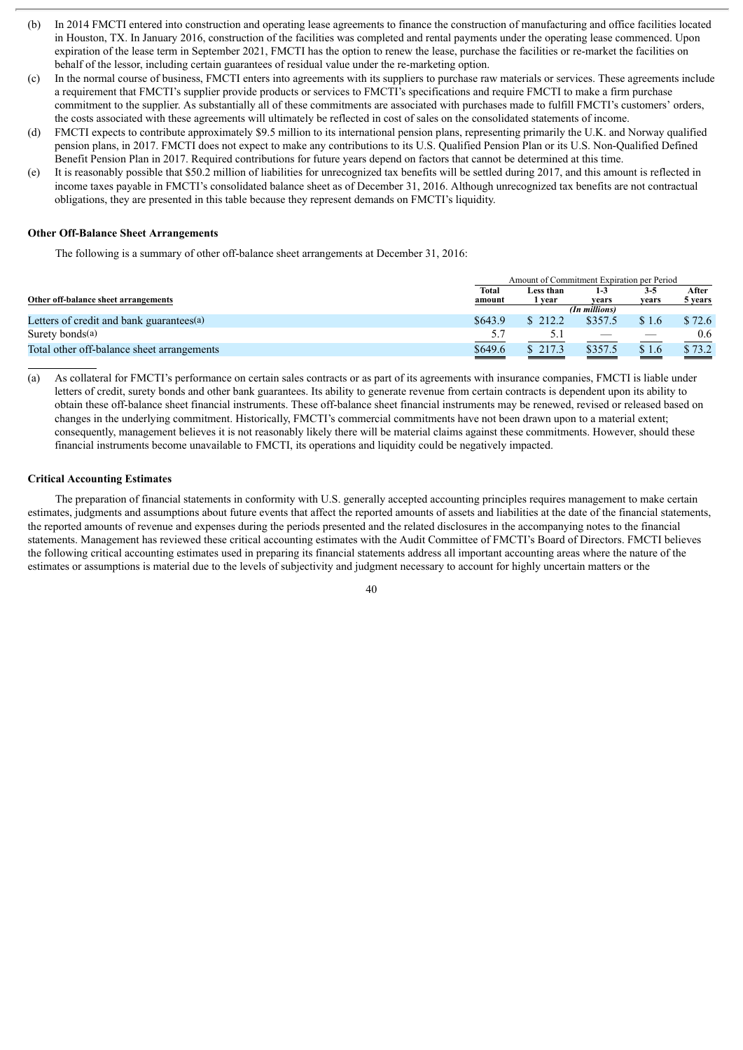(b) In 2014 FMCTI entered into construction and operating lease agreements to finance the construction of manufacturing and office facilities located in Houston, TX. In January 2016, construction of the facilities was completed and rental payments under the operating lease commenced. Upon expiration of the lease term in September 2021, FMCTI has the option to renew the lease, purchase the facilities or re-market the facilities on behalf of the lessor, including certain guarantees of residual value under the re-marketing option.

(c) In the normal course of business, FMCTI enters into agreements with its suppliers to purchase raw materials or services. These agreements include a requirement that FMCTI's supplier provide products or services to FMCTI's specifications and require FMCTI to make a firm purchase commitment to the supplier. As substantially all of these commitments are associated with purchases made to fulfill FMCTI's customers' orders, the costs associated with these agreements will ultimately be reflected in cost of sales on the consolidated statements of income.

(d) FMCTI expects to contribute approximately $9.5 million to its international pension plans, representing primarily the U.K. and Norway qualified pension plans, in 2017. FMCTI does not expect to make any contributions to its U.S. Qualified Pension Plan or its U.S. Non-Qualified Defined Benefit Pension Plan in 2017. Required contributions for future years depend on factors that cannot be determined at this time.

(e) It is reasonably possible that $50.2 million of liabilities for unrecognized tax benefits will be settled during 2017, and this amount is reflected in income taxes payable in FMCTI's consolidated balance sheet as of December 31, 2016. Although unrecognized tax benefits are not contractual obligations, they are presented in this table because they represent demands on FMCTI's liquidity.

**Other Off-Balance Sheet Arrangements**

The following is a summary of other off-balance sheet arrangements at December 31, 2016:

| | Amount of Commitment Expiration per Period | | | | |
|---|---|---|---|---|---|
| **Other off-balance sheet arrangements** | **Total amount** | **Less than 1 year** | **1-3 years** | **3-5 years** | **After 5 years** |
| | | | *(In millions)* | | |
| Letters of credit and bank guarantees(a) | $643.9 | $ 212.2 | $357.5 | $ 1.6 | $ 72.6 |
| Surety bonds(a) | 5.7 | 5.1 | — | — | 0.6 |
| Total other off-balance sheet arrangements | $649.6 | $ 217.3 | $357.5 | $ 1.6 | $ 73.2 |

(a) As collateral for FMCTI's performance on certain sales contracts or as part of its agreements with insurance companies, FMCTI is liable under letters of credit, surety bonds and other bank guarantees. Its ability to generate revenue from certain contracts is dependent upon its ability to obtain these off-balance sheet financial instruments. These off-balance sheet financial instruments may be renewed, revised or released based on changes in the underlying commitment. Historically, FMCTI's commercial commitments have not been drawn upon to a material extent; consequently, management believes it is not reasonably likely there will be material claims against these commitments. However, should these financial instruments become unavailable to FMCTI, its operations and liquidity could be negatively impacted.

**Critical Accounting Estimates**

The preparation of financial statements in conformity with U.S. generally accepted accounting principles requires management to make certain estimates, judgments and assumptions about future events that affect the reported amounts of assets and liabilities at the date of the financial statements, the reported amounts of revenue and expenses during the periods presented and the related disclosures in the accompanying notes to the financial statements. Management has reviewed these critical accounting estimates with the Audit Committee of FMCTI's Board of Directors. FMCTI believes the following critical accounting estimates used in preparing its financial statements address all important accounting areas where the nature of the estimates or assumptions is material due to the levels of subjectivity and judgment necessary to account for highly uncertain matters or the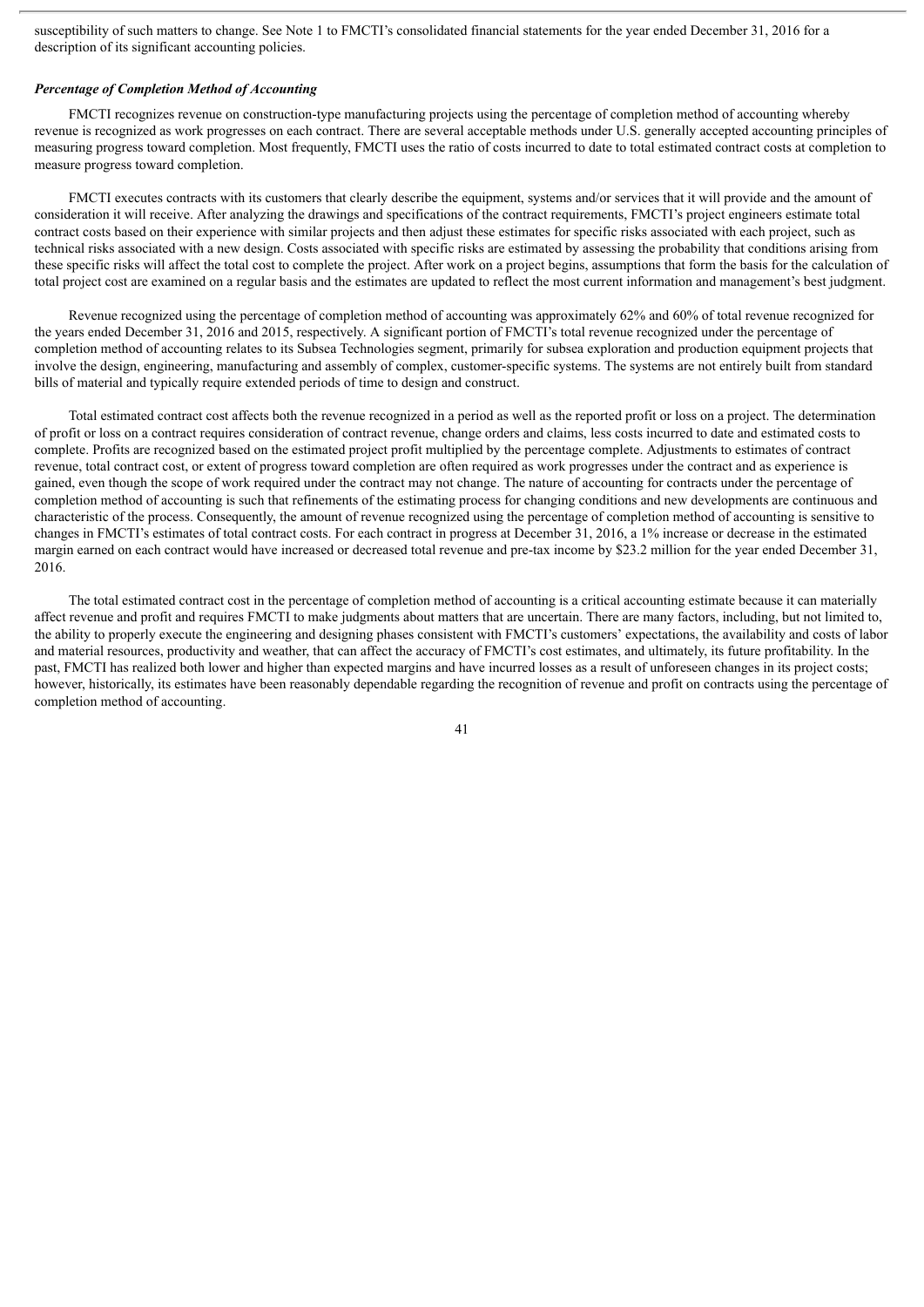susceptibility of such matters to change. See Note 1 to FMCTI's consolidated financial statements for the year ended December 31, 2016 for a description of its significant accounting policies.

***Percentage of Completion Method of Accounting***

FMCTI recognizes revenue on construction-type manufacturing projects using the percentage of completion method of accounting whereby revenue is recognized as work progresses on each contract. There are several acceptable methods under U.S. generally accepted accounting principles of measuring progress toward completion. Most frequently, FMCTI uses the ratio of costs incurred to date to total estimated contract costs at completion to measure progress toward completion.

FMCTI executes contracts with its customers that clearly describe the equipment, systems and/or services that it will provide and the amount of consideration it will receive. After analyzing the drawings and specifications of the contract requirements, FMCTI's project engineers estimate total contract costs based on their experience with similar projects and then adjust these estimates for specific risks associated with each project, such as technical risks associated with a new design. Costs associated with specific risks are estimated by assessing the probability that conditions arising from these specific risks will affect the total cost to complete the project. After work on a project begins, assumptions that form the basis for the calculation of total project cost are examined on a regular basis and the estimates are updated to reflect the most current information and management's best judgment.

Revenue recognized using the percentage of completion method of accounting was approximately 62% and 60% of total revenue recognized for the years ended December 31, 2016 and 2015, respectively. A significant portion of FMCTI's total revenue recognized under the percentage of completion method of accounting relates to its Subsea Technologies segment, primarily for subsea exploration and production equipment projects that involve the design, engineering, manufacturing and assembly of complex, customer-specific systems. The systems are not entirely built from standard bills of material and typically require extended periods of time to design and construct.

Total estimated contract cost affects both the revenue recognized in a period as well as the reported profit or loss on a project. The determination of profit or loss on a contract requires consideration of contract revenue, change orders and claims, less costs incurred to date and estimated costs to complete. Profits are recognized based on the estimated project profit multiplied by the percentage complete. Adjustments to estimates of contract revenue, total contract cost, or extent of progress toward completion are often required as work progresses under the contract and as experience is gained, even though the scope of work required under the contract may not change. The nature of accounting for contracts under the percentage of completion method of accounting is such that refinements of the estimating process for changing conditions and new developments are continuous and characteristic of the process. Consequently, the amount of revenue recognized using the percentage of completion method of accounting is sensitive to changes in FMCTI's estimates of total contract costs. For each contract in progress at December 31, 2016, a 1% increase or decrease in the estimated margin earned on each contract would have increased or decreased total revenue and pre-tax income by $23.2 million for the year ended December 31, 2016.

The total estimated contract cost in the percentage of completion method of accounting is a critical accounting estimate because it can materially affect revenue and profit and requires FMCTI to make judgments about matters that are uncertain. There are many factors, including, but not limited to, the ability to properly execute the engineering and designing phases consistent with FMCTI's customers' expectations, the availability and costs of labor and material resources, productivity and weather, that can affect the accuracy of FMCTI's cost estimates, and ultimately, its future profitability. In the past, FMCTI has realized both lower and higher than expected margins and have incurred losses as a result of unforeseen changes in its project costs; however, historically, its estimates have been reasonably dependable regarding the recognition of revenue and profit on contracts using the percentage of completion method of accounting.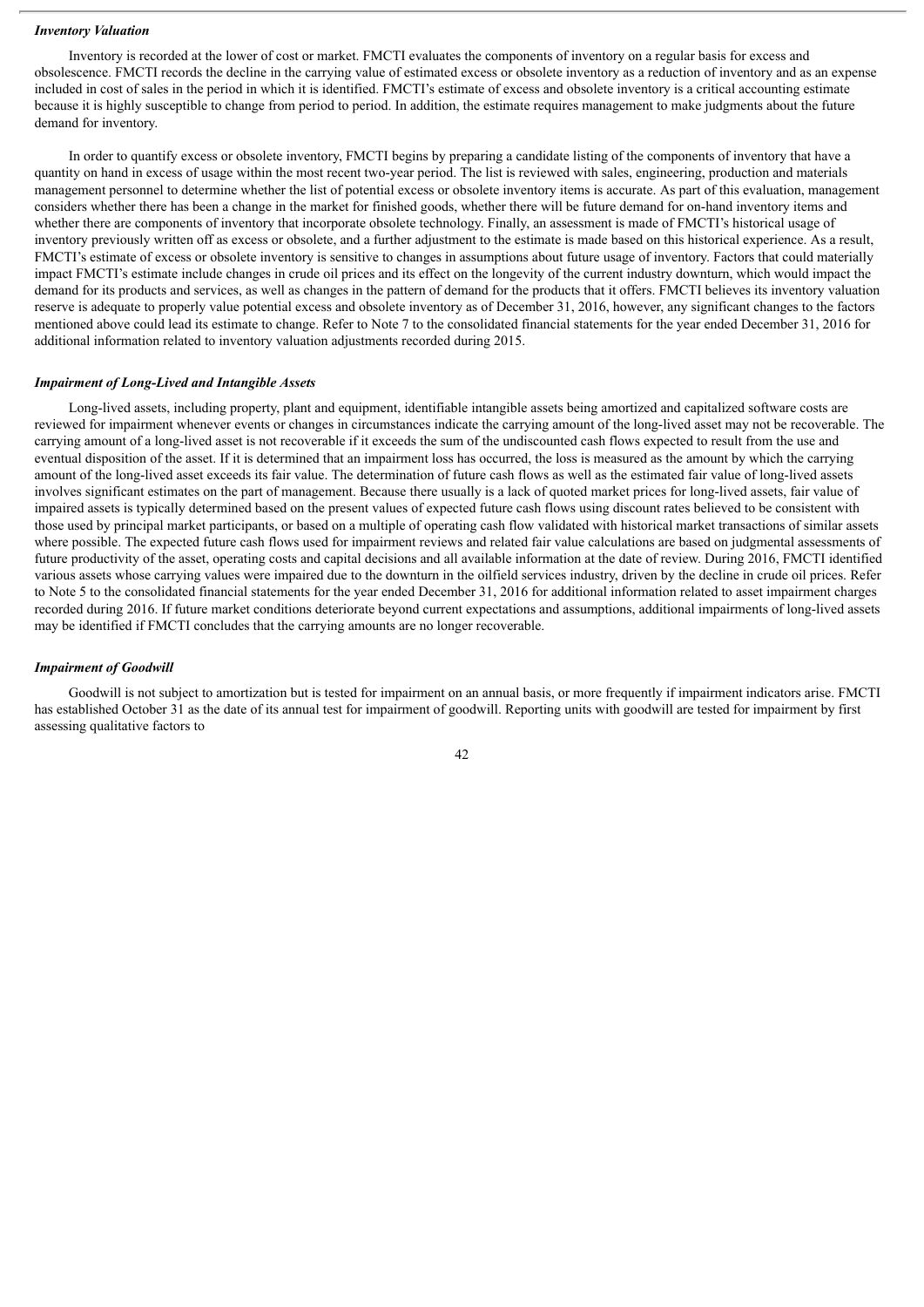***Inventory Valuation***

Inventory is recorded at the lower of cost or market. FMCTI evaluates the components of inventory on a regular basis for excess and obsolescence. FMCTI records the decline in the carrying value of estimated excess or obsolete inventory as a reduction of inventory and as an expense included in cost of sales in the period in which it is identified. FMCTI's estimate of excess and obsolete inventory is a critical accounting estimate because it is highly susceptible to change from period to period. In addition, the estimate requires management to make judgments about the future demand for inventory.

In order to quantify excess or obsolete inventory, FMCTI begins by preparing a candidate listing of the components of inventory that have a quantity on hand in excess of usage within the most recent two-year period. The list is reviewed with sales, engineering, production and materials management personnel to determine whether the list of potential excess or obsolete inventory items is accurate. As part of this evaluation, management considers whether there has been a change in the market for finished goods, whether there will be future demand for on-hand inventory items and whether there are components of inventory that incorporate obsolete technology. Finally, an assessment is made of FMCTI's historical usage of inventory previously written off as excess or obsolete, and a further adjustment to the estimate is made based on this historical experience. As a result, FMCTI's estimate of excess or obsolete inventory is sensitive to changes in assumptions about future usage of inventory. Factors that could materially impact FMCTI's estimate include changes in crude oil prices and its effect on the longevity of the current industry downturn, which would impact the demand for its products and services, as well as changes in the pattern of demand for the products that it offers. FMCTI believes its inventory valuation reserve is adequate to properly value potential excess and obsolete inventory as of December 31, 2016, however, any significant changes to the factors mentioned above could lead its estimate to change. Refer to Note 7 to the consolidated financial statements for the year ended December 31, 2016 for additional information related to inventory valuation adjustments recorded during 2015.

***Impairment of Long-Lived and Intangible Assets***

Long-lived assets, including property, plant and equipment, identifiable intangible assets being amortized and capitalized software costs are reviewed for impairment whenever events or changes in circumstances indicate the carrying amount of the long-lived asset may not be recoverable. The carrying amount of a long-lived asset is not recoverable if it exceeds the sum of the undiscounted cash flows expected to result from the use and eventual disposition of the asset. If it is determined that an impairment loss has occurred, the loss is measured as the amount by which the carrying amount of the long-lived asset exceeds its fair value. The determination of future cash flows as well as the estimated fair value of long-lived assets involves significant estimates on the part of management. Because there usually is a lack of quoted market prices for long-lived assets, fair value of impaired assets is typically determined based on the present values of expected future cash flows using discount rates believed to be consistent with those used by principal market participants, or based on a multiple of operating cash flow validated with historical market transactions of similar assets where possible. The expected future cash flows used for impairment reviews and related fair value calculations are based on judgmental assessments of future productivity of the asset, operating costs and capital decisions and all available information at the date of review. During 2016, FMCTI identified various assets whose carrying values were impaired due to the downturn in the oilfield services industry, driven by the decline in crude oil prices. Refer to Note 5 to the consolidated financial statements for the year ended December 31, 2016 for additional information related to asset impairment charges recorded during 2016. If future market conditions deteriorate beyond current expectations and assumptions, additional impairments of long-lived assets may be identified if FMCTI concludes that the carrying amounts are no longer recoverable.

***Impairment of Goodwill***

Goodwill is not subject to amortization but is tested for impairment on an annual basis, or more frequently if impairment indicators arise. FMCTI has established October 31 as the date of its annual test for impairment of goodwill. Reporting units with goodwill are tested for impairment by first assessing qualitative factors to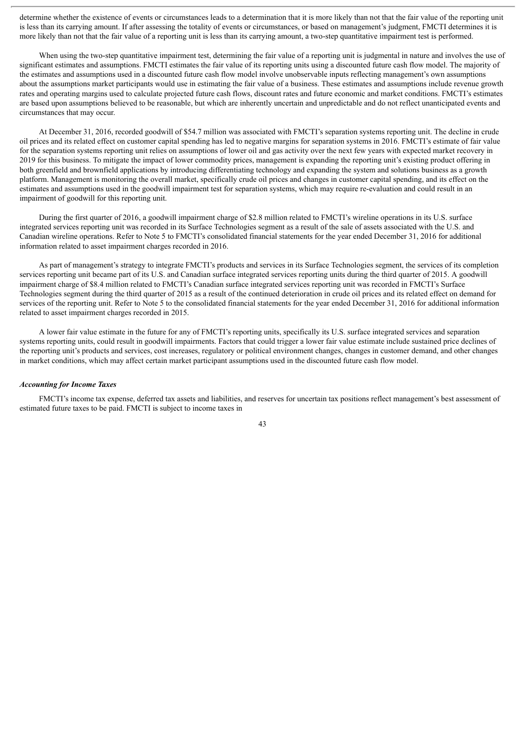determine whether the existence of events or circumstances leads to a determination that it is more likely than not that the fair value of the reporting unit is less than its carrying amount. If after assessing the totality of events or circumstances, or based on management's judgment, FMCTI determines it is more likely than not that the fair value of a reporting unit is less than its carrying amount, a two-step quantitative impairment test is performed.

When using the two-step quantitative impairment test, determining the fair value of a reporting unit is judgmental in nature and involves the use of significant estimates and assumptions. FMCTI estimates the fair value of its reporting units using a discounted future cash flow model. The majority of the estimates and assumptions used in a discounted future cash flow model involve unobservable inputs reflecting management's own assumptions about the assumptions market participants would use in estimating the fair value of a business. These estimates and assumptions include revenue growth rates and operating margins used to calculate projected future cash flows, discount rates and future economic and market conditions. FMCTI's estimates are based upon assumptions believed to be reasonable, but which are inherently uncertain and unpredictable and do not reflect unanticipated events and circumstances that may occur.

At December 31, 2016, recorded goodwill of $54.7 million was associated with FMCTI's separation systems reporting unit. The decline in crude oil prices and its related effect on customer capital spending has led to negative margins for separation systems in 2016. FMCTI's estimate of fair value for the separation systems reporting unit relies on assumptions of lower oil and gas activity over the next few years with expected market recovery in 2019 for this business. To mitigate the impact of lower commodity prices, management is expanding the reporting unit's existing product offering in both greenfield and brownfield applications by introducing differentiating technology and expanding the system and solutions business as a growth platform. Management is monitoring the overall market, specifically crude oil prices and changes in customer capital spending, and its effect on the estimates and assumptions used in the goodwill impairment test for separation systems, which may require re-evaluation and could result in an impairment of goodwill for this reporting unit.

During the first quarter of 2016, a goodwill impairment charge of $2.8 million related to FMCTI's wireline operations in its U.S. surface integrated services reporting unit was recorded in its Surface Technologies segment as a result of the sale of assets associated with the U.S. and Canadian wireline operations. Refer to Note 5 to FMCTI's consolidated financial statements for the year ended December 31, 2016 for additional information related to asset impairment charges recorded in 2016.

As part of management's strategy to integrate FMCTI's products and services in its Surface Technologies segment, the services of its completion services reporting unit became part of its U.S. and Canadian surface integrated services reporting units during the third quarter of 2015. A goodwill impairment charge of $8.4 million related to FMCTI's Canadian surface integrated services reporting unit was recorded in FMCTI's Surface Technologies segment during the third quarter of 2015 as a result of the continued deterioration in crude oil prices and its related effect on demand for services of the reporting unit. Refer to Note 5 to the consolidated financial statements for the year ended December 31, 2016 for additional information related to asset impairment charges recorded in 2015.

A lower fair value estimate in the future for any of FMCTI's reporting units, specifically its U.S. surface integrated services and separation systems reporting units, could result in goodwill impairments. Factors that could trigger a lower fair value estimate include sustained price declines of the reporting unit's products and services, cost increases, regulatory or political environment changes, changes in customer demand, and other changes in market conditions, which may affect certain market participant assumptions used in the discounted future cash flow model.

### *Accounting for Income Taxes*

FMCTI's income tax expense, deferred tax assets and liabilities, and reserves for uncertain tax positions reflect management's best assessment of estimated future taxes to be paid. FMCTI is subject to income taxes in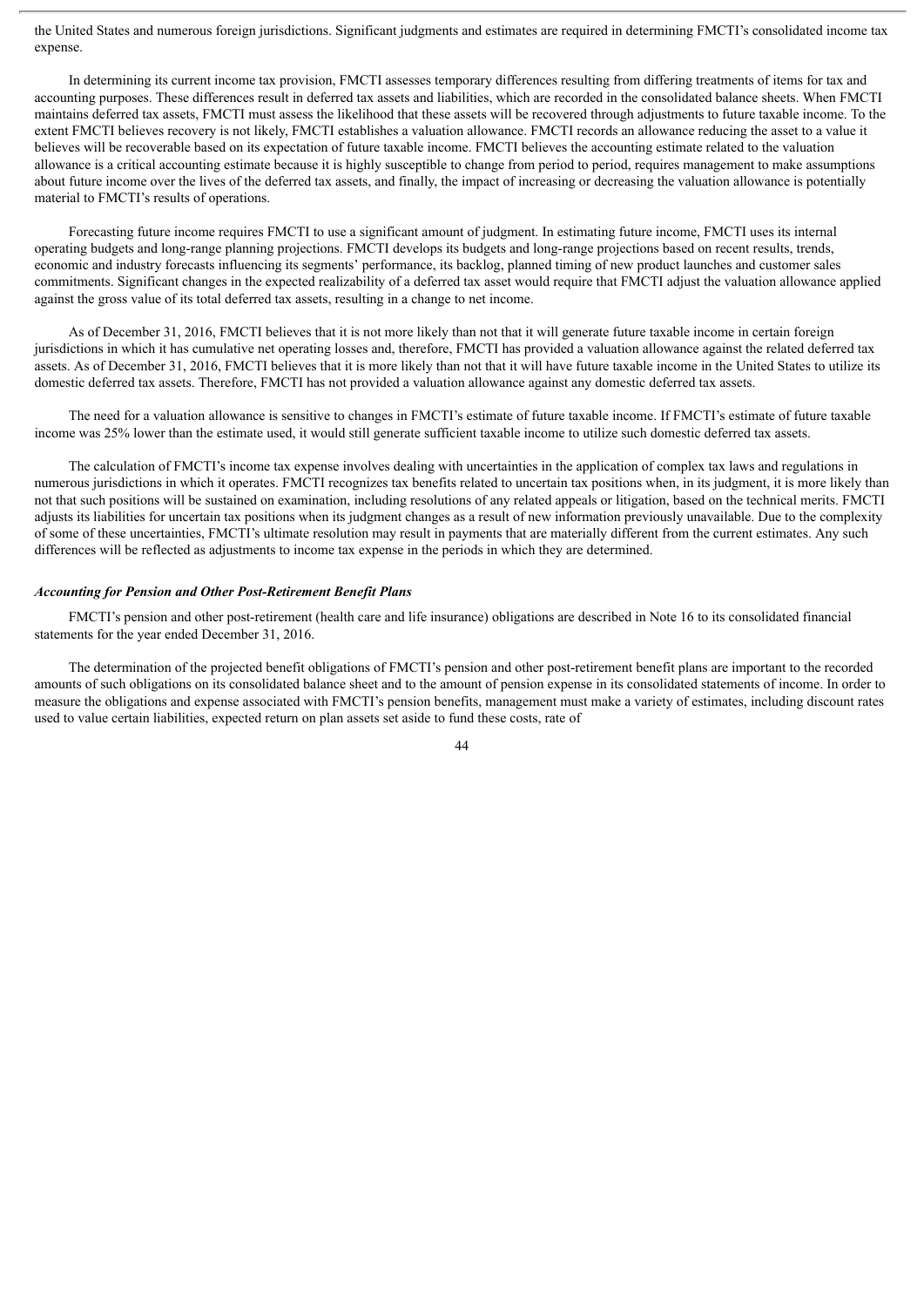the United States and numerous foreign jurisdictions. Significant judgments and estimates are required in determining FMCTI's consolidated income tax expense.

In determining its current income tax provision, FMCTI assesses temporary differences resulting from differing treatments of items for tax and accounting purposes. These differences result in deferred tax assets and liabilities, which are recorded in the consolidated balance sheets. When FMCTI maintains deferred tax assets, FMCTI must assess the likelihood that these assets will be recovered through adjustments to future taxable income. To the extent FMCTI believes recovery is not likely, FMCTI establishes a valuation allowance. FMCTI records an allowance reducing the asset to a value it believes will be recoverable based on its expectation of future taxable income. FMCTI believes the accounting estimate related to the valuation allowance is a critical accounting estimate because it is highly susceptible to change from period to period, requires management to make assumptions about future income over the lives of the deferred tax assets, and finally, the impact of increasing or decreasing the valuation allowance is potentially material to FMCTI's results of operations.

Forecasting future income requires FMCTI to use a significant amount of judgment. In estimating future income, FMCTI uses its internal operating budgets and long-range planning projections. FMCTI develops its budgets and long-range projections based on recent results, trends, economic and industry forecasts influencing its segments' performance, its backlog, planned timing of new product launches and customer sales commitments. Significant changes in the expected realizability of a deferred tax asset would require that FMCTI adjust the valuation allowance applied against the gross value of its total deferred tax assets, resulting in a change to net income.

As of December 31, 2016, FMCTI believes that it is not more likely than not that it will generate future taxable income in certain foreign jurisdictions in which it has cumulative net operating losses and, therefore, FMCTI has provided a valuation allowance against the related deferred tax assets. As of December 31, 2016, FMCTI believes that it is more likely than not that it will have future taxable income in the United States to utilize its domestic deferred tax assets. Therefore, FMCTI has not provided a valuation allowance against any domestic deferred tax assets.

The need for a valuation allowance is sensitive to changes in FMCTI's estimate of future taxable income. If FMCTI's estimate of future taxable income was 25% lower than the estimate used, it would still generate sufficient taxable income to utilize such domestic deferred tax assets.

The calculation of FMCTI's income tax expense involves dealing with uncertainties in the application of complex tax laws and regulations in numerous jurisdictions in which it operates. FMCTI recognizes tax benefits related to uncertain tax positions when, in its judgment, it is more likely than not that such positions will be sustained on examination, including resolutions of any related appeals or litigation, based on the technical merits. FMCTI adjusts its liabilities for uncertain tax positions when its judgment changes as a result of new information previously unavailable. Due to the complexity of some of these uncertainties, FMCTI's ultimate resolution may result in payments that are materially different from the current estimates. Any such differences will be reflected as adjustments to income tax expense in the periods in which they are determined.

***Accounting for Pension and Other Post-Retirement Benefit Plans***

FMCTI's pension and other post-retirement (health care and life insurance) obligations are described in Note 16 to its consolidated financial statements for the year ended December 31, 2016.

The determination of the projected benefit obligations of FMCTI's pension and other post-retirement benefit plans are important to the recorded amounts of such obligations on its consolidated balance sheet and to the amount of pension expense in its consolidated statements of income. In order to measure the obligations and expense associated with FMCTI's pension benefits, management must make a variety of estimates, including discount rates used to value certain liabilities, expected return on plan assets set aside to fund these costs, rate of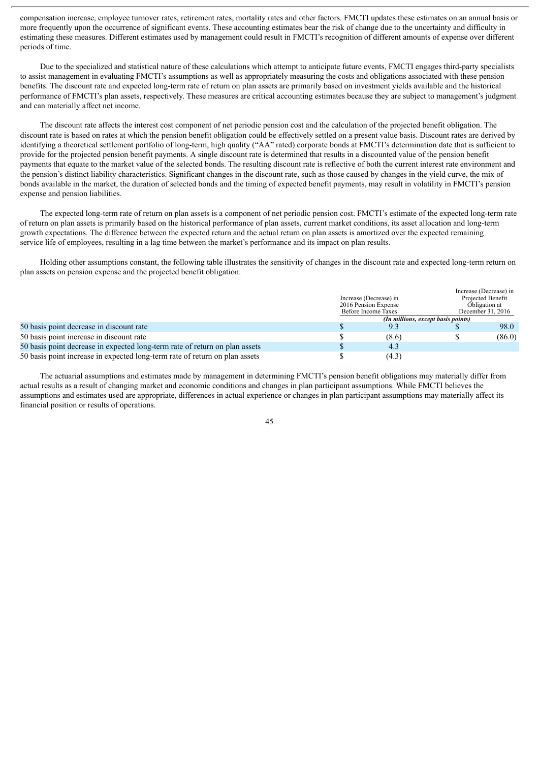compensation increase, employee turnover rates, retirement rates, mortality rates and other factors. FMCTI updates these estimates on an annual basis or more frequently upon the occurrence of significant events. These accounting estimates bear the risk of change due to the uncertainty and difficulty in estimating these measures. Different estimates used by management could result in FMCTI's recognition of different amounts of expense over different periods of time.

Due to the specialized and statistical nature of these calculations which attempt to anticipate future events, FMCTI engages third-party specialists to assist management in evaluating FMCTI's assumptions as well as appropriately measuring the costs and obligations associated with these pension benefits. The discount rate and expected long-term rate of return on plan assets are primarily based on investment yields available and the historical performance of FMCTI's plan assets, respectively. These measures are critical accounting estimates because they are subject to management's judgment and can materially affect net income.

The discount rate affects the interest cost component of net periodic pension cost and the calculation of the projected benefit obligation. The discount rate is based on rates at which the pension benefit obligation could be effectively settled on a present value basis. Discount rates are derived by identifying a theoretical settlement portfolio of long-term, high quality ("AA" rated) corporate bonds at FMCTI's determination date that is sufficient to provide for the projected pension benefit payments. A single discount rate is determined that results in a discounted value of the pension benefit payments that equate to the market value of the selected bonds. The resulting discount rate is reflective of both the current interest rate environment and the pension's distinct liability characteristics. Significant changes in the discount rate, such as those caused by changes in the yield curve, the mix of bonds available in the market, the duration of selected bonds and the timing of expected benefit payments, may result in volatility in FMCTI's pension expense and pension liabilities.

The expected long-term rate of return on plan assets is a component of net periodic pension cost. FMCTI's estimate of the expected long-term rate of return on plan assets is primarily based on the historical performance of plan assets, current market conditions, its asset allocation and long-term growth expectations. The difference between the expected return and the actual return on plan assets is amortized over the expected remaining service life of employees, resulting in a lag time between the market's performance and its impact on plan results.

Holding other assumptions constant, the following table illustrates the sensitivity of changes in the discount rate and expected long-term return on plan assets on pension expense and the projected benefit obligation:

| | Increase (Decrease) in 2016 Pension Expense Before Income Taxes | Increase (Decrease) in Projected Benefit Obligation at December 31, 2016 |
|---|---|---|
| | *(In millions, except basis points)* | |
| 50 basis point decrease in discount rate | $ 9.3 | $ 98.0 |
| 50 basis point increase in discount rate | $ (8.6) | $ (86.0) |
| 50 basis point decrease in expected long-term rate of return on plan assets | $ 4.3 | |
| 50 basis point increase in expected long-term rate of return on plan assets | $ (4.3) | |

The actuarial assumptions and estimates made by management in determining FMCTI's pension benefit obligations may materially differ from actual results as a result of changing market and economic conditions and changes in plan participant assumptions. While FMCTI believes the assumptions and estimates used are appropriate, differences in actual experience or changes in plan participant assumptions may materially affect its financial position or results of operations.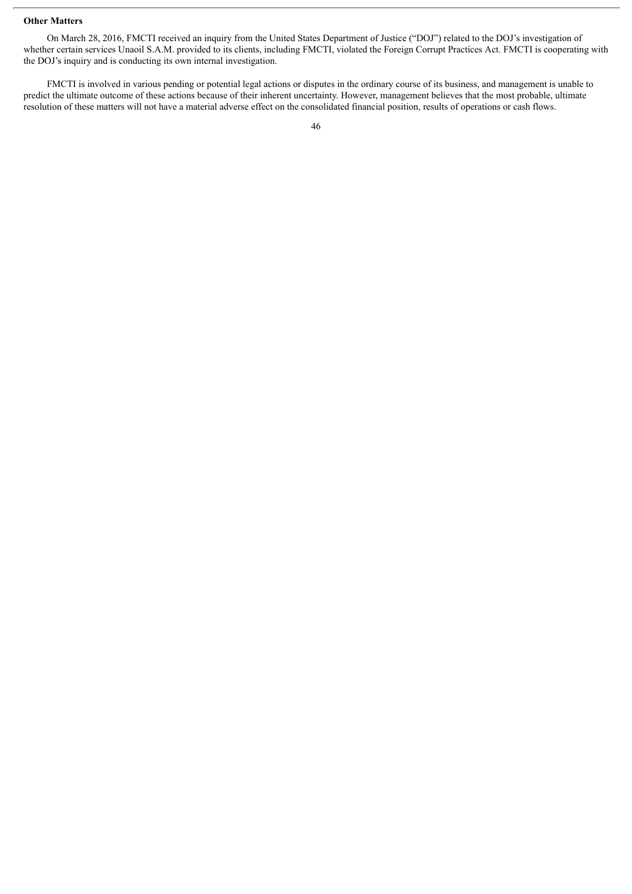**Other Matters**

On March 28, 2016, FMCTI received an inquiry from the United States Department of Justice ("DOJ") related to the DOJ's investigation of whether certain services Unaoil S.A.M. provided to its clients, including FMCTI, violated the Foreign Corrupt Practices Act. FMCTI is cooperating with the DOJ's inquiry and is conducting its own internal investigation.

FMCTI is involved in various pending or potential legal actions or disputes in the ordinary course of its business, and management is unable to predict the ultimate outcome of these actions because of their inherent uncertainty. However, management believes that the most probable, ultimate resolution of these matters will not have a material adverse effect on the consolidated financial position, results of operations or cash flows.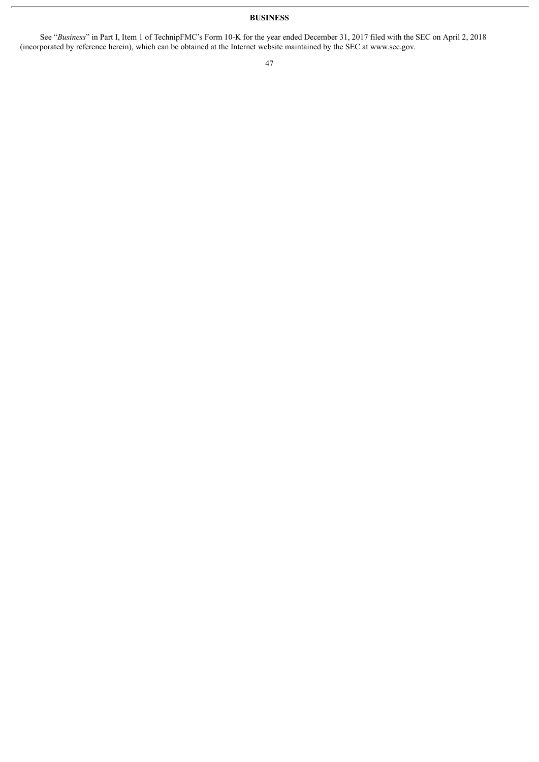## BUSINESS

See "*Business*" in Part I, Item 1 of TechnipFMC's Form 10-K for the year ended December 31, 2017 filed with the SEC on April 2, 2018 (incorporated by reference herein), which can be obtained at the Internet website maintained by the SEC at www.sec.gov.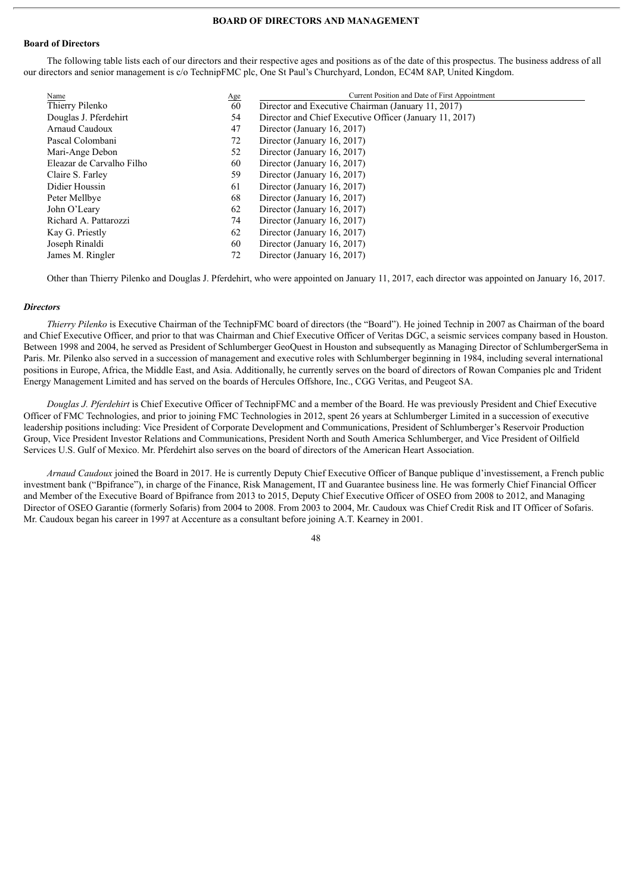# BOARD OF DIRECTORS AND MANAGEMENT

## Board of Directors

The following table lists each of our directors and their respective ages and positions as of the date of this prospectus. The business address of all our directors and senior management is c/o TechnipFMC plc, One St Paul's Churchyard, London, EC4M 8AP, United Kingdom.

| Name | Age | Current Position and Date of First Appointment |
|---|---|---|
| Thierry Pilenko | 60 | Director and Executive Chairman (January 11, 2017) |
| Douglas J. Pferdehirt | 54 | Director and Chief Executive Officer (January 11, 2017) |
| Arnaud Caudoux | 47 | Director (January 16, 2017) |
| Pascal Colombani | 72 | Director (January 16, 2017) |
| Mari-Ange Debon | 52 | Director (January 16, 2017) |
| Eleazar de Carvalho Filho | 60 | Director (January 16, 2017) |
| Claire S. Farley | 59 | Director (January 16, 2017) |
| Didier Houssin | 61 | Director (January 16, 2017) |
| Peter Mellbye | 68 | Director (January 16, 2017) |
| John O'Leary | 62 | Director (January 16, 2017) |
| Richard A. Pattarozzi | 74 | Director (January 16, 2017) |
| Kay G. Priestly | 62 | Director (January 16, 2017) |
| Joseph Rinaldi | 60 | Director (January 16, 2017) |
| James M. Ringler | 72 | Director (January 16, 2017) |

Other than Thierry Pilenko and Douglas J. Pferdehirt, who were appointed on January 11, 2017, each director was appointed on January 16, 2017.

### *Directors*

*Thierry Pilenko* is Executive Chairman of the TechnipFMC board of directors (the "Board"). He joined Technip in 2007 as Chairman of the board and Chief Executive Officer, and prior to that was Chairman and Chief Executive Officer of Veritas DGC, a seismic services company based in Houston. Between 1998 and 2004, he served as President of Schlumberger GeoQuest in Houston and subsequently as Managing Director of SchlumbergerSema in Paris. Mr. Pilenko also served in a succession of management and executive roles with Schlumberger beginning in 1984, including several international positions in Europe, Africa, the Middle East, and Asia. Additionally, he currently serves on the board of directors of Rowan Companies plc and Trident Energy Management Limited and has served on the boards of Hercules Offshore, Inc., CGG Veritas, and Peugeot SA.

*Douglas J. Pferdehirt* is Chief Executive Officer of TechnipFMC and a member of the Board. He was previously President and Chief Executive Officer of FMC Technologies, and prior to joining FMC Technologies in 2012, spent 26 years at Schlumberger Limited in a succession of executive leadership positions including: Vice President of Corporate Development and Communications, President of Schlumberger's Reservoir Production Group, Vice President Investor Relations and Communications, President North and South America Schlumberger, and Vice President of Oilfield Services U.S. Gulf of Mexico. Mr. Pferdehirt also serves on the board of directors of the American Heart Association.

*Arnaud Caudoux* joined the Board in 2017. He is currently Deputy Chief Executive Officer of Banque publique d'investissement, a French public investment bank ("Bpifrance"), in charge of the Finance, Risk Management, IT and Guarantee business line. He was formerly Chief Financial Officer and Member of the Executive Board of Bpifrance from 2013 to 2015, Deputy Chief Executive Officer of OSEO from 2008 to 2012, and Managing Director of OSEO Garantie (formerly Sofaris) from 2004 to 2008. From 2003 to 2004, Mr. Caudoux was Chief Credit Risk and IT Officer of Sofaris. Mr. Caudoux began his career in 1997 at Accenture as a consultant before joining A.T. Kearney in 2001.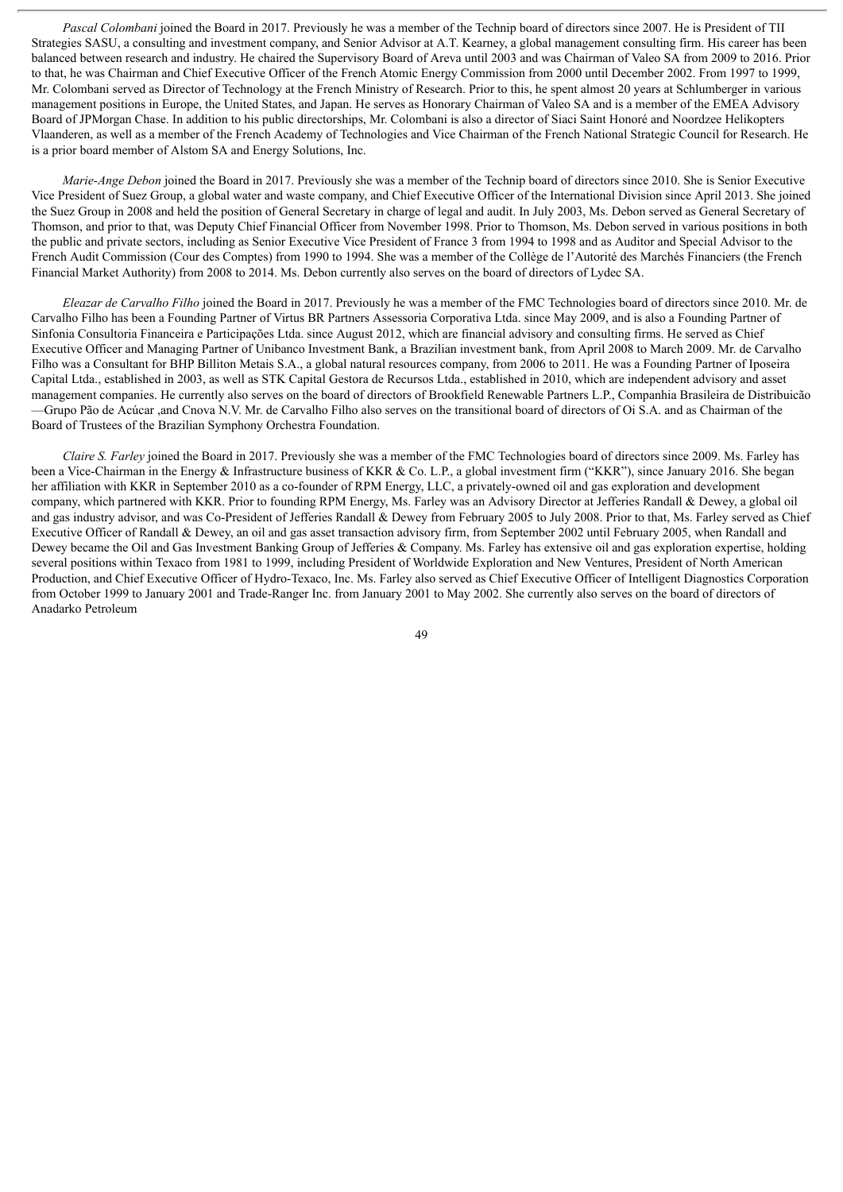*Pascal Colombani* joined the Board in 2017. Previously he was a member of the Technip board of directors since 2007. He is President of TII Strategies SASU, a consulting and investment company, and Senior Advisor at A.T. Kearney, a global management consulting firm. His career has been balanced between research and industry. He chaired the Supervisory Board of Areva until 2003 and was Chairman of Valeo SA from 2009 to 2016. Prior to that, he was Chairman and Chief Executive Officer of the French Atomic Energy Commission from 2000 until December 2002. From 1997 to 1999, Mr. Colombani served as Director of Technology at the French Ministry of Research. Prior to this, he spent almost 20 years at Schlumberger in various management positions in Europe, the United States, and Japan. He serves as Honorary Chairman of Valeo SA and is a member of the EMEA Advisory Board of JPMorgan Chase. In addition to his public directorships, Mr. Colombani is also a director of Siaci Saint Honoré and Noordzee Helikopters Vlaanderen, as well as a member of the French Academy of Technologies and Vice Chairman of the French National Strategic Council for Research. He is a prior board member of Alstom SA and Energy Solutions, Inc.

*Marie-Ange Debon* joined the Board in 2017. Previously she was a member of the Technip board of directors since 2010. She is Senior Executive Vice President of Suez Group, a global water and waste company, and Chief Executive Officer of the International Division since April 2013. She joined the Suez Group in 2008 and held the position of General Secretary in charge of legal and audit. In July 2003, Ms. Debon served as General Secretary of Thomson, and prior to that, was Deputy Chief Financial Officer from November 1998. Prior to Thomson, Ms. Debon served in various positions in both the public and private sectors, including as Senior Executive Vice President of France 3 from 1994 to 1998 and as Auditor and Special Advisor to the French Audit Commission (Cour des Comptes) from 1990 to 1994. She was a member of the Collège de l'Autorité des Marchés Financiers (the French Financial Market Authority) from 2008 to 2014. Ms. Debon currently also serves on the board of directors of Lydec SA.

*Eleazar de Carvalho Filho* joined the Board in 2017. Previously he was a member of the FMC Technologies board of directors since 2010. Mr. de Carvalho Filho has been a Founding Partner of Virtus BR Partners Assessoria Corporativa Ltda. since May 2009, and is also a Founding Partner of Sinfonia Consultoria Financeira e Participações Ltda. since August 2012, which are financial advisory and consulting firms. He served as Chief Executive Officer and Managing Partner of Unibanco Investment Bank, a Brazilian investment bank, from April 2008 to March 2009. Mr. de Carvalho Filho was a Consultant for BHP Billiton Metais S.A., a global natural resources company, from 2006 to 2011. He was a Founding Partner of Iposeira Capital Ltda., established in 2003, as well as STK Capital Gestora de Recursos Ltda., established in 2010, which are independent advisory and asset management companies. He currently also serves on the board of directors of Brookfield Renewable Partners L.P., Companhia Brasileira de Distribuicão —Grupo Pão de Acúcar ,and Cnova N.V. Mr. de Carvalho Filho also serves on the transitional board of directors of Oi S.A. and as Chairman of the Board of Trustees of the Brazilian Symphony Orchestra Foundation.

*Claire S. Farley* joined the Board in 2017. Previously she was a member of the FMC Technologies board of directors since 2009. Ms. Farley has been a Vice-Chairman in the Energy & Infrastructure business of KKR & Co. L.P., a global investment firm ("KKR"), since January 2016. She began her affiliation with KKR in September 2010 as a co-founder of RPM Energy, LLC, a privately-owned oil and gas exploration and development company, which partnered with KKR. Prior to founding RPM Energy, Ms. Farley was an Advisory Director at Jefferies Randall & Dewey, a global oil and gas industry advisor, and was Co-President of Jefferies Randall & Dewey from February 2005 to July 2008. Prior to that, Ms. Farley served as Chief Executive Officer of Randall & Dewey, an oil and gas asset transaction advisory firm, from September 2002 until February 2005, when Randall and Dewey became the Oil and Gas Investment Banking Group of Jefferies & Company. Ms. Farley has extensive oil and gas exploration expertise, holding several positions within Texaco from 1981 to 1999, including President of Worldwide Exploration and New Ventures, President of North American Production, and Chief Executive Officer of Hydro-Texaco, Inc. Ms. Farley also served as Chief Executive Officer of Intelligent Diagnostics Corporation from October 1999 to January 2001 and Trade-Ranger Inc. from January 2001 to May 2002. She currently also serves on the board of directors of Anadarko Petroleum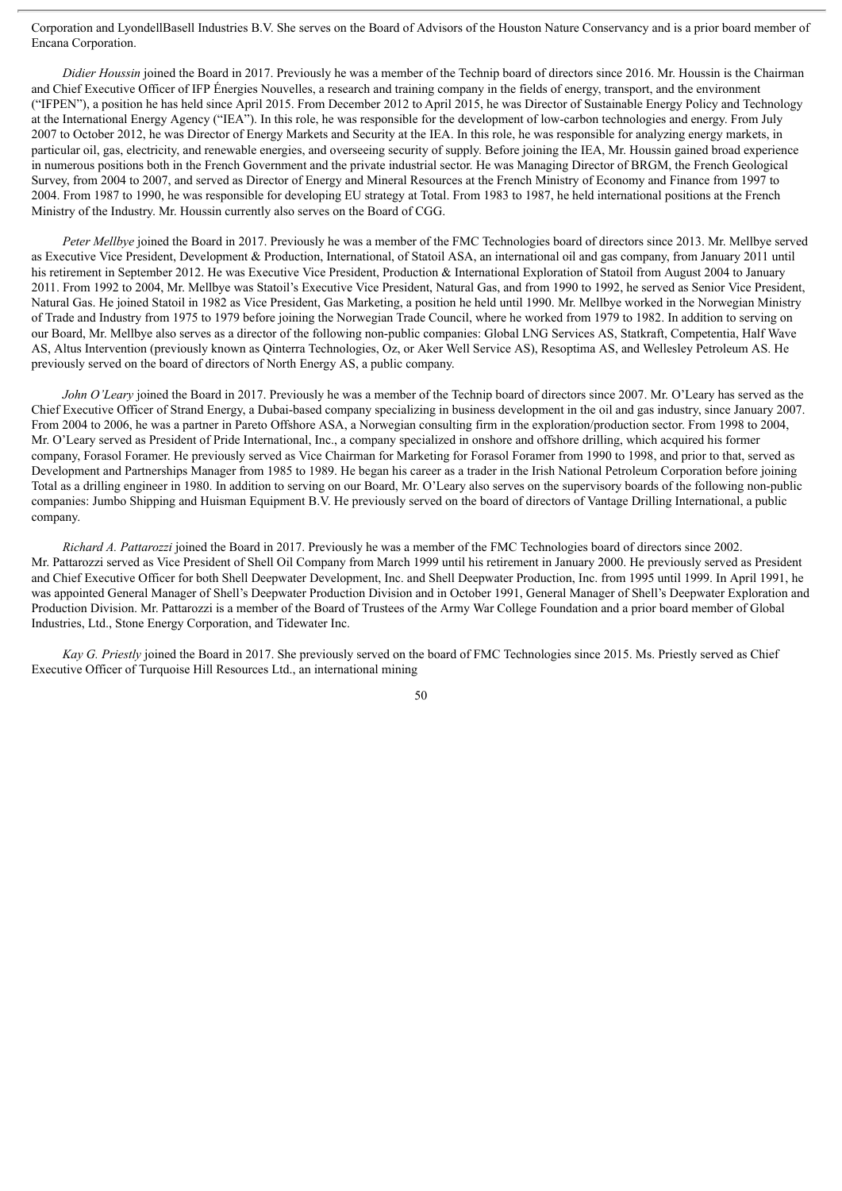Corporation and LyondellBasell Industries B.V. She serves on the Board of Advisors of the Houston Nature Conservancy and is a prior board member of Encana Corporation.

*Didier Houssin* joined the Board in 2017. Previously he was a member of the Technip board of directors since 2016. Mr. Houssin is the Chairman and Chief Executive Officer of IFP Énergies Nouvelles, a research and training company in the fields of energy, transport, and the environment ("IFPEN"), a position he has held since April 2015. From December 2012 to April 2015, he was Director of Sustainable Energy Policy and Technology at the International Energy Agency ("IEA"). In this role, he was responsible for the development of low-carbon technologies and energy. From July 2007 to October 2012, he was Director of Energy Markets and Security at the IEA. In this role, he was responsible for analyzing energy markets, in particular oil, gas, electricity, and renewable energies, and overseeing security of supply. Before joining the IEA, Mr. Houssin gained broad experience in numerous positions both in the French Government and the private industrial sector. He was Managing Director of BRGM, the French Geological Survey, from 2004 to 2007, and served as Director of Energy and Mineral Resources at the French Ministry of Economy and Finance from 1997 to 2004. From 1987 to 1990, he was responsible for developing EU strategy at Total. From 1983 to 1987, he held international positions at the French Ministry of the Industry. Mr. Houssin currently also serves on the Board of CGG.

*Peter Mellbye* joined the Board in 2017. Previously he was a member of the FMC Technologies board of directors since 2013. Mr. Mellbye served as Executive Vice President, Development & Production, International, of Statoil ASA, an international oil and gas company, from January 2011 until his retirement in September 2012. He was Executive Vice President, Production & International Exploration of Statoil from August 2004 to January 2011. From 1992 to 2004, Mr. Mellbye was Statoil's Executive Vice President, Natural Gas, and from 1990 to 1992, he served as Senior Vice President, Natural Gas. He joined Statoil in 1982 as Vice President, Gas Marketing, a position he held until 1990. Mr. Mellbye worked in the Norwegian Ministry of Trade and Industry from 1975 to 1979 before joining the Norwegian Trade Council, where he worked from 1979 to 1982. In addition to serving on our Board, Mr. Mellbye also serves as a director of the following non-public companies: Global LNG Services AS, Statkraft, Competentia, Half Wave AS, Altus Intervention (previously known as Qinterra Technologies, Oz, or Aker Well Service AS), Resoptima AS, and Wellesley Petroleum AS. He previously served on the board of directors of North Energy AS, a public company.

*John O'Leary* joined the Board in 2017. Previously he was a member of the Technip board of directors since 2007. Mr. O'Leary has served as the Chief Executive Officer of Strand Energy, a Dubai-based company specializing in business development in the oil and gas industry, since January 2007. From 2004 to 2006, he was a partner in Pareto Offshore ASA, a Norwegian consulting firm in the exploration/production sector. From 1998 to 2004, Mr. O'Leary served as President of Pride International, Inc., a company specialized in onshore and offshore drilling, which acquired his former company, Forasol Foramer. He previously served as Vice Chairman for Marketing for Forasol Foramer from 1990 to 1998, and prior to that, served as Development and Partnerships Manager from 1985 to 1989. He began his career as a trader in the Irish National Petroleum Corporation before joining Total as a drilling engineer in 1980. In addition to serving on our Board, Mr. O'Leary also serves on the supervisory boards of the following non-public companies: Jumbo Shipping and Huisman Equipment B.V. He previously served on the board of directors of Vantage Drilling International, a public company.

*Richard A. Pattarozzi* joined the Board in 2017. Previously he was a member of the FMC Technologies board of directors since 2002. Mr. Pattarozzi served as Vice President of Shell Oil Company from March 1999 until his retirement in January 2000. He previously served as President and Chief Executive Officer for both Shell Deepwater Development, Inc. and Shell Deepwater Production, Inc. from 1995 until 1999. In April 1991, he was appointed General Manager of Shell's Deepwater Production Division and in October 1991, General Manager of Shell's Deepwater Exploration and Production Division. Mr. Pattarozzi is a member of the Board of Trustees of the Army War College Foundation and a prior board member of Global Industries, Ltd., Stone Energy Corporation, and Tidewater Inc.

*Kay G. Priestly* joined the Board in 2017. She previously served on the board of FMC Technologies since 2015. Ms. Priestly served as Chief Executive Officer of Turquoise Hill Resources Ltd., an international mining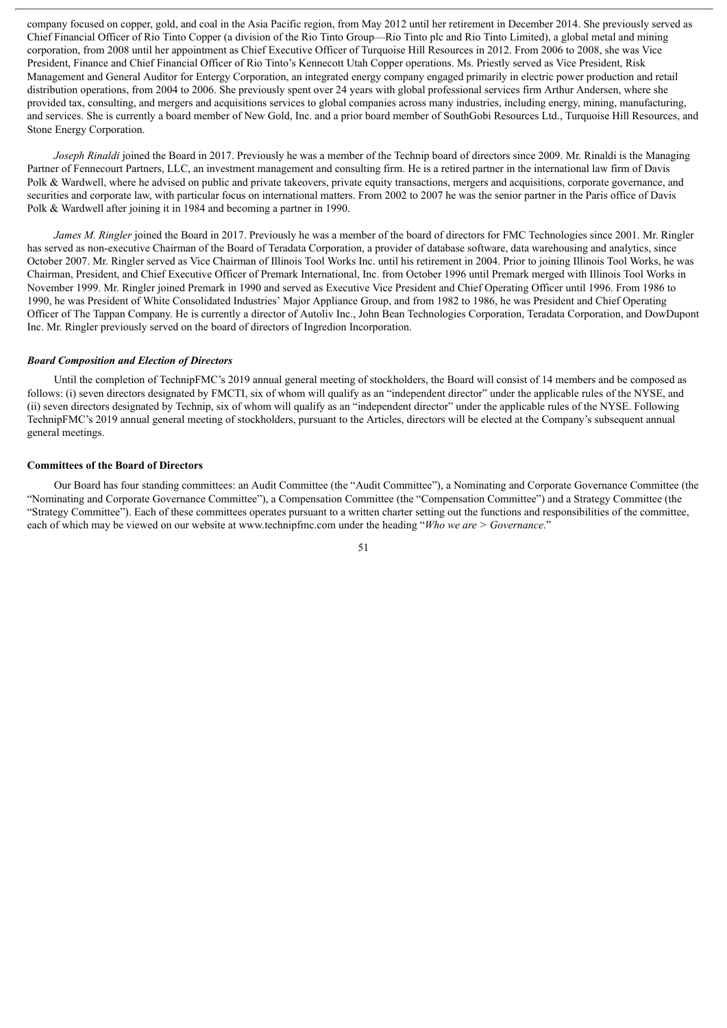company focused on copper, gold, and coal in the Asia Pacific region, from May 2012 until her retirement in December 2014. She previously served as Chief Financial Officer of Rio Tinto Copper (a division of the Rio Tinto Group—Rio Tinto plc and Rio Tinto Limited), a global metal and mining corporation, from 2008 until her appointment as Chief Executive Officer of Turquoise Hill Resources in 2012. From 2006 to 2008, she was Vice President, Finance and Chief Financial Officer of Rio Tinto's Kennecott Utah Copper operations. Ms. Priestly served as Vice President, Risk Management and General Auditor for Entergy Corporation, an integrated energy company engaged primarily in electric power production and retail distribution operations, from 2004 to 2006. She previously spent over 24 years with global professional services firm Arthur Andersen, where she provided tax, consulting, and mergers and acquisitions services to global companies across many industries, including energy, mining, manufacturing, and services. She is currently a board member of New Gold, Inc. and a prior board member of SouthGobi Resources Ltd., Turquoise Hill Resources, and Stone Energy Corporation.

*Joseph Rinaldi* joined the Board in 2017. Previously he was a member of the Technip board of directors since 2009. Mr. Rinaldi is the Managing Partner of Fennecourt Partners, LLC, an investment management and consulting firm. He is a retired partner in the international law firm of Davis Polk & Wardwell, where he advised on public and private takeovers, private equity transactions, mergers and acquisitions, corporate governance, and securities and corporate law, with particular focus on international matters. From 2002 to 2007 he was the senior partner in the Paris office of Davis Polk & Wardwell after joining it in 1984 and becoming a partner in 1990.

*James M. Ringler* joined the Board in 2017. Previously he was a member of the board of directors for FMC Technologies since 2001. Mr. Ringler has served as non-executive Chairman of the Board of Teradata Corporation, a provider of database software, data warehousing and analytics, since October 2007. Mr. Ringler served as Vice Chairman of Illinois Tool Works Inc. until his retirement in 2004. Prior to joining Illinois Tool Works, he was Chairman, President, and Chief Executive Officer of Premark International, Inc. from October 1996 until Premark merged with Illinois Tool Works in November 1999. Mr. Ringler joined Premark in 1990 and served as Executive Vice President and Chief Operating Officer until 1996. From 1986 to 1990, he was President of White Consolidated Industries' Major Appliance Group, and from 1982 to 1986, he was President and Chief Operating Officer of The Tappan Company. He is currently a director of Autoliv Inc., John Bean Technologies Corporation, Teradata Corporation, and DowDupont Inc. Mr. Ringler previously served on the board of directors of Ingredion Incorporation.

### *Board Composition and Election of Directors*

Until the completion of TechnipFMC's 2019 annual general meeting of stockholders, the Board will consist of 14 members and be composed as follows: (i) seven directors designated by FMCTI, six of whom will qualify as an "independent director" under the applicable rules of the NYSE, and (ii) seven directors designated by Technip, six of whom will qualify as an "independent director" under the applicable rules of the NYSE. Following TechnipFMC's 2019 annual general meeting of stockholders, pursuant to the Articles, directors will be elected at the Company's subsequent annual general meetings.

### Committees of the Board of Directors

Our Board has four standing committees: an Audit Committee (the "Audit Committee"), a Nominating and Corporate Governance Committee (the "Nominating and Corporate Governance Committee"), a Compensation Committee (the "Compensation Committee") and a Strategy Committee (the "Strategy Committee"). Each of these committees operates pursuant to a written charter setting out the functions and responsibilities of the committee, each of which may be viewed on our website at www.technipfmc.com under the heading "*Who we are > Governance*."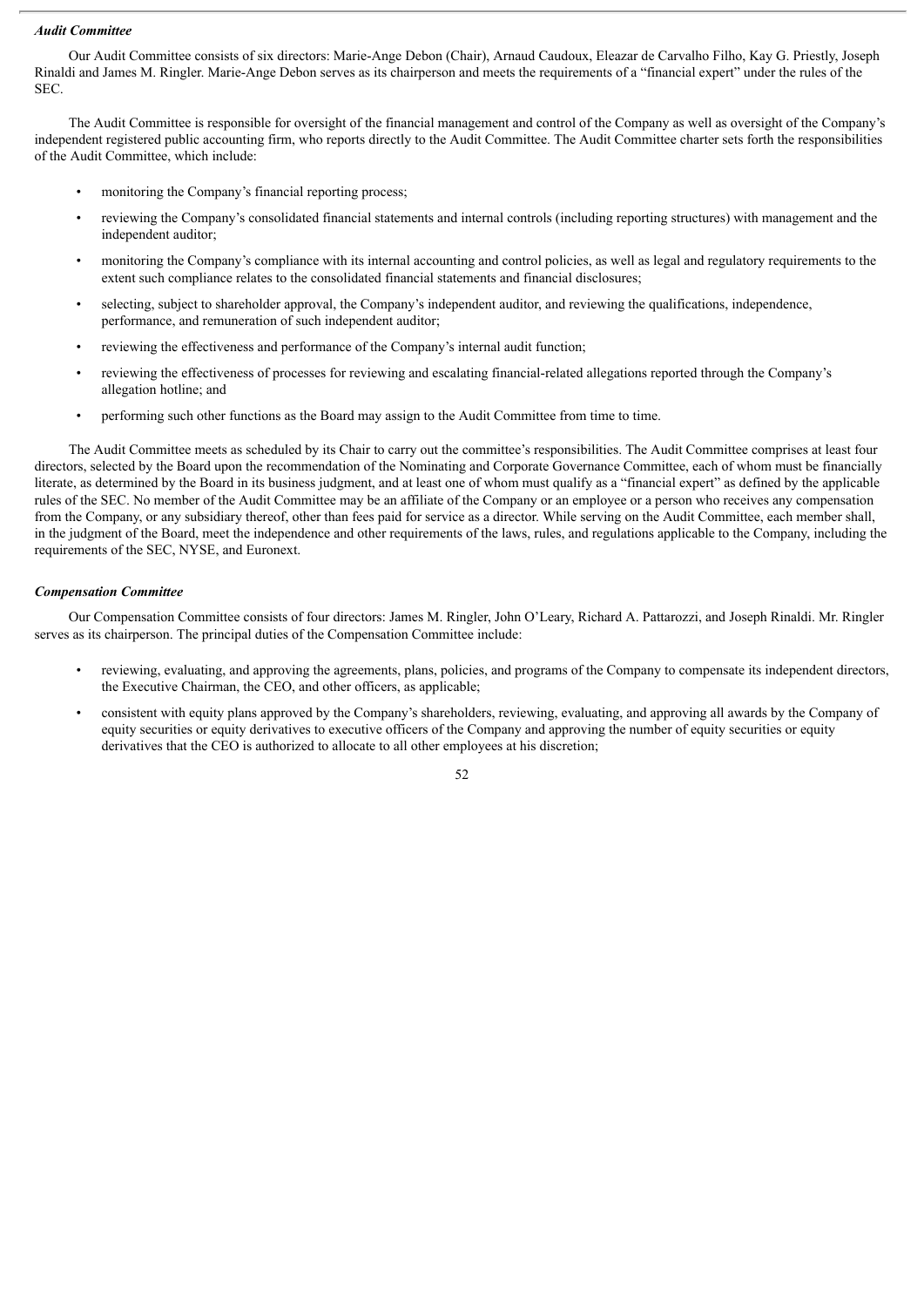***Audit Committee***

Our Audit Committee consists of six directors: Marie-Ange Debon (Chair), Arnaud Caudoux, Eleazar de Carvalho Filho, Kay G. Priestly, Joseph Rinaldi and James M. Ringler. Marie-Ange Debon serves as its chairperson and meets the requirements of a "financial expert" under the rules of the SEC.

The Audit Committee is responsible for oversight of the financial management and control of the Company as well as oversight of the Company's independent registered public accounting firm, who reports directly to the Audit Committee. The Audit Committee charter sets forth the responsibilities of the Audit Committee, which include:

- monitoring the Company's financial reporting process;
- reviewing the Company's consolidated financial statements and internal controls (including reporting structures) with management and the independent auditor;
- monitoring the Company's compliance with its internal accounting and control policies, as well as legal and regulatory requirements to the extent such compliance relates to the consolidated financial statements and financial disclosures;
- selecting, subject to shareholder approval, the Company's independent auditor, and reviewing the qualifications, independence, performance, and remuneration of such independent auditor;
- reviewing the effectiveness and performance of the Company's internal audit function;
- reviewing the effectiveness of processes for reviewing and escalating financial-related allegations reported through the Company's allegation hotline; and
- performing such other functions as the Board may assign to the Audit Committee from time to time.

The Audit Committee meets as scheduled by its Chair to carry out the committee's responsibilities. The Audit Committee comprises at least four directors, selected by the Board upon the recommendation of the Nominating and Corporate Governance Committee, each of whom must be financially literate, as determined by the Board in its business judgment, and at least one of whom must qualify as a "financial expert" as defined by the applicable rules of the SEC. No member of the Audit Committee may be an affiliate of the Company or an employee or a person who receives any compensation from the Company, or any subsidiary thereof, other than fees paid for service as a director. While serving on the Audit Committee, each member shall, in the judgment of the Board, meet the independence and other requirements of the laws, rules, and regulations applicable to the Company, including the requirements of the SEC, NYSE, and Euronext.

***Compensation Committee***

Our Compensation Committee consists of four directors: James M. Ringler, John O'Leary, Richard A. Pattarozzi, and Joseph Rinaldi. Mr. Ringler serves as its chairperson. The principal duties of the Compensation Committee include:

- reviewing, evaluating, and approving the agreements, plans, policies, and programs of the Company to compensate its independent directors, the Executive Chairman, the CEO, and other officers, as applicable;
- consistent with equity plans approved by the Company's shareholders, reviewing, evaluating, and approving all awards by the Company of equity securities or equity derivatives to executive officers of the Company and approving the number of equity securities or equity derivatives that the CEO is authorized to allocate to all other employees at his discretion;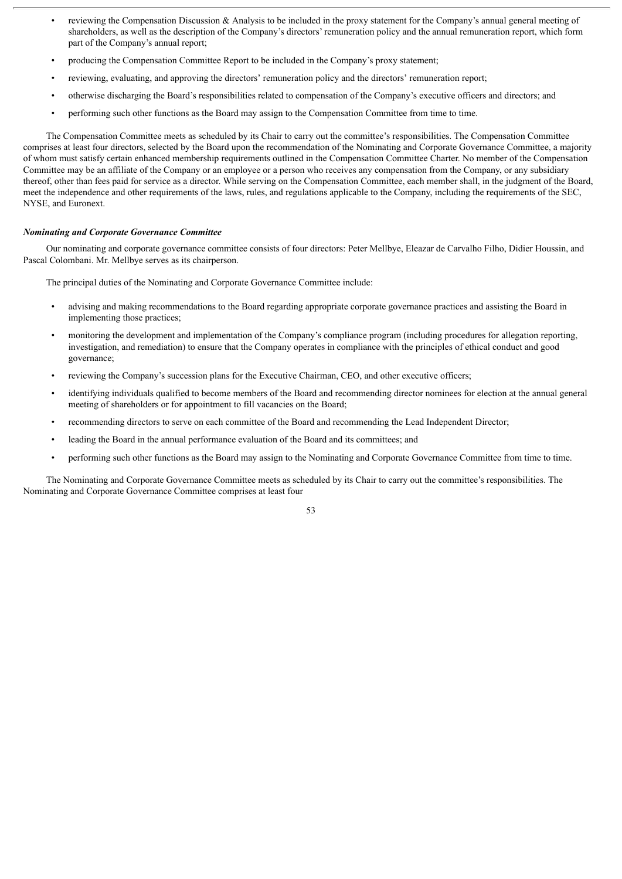- reviewing the Compensation Discussion & Analysis to be included in the proxy statement for the Company's annual general meeting of shareholders, as well as the description of the Company's directors' remuneration policy and the annual remuneration report, which form part of the Company's annual report;
- producing the Compensation Committee Report to be included in the Company's proxy statement;
- reviewing, evaluating, and approving the directors' remuneration policy and the directors' remuneration report;
- otherwise discharging the Board's responsibilities related to compensation of the Company's executive officers and directors; and
- performing such other functions as the Board may assign to the Compensation Committee from time to time.

The Compensation Committee meets as scheduled by its Chair to carry out the committee's responsibilities. The Compensation Committee comprises at least four directors, selected by the Board upon the recommendation of the Nominating and Corporate Governance Committee, a majority of whom must satisfy certain enhanced membership requirements outlined in the Compensation Committee Charter. No member of the Compensation Committee may be an affiliate of the Company or an employee or a person who receives any compensation from the Company, or any subsidiary thereof, other than fees paid for service as a director. While serving on the Compensation Committee, each member shall, in the judgment of the Board, meet the independence and other requirements of the laws, rules, and regulations applicable to the Company, including the requirements of the SEC, NYSE, and Euronext.

***Nominating and Corporate Governance Committee***

Our nominating and corporate governance committee consists of four directors: Peter Mellbye, Eleazar de Carvalho Filho, Didier Houssin, and Pascal Colombani. Mr. Mellbye serves as its chairperson.

The principal duties of the Nominating and Corporate Governance Committee include:

- advising and making recommendations to the Board regarding appropriate corporate governance practices and assisting the Board in implementing those practices;
- monitoring the development and implementation of the Company's compliance program (including procedures for allegation reporting, investigation, and remediation) to ensure that the Company operates in compliance with the principles of ethical conduct and good governance;
- reviewing the Company's succession plans for the Executive Chairman, CEO, and other executive officers;
- identifying individuals qualified to become members of the Board and recommending director nominees for election at the annual general meeting of shareholders or for appointment to fill vacancies on the Board;
- recommending directors to serve on each committee of the Board and recommending the Lead Independent Director;
- leading the Board in the annual performance evaluation of the Board and its committees; and
- performing such other functions as the Board may assign to the Nominating and Corporate Governance Committee from time to time.

The Nominating and Corporate Governance Committee meets as scheduled by its Chair to carry out the committee's responsibilities. The Nominating and Corporate Governance Committee comprises at least four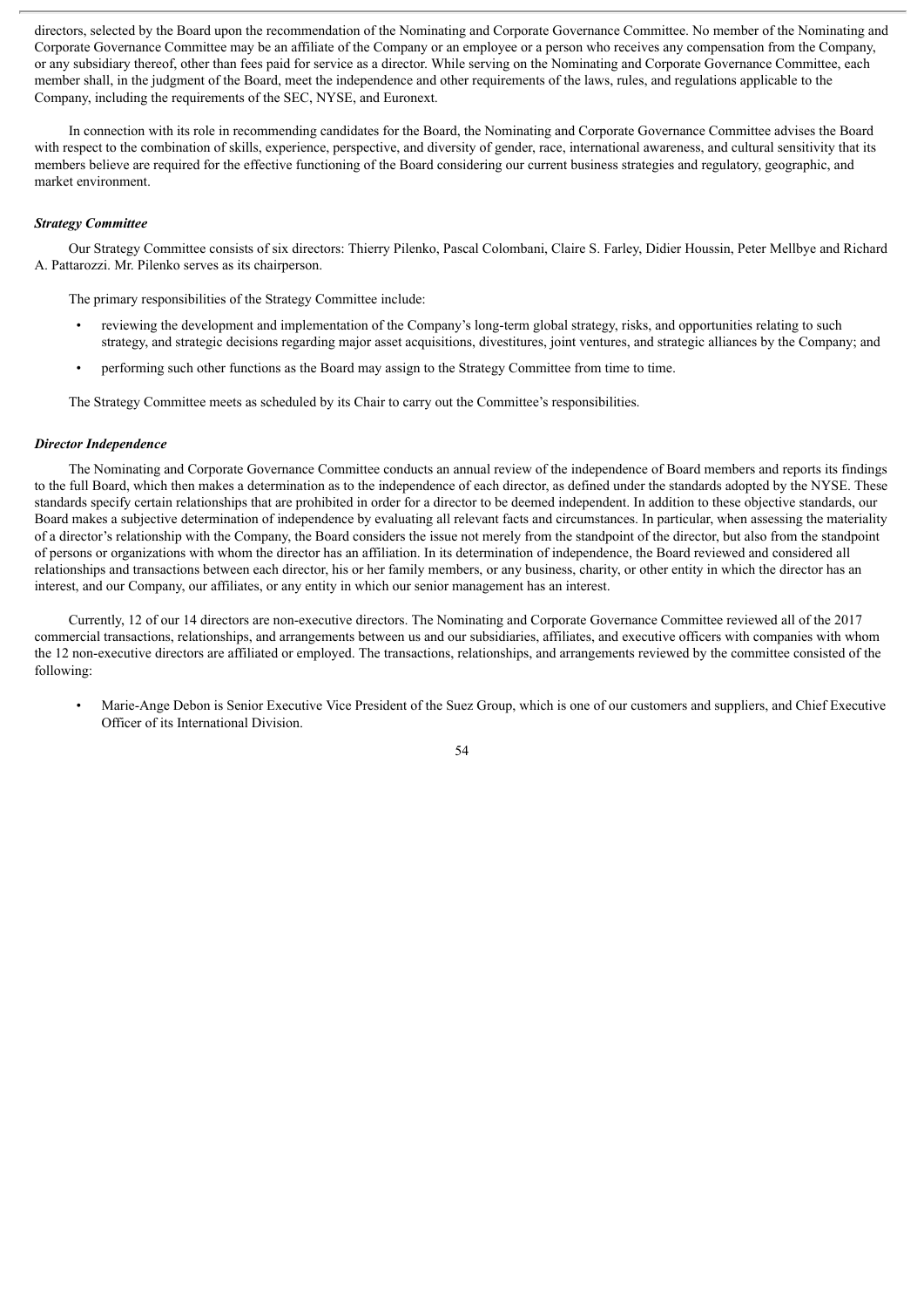directors, selected by the Board upon the recommendation of the Nominating and Corporate Governance Committee. No member of the Nominating and Corporate Governance Committee may be an affiliate of the Company or an employee or a person who receives any compensation from the Company, or any subsidiary thereof, other than fees paid for service as a director. While serving on the Nominating and Corporate Governance Committee, each member shall, in the judgment of the Board, meet the independence and other requirements of the laws, rules, and regulations applicable to the Company, including the requirements of the SEC, NYSE, and Euronext.

In connection with its role in recommending candidates for the Board, the Nominating and Corporate Governance Committee advises the Board with respect to the combination of skills, experience, perspective, and diversity of gender, race, international awareness, and cultural sensitivity that its members believe are required for the effective functioning of the Board considering our current business strategies and regulatory, geographic, and market environment.

***Strategy Committee***

Our Strategy Committee consists of six directors: Thierry Pilenko, Pascal Colombani, Claire S. Farley, Didier Houssin, Peter Mellbye and Richard A. Pattarozzi. Mr. Pilenko serves as its chairperson.

The primary responsibilities of the Strategy Committee include:

- reviewing the development and implementation of the Company's long-term global strategy, risks, and opportunities relating to such strategy, and strategic decisions regarding major asset acquisitions, divestitures, joint ventures, and strategic alliances by the Company; and
- performing such other functions as the Board may assign to the Strategy Committee from time to time.

The Strategy Committee meets as scheduled by its Chair to carry out the Committee's responsibilities.

***Director Independence***

The Nominating and Corporate Governance Committee conducts an annual review of the independence of Board members and reports its findings to the full Board, which then makes a determination as to the independence of each director, as defined under the standards adopted by the NYSE. These standards specify certain relationships that are prohibited in order for a director to be deemed independent. In addition to these objective standards, our Board makes a subjective determination of independence by evaluating all relevant facts and circumstances. In particular, when assessing the materiality of a director's relationship with the Company, the Board considers the issue not merely from the standpoint of the director, but also from the standpoint of persons or organizations with whom the director has an affiliation. In its determination of independence, the Board reviewed and considered all relationships and transactions between each director, his or her family members, or any business, charity, or other entity in which the director has an interest, and our Company, our affiliates, or any entity in which our senior management has an interest.

Currently, 12 of our 14 directors are non-executive directors. The Nominating and Corporate Governance Committee reviewed all of the 2017 commercial transactions, relationships, and arrangements between us and our subsidiaries, affiliates, and executive officers with companies with whom the 12 non-executive directors are affiliated or employed. The transactions, relationships, and arrangements reviewed by the committee consisted of the following:

- Marie-Ange Debon is Senior Executive Vice President of the Suez Group, which is one of our customers and suppliers, and Chief Executive Officer of its International Division.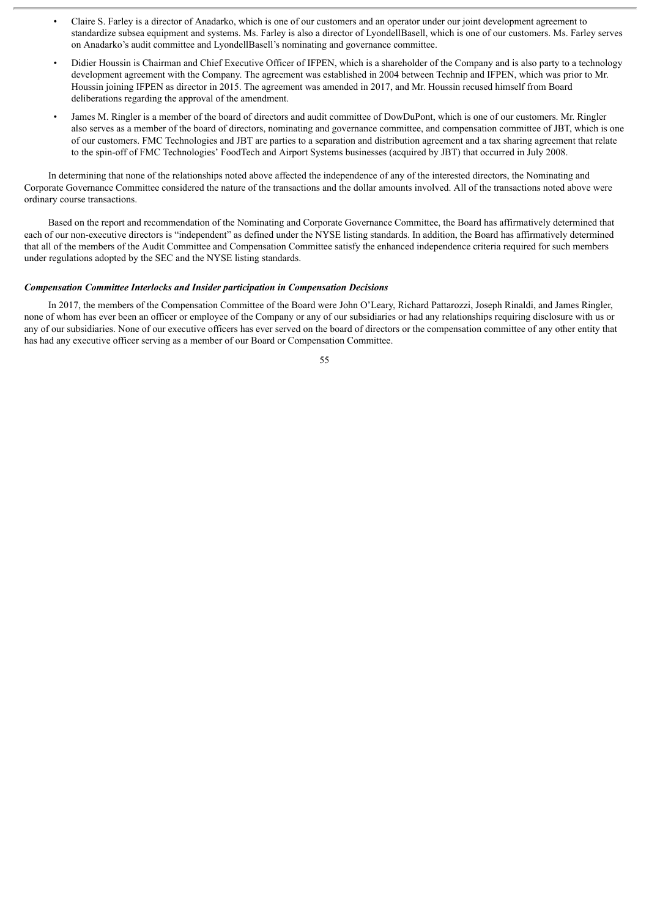- Claire S. Farley is a director of Anadarko, which is one of our customers and an operator under our joint development agreement to standardize subsea equipment and systems. Ms. Farley is also a director of LyondellBasell, which is one of our customers. Ms. Farley serves on Anadarko's audit committee and LyondellBasell's nominating and governance committee.
- Didier Houssin is Chairman and Chief Executive Officer of IFPEN, which is a shareholder of the Company and is also party to a technology development agreement with the Company. The agreement was established in 2004 between Technip and IFPEN, which was prior to Mr. Houssin joining IFPEN as director in 2015. The agreement was amended in 2017, and Mr. Houssin recused himself from Board deliberations regarding the approval of the amendment.
- James M. Ringler is a member of the board of directors and audit committee of DowDuPont, which is one of our customers. Mr. Ringler also serves as a member of the board of directors, nominating and governance committee, and compensation committee of JBT, which is one of our customers. FMC Technologies and JBT are parties to a separation and distribution agreement and a tax sharing agreement that relate to the spin-off of FMC Technologies' FoodTech and Airport Systems businesses (acquired by JBT) that occurred in July 2008.

In determining that none of the relationships noted above affected the independence of any of the interested directors, the Nominating and Corporate Governance Committee considered the nature of the transactions and the dollar amounts involved. All of the transactions noted above were ordinary course transactions.

Based on the report and recommendation of the Nominating and Corporate Governance Committee, the Board has affirmatively determined that each of our non-executive directors is "independent" as defined under the NYSE listing standards. In addition, the Board has affirmatively determined that all of the members of the Audit Committee and Compensation Committee satisfy the enhanced independence criteria required for such members under regulations adopted by the SEC and the NYSE listing standards.

***Compensation Committee Interlocks and Insider participation in Compensation Decisions***

In 2017, the members of the Compensation Committee of the Board were John O'Leary, Richard Pattarozzi, Joseph Rinaldi, and James Ringler, none of whom has ever been an officer or employee of the Company or any of our subsidiaries or had any relationships requiring disclosure with us or any of our subsidiaries. None of our executive officers has ever served on the board of directors or the compensation committee of any other entity that has had any executive officer serving as a member of our Board or Compensation Committee.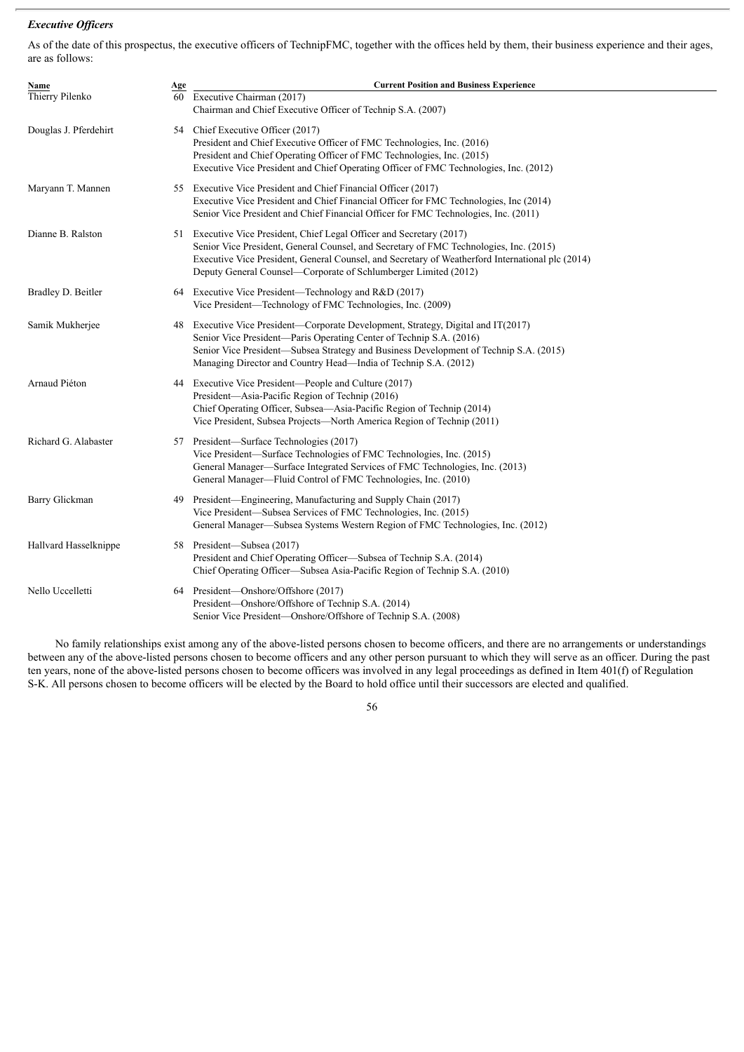### *Executive Officers*

As of the date of this prospectus, the executive officers of TechnipFMC, together with the offices held by them, their business experience and their ages, are as follows:

| Name | Age | Current Position and Business Experience |
|---|---|---|
| Thierry Pilenko | 60 | Executive Chairman (2017)<br>Chairman and Chief Executive Officer of Technip S.A. (2007) |
| Douglas J. Pferdehirt | 54 | Chief Executive Officer (2017)<br>President and Chief Executive Officer of FMC Technologies, Inc. (2016)<br>President and Chief Operating Officer of FMC Technologies, Inc. (2015)<br>Executive Vice President and Chief Operating Officer of FMC Technologies, Inc. (2012) |
| Maryann T. Mannen | 55 | Executive Vice President and Chief Financial Officer (2017)<br>Executive Vice President and Chief Financial Officer for FMC Technologies, Inc (2014)<br>Senior Vice President and Chief Financial Officer for FMC Technologies, Inc. (2011) |
| Dianne B. Ralston | 51 | Executive Vice President, Chief Legal Officer and Secretary (2017)<br>Senior Vice President, General Counsel, and Secretary of FMC Technologies, Inc. (2015)<br>Executive Vice President, General Counsel, and Secretary of Weatherford International plc (2014)<br>Deputy General Counsel—Corporate of Schlumberger Limited (2012) |
| Bradley D. Beitler | 64 | Executive Vice President—Technology and R&D (2017)<br>Vice President—Technology of FMC Technologies, Inc. (2009) |
| Samik Mukherjee | 48 | Executive Vice President—Corporate Development, Strategy, Digital and IT(2017)<br>Senior Vice President—Paris Operating Center of Technip S.A. (2016)<br>Senior Vice President—Subsea Strategy and Business Development of Technip S.A. (2015)<br>Managing Director and Country Head—India of Technip S.A. (2012) |
| Arnaud Piéton | 44 | Executive Vice President—People and Culture (2017)<br>President—Asia-Pacific Region of Technip (2016)<br>Chief Operating Officer, Subsea—Asia-Pacific Region of Technip (2014)<br>Vice President, Subsea Projects—North America Region of Technip (2011) |
| Richard G. Alabaster | 57 | President—Surface Technologies (2017)<br>Vice President—Surface Technologies of FMC Technologies, Inc. (2015)<br>General Manager—Surface Integrated Services of FMC Technologies, Inc. (2013)<br>General Manager—Fluid Control of FMC Technologies, Inc. (2010) |
| Barry Glickman | 49 | President—Engineering, Manufacturing and Supply Chain (2017)<br>Vice President—Subsea Services of FMC Technologies, Inc. (2015)<br>General Manager—Subsea Systems Western Region of FMC Technologies, Inc. (2012) |
| Hallvard Hasselknippe | 58 | President—Subsea (2017)<br>President and Chief Operating Officer—Subsea of Technip S.A. (2014)<br>Chief Operating Officer—Subsea Asia-Pacific Region of Technip S.A. (2010) |
| Nello Uccelletti | 64 | President—Onshore/Offshore (2017)<br>President—Onshore/Offshore of Technip S.A. (2014)<br>Senior Vice President—Onshore/Offshore of Technip S.A. (2008) |

No family relationships exist among any of the above-listed persons chosen to become officers, and there are no arrangements or understandings between any of the above-listed persons chosen to become officers and any other person pursuant to which they will serve as an officer. During the past ten years, none of the above-listed persons chosen to become officers was involved in any legal proceedings as defined in Item 401(f) of Regulation S-K. All persons chosen to become officers will be elected by the Board to hold office until their successors are elected and qualified.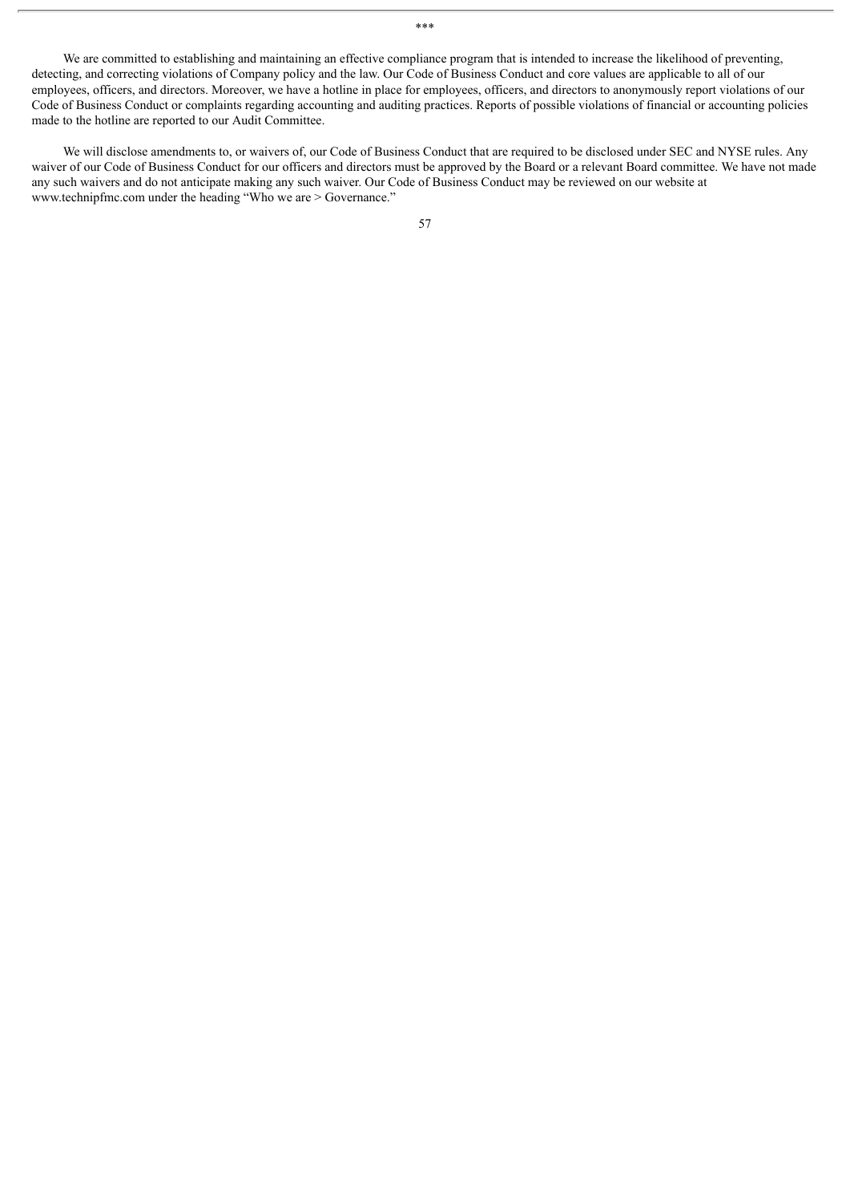\*\*\*

We are committed to establishing and maintaining an effective compliance program that is intended to increase the likelihood of preventing, detecting, and correcting violations of Company policy and the law. Our Code of Business Conduct and core values are applicable to all of our employees, officers, and directors. Moreover, we have a hotline in place for employees, officers, and directors to anonymously report violations of our Code of Business Conduct or complaints regarding accounting and auditing practices. Reports of possible violations of financial or accounting policies made to the hotline are reported to our Audit Committee.

We will disclose amendments to, or waivers of, our Code of Business Conduct that are required to be disclosed under SEC and NYSE rules. Any waiver of our Code of Business Conduct for our officers and directors must be approved by the Board or a relevant Board committee. We have not made any such waivers and do not anticipate making any such waiver. Our Code of Business Conduct may be reviewed on our website at www.technipfmc.com under the heading "Who we are > Governance."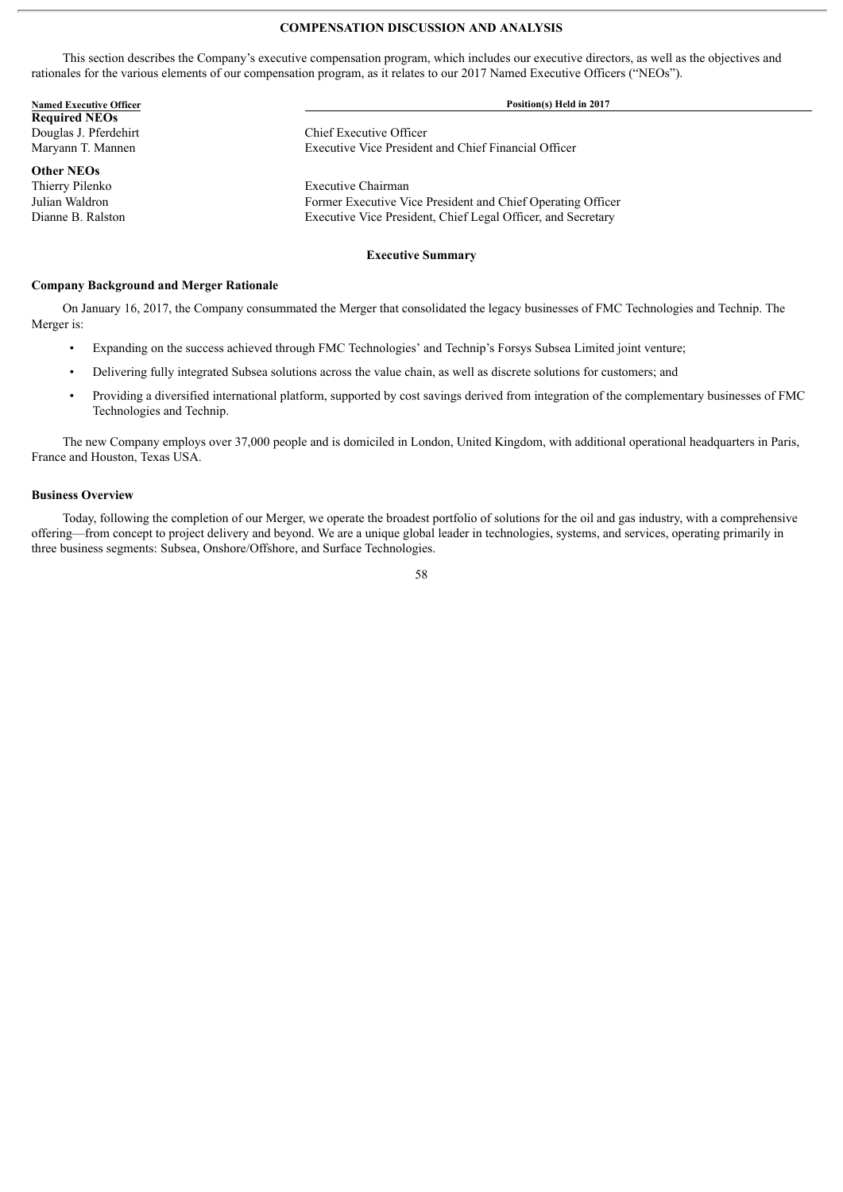## COMPENSATION DISCUSSION AND ANALYSIS

This section describes the Company's executive compensation program, which includes our executive directors, as well as the objectives and rationales for the various elements of our compensation program, as it relates to our 2017 Named Executive Officers ("NEOs").

| Named Executive Officer | Position(s) Held in 2017 |
|---|---|
| **Required NEOs** | |
| Douglas J. Pferdehirt | Chief Executive Officer |
| Maryann T. Mannen | Executive Vice President and Chief Financial Officer |
| **Other NEOs** | |
| Thierry Pilenko | Executive Chairman |
| Julian Waldron | Former Executive Vice President and Chief Operating Officer |
| Dianne B. Ralston | Executive Vice President, Chief Legal Officer, and Secretary |

### Executive Summary

**Company Background and Merger Rationale**

On January 16, 2017, the Company consummated the Merger that consolidated the legacy businesses of FMC Technologies and Technip. The Merger is:

- Expanding on the success achieved through FMC Technologies' and Technip's Forsys Subsea Limited joint venture;
- Delivering fully integrated Subsea solutions across the value chain, as well as discrete solutions for customers; and
- Providing a diversified international platform, supported by cost savings derived from integration of the complementary businesses of FMC Technologies and Technip.

The new Company employs over 37,000 people and is domiciled in London, United Kingdom, with additional operational headquarters in Paris, France and Houston, Texas USA.

**Business Overview**

Today, following the completion of our Merger, we operate the broadest portfolio of solutions for the oil and gas industry, with a comprehensive offering—from concept to project delivery and beyond. We are a unique global leader in technologies, systems, and services, operating primarily in three business segments: Subsea, Onshore/Offshore, and Surface Technologies.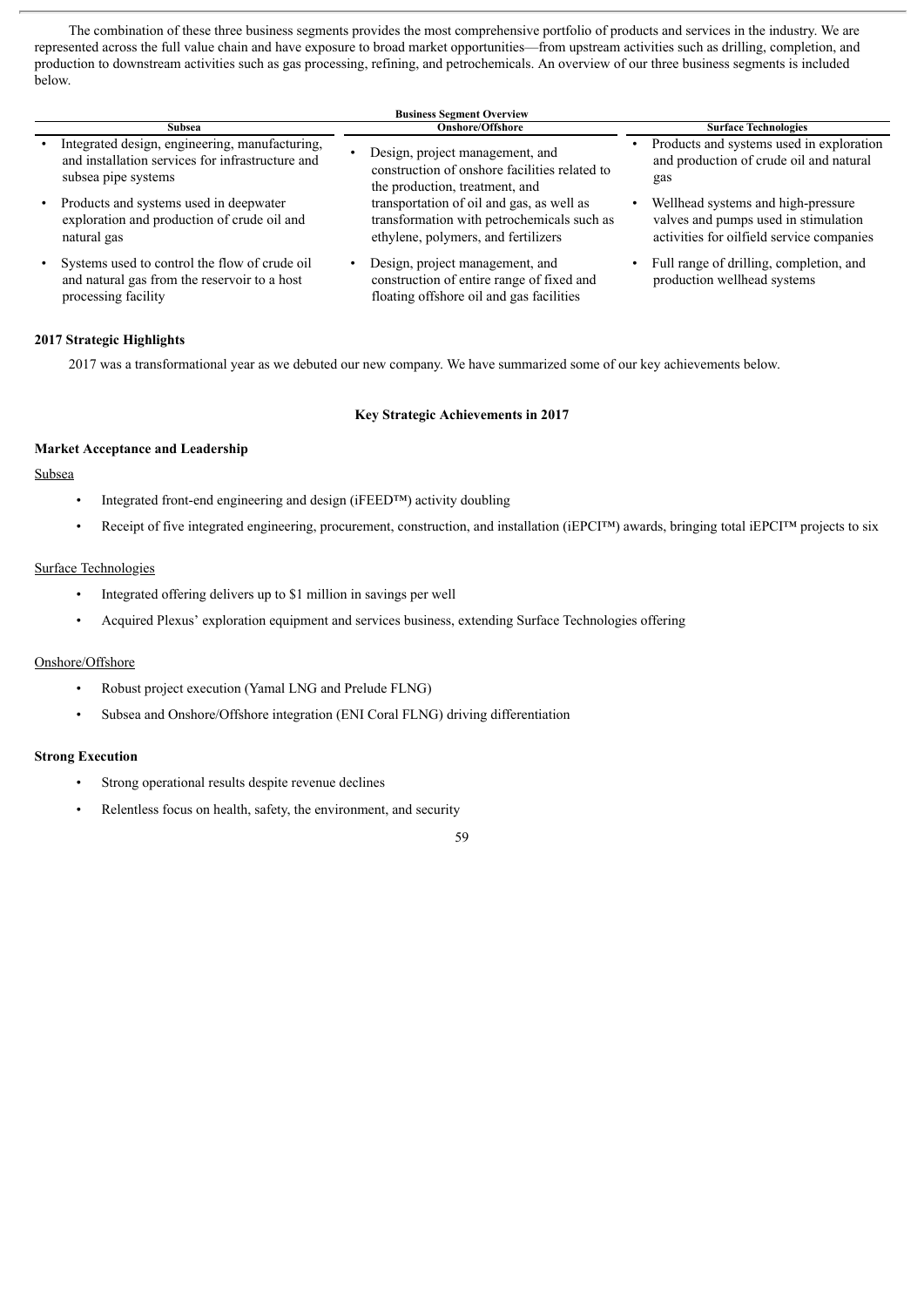The combination of these three business segments provides the most comprehensive portfolio of products and services in the industry. We are represented across the full value chain and have exposure to broad market opportunities—from upstream activities such as drilling, completion, and production to downstream activities such as gas processing, refining, and petrochemicals. An overview of our three business segments is included below.

**Business Segment Overview**

| Subsea | Onshore/Offshore | Surface Technologies |
|---|---|---|
| • Integrated design, engineering, manufacturing, and installation services for infrastructure and subsea pipe systems<br>• Products and systems used in deepwater exploration and production of crude oil and natural gas<br>• Systems used to control the flow of crude oil and natural gas from the reservoir to a host processing facility | • Design, project management, and construction of onshore facilities related to the production, treatment, and transportation of oil and gas, as well as transformation with petrochemicals such as ethylene, polymers, and fertilizers<br>• Design, project management, and construction of entire range of fixed and floating offshore oil and gas facilities | • Products and systems used in exploration and production of crude oil and natural gas<br>• Wellhead systems and high-pressure valves and pumps used in stimulation activities for oilfield service companies<br>• Full range of drilling, completion, and production wellhead systems |

**2017 Strategic Highlights**

2017 was a transformational year as we debuted our new company. We have summarized some of our key achievements below.

**Key Strategic Achievements in 2017**

**Market Acceptance and Leadership**

Subsea

- Integrated front-end engineering and design (iFEED™) activity doubling
- Receipt of five integrated engineering, procurement, construction, and installation (iEPCI™) awards, bringing total iEPCI™ projects to six

Surface Technologies

- Integrated offering delivers up to $1 million in savings per well
- Acquired Plexus' exploration equipment and services business, extending Surface Technologies offering

Onshore/Offshore

- Robust project execution (Yamal LNG and Prelude FLNG)
- Subsea and Onshore/Offshore integration (ENI Coral FLNG) driving differentiation

**Strong Execution**

- Strong operational results despite revenue declines
- Relentless focus on health, safety, the environment, and security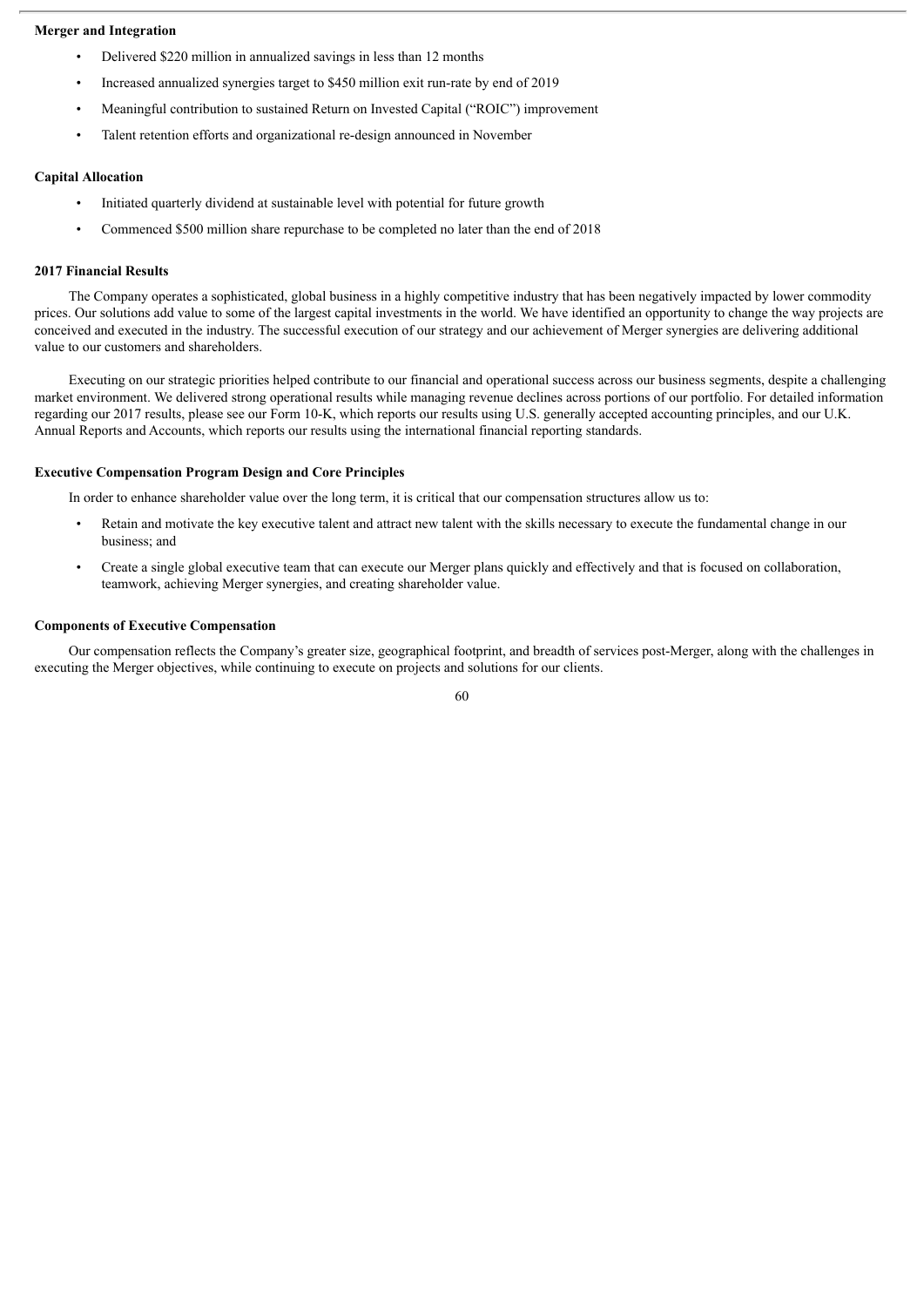**Merger and Integration**

- Delivered $220 million in annualized savings in less than 12 months
- Increased annualized synergies target to $450 million exit run-rate by end of 2019
- Meaningful contribution to sustained Return on Invested Capital (“ROIC”) improvement
- Talent retention efforts and organizational re-design announced in November

**Capital Allocation**

- Initiated quarterly dividend at sustainable level with potential for future growth
- Commenced $500 million share repurchase to be completed no later than the end of 2018

**2017 Financial Results**

The Company operates a sophisticated, global business in a highly competitive industry that has been negatively impacted by lower commodity prices. Our solutions add value to some of the largest capital investments in the world. We have identified an opportunity to change the way projects are conceived and executed in the industry. The successful execution of our strategy and our achievement of Merger synergies are delivering additional value to our customers and shareholders.

Executing on our strategic priorities helped contribute to our financial and operational success across our business segments, despite a challenging market environment. We delivered strong operational results while managing revenue declines across portions of our portfolio. For detailed information regarding our 2017 results, please see our Form 10-K, which reports our results using U.S. generally accepted accounting principles, and our U.K. Annual Reports and Accounts, which reports our results using the international financial reporting standards.

**Executive Compensation Program Design and Core Principles**

In order to enhance shareholder value over the long term, it is critical that our compensation structures allow us to:

- Retain and motivate the key executive talent and attract new talent with the skills necessary to execute the fundamental change in our business; and
- Create a single global executive team that can execute our Merger plans quickly and effectively and that is focused on collaboration, teamwork, achieving Merger synergies, and creating shareholder value.

**Components of Executive Compensation**

Our compensation reflects the Company’s greater size, geographical footprint, and breadth of services post-Merger, along with the challenges in executing the Merger objectives, while continuing to execute on projects and solutions for our clients.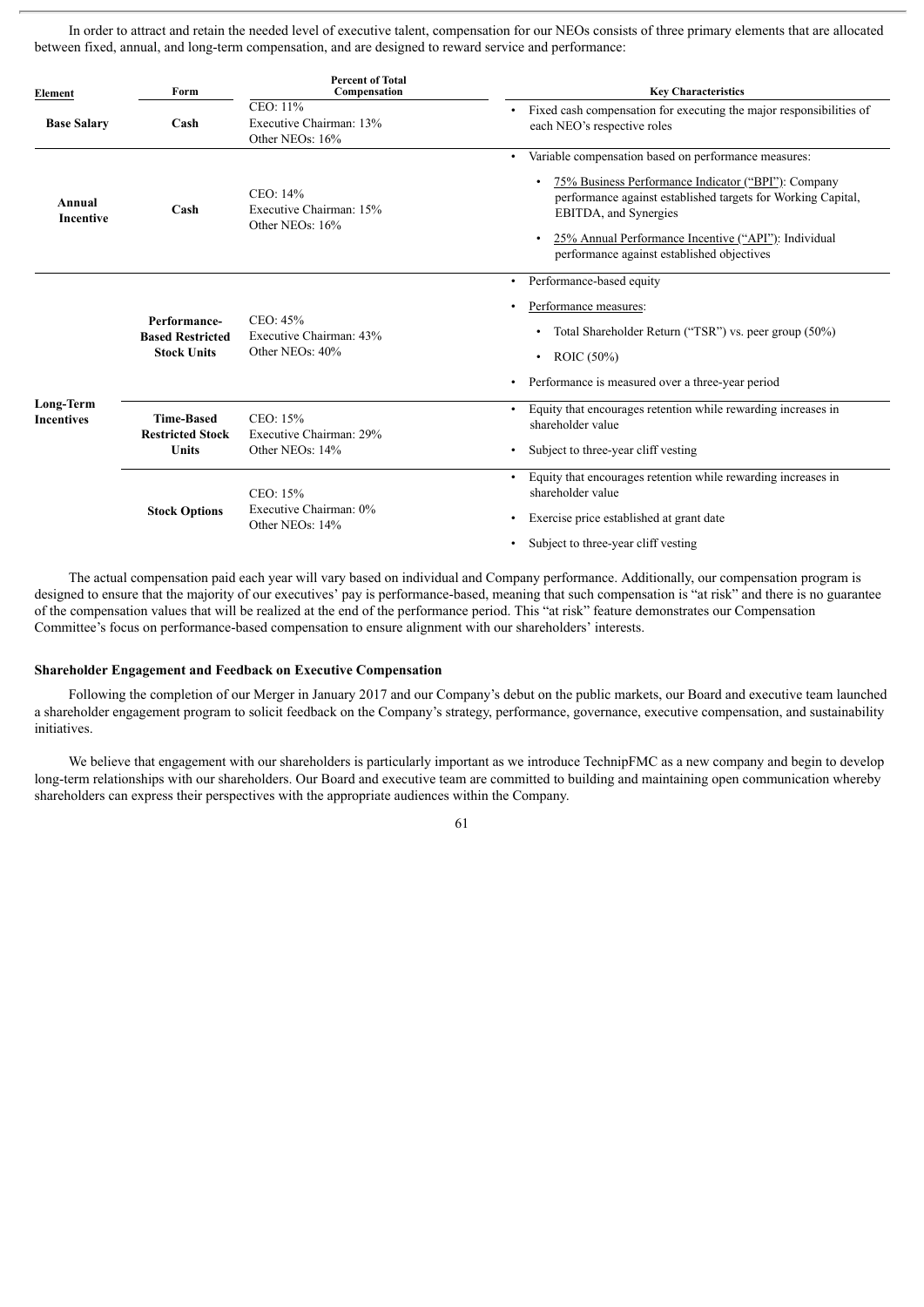In order to attract and retain the needed level of executive talent, compensation for our NEOs consists of three primary elements that are allocated between fixed, annual, and long-term compensation, and are designed to reward service and performance:

| Element | Form | Percent of Total Compensation | Key Characteristics |
|---|---|---|---|
| **Base Salary** | **Cash** | CEO: 11%<br>Executive Chairman: 13%<br>Other NEOs: 16% | • Fixed cash compensation for executing the major responsibilities of each NEO's respective roles |
| **Annual Incentive** | **Cash** | CEO: 14%<br>Executive Chairman: 15%<br>Other NEOs: 16% | • Variable compensation based on performance measures:<br>• 75% Business Performance Indicator ("BPI"): Company performance against established targets for Working Capital, EBITDA, and Synergies<br>• 25% Annual Performance Incentive ("API"): Individual performance against established objectives |
| **Long-Term Incentives** | **Performance-Based Restricted Stock Units** | CEO: 45%<br>Executive Chairman: 43%<br>Other NEOs: 40% | • Performance-based equity<br>• Performance measures:<br>• Total Shareholder Return ("TSR") vs. peer group (50%)<br>• ROIC (50%)<br>• Performance is measured over a three-year period |
| | **Time-Based Restricted Stock Units** | CEO: 15%<br>Executive Chairman: 29%<br>Other NEOs: 14% | • Equity that encourages retention while rewarding increases in shareholder value<br>• Subject to three-year cliff vesting |
| | **Stock Options** | CEO: 15%<br>Executive Chairman: 0%<br>Other NEOs: 14% | • Equity that encourages retention while rewarding increases in shareholder value<br>• Exercise price established at grant date<br>• Subject to three-year cliff vesting |

The actual compensation paid each year will vary based on individual and Company performance. Additionally, our compensation program is designed to ensure that the majority of our executives' pay is performance-based, meaning that such compensation is "at risk" and there is no guarantee of the compensation values that will be realized at the end of the performance period. This "at risk" feature demonstrates our Compensation Committee's focus on performance-based compensation to ensure alignment with our shareholders' interests.

### Shareholder Engagement and Feedback on Executive Compensation

Following the completion of our Merger in January 2017 and our Company's debut on the public markets, our Board and executive team launched a shareholder engagement program to solicit feedback on the Company's strategy, performance, governance, executive compensation, and sustainability initiatives.

We believe that engagement with our shareholders is particularly important as we introduce TechnipFMC as a new company and begin to develop long-term relationships with our shareholders. Our Board and executive team are committed to building and maintaining open communication whereby shareholders can express their perspectives with the appropriate audiences within the Company.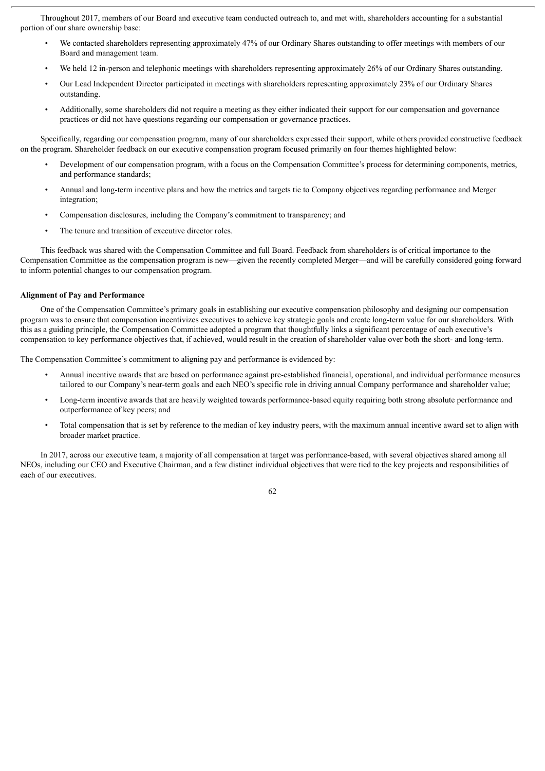Throughout 2017, members of our Board and executive team conducted outreach to, and met with, shareholders accounting for a substantial portion of our share ownership base:

- We contacted shareholders representing approximately 47% of our Ordinary Shares outstanding to offer meetings with members of our Board and management team.
- We held 12 in-person and telephonic meetings with shareholders representing approximately 26% of our Ordinary Shares outstanding.
- Our Lead Independent Director participated in meetings with shareholders representing approximately 23% of our Ordinary Shares outstanding.
- Additionally, some shareholders did not require a meeting as they either indicated their support for our compensation and governance practices or did not have questions regarding our compensation or governance practices.

Specifically, regarding our compensation program, many of our shareholders expressed their support, while others provided constructive feedback on the program. Shareholder feedback on our executive compensation program focused primarily on four themes highlighted below:

- Development of our compensation program, with a focus on the Compensation Committee's process for determining components, metrics, and performance standards;
- Annual and long-term incentive plans and how the metrics and targets tie to Company objectives regarding performance and Merger integration;
- Compensation disclosures, including the Company's commitment to transparency; and
- The tenure and transition of executive director roles.

This feedback was shared with the Compensation Committee and full Board. Feedback from shareholders is of critical importance to the Compensation Committee as the compensation program is new—given the recently completed Merger—and will be carefully considered going forward to inform potential changes to our compensation program.

**Alignment of Pay and Performance**

One of the Compensation Committee's primary goals in establishing our executive compensation philosophy and designing our compensation program was to ensure that compensation incentivizes executives to achieve key strategic goals and create long-term value for our shareholders. With this as a guiding principle, the Compensation Committee adopted a program that thoughtfully links a significant percentage of each executive's compensation to key performance objectives that, if achieved, would result in the creation of shareholder value over both the short- and long-term.

The Compensation Committee's commitment to aligning pay and performance is evidenced by:

- Annual incentive awards that are based on performance against pre-established financial, operational, and individual performance measures tailored to our Company's near-term goals and each NEO's specific role in driving annual Company performance and shareholder value;
- Long-term incentive awards that are heavily weighted towards performance-based equity requiring both strong absolute performance and outperformance of key peers; and
- Total compensation that is set by reference to the median of key industry peers, with the maximum annual incentive award set to align with broader market practice.

In 2017, across our executive team, a majority of all compensation at target was performance-based, with several objectives shared among all NEOs, including our CEO and Executive Chairman, and a few distinct individual objectives that were tied to the key projects and responsibilities of each of our executives.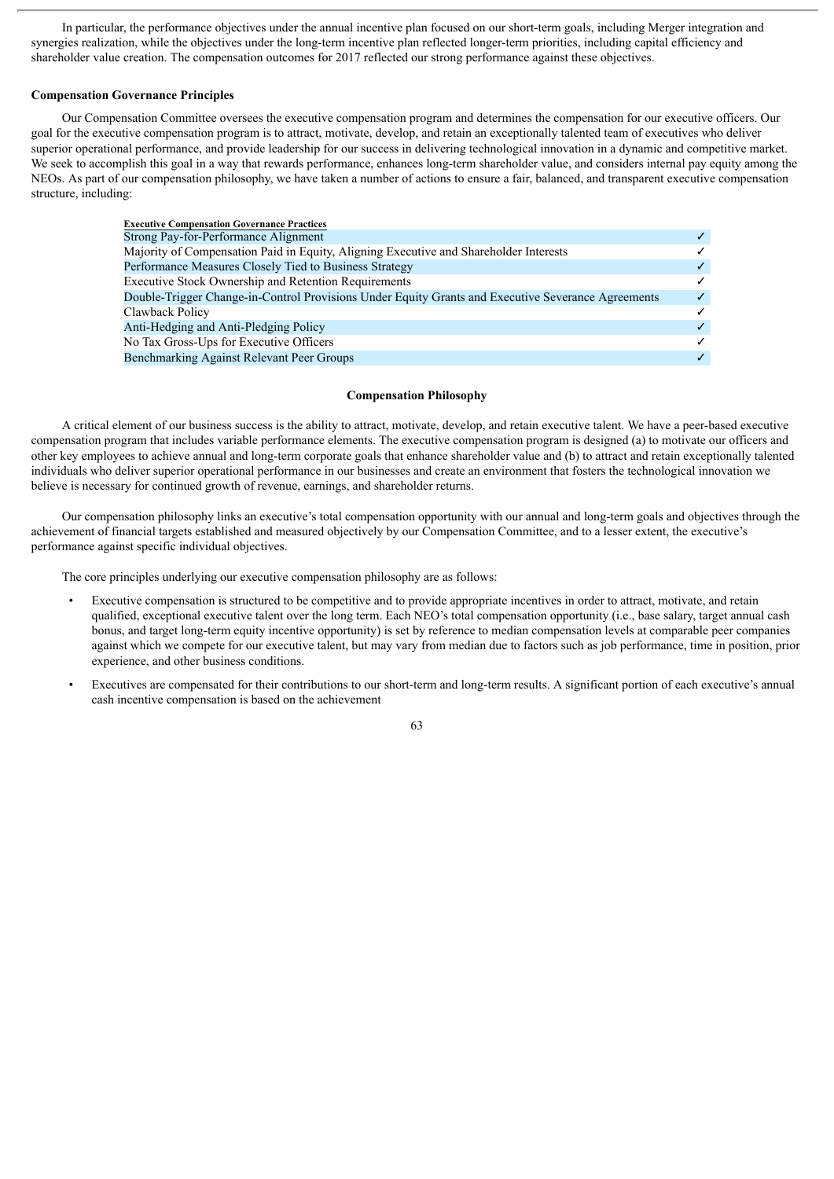In particular, the performance objectives under the annual incentive plan focused on our short-term goals, including Merger integration and synergies realization, while the objectives under the long-term incentive plan reflected longer-term priorities, including capital efficiency and shareholder value creation. The compensation outcomes for 2017 reflected our strong performance against these objectives.

**Compensation Governance Principles**

Our Compensation Committee oversees the executive compensation program and determines the compensation for our executive officers. Our goal for the executive compensation program is to attract, motivate, develop, and retain an exceptionally talented team of executives who deliver superior operational performance, and provide leadership for our success in delivering technological innovation in a dynamic and competitive market. We seek to accomplish this goal in a way that rewards performance, enhances long-term shareholder value, and considers internal pay equity among the NEOs. As part of our compensation philosophy, we have taken a number of actions to ensure a fair, balanced, and transparent executive compensation structure, including:

| Executive Compensation Governance Practices | |
|---|---|
| Strong Pay-for-Performance Alignment | ✓ |
| Majority of Compensation Paid in Equity, Aligning Executive and Shareholder Interests | ✓ |
| Performance Measures Closely Tied to Business Strategy | ✓ |
| Executive Stock Ownership and Retention Requirements | ✓ |
| Double-Trigger Change-in-Control Provisions Under Equity Grants and Executive Severance Agreements | ✓ |
| Clawback Policy | ✓ |
| Anti-Hedging and Anti-Pledging Policy | ✓ |
| No Tax Gross-Ups for Executive Officers | ✓ |
| Benchmarking Against Relevant Peer Groups | ✓ |

**Compensation Philosophy**

A critical element of our business success is the ability to attract, motivate, develop, and retain executive talent. We have a peer-based executive compensation program that includes variable performance elements. The executive compensation program is designed (a) to motivate our officers and other key employees to achieve annual and long-term corporate goals that enhance shareholder value and (b) to attract and retain exceptionally talented individuals who deliver superior operational performance in our businesses and create an environment that fosters the technological innovation we believe is necessary for continued growth of revenue, earnings, and shareholder returns.

Our compensation philosophy links an executive's total compensation opportunity with our annual and long-term goals and objectives through the achievement of financial targets established and measured objectively by our Compensation Committee, and to a lesser extent, the executive's performance against specific individual objectives.

The core principles underlying our executive compensation philosophy are as follows:

- Executive compensation is structured to be competitive and to provide appropriate incentives in order to attract, motivate, and retain qualified, exceptional executive talent over the long term. Each NEO's total compensation opportunity (i.e., base salary, target annual cash bonus, and target long-term equity incentive opportunity) is set by reference to median compensation levels at comparable peer companies against which we compete for our executive talent, but may vary from median due to factors such as job performance, time in position, prior experience, and other business conditions.
- Executives are compensated for their contributions to our short-term and long-term results. A significant portion of each executive's annual cash incentive compensation is based on the achievement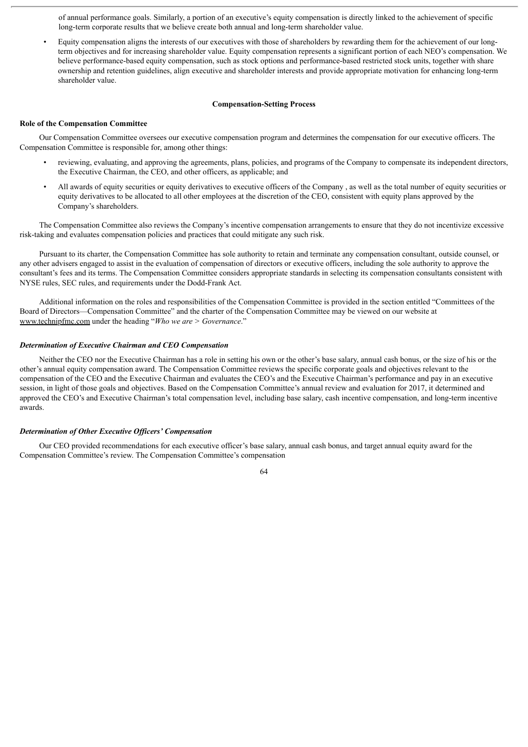of annual performance goals. Similarly, a portion of an executive's equity compensation is directly linked to the achievement of specific long-term corporate results that we believe create both annual and long-term shareholder value.

- Equity compensation aligns the interests of our executives with those of shareholders by rewarding them for the achievement of our long-term objectives and for increasing shareholder value. Equity compensation represents a significant portion of each NEO's compensation. We believe performance-based equity compensation, such as stock options and performance-based restricted stock units, together with share ownership and retention guidelines, align executive and shareholder interests and provide appropriate motivation for enhancing long-term shareholder value.

## Compensation-Setting Process

### Role of the Compensation Committee

Our Compensation Committee oversees our executive compensation program and determines the compensation for our executive officers. The Compensation Committee is responsible for, among other things:

- reviewing, evaluating, and approving the agreements, plans, policies, and programs of the Company to compensate its independent directors, the Executive Chairman, the CEO, and other officers, as applicable; and
- All awards of equity securities or equity derivatives to executive officers of the Company , as well as the total number of equity securities or equity derivatives to be allocated to all other employees at the discretion of the CEO, consistent with equity plans approved by the Company's shareholders.

The Compensation Committee also reviews the Company's incentive compensation arrangements to ensure that they do not incentivize excessive risk-taking and evaluates compensation policies and practices that could mitigate any such risk.

Pursuant to its charter, the Compensation Committee has sole authority to retain and terminate any compensation consultant, outside counsel, or any other advisers engaged to assist in the evaluation of compensation of directors or executive officers, including the sole authority to approve the consultant's fees and its terms. The Compensation Committee considers appropriate standards in selecting its compensation consultants consistent with NYSE rules, SEC rules, and requirements under the Dodd-Frank Act.

Additional information on the roles and responsibilities of the Compensation Committee is provided in the section entitled "Committees of the Board of Directors—Compensation Committee" and the charter of the Compensation Committee may be viewed on our website at www.technipfmc.com under the heading "*Who we are > Governance*."

### *Determination of Executive Chairman and CEO Compensation*

Neither the CEO nor the Executive Chairman has a role in setting his own or the other's base salary, annual cash bonus, or the size of his or the other's annual equity compensation award. The Compensation Committee reviews the specific corporate goals and objectives relevant to the compensation of the CEO and the Executive Chairman and evaluates the CEO's and the Executive Chairman's performance and pay in an executive session, in light of those goals and objectives. Based on the Compensation Committee's annual review and evaluation for 2017, it determined and approved the CEO's and Executive Chairman's total compensation level, including base salary, cash incentive compensation, and long-term incentive awards.

### *Determination of Other Executive Officers' Compensation*

Our CEO provided recommendations for each executive officer's base salary, annual cash bonus, and target annual equity award for the Compensation Committee's review. The Compensation Committee's compensation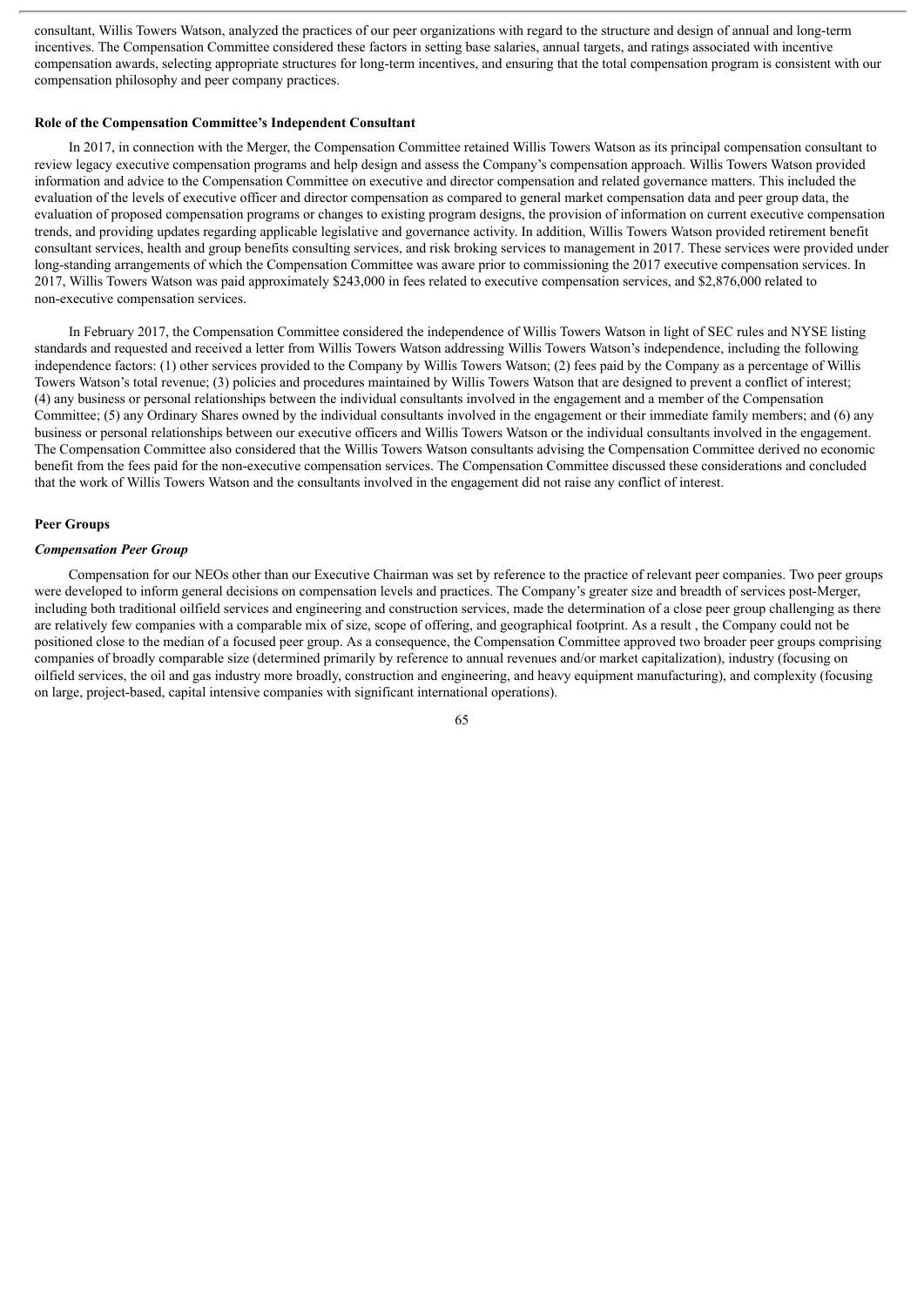consultant, Willis Towers Watson, analyzed the practices of our peer organizations with regard to the structure and design of annual and long-term incentives. The Compensation Committee considered these factors in setting base salaries, annual targets, and ratings associated with incentive compensation awards, selecting appropriate structures for long-term incentives, and ensuring that the total compensation program is consistent with our compensation philosophy and peer company practices.

**Role of the Compensation Committee's Independent Consultant**

In 2017, in connection with the Merger, the Compensation Committee retained Willis Towers Watson as its principal compensation consultant to review legacy executive compensation programs and help design and assess the Company's compensation approach. Willis Towers Watson provided information and advice to the Compensation Committee on executive and director compensation and related governance matters. This included the evaluation of the levels of executive officer and director compensation as compared to general market compensation data and peer group data, the evaluation of proposed compensation programs or changes to existing program designs, the provision of information on current executive compensation trends, and providing updates regarding applicable legislative and governance activity. In addition, Willis Towers Watson provided retirement benefit consultant services, health and group benefits consulting services, and risk broking services to management in 2017. These services were provided under long-standing arrangements of which the Compensation Committee was aware prior to commissioning the 2017 executive compensation services. In 2017, Willis Towers Watson was paid approximately $243,000 in fees related to executive compensation services, and $2,876,000 related to non-executive compensation services.

In February 2017, the Compensation Committee considered the independence of Willis Towers Watson in light of SEC rules and NYSE listing standards and requested and received a letter from Willis Towers Watson addressing Willis Towers Watson's independence, including the following independence factors: (1) other services provided to the Company by Willis Towers Watson; (2) fees paid by the Company as a percentage of Willis Towers Watson's total revenue; (3) policies and procedures maintained by Willis Towers Watson that are designed to prevent a conflict of interest; (4) any business or personal relationships between the individual consultants involved in the engagement and a member of the Compensation Committee; (5) any Ordinary Shares owned by the individual consultants involved in the engagement or their immediate family members; and (6) any business or personal relationships between our executive officers and Willis Towers Watson or the individual consultants involved in the engagement. The Compensation Committee also considered that the Willis Towers Watson consultants advising the Compensation Committee derived no economic benefit from the fees paid for the non-executive compensation services. The Compensation Committee discussed these considerations and concluded that the work of Willis Towers Watson and the consultants involved in the engagement did not raise any conflict of interest.

**Peer Groups**

***Compensation Peer Group***

Compensation for our NEOs other than our Executive Chairman was set by reference to the practice of relevant peer companies. Two peer groups were developed to inform general decisions on compensation levels and practices. The Company's greater size and breadth of services post-Merger, including both traditional oilfield services and engineering and construction services, made the determination of a close peer group challenging as there are relatively few companies with a comparable mix of size, scope of offering, and geographical footprint. As a result , the Company could not be positioned close to the median of a focused peer group. As a consequence, the Compensation Committee approved two broader peer groups comprising companies of broadly comparable size (determined primarily by reference to annual revenues and/or market capitalization), industry (focusing on oilfield services, the oil and gas industry more broadly, construction and engineering, and heavy equipment manufacturing), and complexity (focusing on large, project-based, capital intensive companies with significant international operations).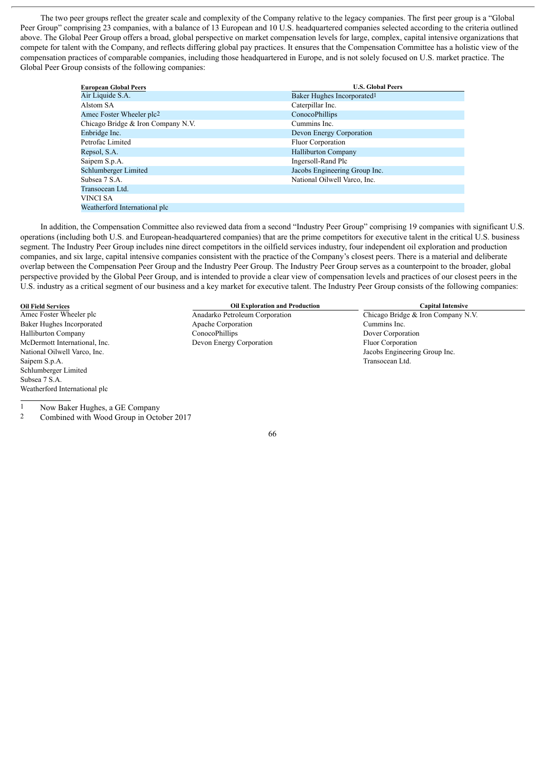The two peer groups reflect the greater scale and complexity of the Company relative to the legacy companies. The first peer group is a "Global Peer Group" comprising 23 companies, with a balance of 13 European and 10 U.S. headquartered companies selected according to the criteria outlined above. The Global Peer Group offers a broad, global perspective on market compensation levels for large, complex, capital intensive organizations that compete for talent with the Company, and reflects differing global pay practices. It ensures that the Compensation Committee has a holistic view of the compensation practices of comparable companies, including those headquartered in Europe, and is not solely focused on U.S. market practice. The Global Peer Group consists of the following companies:

| European Global Peers | U.S. Global Peers |
| --- | --- |
| Air Liquide S.A. | Baker Hughes Incorporated[1] |
| Alstom SA | Caterpillar Inc. |
| Amec Foster Wheeler plc[2] | ConocoPhillips |
| Chicago Bridge & Iron Company N.V. | Cummins Inc. |
| Enbridge Inc. | Devon Energy Corporation |
| Petrofac Limited | Fluor Corporation |
| Repsol, S.A. | Halliburton Company |
| Saipem S.p.A. | Ingersoll-Rand Plc |
| Schlumberger Limited | Jacobs Engineering Group Inc. |
| Subsea 7 S.A. | National Oilwell Varco, Inc. |
| Transocean Ltd. | |
| VINCI SA | |
| Weatherford International plc | |

In addition, the Compensation Committee also reviewed data from a second "Industry Peer Group" comprising 19 companies with significant U.S. operations (including both U.S. and European-headquartered companies) that are the prime competitors for executive talent in the critical U.S. business segment. The Industry Peer Group includes nine direct competitors in the oilfield services industry, four independent oil exploration and production companies, and six large, capital intensive companies consistent with the practice of the Company's closest peers. There is a material and deliberate overlap between the Compensation Peer Group and the Industry Peer Group. The Industry Peer Group serves as a counterpoint to the broader, global perspective provided by the Global Peer Group, and is intended to provide a clear view of compensation levels and practices of our closest peers in the U.S. industry as a critical segment of our business and a key market for executive talent. The Industry Peer Group consists of the following companies:

| Oil Field Services | Oil Exploration and Production | Capital Intensive |
| --- | --- | --- |
| Amec Foster Wheeler plc | Anadarko Petroleum Corporation | Chicago Bridge & Iron Company N.V. |
| Baker Hughes Incorporated | Apache Corporation | Cummins Inc. |
| Halliburton Company | ConocoPhillips | Dover Corporation |
| McDermott International, Inc. | Devon Energy Corporation | Fluor Corporation |
| National Oilwell Varco, Inc. | | Jacobs Engineering Group Inc. |
| Saipem S.p.A. | | Transocean Ltd. |
| Schlumberger Limited | | |
| Subsea 7 S.A. | | |
| Weatherford International plc | | |

1 Now Baker Hughes, a GE Company

2 Combined with Wood Group in October 2017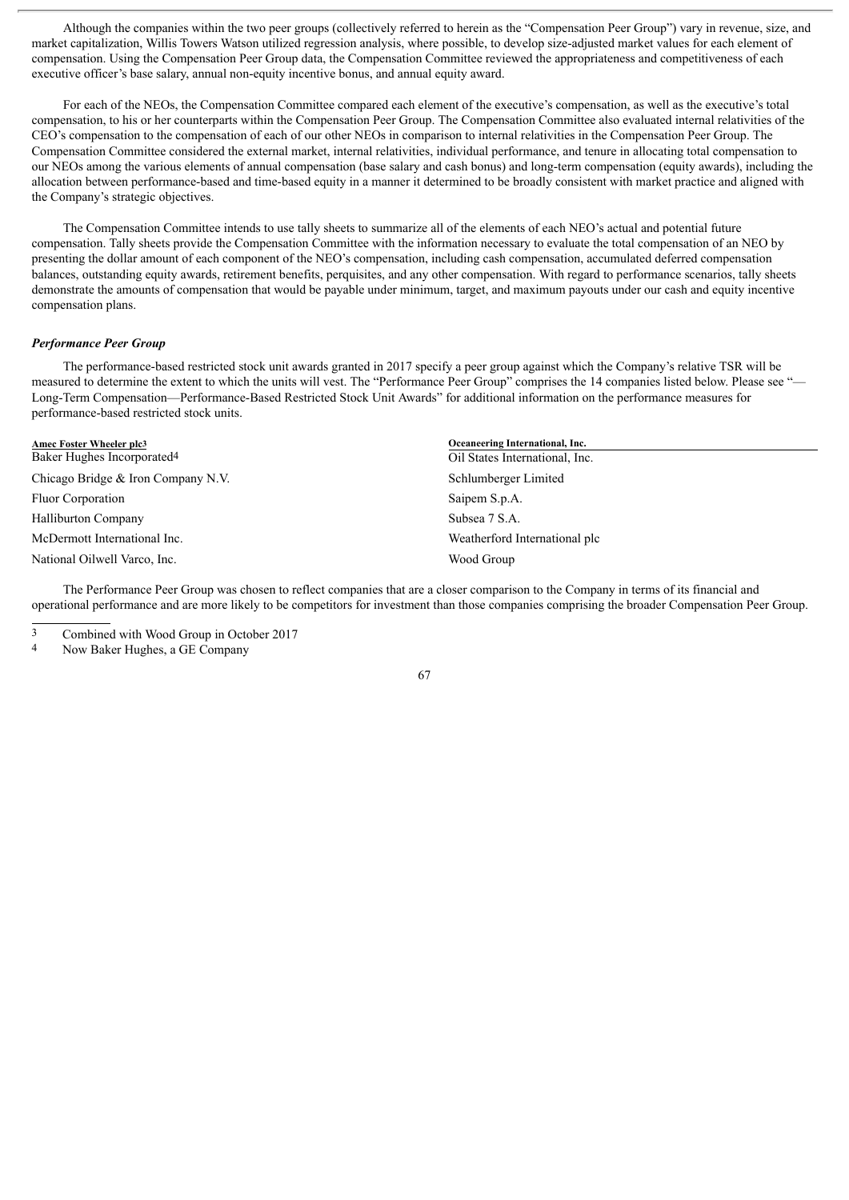Although the companies within the two peer groups (collectively referred to herein as the "Compensation Peer Group") vary in revenue, size, and market capitalization, Willis Towers Watson utilized regression analysis, where possible, to develop size-adjusted market values for each element of compensation. Using the Compensation Peer Group data, the Compensation Committee reviewed the appropriateness and competitiveness of each executive officer's base salary, annual non-equity incentive bonus, and annual equity award.

For each of the NEOs, the Compensation Committee compared each element of the executive's compensation, as well as the executive's total compensation, to his or her counterparts within the Compensation Peer Group. The Compensation Committee also evaluated internal relativities of the CEO's compensation to the compensation of each of our other NEOs in comparison to internal relativities in the Compensation Peer Group. The Compensation Committee considered the external market, internal relativities, individual performance, and tenure in allocating total compensation to our NEOs among the various elements of annual compensation (base salary and cash bonus) and long-term compensation (equity awards), including the allocation between performance-based and time-based equity in a manner it determined to be broadly consistent with market practice and aligned with the Company's strategic objectives.

The Compensation Committee intends to use tally sheets to summarize all of the elements of each NEO's actual and potential future compensation. Tally sheets provide the Compensation Committee with the information necessary to evaluate the total compensation of an NEO by presenting the dollar amount of each component of the NEO's compensation, including cash compensation, accumulated deferred compensation balances, outstanding equity awards, retirement benefits, perquisites, and any other compensation. With regard to performance scenarios, tally sheets demonstrate the amounts of compensation that would be payable under minimum, target, and maximum payouts under our cash and equity incentive compensation plans.

### *Performance Peer Group*

The performance-based restricted stock unit awards granted in 2017 specify a peer group against which the Company's relative TSR will be measured to determine the extent to which the units will vest. The "Performance Peer Group" comprises the 14 companies listed below. Please see "—Long-Term Compensation—Performance-Based Restricted Stock Unit Awards" for additional information on the performance measures for performance-based restricted stock units.

| Amec Foster Wheeler plc[3] | Oceaneering International, Inc. |
|---|---|
| Baker Hughes Incorporated[4] | Oil States International, Inc. |
| Chicago Bridge & Iron Company N.V. | Schlumberger Limited |
| Fluor Corporation | Saipem S.p.A. |
| Halliburton Company | Subsea 7 S.A. |
| McDermott International Inc. | Weatherford International plc |
| National Oilwell Varco, Inc. | Wood Group |

The Performance Peer Group was chosen to reflect companies that are a closer comparison to the Company in terms of its financial and operational performance and are more likely to be competitors for investment than those companies comprising the broader Compensation Peer Group.

[3] Combined with Wood Group in October 2017

[4] Now Baker Hughes, a GE Company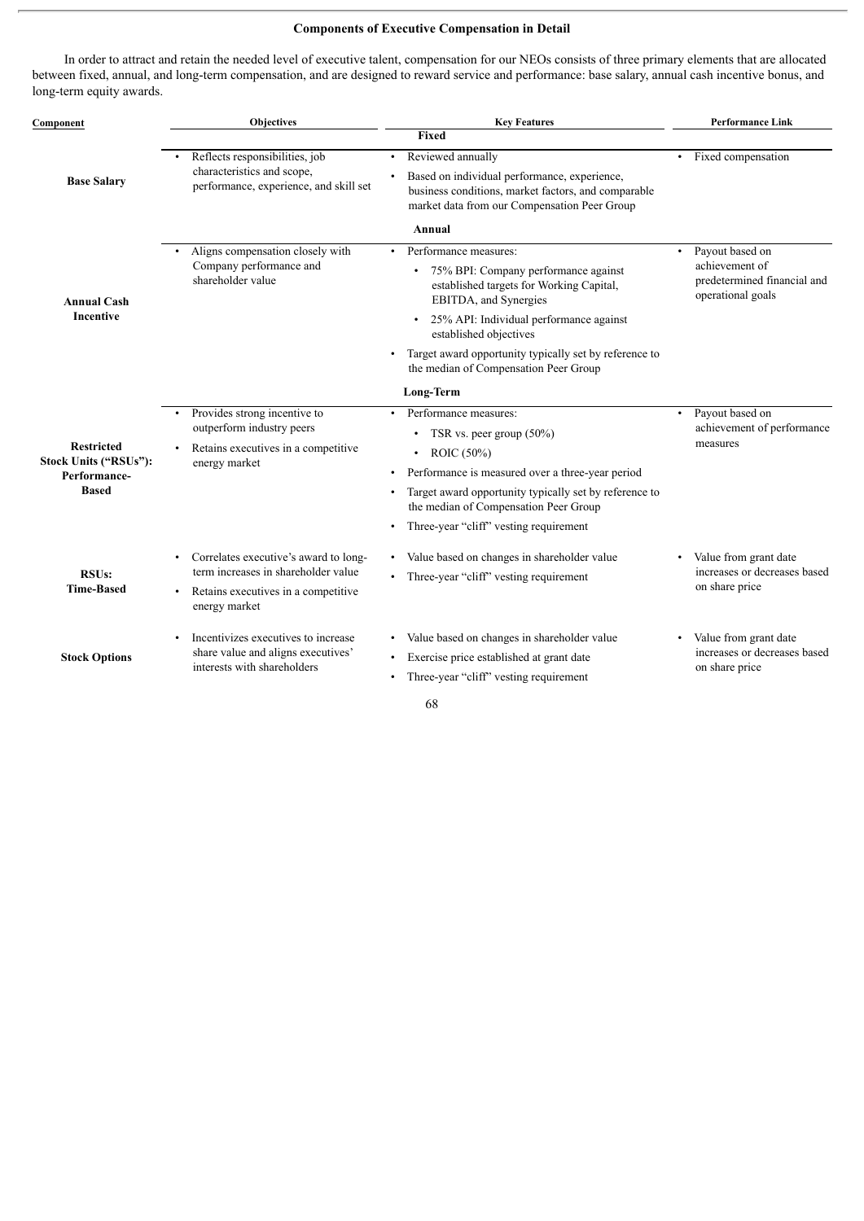## Components of Executive Compensation in Detail

In order to attract and retain the needed level of executive talent, compensation for our NEOs consists of three primary elements that are allocated between fixed, annual, and long-term compensation, and are designed to reward service and performance: base salary, annual cash incentive bonus, and long-term equity awards.

| Component | Objectives | Key Features | Performance Link |
|---|---|---|---|
| | | **Fixed** | |
| **Base Salary** | • Reflects responsibilities, job characteristics and scope, performance, experience, and skill set | • Reviewed annually<br>• Based on individual performance, experience, business conditions, market factors, and comparable market data from our Compensation Peer Group | • Fixed compensation |
| | | **Annual** | |
| **Annual Cash Incentive** | • Aligns compensation closely with Company performance and shareholder value | • Performance measures:<br>  • 75% BPI: Company performance against established targets for Working Capital, EBITDA, and Synergies<br>  • 25% API: Individual performance against established objectives<br>• Target award opportunity typically set by reference to the median of Compensation Peer Group | • Payout based on achievement of predetermined financial and operational goals |
| | | **Long-Term** | |
| **Restricted Stock Units ("RSUs"): Performance-Based** | • Provides strong incentive to outperform industry peers<br>• Retains executives in a competitive energy market | • Performance measures:<br>  • TSR vs. peer group (50%)<br>  • ROIC (50%)<br>• Performance is measured over a three-year period<br>• Target award opportunity typically set by reference to the median of Compensation Peer Group<br>• Three-year "cliff" vesting requirement | • Payout based on achievement of performance measures |
| **RSUs: Time-Based** | • Correlates executive's award to long-term increases in shareholder value<br>• Retains executives in a competitive energy market | • Value based on changes in shareholder value<br>• Three-year "cliff" vesting requirement | • Value from grant date increases or decreases based on share price |
| **Stock Options** | • Incentivizes executives to increase share value and aligns executives' interests with shareholders | • Value based on changes in shareholder value<br>• Exercise price established at grant date<br>• Three-year "cliff" vesting requirement | • Value from grant date increases or decreases based on share price |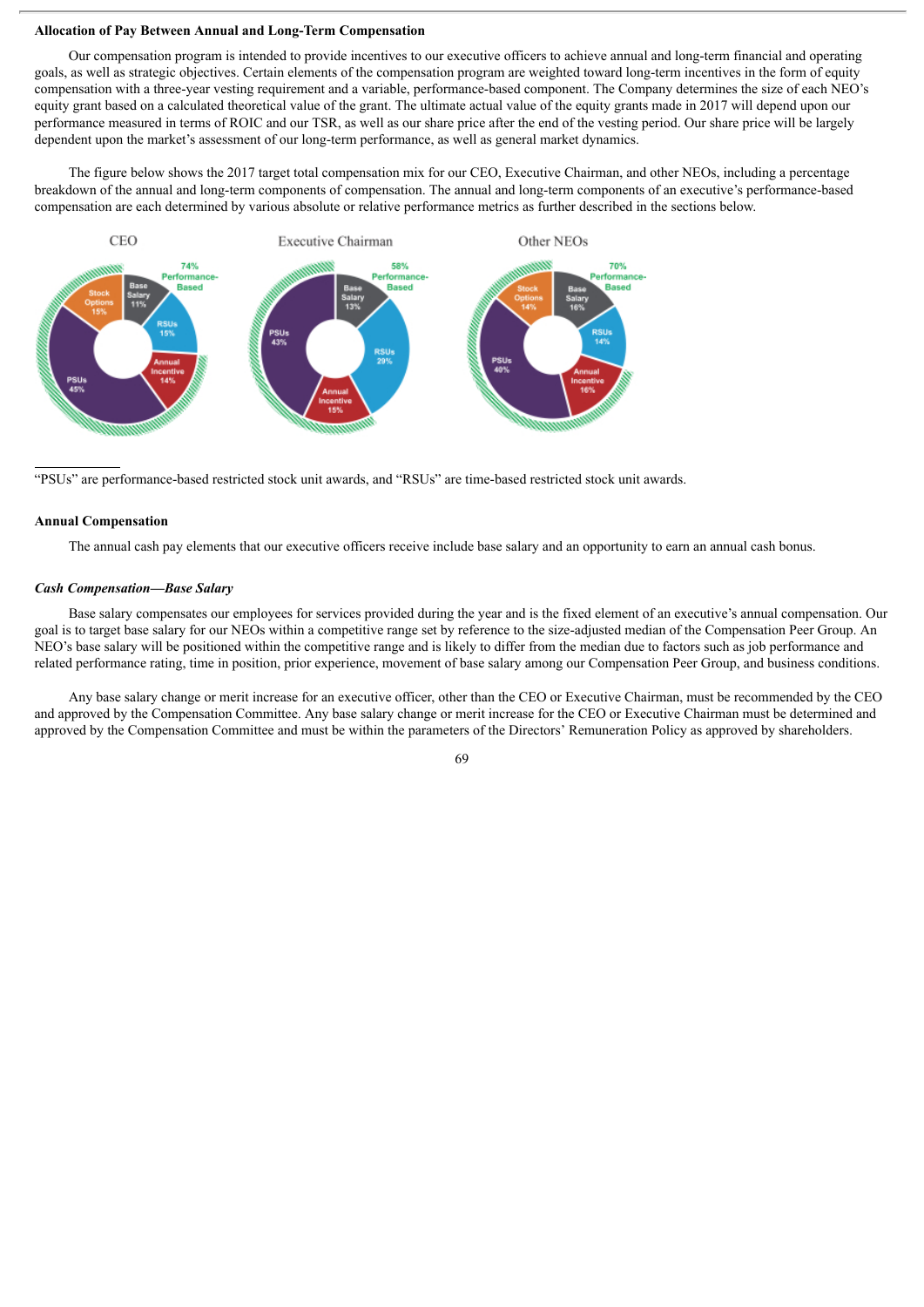**Allocation of Pay Between Annual and Long-Term Compensation**

Our compensation program is intended to provide incentives to our executive officers to achieve annual and long-term financial and operating goals, as well as strategic objectives. Certain elements of the compensation program are weighted toward long-term incentives in the form of equity compensation with a three-year vesting requirement and a variable, performance-based component. The Company determines the size of each NEO's equity grant based on a calculated theoretical value of the grant. The ultimate actual value of the equity grants made in 2017 will depend upon our performance measured in terms of ROIC and our TSR, as well as our share price after the end of the vesting period. Our share price will be largely dependent upon the market's assessment of our long-term performance, as well as general market dynamics.

The figure below shows the 2017 target total compensation mix for our CEO, Executive Chairman, and other NEOs, including a percentage breakdown of the annual and long-term components of compensation. The annual and long-term components of an executive's performance-based compensation are each determined by various absolute or relative performance metrics as further described in the sections below.

| | CEO | Executive Chairman | Other NEOs |
|---|---|---|---|
| Base Salary | 11% | 13% | 16% |
| RSUs | 15% | 29% | 14% |
| Annual Incentive | 14% | 15% | 16% |
| PSUs | 45% | 43% | 40% |
| Stock Options | 15% | — | 14% |
| Performance-Based | 74% | 58% | 70% |

"PSUs" are performance-based restricted stock unit awards, and "RSUs" are time-based restricted stock unit awards.

**Annual Compensation**

The annual cash pay elements that our executive officers receive include base salary and an opportunity to earn an annual cash bonus.

***Cash Compensation—Base Salary***

Base salary compensates our employees for services provided during the year and is the fixed element of an executive's annual compensation. Our goal is to target base salary for our NEOs within a competitive range set by reference to the size-adjusted median of the Compensation Peer Group. An NEO's base salary will be positioned within the competitive range and is likely to differ from the median due to factors such as job performance and related performance rating, time in position, prior experience, movement of base salary among our Compensation Peer Group, and business conditions.

Any base salary change or merit increase for an executive officer, other than the CEO or Executive Chairman, must be recommended by the CEO and approved by the Compensation Committee. Any base salary change or merit increase for the CEO or Executive Chairman must be determined and approved by the Compensation Committee and must be within the parameters of the Directors' Remuneration Policy as approved by shareholders.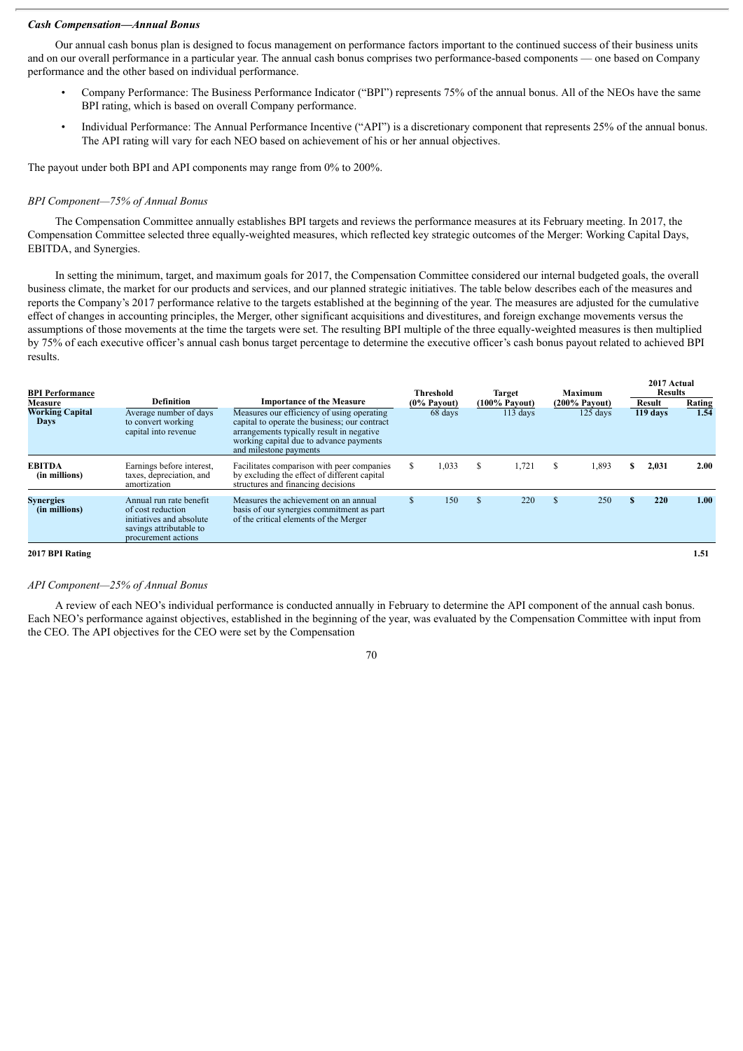***Cash Compensation—Annual Bonus***

Our annual cash bonus plan is designed to focus management on performance factors important to the continued success of their business units and on our overall performance in a particular year. The annual cash bonus comprises two performance-based components — one based on Company performance and the other based on individual performance.

- Company Performance: The Business Performance Indicator ("BPI") represents 75% of the annual bonus. All of the NEOs have the same BPI rating, which is based on overall Company performance.
- Individual Performance: The Annual Performance Incentive ("API") is a discretionary component that represents 25% of the annual bonus. The API rating will vary for each NEO based on achievement of his or her annual objectives.

The payout under both BPI and API components may range from 0% to 200%.

*BPI Component—75% of Annual Bonus*

The Compensation Committee annually establishes BPI targets and reviews the performance measures at its February meeting. In 2017, the Compensation Committee selected three equally-weighted measures, which reflected key strategic outcomes of the Merger: Working Capital Days, EBITDA, and Synergies.

In setting the minimum, target, and maximum goals for 2017, the Compensation Committee considered our internal budgeted goals, the overall business climate, the market for our products and services, and our planned strategic initiatives. The table below describes each of the measures and reports the Company's 2017 performance relative to the targets established at the beginning of the year. The measures are adjusted for the cumulative effect of changes in accounting principles, the Merger, other significant acquisitions and divestitures, and foreign exchange movements versus the assumptions of those movements at the time the targets were set. The resulting BPI multiple of the three equally-weighted measures is then multiplied by 75% of each executive officer's annual cash bonus target percentage to determine the executive officer's cash bonus payout related to achieved BPI results.

| BPI Performance Measure | Definition | Importance of the Measure | Threshold (0% Payout) | Target (100% Payout) | Maximum (200% Payout) | 2017 Actual Results Result | 2017 Actual Results Rating |
|---|---|---|---|---|---|---|---|
| **Working Capital Days** | Average number of days to convert working capital into revenue | Measures our efficiency of using operating capital to operate the business; our contract arrangements typically result in negative working capital due to advance payments and milestone payments | 68 days | 113 days | 125 days | **119 days** | **1.54** |
| **EBITDA (in millions)** | Earnings before interest, taxes, depreciation, and amortization | Facilitates comparison with peer companies by excluding the effect of different capital structures and financing decisions | $ 1,033 | $ 1,721 | $ 1,893 | **$ 2,031** | **2.00** |
| **Synergies (in millions)** | Annual run rate benefit of cost reduction initiatives and absolute savings attributable to procurement actions | Measures the achievement on an annual basis of our synergies commitment as part of the critical elements of the Merger | $ 150 | $ 220 | $ 250 | **$ 220** | **1.00** |
| **2017 BPI Rating** | | | | | | | **1.51** |

*API Component—25% of Annual Bonus*

A review of each NEO's individual performance is conducted annually in February to determine the API component of the annual cash bonus. Each NEO's performance against objectives, established in the beginning of the year, was evaluated by the Compensation Committee with input from the CEO. The API objectives for the CEO were set by the Compensation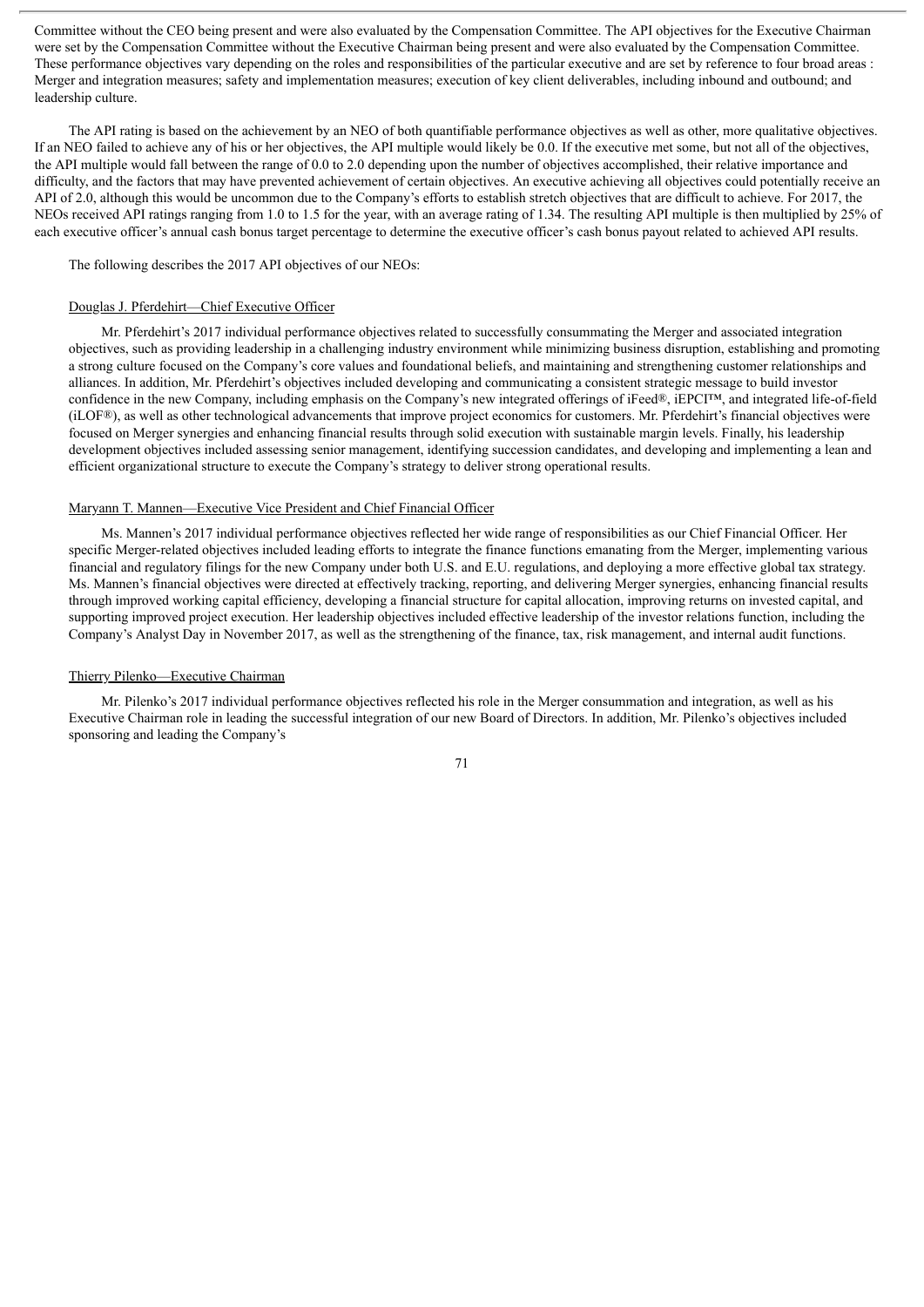Committee without the CEO being present and were also evaluated by the Compensation Committee. The API objectives for the Executive Chairman were set by the Compensation Committee without the Executive Chairman being present and were also evaluated by the Compensation Committee. These performance objectives vary depending on the roles and responsibilities of the particular executive and are set by reference to four broad areas : Merger and integration measures; safety and implementation measures; execution of key client deliverables, including inbound and outbound; and leadership culture.

The API rating is based on the achievement by an NEO of both quantifiable performance objectives as well as other, more qualitative objectives. If an NEO failed to achieve any of his or her objectives, the API multiple would likely be 0.0. If the executive met some, but not all of the objectives, the API multiple would fall between the range of 0.0 to 2.0 depending upon the number of objectives accomplished, their relative importance and difficulty, and the factors that may have prevented achievement of certain objectives. An executive achieving all objectives could potentially receive an API of 2.0, although this would be uncommon due to the Company's efforts to establish stretch objectives that are difficult to achieve. For 2017, the NEOs received API ratings ranging from 1.0 to 1.5 for the year, with an average rating of 1.34. The resulting API multiple is then multiplied by 25% of each executive officer's annual cash bonus target percentage to determine the executive officer's cash bonus payout related to achieved API results.

The following describes the 2017 API objectives of our NEOs:

Douglas J. Pferdehirt—Chief Executive Officer

Mr. Pferdehirt's 2017 individual performance objectives related to successfully consummating the Merger and associated integration objectives, such as providing leadership in a challenging industry environment while minimizing business disruption, establishing and promoting a strong culture focused on the Company's core values and foundational beliefs, and maintaining and strengthening customer relationships and alliances. In addition, Mr. Pferdehirt's objectives included developing and communicating a consistent strategic message to build investor confidence in the new Company, including emphasis on the Company's new integrated offerings of iFeed®, iEPCI™, and integrated life-of-field (iLOF®), as well as other technological advancements that improve project economics for customers. Mr. Pferdehirt's financial objectives were focused on Merger synergies and enhancing financial results through solid execution with sustainable margin levels. Finally, his leadership development objectives included assessing senior management, identifying succession candidates, and developing and implementing a lean and efficient organizational structure to execute the Company's strategy to deliver strong operational results.

Maryann T. Mannen—Executive Vice President and Chief Financial Officer

Ms. Mannen's 2017 individual performance objectives reflected her wide range of responsibilities as our Chief Financial Officer. Her specific Merger-related objectives included leading efforts to integrate the finance functions emanating from the Merger, implementing various financial and regulatory filings for the new Company under both U.S. and E.U. regulations, and deploying a more effective global tax strategy. Ms. Mannen's financial objectives were directed at effectively tracking, reporting, and delivering Merger synergies, enhancing financial results through improved working capital efficiency, developing a financial structure for capital allocation, improving returns on invested capital, and supporting improved project execution. Her leadership objectives included effective leadership of the investor relations function, including the Company's Analyst Day in November 2017, as well as the strengthening of the finance, tax, risk management, and internal audit functions.

Thierry Pilenko—Executive Chairman

Mr. Pilenko's 2017 individual performance objectives reflected his role in the Merger consummation and integration, as well as his Executive Chairman role in leading the successful integration of our new Board of Directors. In addition, Mr. Pilenko's objectives included sponsoring and leading the Company's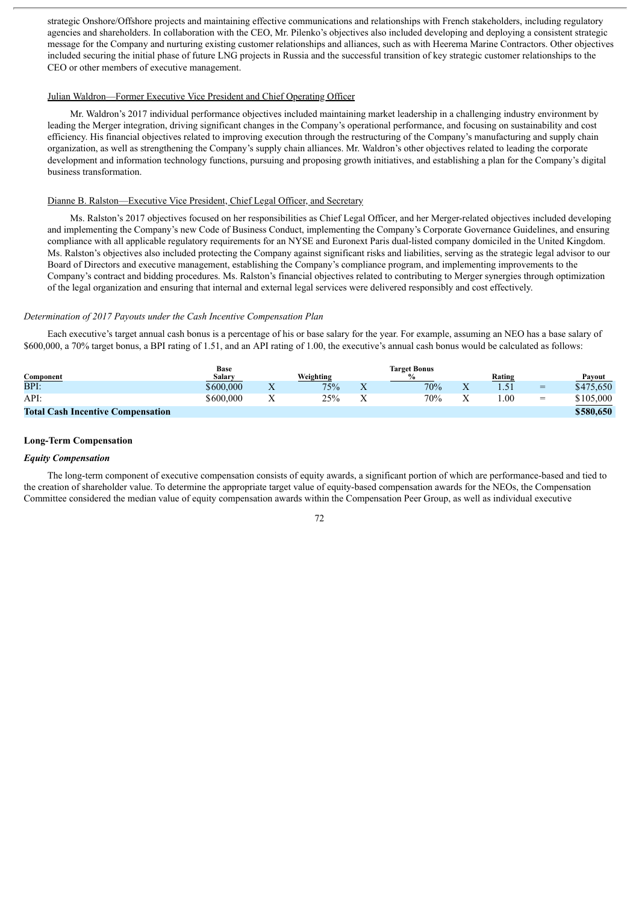strategic Onshore/Offshore projects and maintaining effective communications and relationships with French stakeholders, including regulatory agencies and shareholders. In collaboration with the CEO, Mr. Pilenko's objectives also included developing and deploying a consistent strategic message for the Company and nurturing existing customer relationships and alliances, such as with Heerema Marine Contractors. Other objectives included securing the initial phase of future LNG projects in Russia and the successful transition of key strategic customer relationships to the CEO or other members of executive management.

Julian Waldron—Former Executive Vice President and Chief Operating Officer

Mr. Waldron's 2017 individual performance objectives included maintaining market leadership in a challenging industry environment by leading the Merger integration, driving significant changes in the Company's operational performance, and focusing on sustainability and cost efficiency. His financial objectives related to improving execution through the restructuring of the Company's manufacturing and supply chain organization, as well as strengthening the Company's supply chain alliances. Mr. Waldron's other objectives related to leading the corporate development and information technology functions, pursuing and proposing growth initiatives, and establishing a plan for the Company's digital business transformation.

Dianne B. Ralston—Executive Vice President, Chief Legal Officer, and Secretary

Ms. Ralston's 2017 objectives focused on her responsibilities as Chief Legal Officer, and her Merger-related objectives included developing and implementing the Company's new Code of Business Conduct, implementing the Company's Corporate Governance Guidelines, and ensuring compliance with all applicable regulatory requirements for an NYSE and Euronext Paris dual-listed company domiciled in the United Kingdom. Ms. Ralston's objectives also included protecting the Company against significant risks and liabilities, serving as the strategic legal advisor to our Board of Directors and executive management, establishing the Company's compliance program, and implementing improvements to the Company's contract and bidding procedures. Ms. Ralston's financial objectives related to contributing to Merger synergies through optimization of the legal organization and ensuring that internal and external legal services were delivered responsibly and cost effectively.

*Determination of 2017 Payouts under the Cash Incentive Compensation Plan*

Each executive's target annual cash bonus is a percentage of his or base salary for the year. For example, assuming an NEO has a base salary of $600,000, a 70% target bonus, a BPI rating of 1.51, and an API rating of 1.00, the executive's annual cash bonus would be calculated as follows:

| Component | Base Salary | | Weighting | | Target Bonus % | | Rating | | Payout |
|---|---|---|---|---|---|---|---|---|---|
| BPI: | $600,000 | X | 75% | X | 70% | X | 1.51 | = | $475,650 |
| API: | $600,000 | X | 25% | X | 70% | X | 1.00 | = | $105,000 |
| **Total Cash Incentive Compensation** | | | | | | | | | **$580,650** |

**Long-Term Compensation**

***Equity Compensation***

The long-term component of executive compensation consists of equity awards, a significant portion of which are performance-based and tied to the creation of shareholder value. To determine the appropriate target value of equity-based compensation awards for the NEOs, the Compensation Committee considered the median value of equity compensation awards within the Compensation Peer Group, as well as individual executive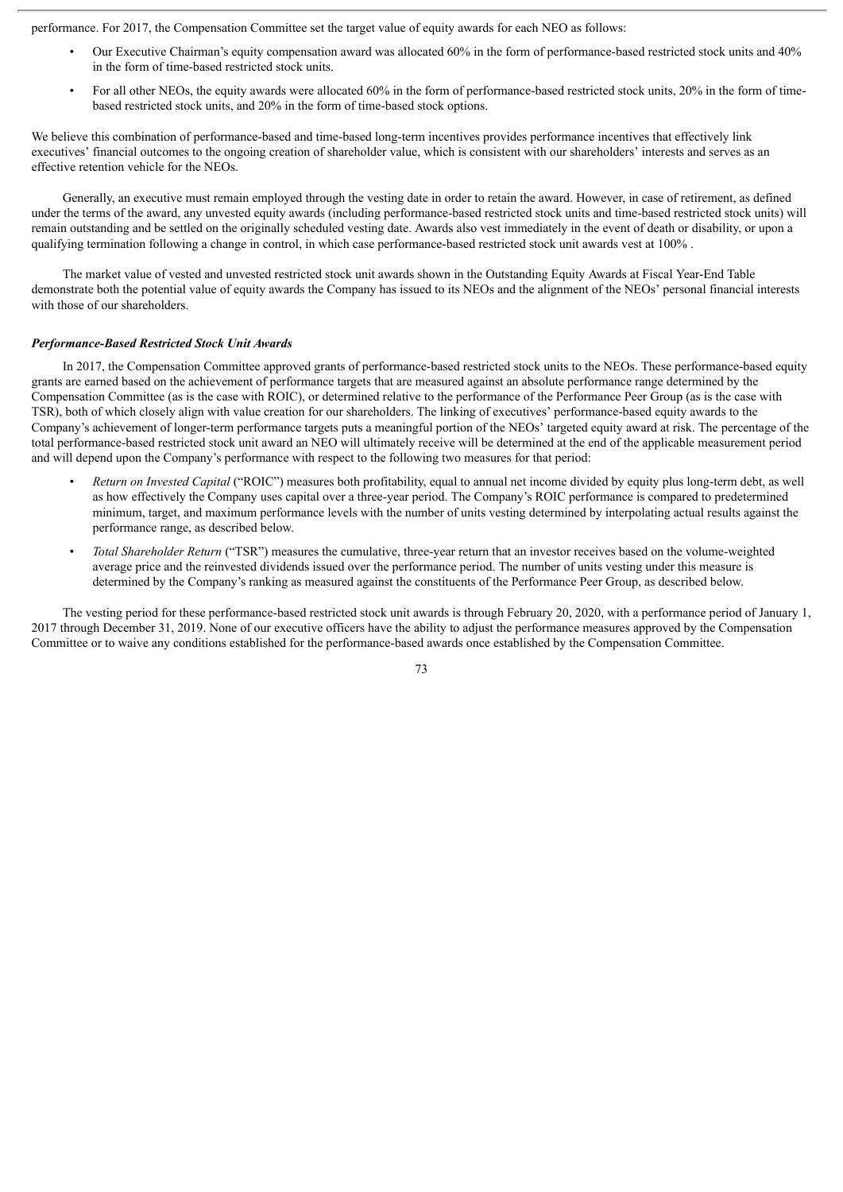performance. For 2017, the Compensation Committee set the target value of equity awards for each NEO as follows:

- Our Executive Chairman's equity compensation award was allocated 60% in the form of performance-based restricted stock units and 40% in the form of time-based restricted stock units.
- For all other NEOs, the equity awards were allocated 60% in the form of performance-based restricted stock units, 20% in the form of time-based restricted stock units, and 20% in the form of time-based stock options.

We believe this combination of performance-based and time-based long-term incentives provides performance incentives that effectively link executives' financial outcomes to the ongoing creation of shareholder value, which is consistent with our shareholders' interests and serves as an effective retention vehicle for the NEOs.

Generally, an executive must remain employed through the vesting date in order to retain the award. However, in case of retirement, as defined under the terms of the award, any unvested equity awards (including performance-based restricted stock units and time-based restricted stock units) will remain outstanding and be settled on the originally scheduled vesting date. Awards also vest immediately in the event of death or disability, or upon a qualifying termination following a change in control, in which case performance-based restricted stock unit awards vest at 100% .

The market value of vested and unvested restricted stock unit awards shown in the Outstanding Equity Awards at Fiscal Year-End Table demonstrate both the potential value of equity awards the Company has issued to its NEOs and the alignment of the NEOs' personal financial interests with those of our shareholders.

***Performance-Based Restricted Stock Unit Awards***

In 2017, the Compensation Committee approved grants of performance-based restricted stock units to the NEOs. These performance-based equity grants are earned based on the achievement of performance targets that are measured against an absolute performance range determined by the Compensation Committee (as is the case with ROIC), or determined relative to the performance of the Performance Peer Group (as is the case with TSR), both of which closely align with value creation for our shareholders. The linking of executives' performance-based equity awards to the Company's achievement of longer-term performance targets puts a meaningful portion of the NEOs' targeted equity award at risk. The percentage of the total performance-based restricted stock unit award an NEO will ultimately receive will be determined at the end of the applicable measurement period and will depend upon the Company's performance with respect to the following two measures for that period:

- *Return on Invested Capital* ("ROIC") measures both profitability, equal to annual net income divided by equity plus long-term debt, as well as how effectively the Company uses capital over a three-year period. The Company's ROIC performance is compared to predetermined minimum, target, and maximum performance levels with the number of units vesting determined by interpolating actual results against the performance range, as described below.
- *Total Shareholder Return* ("TSR") measures the cumulative, three-year return that an investor receives based on the volume-weighted average price and the reinvested dividends issued over the performance period. The number of units vesting under this measure is determined by the Company's ranking as measured against the constituents of the Performance Peer Group, as described below.

The vesting period for these performance-based restricted stock unit awards is through February 20, 2020, with a performance period of January 1, 2017 through December 31, 2019. None of our executive officers have the ability to adjust the performance measures approved by the Compensation Committee or to waive any conditions established for the performance-based awards once established by the Compensation Committee.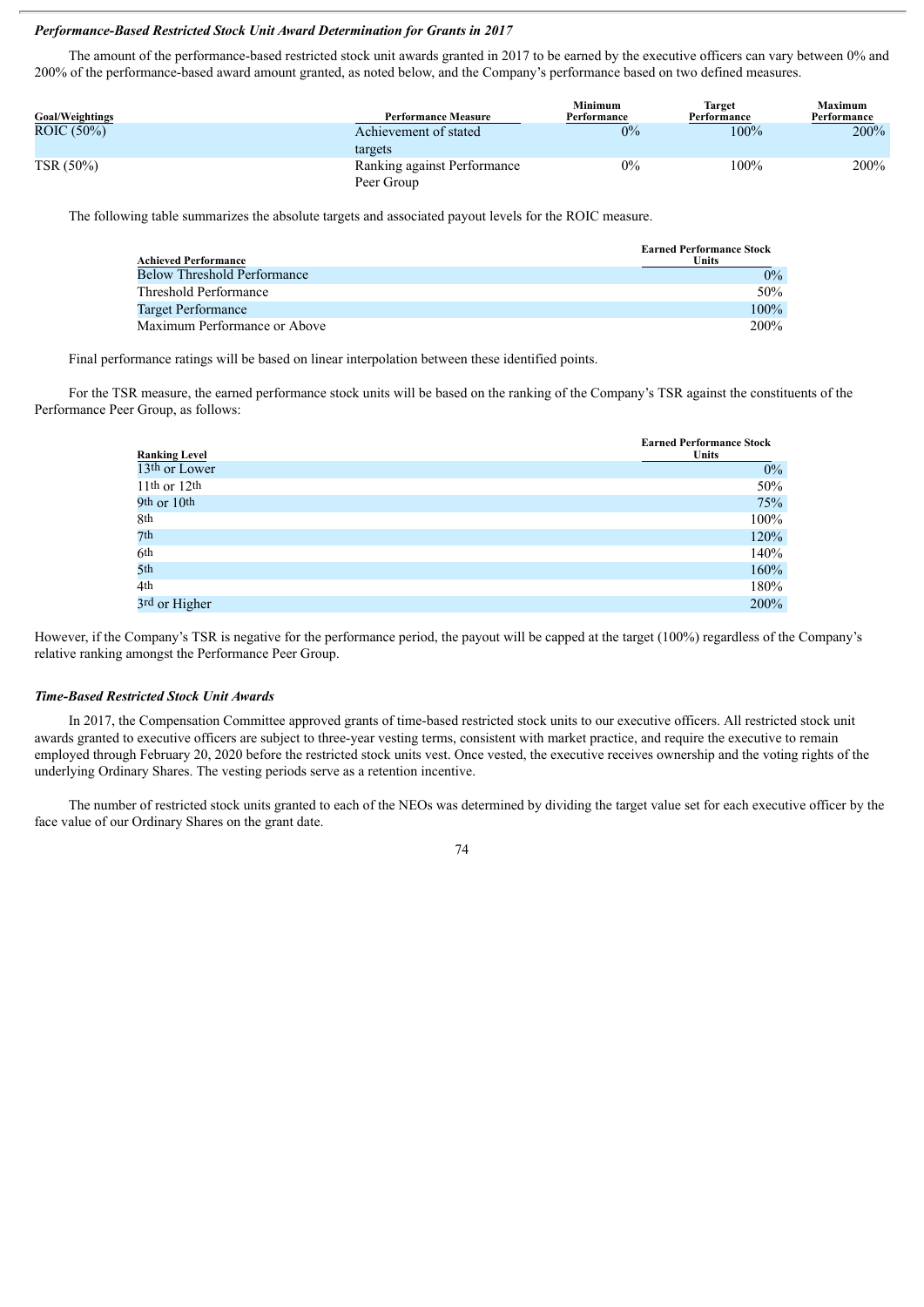### *Performance-Based Restricted Stock Unit Award Determination for Grants in 2017*

The amount of the performance-based restricted stock unit awards granted in 2017 to be earned by the executive officers can vary between 0% and 200% of the performance-based award amount granted, as noted below, and the Company's performance based on two defined measures.

| Goal/Weightings | Performance Measure | Minimum Performance | Target Performance | Maximum Performance |
|---|---|---|---|---|
| ROIC (50%) | Achievement of stated targets | 0% | 100% | 200% |
| TSR (50%) | Ranking against Performance Peer Group | 0% | 100% | 200% |

The following table summarizes the absolute targets and associated payout levels for the ROIC measure.

| Achieved Performance | Earned Performance Stock Units |
|---|---|
| Below Threshold Performance | 0% |
| Threshold Performance | 50% |
| Target Performance | 100% |
| Maximum Performance or Above | 200% |

Final performance ratings will be based on linear interpolation between these identified points.

For the TSR measure, the earned performance stock units will be based on the ranking of the Company's TSR against the constituents of the Performance Peer Group, as follows:

| Ranking Level | Earned Performance Stock Units |
|---|---|
| 13th or Lower | 0% |
| 11th or 12th | 50% |
| 9th or 10th | 75% |
| 8th | 100% |
| 7th | 120% |
| 6th | 140% |
| 5th | 160% |
| 4th | 180% |
| 3rd or Higher | 200% |

However, if the Company's TSR is negative for the performance period, the payout will be capped at the target (100%) regardless of the Company's relative ranking amongst the Performance Peer Group.

### *Time-Based Restricted Stock Unit Awards*

In 2017, the Compensation Committee approved grants of time-based restricted stock units to our executive officers. All restricted stock unit awards granted to executive officers are subject to three-year vesting terms, consistent with market practice, and require the executive to remain employed through February 20, 2020 before the restricted stock units vest. Once vested, the executive receives ownership and the voting rights of the underlying Ordinary Shares. The vesting periods serve as a retention incentive.

The number of restricted stock units granted to each of the NEOs was determined by dividing the target value set for each executive officer by the face value of our Ordinary Shares on the grant date.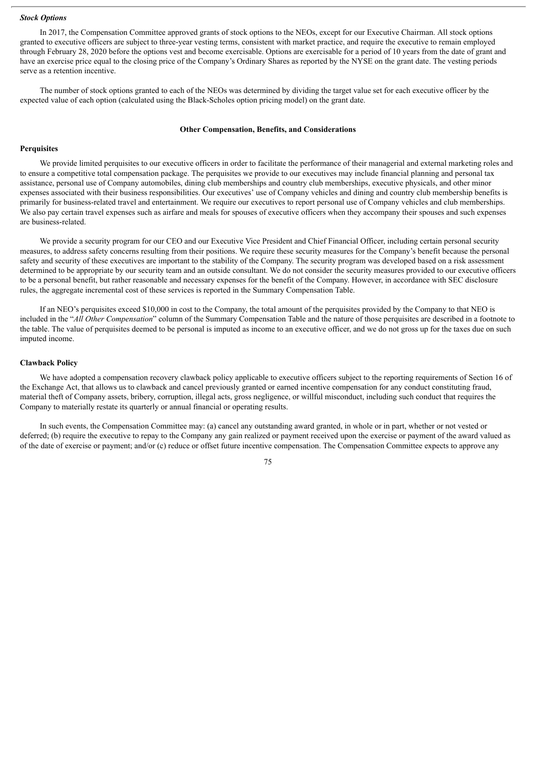***Stock Options***

In 2017, the Compensation Committee approved grants of stock options to the NEOs, except for our Executive Chairman. All stock options granted to executive officers are subject to three-year vesting terms, consistent with market practice, and require the executive to remain employed through February 28, 2020 before the options vest and become exercisable. Options are exercisable for a period of 10 years from the date of grant and have an exercise price equal to the closing price of the Company's Ordinary Shares as reported by the NYSE on the grant date. The vesting periods serve as a retention incentive.

The number of stock options granted to each of the NEOs was determined by dividing the target value set for each executive officer by the expected value of each option (calculated using the Black-Scholes option pricing model) on the grant date.

## Other Compensation, Benefits, and Considerations

**Perquisites**

We provide limited perquisites to our executive officers in order to facilitate the performance of their managerial and external marketing roles and to ensure a competitive total compensation package. The perquisites we provide to our executives may include financial planning and personal tax assistance, personal use of Company automobiles, dining club memberships and country club memberships, executive physicals, and other minor expenses associated with their business responsibilities. Our executives' use of Company vehicles and dining and country club membership benefits is primarily for business-related travel and entertainment. We require our executives to report personal use of Company vehicles and club memberships. We also pay certain travel expenses such as airfare and meals for spouses of executive officers when they accompany their spouses and such expenses are business-related.

We provide a security program for our CEO and our Executive Vice President and Chief Financial Officer, including certain personal security measures, to address safety concerns resulting from their positions. We require these security measures for the Company's benefit because the personal safety and security of these executives are important to the stability of the Company. The security program was developed based on a risk assessment determined to be appropriate by our security team and an outside consultant. We do not consider the security measures provided to our executive officers to be a personal benefit, but rather reasonable and necessary expenses for the benefit of the Company. However, in accordance with SEC disclosure rules, the aggregate incremental cost of these services is reported in the Summary Compensation Table.

If an NEO's perquisites exceed $10,000 in cost to the Company, the total amount of the perquisites provided by the Company to that NEO is included in the "*All Other Compensation*" column of the Summary Compensation Table and the nature of those perquisites are described in a footnote to the table. The value of perquisites deemed to be personal is imputed as income to an executive officer, and we do not gross up for the taxes due on such imputed income.

**Clawback Policy**

We have adopted a compensation recovery clawback policy applicable to executive officers subject to the reporting requirements of Section 16 of the Exchange Act, that allows us to clawback and cancel previously granted or earned incentive compensation for any conduct constituting fraud, material theft of Company assets, bribery, corruption, illegal acts, gross negligence, or willful misconduct, including such conduct that requires the Company to materially restate its quarterly or annual financial or operating results.

In such events, the Compensation Committee may: (a) cancel any outstanding award granted, in whole or in part, whether or not vested or deferred; (b) require the executive to repay to the Company any gain realized or payment received upon the exercise or payment of the award valued as of the date of exercise or payment; and/or (c) reduce or offset future incentive compensation. The Compensation Committee expects to approve any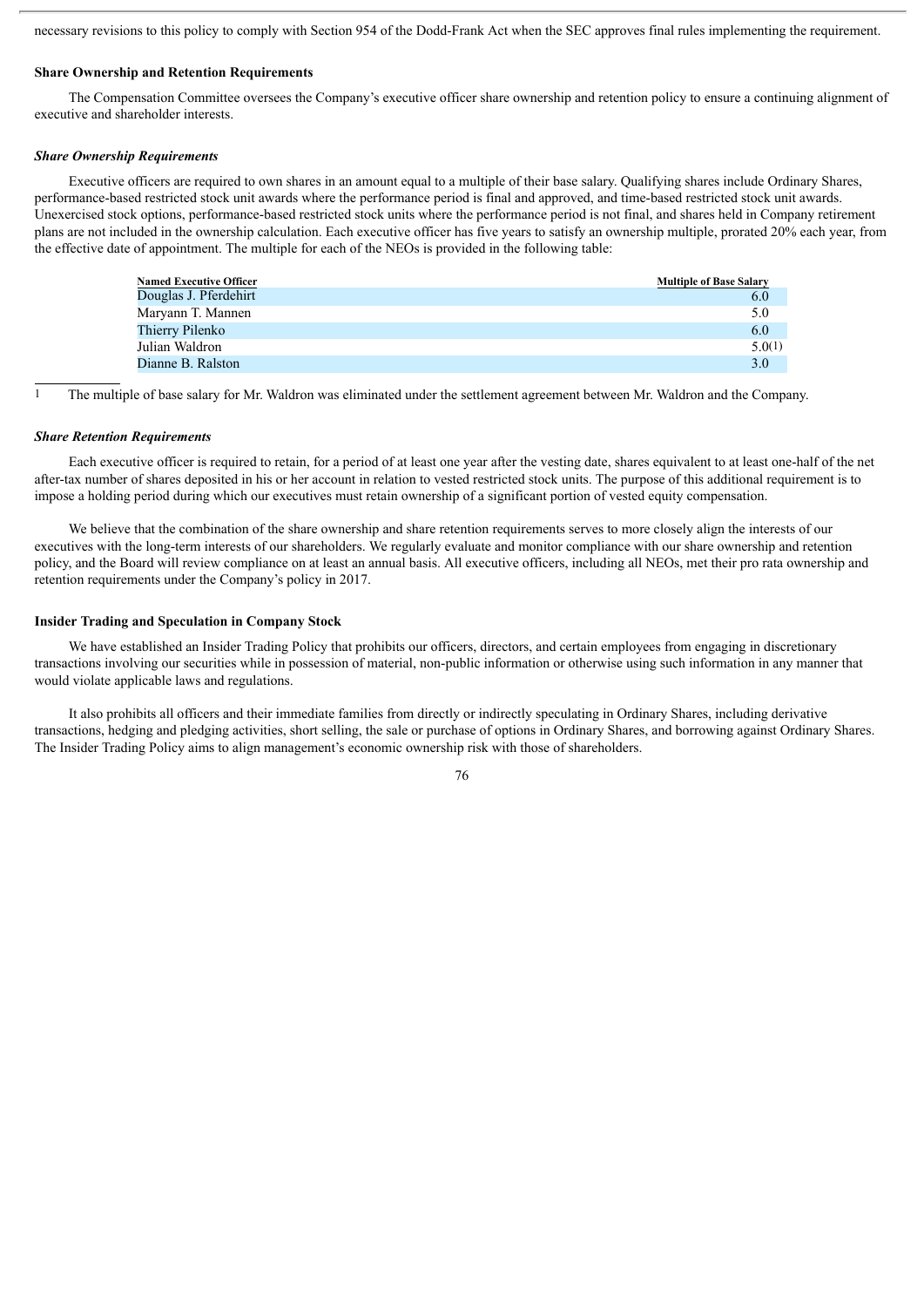necessary revisions to this policy to comply with Section 954 of the Dodd-Frank Act when the SEC approves final rules implementing the requirement.

**Share Ownership and Retention Requirements**

The Compensation Committee oversees the Company's executive officer share ownership and retention policy to ensure a continuing alignment of executive and shareholder interests.

***Share Ownership Requirements***

Executive officers are required to own shares in an amount equal to a multiple of their base salary. Qualifying shares include Ordinary Shares, performance-based restricted stock unit awards where the performance period is final and approved, and time-based restricted stock unit awards. Unexercised stock options, performance-based restricted stock units where the performance period is not final, and shares held in Company retirement plans are not included in the ownership calculation. Each executive officer has five years to satisfy an ownership multiple, prorated 20% each year, from the effective date of appointment. The multiple for each of the NEOs is provided in the following table:

| Named Executive Officer | Multiple of Base Salary |
| --- | --- |
| Douglas J. Pferdehirt | 6.0 |
| Maryann T. Mannen | 5.0 |
| Thierry Pilenko | 6.0 |
| Julian Waldron | 5.0(1) |
| Dianne B. Ralston | 3.0 |

1 The multiple of base salary for Mr. Waldron was eliminated under the settlement agreement between Mr. Waldron and the Company.

***Share Retention Requirements***

Each executive officer is required to retain, for a period of at least one year after the vesting date, shares equivalent to at least one-half of the net after-tax number of shares deposited in his or her account in relation to vested restricted stock units. The purpose of this additional requirement is to impose a holding period during which our executives must retain ownership of a significant portion of vested equity compensation.

We believe that the combination of the share ownership and share retention requirements serves to more closely align the interests of our executives with the long-term interests of our shareholders. We regularly evaluate and monitor compliance with our share ownership and retention policy, and the Board will review compliance on at least an annual basis. All executive officers, including all NEOs, met their pro rata ownership and retention requirements under the Company's policy in 2017.

**Insider Trading and Speculation in Company Stock**

We have established an Insider Trading Policy that prohibits our officers, directors, and certain employees from engaging in discretionary transactions involving our securities while in possession of material, non-public information or otherwise using such information in any manner that would violate applicable laws and regulations.

It also prohibits all officers and their immediate families from directly or indirectly speculating in Ordinary Shares, including derivative transactions, hedging and pledging activities, short selling, the sale or purchase of options in Ordinary Shares, and borrowing against Ordinary Shares. The Insider Trading Policy aims to align management's economic ownership risk with those of shareholders.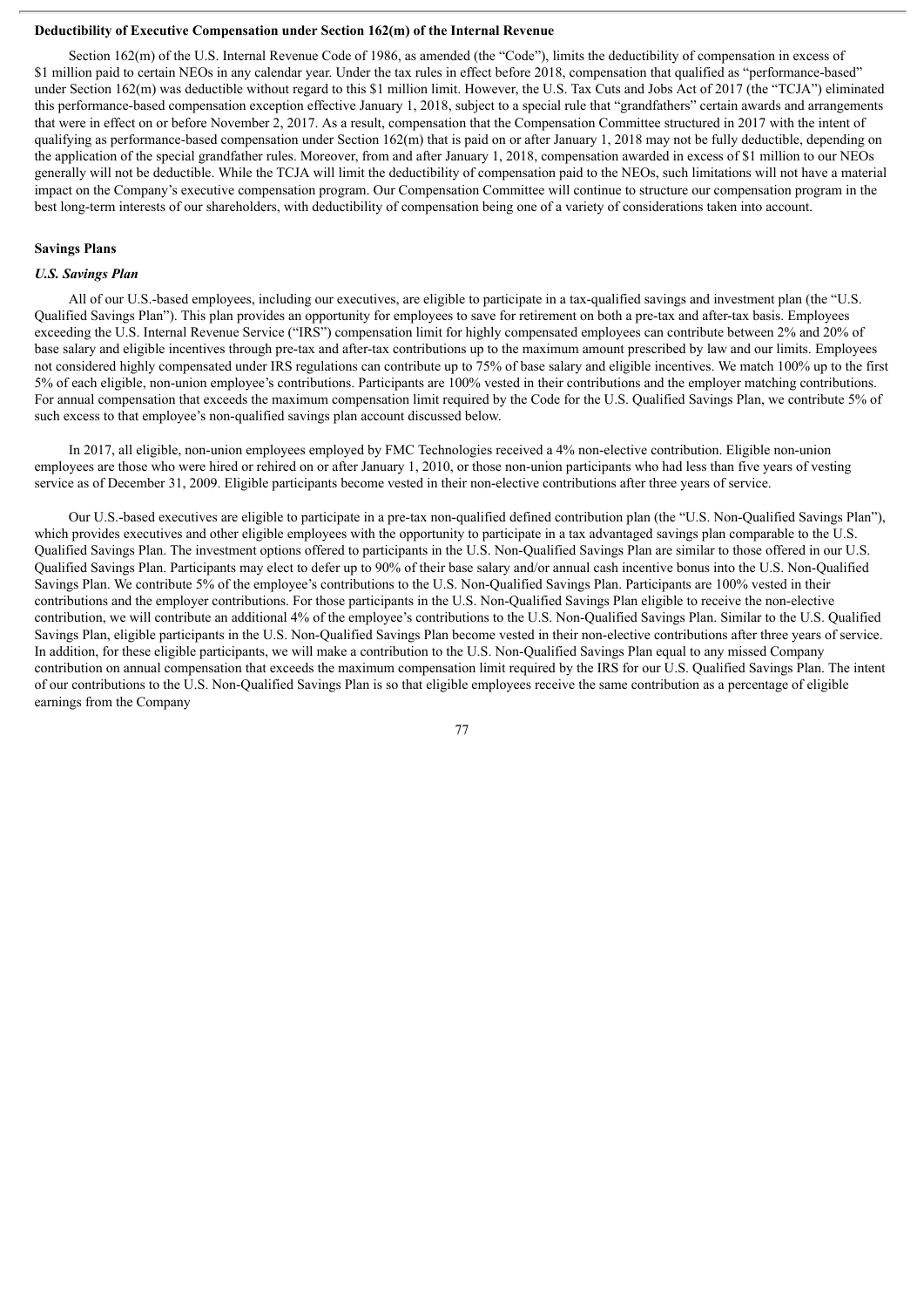**Deductibility of Executive Compensation under Section 162(m) of the Internal Revenue**

Section 162(m) of the U.S. Internal Revenue Code of 1986, as amended (the "Code"), limits the deductibility of compensation in excess of $1 million paid to certain NEOs in any calendar year. Under the tax rules in effect before 2018, compensation that qualified as "performance-based" under Section 162(m) was deductible without regard to this $1 million limit. However, the U.S. Tax Cuts and Jobs Act of 2017 (the "TCJA") eliminated this performance-based compensation exception effective January 1, 2018, subject to a special rule that "grandfathers" certain awards and arrangements that were in effect on or before November 2, 2017. As a result, compensation that the Compensation Committee structured in 2017 with the intent of qualifying as performance-based compensation under Section 162(m) that is paid on or after January 1, 2018 may not be fully deductible, depending on the application of the special grandfather rules. Moreover, from and after January 1, 2018, compensation awarded in excess of $1 million to our NEOs generally will not be deductible. While the TCJA will limit the deductibility of compensation paid to the NEOs, such limitations will not have a material impact on the Company's executive compensation program. Our Compensation Committee will continue to structure our compensation program in the best long-term interests of our shareholders, with deductibility of compensation being one of a variety of considerations taken into account.

**Savings Plans**

***U.S. Savings Plan***

All of our U.S.-based employees, including our executives, are eligible to participate in a tax-qualified savings and investment plan (the "U.S. Qualified Savings Plan"). This plan provides an opportunity for employees to save for retirement on both a pre-tax and after-tax basis. Employees exceeding the U.S. Internal Revenue Service ("IRS") compensation limit for highly compensated employees can contribute between 2% and 20% of base salary and eligible incentives through pre-tax and after-tax contributions up to the maximum amount prescribed by law and our limits. Employees not considered highly compensated under IRS regulations can contribute up to 75% of base salary and eligible incentives. We match 100% up to the first 5% of each eligible, non-union employee's contributions. Participants are 100% vested in their contributions and the employer matching contributions. For annual compensation that exceeds the maximum compensation limit required by the Code for the U.S. Qualified Savings Plan, we contribute 5% of such excess to that employee's non-qualified savings plan account discussed below.

In 2017, all eligible, non-union employees employed by FMC Technologies received a 4% non-elective contribution. Eligible non-union employees are those who were hired or rehired on or after January 1, 2010, or those non-union participants who had less than five years of vesting service as of December 31, 2009. Eligible participants become vested in their non-elective contributions after three years of service.

Our U.S.-based executives are eligible to participate in a pre-tax non-qualified defined contribution plan (the "U.S. Non-Qualified Savings Plan"), which provides executives and other eligible employees with the opportunity to participate in a tax advantaged savings plan comparable to the U.S. Qualified Savings Plan. The investment options offered to participants in the U.S. Non-Qualified Savings Plan are similar to those offered in our U.S. Qualified Savings Plan. Participants may elect to defer up to 90% of their base salary and/or annual cash incentive bonus into the U.S. Non-Qualified Savings Plan. We contribute 5% of the employee's contributions to the U.S. Non-Qualified Savings Plan. Participants are 100% vested in their contributions and the employer contributions. For those participants in the U.S. Non-Qualified Savings Plan eligible to receive the non-elective contribution, we will contribute an additional 4% of the employee's contributions to the U.S. Non-Qualified Savings Plan. Similar to the U.S. Qualified Savings Plan, eligible participants in the U.S. Non-Qualified Savings Plan become vested in their non-elective contributions after three years of service. In addition, for these eligible participants, we will make a contribution to the U.S. Non-Qualified Savings Plan equal to any missed Company contribution on annual compensation that exceeds the maximum compensation limit required by the IRS for our U.S. Qualified Savings Plan. The intent of our contributions to the U.S. Non-Qualified Savings Plan is so that eligible employees receive the same contribution as a percentage of eligible earnings from the Company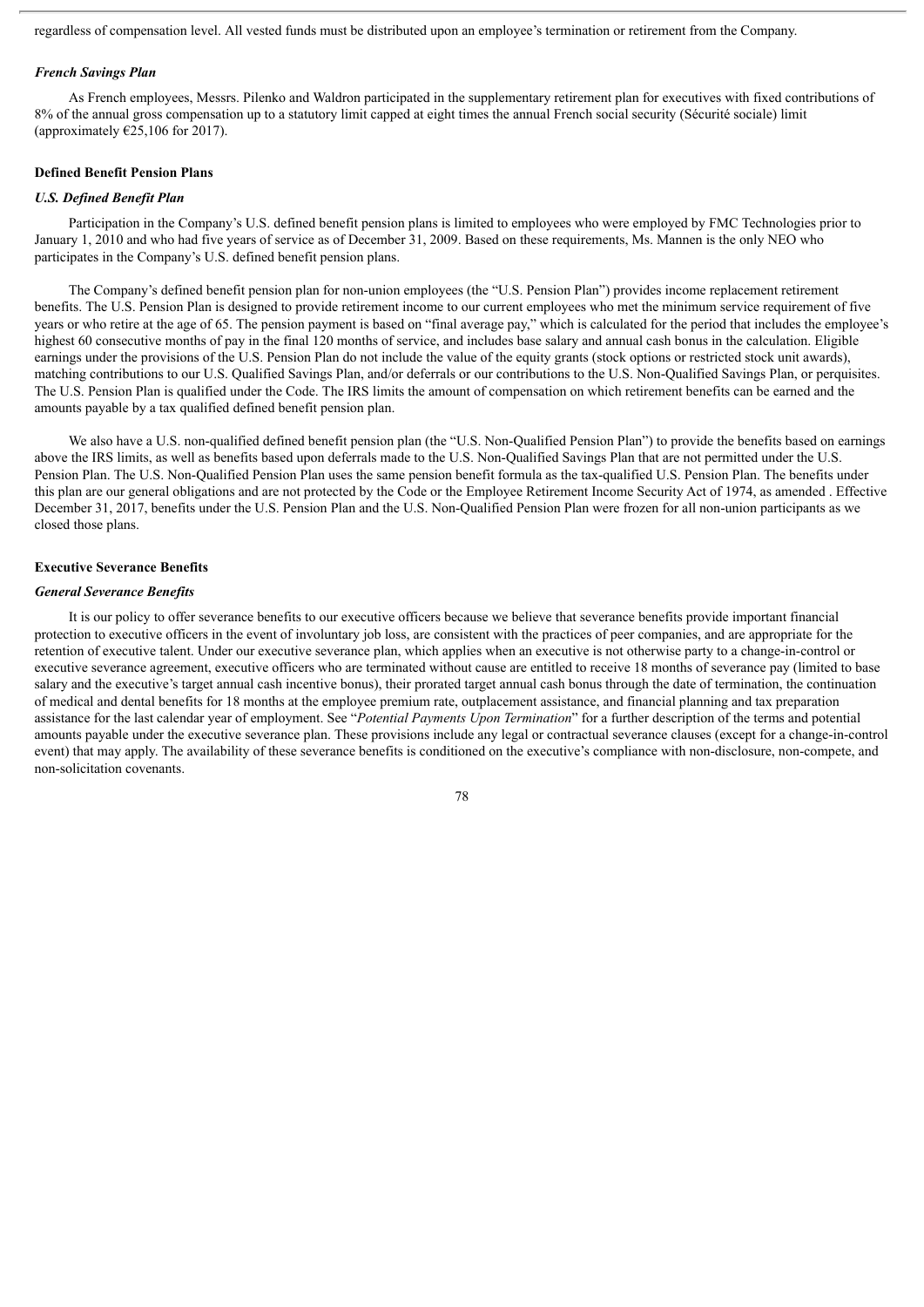regardless of compensation level. All vested funds must be distributed upon an employee's termination or retirement from the Company.

*French Savings Plan*

As French employees, Messrs. Pilenko and Waldron participated in the supplementary retirement plan for executives with fixed contributions of 8% of the annual gross compensation up to a statutory limit capped at eight times the annual French social security (Sécurité sociale) limit (approximately €25,106 for 2017).

**Defined Benefit Pension Plans**

***U.S. Defined Benefit Plan***

Participation in the Company's U.S. defined benefit pension plans is limited to employees who were employed by FMC Technologies prior to January 1, 2010 and who had five years of service as of December 31, 2009. Based on these requirements, Ms. Mannen is the only NEO who participates in the Company's U.S. defined benefit pension plans.

The Company's defined benefit pension plan for non-union employees (the "U.S. Pension Plan") provides income replacement retirement benefits. The U.S. Pension Plan is designed to provide retirement income to our current employees who met the minimum service requirement of five years or who retire at the age of 65. The pension payment is based on "final average pay," which is calculated for the period that includes the employee's highest 60 consecutive months of pay in the final 120 months of service, and includes base salary and annual cash bonus in the calculation. Eligible earnings under the provisions of the U.S. Pension Plan do not include the value of the equity grants (stock options or restricted stock unit awards), matching contributions to our U.S. Qualified Savings Plan, and/or deferrals or our contributions to the U.S. Non-Qualified Savings Plan, or perquisites. The U.S. Pension Plan is qualified under the Code. The IRS limits the amount of compensation on which retirement benefits can be earned and the amounts payable by a tax qualified defined benefit pension plan.

We also have a U.S. non-qualified defined benefit pension plan (the "U.S. Non-Qualified Pension Plan") to provide the benefits based on earnings above the IRS limits, as well as benefits based upon deferrals made to the U.S. Non-Qualified Savings Plan that are not permitted under the U.S. Pension Plan. The U.S. Non-Qualified Pension Plan uses the same pension benefit formula as the tax-qualified U.S. Pension Plan. The benefits under this plan are our general obligations and are not protected by the Code or the Employee Retirement Income Security Act of 1974, as amended . Effective December 31, 2017, benefits under the U.S. Pension Plan and the U.S. Non-Qualified Pension Plan were frozen for all non-union participants as we closed those plans.

**Executive Severance Benefits**

***General Severance Benefits***

It is our policy to offer severance benefits to our executive officers because we believe that severance benefits provide important financial protection to executive officers in the event of involuntary job loss, are consistent with the practices of peer companies, and are appropriate for the retention of executive talent. Under our executive severance plan, which applies when an executive is not otherwise party to a change-in-control or executive severance agreement, executive officers who are terminated without cause are entitled to receive 18 months of severance pay (limited to base salary and the executive's target annual cash incentive bonus), their prorated target annual cash bonus through the date of termination, the continuation of medical and dental benefits for 18 months at the employee premium rate, outplacement assistance, and financial planning and tax preparation assistance for the last calendar year of employment. See "*Potential Payments Upon Termination*" for a further description of the terms and potential amounts payable under the executive severance plan. These provisions include any legal or contractual severance clauses (except for a change-in-control event) that may apply. The availability of these severance benefits is conditioned on the executive's compliance with non-disclosure, non-compete, and non-solicitation covenants.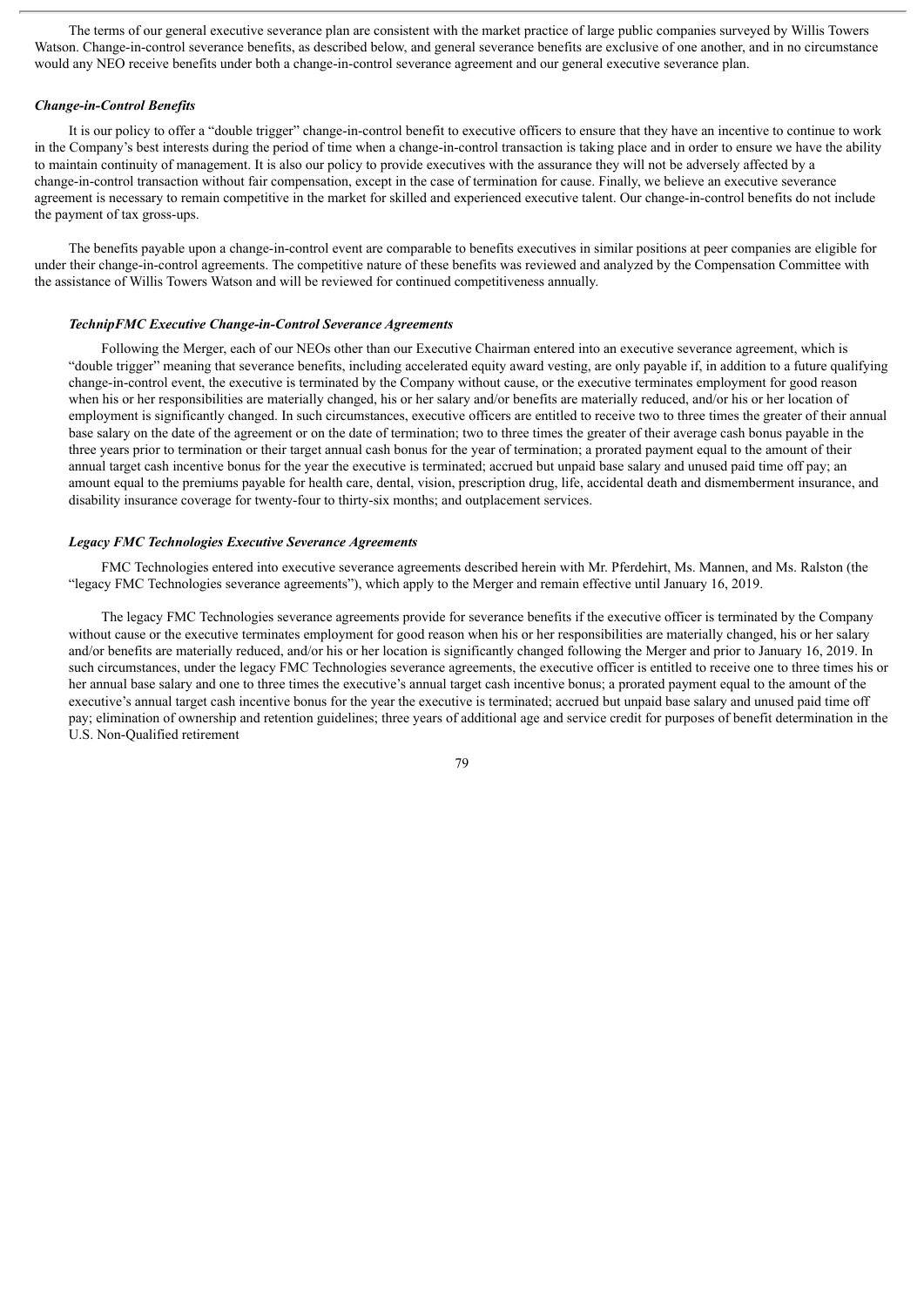The terms of our general executive severance plan are consistent with the market practice of large public companies surveyed by Willis Towers Watson. Change-in-control severance benefits, as described below, and general severance benefits are exclusive of one another, and in no circumstance would any NEO receive benefits under both a change-in-control severance agreement and our general executive severance plan.

***Change-in-Control Benefits***

It is our policy to offer a "double trigger" change-in-control benefit to executive officers to ensure that they have an incentive to continue to work in the Company's best interests during the period of time when a change-in-control transaction is taking place and in order to ensure we have the ability to maintain continuity of management. It is also our policy to provide executives with the assurance they will not be adversely affected by a change-in-control transaction without fair compensation, except in the case of termination for cause. Finally, we believe an executive severance agreement is necessary to remain competitive in the market for skilled and experienced executive talent. Our change-in-control benefits do not include the payment of tax gross-ups.

The benefits payable upon a change-in-control event are comparable to benefits executives in similar positions at peer companies are eligible for under their change-in-control agreements. The competitive nature of these benefits was reviewed and analyzed by the Compensation Committee with the assistance of Willis Towers Watson and will be reviewed for continued competitiveness annually.

***TechnipFMC Executive Change-in-Control Severance Agreements***

Following the Merger, each of our NEOs other than our Executive Chairman entered into an executive severance agreement, which is "double trigger" meaning that severance benefits, including accelerated equity award vesting, are only payable if, in addition to a future qualifying change-in-control event, the executive is terminated by the Company without cause, or the executive terminates employment for good reason when his or her responsibilities are materially changed, his or her salary and/or benefits are materially reduced, and/or his or her location of employment is significantly changed. In such circumstances, executive officers are entitled to receive two to three times the greater of their annual base salary on the date of the agreement or on the date of termination; two to three times the greater of their average cash bonus payable in the three years prior to termination or their target annual cash bonus for the year of termination; a prorated payment equal to the amount of their annual target cash incentive bonus for the year the executive is terminated; accrued but unpaid base salary and unused paid time off pay; an amount equal to the premiums payable for health care, dental, vision, prescription drug, life, accidental death and dismemberment insurance, and disability insurance coverage for twenty-four to thirty-six months; and outplacement services.

***Legacy FMC Technologies Executive Severance Agreements***

FMC Technologies entered into executive severance agreements described herein with Mr. Pferdehirt, Ms. Mannen, and Ms. Ralston (the "legacy FMC Technologies severance agreements"), which apply to the Merger and remain effective until January 16, 2019.

The legacy FMC Technologies severance agreements provide for severance benefits if the executive officer is terminated by the Company without cause or the executive terminates employment for good reason when his or her responsibilities are materially changed, his or her salary and/or benefits are materially reduced, and/or his or her location is significantly changed following the Merger and prior to January 16, 2019. In such circumstances, under the legacy FMC Technologies severance agreements, the executive officer is entitled to receive one to three times his or her annual base salary and one to three times the executive's annual target cash incentive bonus; a prorated payment equal to the amount of the executive's annual target cash incentive bonus for the year the executive is terminated; accrued but unpaid base salary and unused paid time off pay; elimination of ownership and retention guidelines; three years of additional age and service credit for purposes of benefit determination in the U.S. Non-Qualified retirement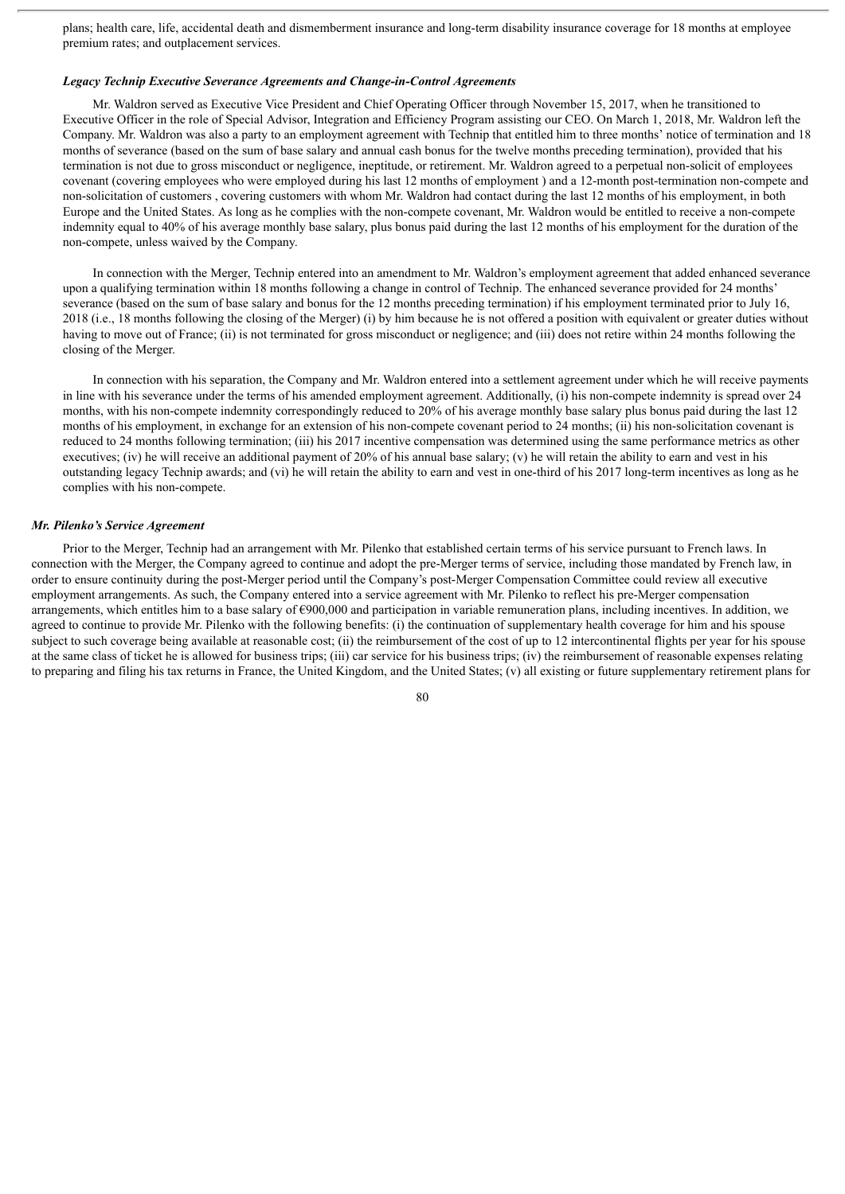plans; health care, life, accidental death and dismemberment insurance and long-term disability insurance coverage for 18 months at employee premium rates; and outplacement services.

***Legacy Technip Executive Severance Agreements and Change-in-Control Agreements***

Mr. Waldron served as Executive Vice President and Chief Operating Officer through November 15, 2017, when he transitioned to Executive Officer in the role of Special Advisor, Integration and Efficiency Program assisting our CEO. On March 1, 2018, Mr. Waldron left the Company. Mr. Waldron was also a party to an employment agreement with Technip that entitled him to three months' notice of termination and 18 months of severance (based on the sum of base salary and annual cash bonus for the twelve months preceding termination), provided that his termination is not due to gross misconduct or negligence, ineptitude, or retirement. Mr. Waldron agreed to a perpetual non-solicit of employees covenant (covering employees who were employed during his last 12 months of employment ) and a 12-month post-termination non-compete and non-solicitation of customers , covering customers with whom Mr. Waldron had contact during the last 12 months of his employment, in both Europe and the United States. As long as he complies with the non-compete covenant, Mr. Waldron would be entitled to receive a non-compete indemnity equal to 40% of his average monthly base salary, plus bonus paid during the last 12 months of his employment for the duration of the non-compete, unless waived by the Company.

In connection with the Merger, Technip entered into an amendment to Mr. Waldron's employment agreement that added enhanced severance upon a qualifying termination within 18 months following a change in control of Technip. The enhanced severance provided for 24 months' severance (based on the sum of base salary and bonus for the 12 months preceding termination) if his employment terminated prior to July 16, 2018 (i.e., 18 months following the closing of the Merger) (i) by him because he is not offered a position with equivalent or greater duties without having to move out of France; (ii) is not terminated for gross misconduct or negligence; and (iii) does not retire within 24 months following the closing of the Merger.

In connection with his separation, the Company and Mr. Waldron entered into a settlement agreement under which he will receive payments in line with his severance under the terms of his amended employment agreement. Additionally, (i) his non-compete indemnity is spread over 24 months, with his non-compete indemnity correspondingly reduced to 20% of his average monthly base salary plus bonus paid during the last 12 months of his employment, in exchange for an extension of his non-compete covenant period to 24 months; (ii) his non-solicitation covenant is reduced to 24 months following termination; (iii) his 2017 incentive compensation was determined using the same performance metrics as other executives; (iv) he will receive an additional payment of 20% of his annual base salary; (v) he will retain the ability to earn and vest in his outstanding legacy Technip awards; and (vi) he will retain the ability to earn and vest in one-third of his 2017 long-term incentives as long as he complies with his non-compete.

***Mr. Pilenko's Service Agreement***

Prior to the Merger, Technip had an arrangement with Mr. Pilenko that established certain terms of his service pursuant to French laws. In connection with the Merger, the Company agreed to continue and adopt the pre-Merger terms of service, including those mandated by French law, in order to ensure continuity during the post-Merger period until the Company's post-Merger Compensation Committee could review all executive employment arrangements. As such, the Company entered into a service agreement with Mr. Pilenko to reflect his pre-Merger compensation arrangements, which entitles him to a base salary of €900,000 and participation in variable remuneration plans, including incentives. In addition, we agreed to continue to provide Mr. Pilenko with the following benefits: (i) the continuation of supplementary health coverage for him and his spouse subject to such coverage being available at reasonable cost; (ii) the reimbursement of the cost of up to 12 intercontinental flights per year for his spouse at the same class of ticket he is allowed for business trips; (iii) car service for his business trips; (iv) the reimbursement of reasonable expenses relating to preparing and filing his tax returns in France, the United Kingdom, and the United States; (v) all existing or future supplementary retirement plans for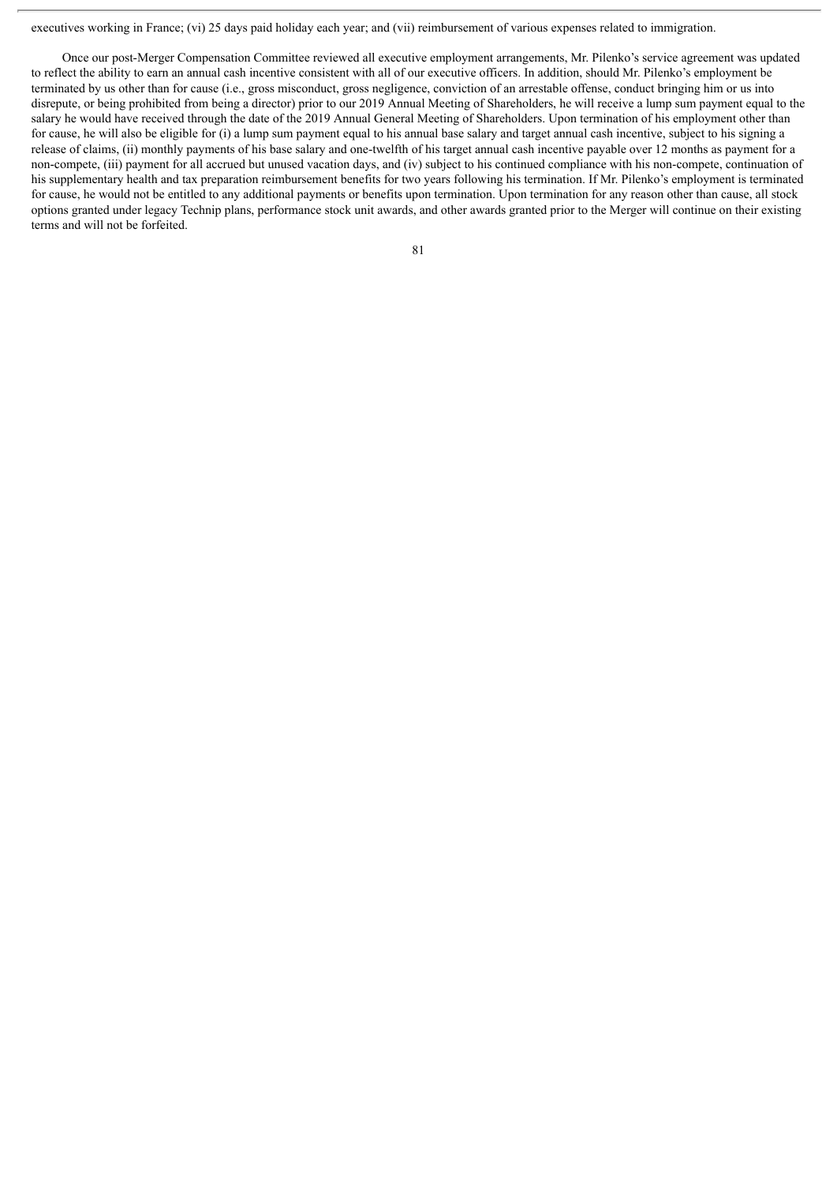executives working in France; (vi) 25 days paid holiday each year; and (vii) reimbursement of various expenses related to immigration.

Once our post-Merger Compensation Committee reviewed all executive employment arrangements, Mr. Pilenko's service agreement was updated to reflect the ability to earn an annual cash incentive consistent with all of our executive officers. In addition, should Mr. Pilenko's employment be terminated by us other than for cause (i.e., gross misconduct, gross negligence, conviction of an arrestable offense, conduct bringing him or us into disrepute, or being prohibited from being a director) prior to our 2019 Annual Meeting of Shareholders, he will receive a lump sum payment equal to the salary he would have received through the date of the 2019 Annual General Meeting of Shareholders. Upon termination of his employment other than for cause, he will also be eligible for (i) a lump sum payment equal to his annual base salary and target annual cash incentive, subject to his signing a release of claims, (ii) monthly payments of his base salary and one-twelfth of his target annual cash incentive payable over 12 months as payment for a non-compete, (iii) payment for all accrued but unused vacation days, and (iv) subject to his continued compliance with his non-compete, continuation of his supplementary health and tax preparation reimbursement benefits for two years following his termination. If Mr. Pilenko's employment is terminated for cause, he would not be entitled to any additional payments or benefits upon termination. Upon termination for any reason other than cause, all stock options granted under legacy Technip plans, performance stock unit awards, and other awards granted prior to the Merger will continue on their existing terms and will not be forfeited.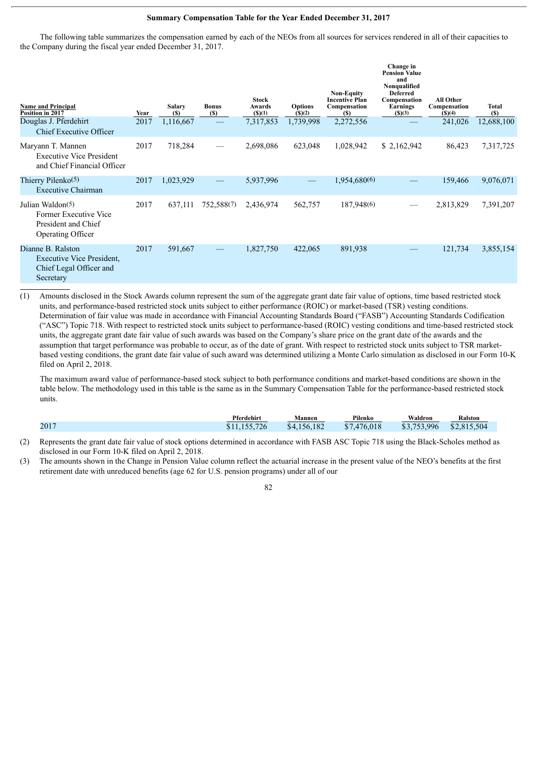**Summary Compensation Table for the Year Ended December 31, 2017**

The following table summarizes the compensation earned by each of the NEOs from all sources for services rendered in all of their capacities to the Company during the fiscal year ended December 31, 2017.

| Name and Principal Position in 2017 | Year | Salary ($) | Bonus ($) | Stock Awards ($)(1) | Options ($)(2) | Non-Equity Incentive Plan Compensation ($) | Change in Pension Value and Nonqualified Deferred Compensation Earnings ($)(3) | All Other Compensation ($)(4) | Total ($) |
|---|---|---|---|---|---|---|---|---|---|
| Douglas J. Pferdehirt<br>Chief Executive Officer | 2017 | 1,116,667 | — | 7,317,853 | 1,739,998 | 2,272,556 | — | 241,026 | 12,688,100 |
| Maryann T. Mannen<br>Executive Vice President and Chief Financial Officer | 2017 | 718,284 | — | 2,698,086 | 623,048 | 1,028,942 | $ 2,162,942 | 86,423 | 7,317,725 |
| Thierry Pilenko(5)<br>Executive Chairman | 2017 | 1,023,929 | — | 5,937,996 | — | 1,954,680(6) | — | 159,466 | 9,076,071 |
| Julian Waldon(5)<br>Former Executive Vice President and Chief Operating Officer | 2017 | 637,111 | 752,588(7) | 2,436,974 | 562,757 | 187,948(6) | — | 2,813,829 | 7,391,207 |
| Dianne B. Ralston<br>Executive Vice President, Chief Legal Officer and Secretary | 2017 | 591,667 | — | 1,827,750 | 422,065 | 891,938 | — | 121,734 | 3,855,154 |

(1) Amounts disclosed in the Stock Awards column represent the sum of the aggregate grant date fair value of options, time based restricted stock units, and performance-based restricted stock units subject to either performance (ROIC) or market-based (TSR) vesting conditions. Determination of fair value was made in accordance with Financial Accounting Standards Board ("FASB") Accounting Standards Codification ("ASC") Topic 718. With respect to restricted stock units subject to performance-based (ROIC) vesting conditions and time-based restricted stock units, the aggregate grant date fair value of such awards was based on the Company's share price on the grant date of the awards and the assumption that target performance was probable to occur, as of the date of grant. With respect to restricted stock units subject to TSR market-based vesting conditions, the grant date fair value of such award was determined utilizing a Monte Carlo simulation as disclosed in our Form 10-K filed on April 2, 2018.

The maximum award value of performance-based stock subject to both performance conditions and market-based conditions are shown in the table below. The methodology used in this table is the same as in the Summary Compensation Table for the performance-based restricted stock units.

| | Pferdehirt | Mannen | Pilenko | Waldron | Ralston |
|---|---|---|---|---|---|
| 2017 | $11,155,726 | $4,156,182 | $7,476,018 | $3,753,996 | $2,815,504 |

(2) Represents the grant date fair value of stock options determined in accordance with FASB ASC Topic 718 using the Black-Scholes method as disclosed in our Form 10-K filed on April 2, 2018.

(3) The amounts shown in the Change in Pension Value column reflect the actuarial increase in the present value of the NEO's benefits at the first retirement date with unreduced benefits (age 62 for U.S. pension programs) under all of our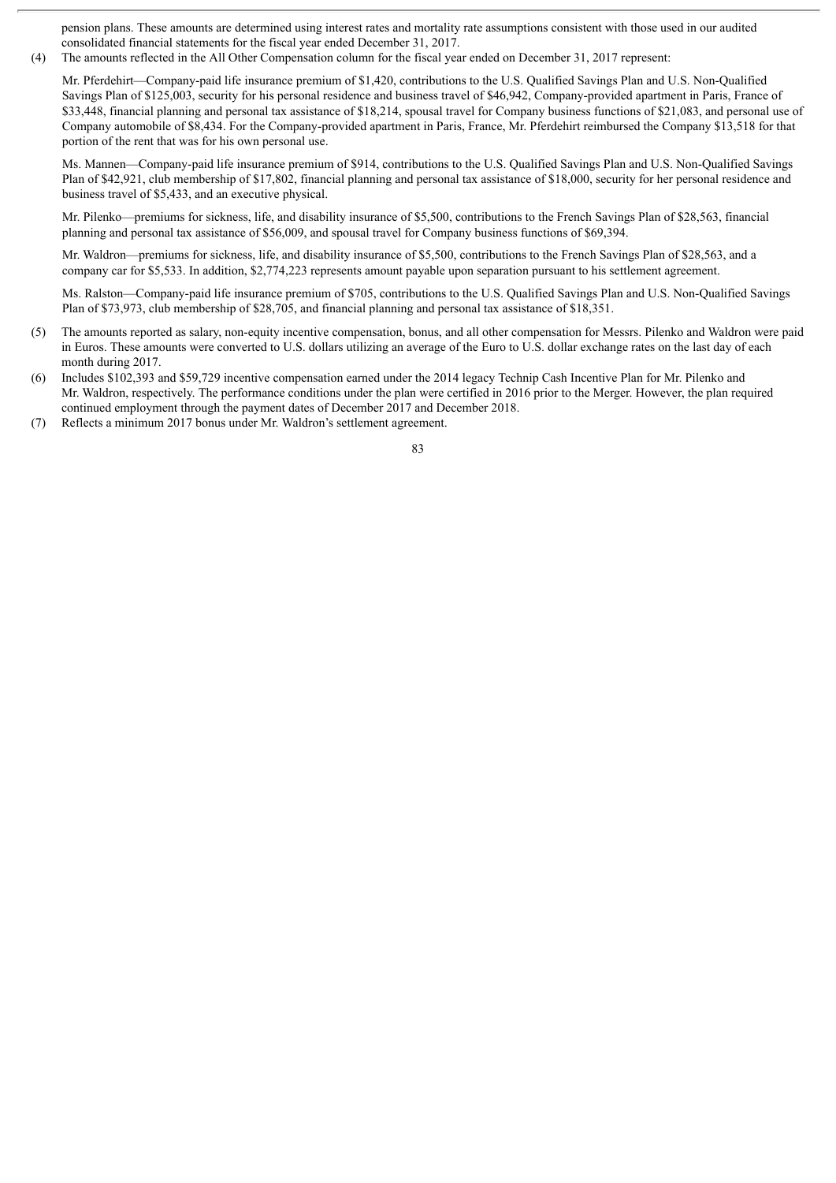pension plans. These amounts are determined using interest rates and mortality rate assumptions consistent with those used in our audited consolidated financial statements for the fiscal year ended December 31, 2017.

(4) The amounts reflected in the All Other Compensation column for the fiscal year ended on December 31, 2017 represent:

Mr. Pferdehirt—Company-paid life insurance premium of $1,420, contributions to the U.S. Qualified Savings Plan and U.S. Non-Qualified Savings Plan of $125,003, security for his personal residence and business travel of $46,942, Company-provided apartment in Paris, France of $33,448, financial planning and personal tax assistance of $18,214, spousal travel for Company business functions of $21,083, and personal use of Company automobile of $8,434. For the Company-provided apartment in Paris, France, Mr. Pferdehirt reimbursed the Company $13,518 for that portion of the rent that was for his own personal use.

Ms. Mannen—Company-paid life insurance premium of $914, contributions to the U.S. Qualified Savings Plan and U.S. Non-Qualified Savings Plan of $42,921, club membership of $17,802, financial planning and personal tax assistance of $18,000, security for her personal residence and business travel of $5,433, and an executive physical.

Mr. Pilenko—premiums for sickness, life, and disability insurance of $5,500, contributions to the French Savings Plan of $28,563, financial planning and personal tax assistance of $56,009, and spousal travel for Company business functions of $69,394.

Mr. Waldron—premiums for sickness, life, and disability insurance of $5,500, contributions to the French Savings Plan of $28,563, and a company car for $5,533. In addition, $2,774,223 represents amount payable upon separation pursuant to his settlement agreement.

Ms. Ralston—Company-paid life insurance premium of $705, contributions to the U.S. Qualified Savings Plan and U.S. Non-Qualified Savings Plan of $73,973, club membership of $28,705, and financial planning and personal tax assistance of $18,351.

(5) The amounts reported as salary, non-equity incentive compensation, bonus, and all other compensation for Messrs. Pilenko and Waldron were paid in Euros. These amounts were converted to U.S. dollars utilizing an average of the Euro to U.S. dollar exchange rates on the last day of each month during 2017.

(6) Includes $102,393 and $59,729 incentive compensation earned under the 2014 legacy Technip Cash Incentive Plan for Mr. Pilenko and Mr. Waldron, respectively. The performance conditions under the plan were certified in 2016 prior to the Merger. However, the plan required continued employment through the payment dates of December 2017 and December 2018.

(7) Reflects a minimum 2017 bonus under Mr. Waldron's settlement agreement.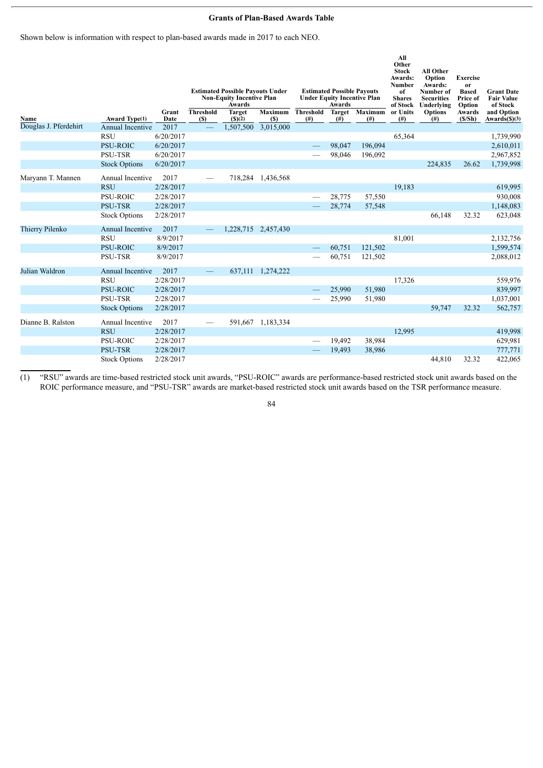## Grants of Plan-Based Awards Table

Shown below is information with respect to plan-based awards made in 2017 to each NEO.

| Name | Award Type(1) | Grant Date | Estimated Possible Payouts Under Non-Equity Incentive Plan Awards | | | Estimated Possible Payouts Under Equity Incentive Plan Awards | | | All Other Stock Awards: Number of Shares of Stock or Units (#) | All Other Option Awards: Number of Securities Underlying Options (#) | Exercise or Based Price of Option Awards ($/Sh) | Grant Date Fair Value of Stock and Option Awards($)(3) |
|---|---|---|---|---|---|---|---|---|---|---|---|---|
| | | | Threshold ($) | Target ($)(2) | Maximum ($) | Threshold (#) | Target (#) | Maximum (#) | | | | |
| Douglas J. Pferdehirt | Annual Incentive | 2017 | — | 1,507,500 | 3,015,000 | | | | | | | |
| | RSU | 6/20/2017 | | | | | | | 65,364 | | | 1,739,990 |
| | PSU-ROIC | 6/20/2017 | | | | — | 98,047 | 196,094 | | | | 2,610,011 |
| | PSU-TSR | 6/20/2017 | | | | — | 98,046 | 196,092 | | | | 2,967,852 |
| | Stock Options | 6/20/2017 | | | | | | | | 224,835 | 26.62 | 1,739,998 |
| Maryann T. Mannen | Annual Incentive | 2017 | — | 718,284 | 1,436,568 | | | | | | | |
| | RSU | 2/28/2017 | | | | | | | 19,183 | | | 619,995 |
| | PSU-ROIC | 2/28/2017 | | | | — | 28,775 | 57,550 | | | | 930,008 |
| | PSU-TSR | 2/28/2017 | | | | — | 28,774 | 57,548 | | | | 1,148,083 |
| | Stock Options | 2/28/2017 | | | | | | | | 66,148 | 32.32 | 623,048 |
| Thierry Pilenko | Annual Incentive | 2017 | — | 1,228,715 | 2,457,430 | | | | | | | |
| | RSU | 8/9/2017 | | | | | | | 81,001 | | | 2,132,756 |
| | PSU-ROIC | 8/9/2017 | | | | — | 60,751 | 121,502 | | | | 1,599,574 |
| | PSU-TSR | 8/9/2017 | | | | — | 60,751 | 121,502 | | | | 2,088,012 |
| Julian Waldron | Annual Incentive | 2017 | — | 637,111 | 1,274,222 | | | | | | | |
| | RSU | 2/28/2017 | | | | | | | 17,326 | | | 559,976 |
| | PSU-ROIC | 2/28/2017 | | | | — | 25,990 | 51,980 | | | | 839,997 |
| | PSU-TSR | 2/28/2017 | | | | — | 25,990 | 51,980 | | | | 1,037,001 |
| | Stock Options | 2/28/2017 | | | | | | | | 59,747 | 32.32 | 562,757 |
| Dianne B. Ralston | Annual Incentive | 2017 | — | 591,667 | 1,183,334 | | | | | | | |
| | RSU | 2/28/2017 | | | | | | | 12,995 | | | 419,998 |
| | PSU-ROIC | 2/28/2017 | | | | — | 19,492 | 38,984 | | | | 629,981 |
| | PSU-TSR | 2/28/2017 | | | | — | 19,493 | 38,986 | | | | 777,771 |
| | Stock Options | 2/28/2017 | | | | | | | | 44,810 | 32.32 | 422,065 |

(1) "RSU" awards are time-based restricted stock unit awards, "PSU-ROIC" awards are performance-based restricted stock unit awards based on the ROIC performance measure, and "PSU-TSR" awards are market-based restricted stock unit awards based on the TSR performance measure.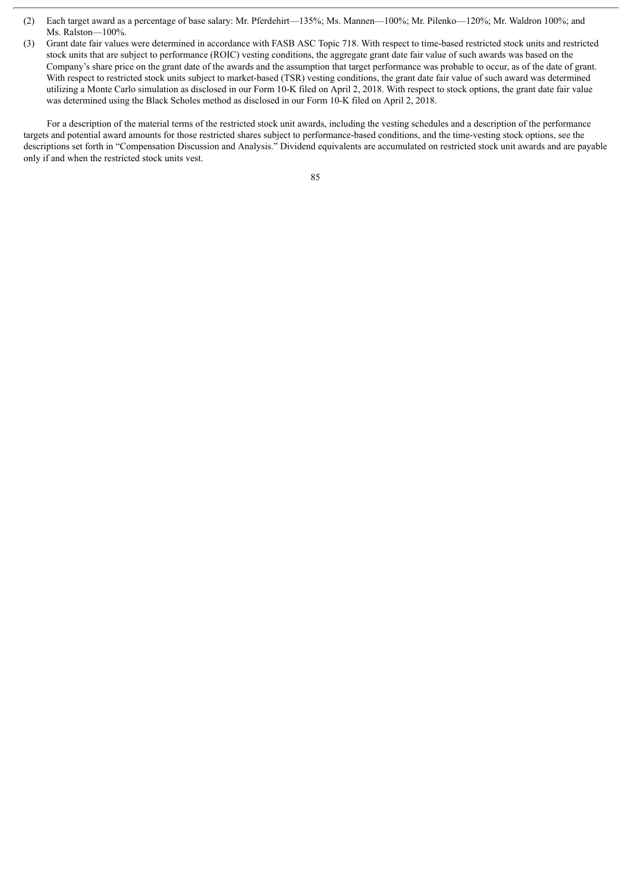(2) Each target award as a percentage of base salary: Mr. Pferdehirt—135%; Ms. Mannen—100%; Mr. Pilenko—120%; Mr. Waldron 100%; and Ms. Ralston—100%.

(3) Grant date fair values were determined in accordance with FASB ASC Topic 718. With respect to time-based restricted stock units and restricted stock units that are subject to performance (ROIC) vesting conditions, the aggregate grant date fair value of such awards was based on the Company's share price on the grant date of the awards and the assumption that target performance was probable to occur, as of the date of grant. With respect to restricted stock units subject to market-based (TSR) vesting conditions, the grant date fair value of such award was determined utilizing a Monte Carlo simulation as disclosed in our Form 10-K filed on April 2, 2018. With respect to stock options, the grant date fair value was determined using the Black Scholes method as disclosed in our Form 10-K filed on April 2, 2018.

For a description of the material terms of the restricted stock unit awards, including the vesting schedules and a description of the performance targets and potential award amounts for those restricted shares subject to performance-based conditions, and the time-vesting stock options, see the descriptions set forth in "Compensation Discussion and Analysis." Dividend equivalents are accumulated on restricted stock unit awards and are payable only if and when the restricted stock units vest.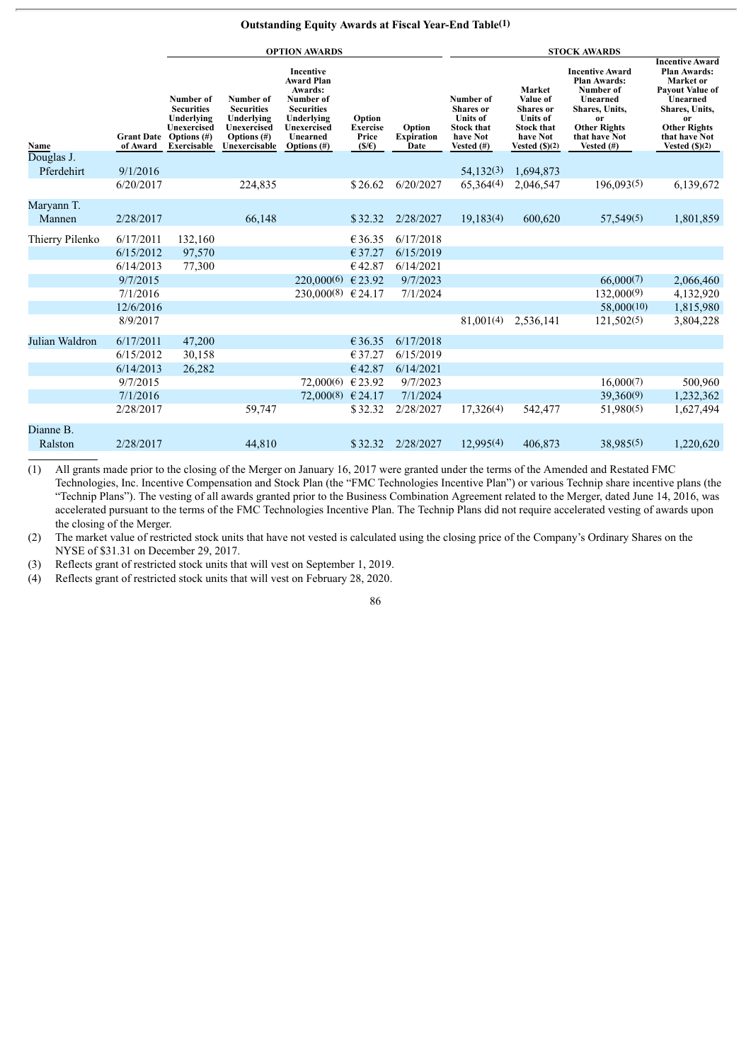**Outstanding Equity Awards at Fiscal Year-End Table(1)**

| | | OPTION AWARDS | | | | | STOCK AWARDS | | | |
|---|---|---|---|---|---|---|---|---|---|---|
| Name | Grant Date of Award | Number of Securities Underlying Unexercised Options (#) Exercisable | Number of Securities Underlying Unexercised Options (#) Unexercisable | Incentive Award Plan Awards: Number of Securities Underlying Unexercised Unearned Options (#) | Option Exercise Price ($/€) | Option Expiration Date | Number of Shares or Units of Stock that have Not Vested (#) | Market Value of Shares or Units of Stock that have Not Vested ($)(2) | Incentive Award Plan Awards: Number of Unearned Shares, Units, or Other Rights that have Not Vested (#) | Incentive Award Plan Awards: Market or Payout Value of Unearned Shares, Units, or Other Rights that have Not Vested ($)(2) |
| Douglas J. Pferdehirt | 9/1/2016 | | | | | | 54,132(3) | 1,694,873 | | |
| | 6/20/2017 | | 224,835 | | $26.62 | 6/20/2027 | 65,364(4) | 2,046,547 | 196,093(5) | 6,139,672 |
| Maryann T. Mannen | 2/28/2017 | | 66,148 | | $32.32 | 2/28/2027 | 19,183(4) | 600,620 | 57,549(5) | 1,801,859 |
| Thierry Pilenko | 6/17/2011 | 132,160 | | | €36.35 | 6/17/2018 | | | | |
| | 6/15/2012 | 97,570 | | | €37.27 | 6/15/2019 | | | | |
| | 6/14/2013 | 77,300 | | | €42.87 | 6/14/2021 | | | | |
| | 9/7/2015 | | | 220,000(6) | €23.92 | 9/7/2023 | | | 66,000(7) | 2,066,460 |
| | 7/1/2016 | | | 230,000(8) | €24.17 | 7/1/2024 | | | 132,000(9) | 4,132,920 |
| | 12/6/2016 | | | | | | | | 58,000(10) | 1,815,980 |
| | 8/9/2017 | | | | | | 81,001(4) | 2,536,141 | 121,502(5) | 3,804,228 |
| Julian Waldron | 6/17/2011 | 47,200 | | | €36.35 | 6/17/2018 | | | | |
| | 6/15/2012 | 30,158 | | | €37.27 | 6/15/2019 | | | | |
| | 6/14/2013 | 26,282 | | | €42.87 | 6/14/2021 | | | | |
| | 9/7/2015 | | | 72,000(6) | €23.92 | 9/7/2023 | | | 16,000(7) | 500,960 |
| | 7/1/2016 | | | 72,000(8) | €24.17 | 7/1/2024 | | | 39,360(9) | 1,232,362 |
| | 2/28/2017 | | 59,747 | | $32.32 | 2/28/2027 | 17,326(4) | 542,477 | 51,980(5) | 1,627,494 |
| Dianne B. Ralston | 2/28/2017 | | 44,810 | | $32.32 | 2/28/2027 | 12,995(4) | 406,873 | 38,985(5) | 1,220,620 |

(1) All grants made prior to the closing of the Merger on January 16, 2017 were granted under the terms of the Amended and Restated FMC Technologies, Inc. Incentive Compensation and Stock Plan (the "FMC Technologies Incentive Plan") or various Technip share incentive plans (the "Technip Plans"). The vesting of all awards granted prior to the Business Combination Agreement related to the Merger, dated June 14, 2016, was accelerated pursuant to the terms of the FMC Technologies Incentive Plan. The Technip Plans did not require accelerated vesting of awards upon the closing of the Merger.

(2) The market value of restricted stock units that have not vested is calculated using the closing price of the Company's Ordinary Shares on the NYSE of $31.31 on December 29, 2017.

(3) Reflects grant of restricted stock units that will vest on September 1, 2019.

(4) Reflects grant of restricted stock units that will vest on February 28, 2020.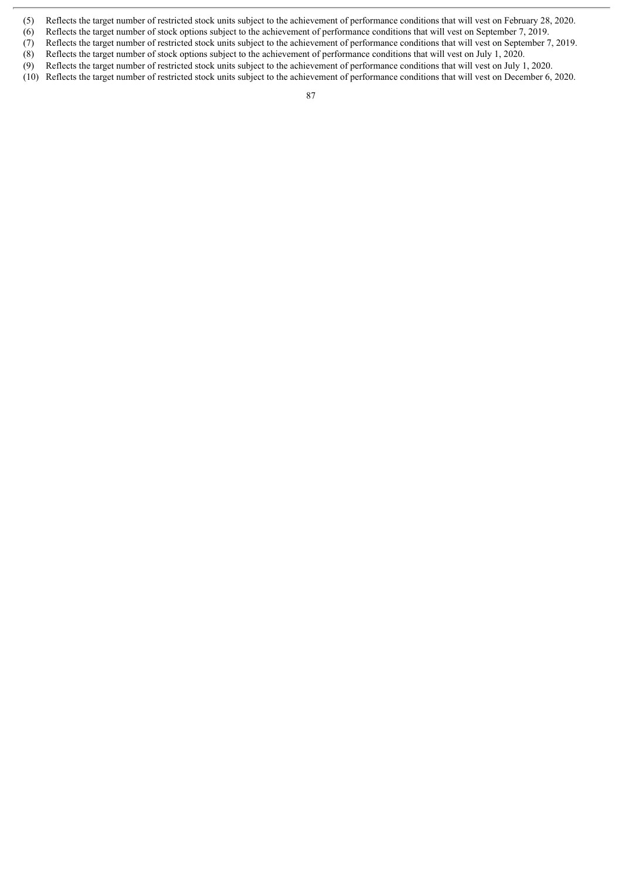(5) Reflects the target number of restricted stock units subject to the achievement of performance conditions that will vest on February 28, 2020.

(6) Reflects the target number of stock options subject to the achievement of performance conditions that will vest on September 7, 2019.

(7) Reflects the target number of restricted stock units subject to the achievement of performance conditions that will vest on September 7, 2019.

(8) Reflects the target number of stock options subject to the achievement of performance conditions that will vest on July 1, 2020.

(9) Reflects the target number of restricted stock units subject to the achievement of performance conditions that will vest on July 1, 2020.

(10) Reflects the target number of restricted stock units subject to the achievement of performance conditions that will vest on December 6, 2020.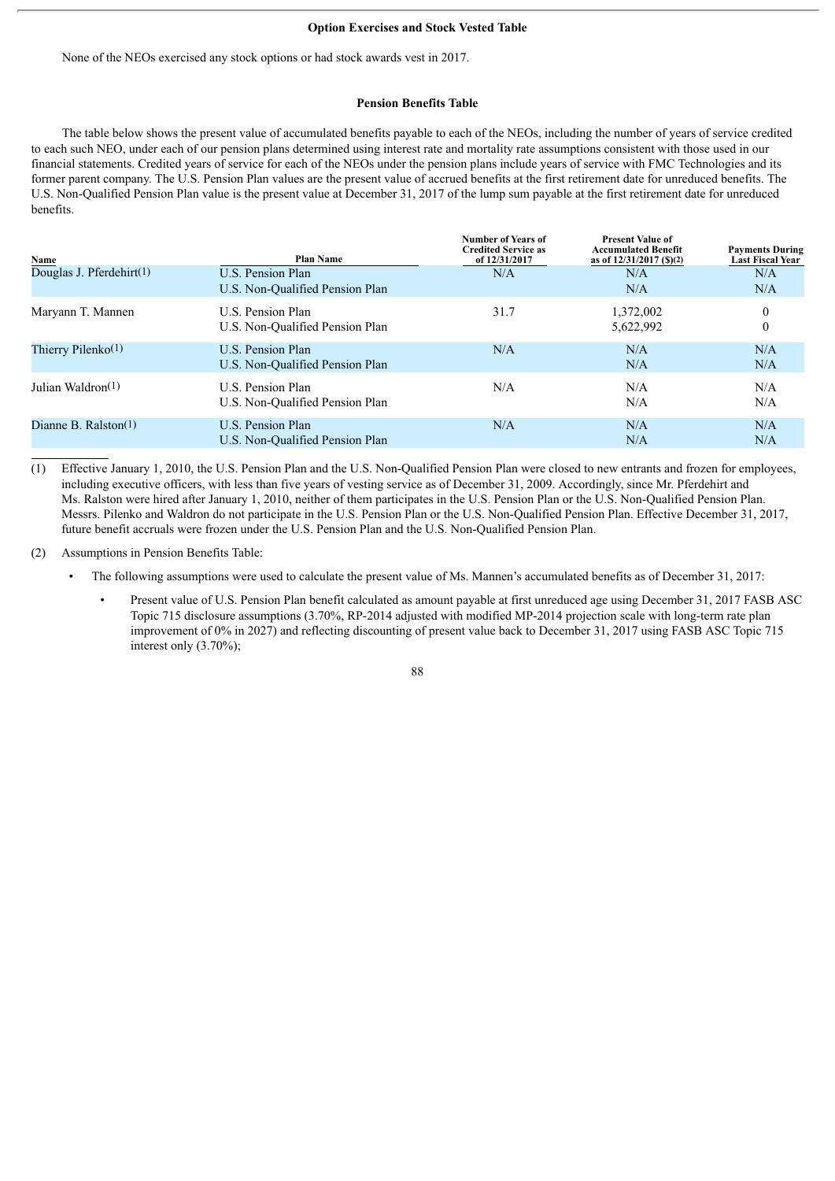### Option Exercises and Stock Vested Table

None of the NEOs exercised any stock options or had stock awards vest in 2017.

### Pension Benefits Table

The table below shows the present value of accumulated benefits payable to each of the NEOs, including the number of years of service credited to each such NEO, under each of our pension plans determined using interest rate and mortality rate assumptions consistent with those used in our financial statements. Credited years of service for each of the NEOs under the pension plans include years of service with FMC Technologies and its former parent company. The U.S. Pension Plan values are the present value of accrued benefits at the first retirement date for unreduced benefits. The U.S. Non-Qualified Pension Plan value is the present value at December 31, 2017 of the lump sum payable at the first retirement date for unreduced benefits.

| Name | Plan Name | Number of Years of Credited Service as of 12/31/2017 | Present Value of Accumulated Benefit as of 12/31/2017 ($)(2) | Payments During Last Fiscal Year |
|---|---|---|---|---|
| Douglas J. Pferdehirt(1) | U.S. Pension Plan | N/A | N/A | N/A |
| | U.S. Non-Qualified Pension Plan | | N/A | N/A |
| Maryann T. Mannen | U.S. Pension Plan | 31.7 | 1,372,002 | 0 |
| | U.S. Non-Qualified Pension Plan | | 5,622,992 | 0 |
| Thierry Pilenko(1) | U.S. Pension Plan | N/A | N/A | N/A |
| | U.S. Non-Qualified Pension Plan | | N/A | N/A |
| Julian Waldron(1) | U.S. Pension Plan | N/A | N/A | N/A |
| | U.S. Non-Qualified Pension Plan | | N/A | N/A |
| Dianne B. Ralston(1) | U.S. Pension Plan | N/A | N/A | N/A |
| | U.S. Non-Qualified Pension Plan | | N/A | N/A |

(1) Effective January 1, 2010, the U.S. Pension Plan and the U.S. Non-Qualified Pension Plan were closed to new entrants and frozen for employees, including executive officers, with less than five years of vesting service as of December 31, 2009. Accordingly, since Mr. Pferdehirt and Ms. Ralston were hired after January 1, 2010, neither of them participates in the U.S. Pension Plan or the U.S. Non-Qualified Pension Plan. Messrs. Pilenko and Waldron do not participate in the U.S. Pension Plan or the U.S. Non-Qualified Pension Plan. Effective December 31, 2017, future benefit accruals were frozen under the U.S. Pension Plan and the U.S. Non-Qualified Pension Plan.

(2) Assumptions in Pension Benefits Table:

- The following assumptions were used to calculate the present value of Ms. Mannen's accumulated benefits as of December 31, 2017:
  - Present value of U.S. Pension Plan benefit calculated as amount payable at first unreduced age using December 31, 2017 FASB ASC Topic 715 disclosure assumptions (3.70%, RP-2014 adjusted with modified MP-2014 projection scale with long-term rate plan improvement of 0% in 2027) and reflecting discounting of present value back to December 31, 2017 using FASB ASC Topic 715 interest only (3.70%);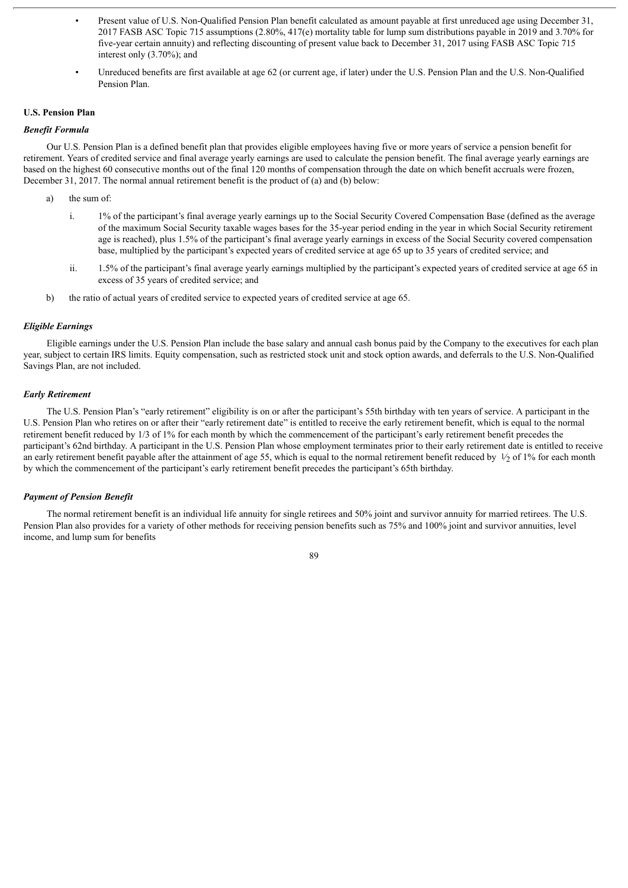- Present value of U.S. Non-Qualified Pension Plan benefit calculated as amount payable at first unreduced age using December 31, 2017 FASB ASC Topic 715 assumptions (2.80%, 417(e) mortality table for lump sum distributions payable in 2019 and 3.70% for five-year certain annuity) and reflecting discounting of present value back to December 31, 2017 using FASB ASC Topic 715 interest only (3.70%); and
- Unreduced benefits are first available at age 62 (or current age, if later) under the U.S. Pension Plan and the U.S. Non-Qualified Pension Plan.

### U.S. Pension Plan

#### *Benefit Formula*

Our U.S. Pension Plan is a defined benefit plan that provides eligible employees having five or more years of service a pension benefit for retirement. Years of credited service and final average yearly earnings are used to calculate the pension benefit. The final average yearly earnings are based on the highest 60 consecutive months out of the final 120 months of compensation through the date on which benefit accruals were frozen, December 31, 2017. The normal annual retirement benefit is the product of (a) and (b) below:

a) the sum of:

   i. 1% of the participant's final average yearly earnings up to the Social Security Covered Compensation Base (defined as the average of the maximum Social Security taxable wages bases for the 35-year period ending in the year in which Social Security retirement age is reached), plus 1.5% of the participant's final average yearly earnings in excess of the Social Security covered compensation base, multiplied by the participant's expected years of credited service at age 65 up to 35 years of credited service; and

   ii. 1.5% of the participant's final average yearly earnings multiplied by the participant's expected years of credited service at age 65 in excess of 35 years of credited service; and

b) the ratio of actual years of credited service to expected years of credited service at age 65.

#### *Eligible Earnings*

Eligible earnings under the U.S. Pension Plan include the base salary and annual cash bonus paid by the Company to the executives for each plan year, subject to certain IRS limits. Equity compensation, such as restricted stock unit and stock option awards, and deferrals to the U.S. Non-Qualified Savings Plan, are not included.

#### *Early Retirement*

The U.S. Pension Plan's "early retirement" eligibility is on or after the participant's 55th birthday with ten years of service. A participant in the U.S. Pension Plan who retires on or after their "early retirement date" is entitled to receive the early retirement benefit, which is equal to the normal retirement benefit reduced by 1/3 of 1% for each month by which the commencement of the participant's early retirement benefit precedes the participant's 62nd birthday. A participant in the U.S. Pension Plan whose employment terminates prior to their early retirement date is entitled to receive an early retirement benefit payable after the attainment of age 55, which is equal to the normal retirement benefit reduced by ½ of 1% for each month by which the commencement of the participant's early retirement benefit precedes the participant's 65th birthday.

#### *Payment of Pension Benefit*

The normal retirement benefit is an individual life annuity for single retirees and 50% joint and survivor annuity for married retirees. The U.S. Pension Plan also provides for a variety of other methods for receiving pension benefits such as 75% and 100% joint and survivor annuities, level income, and lump sum for benefits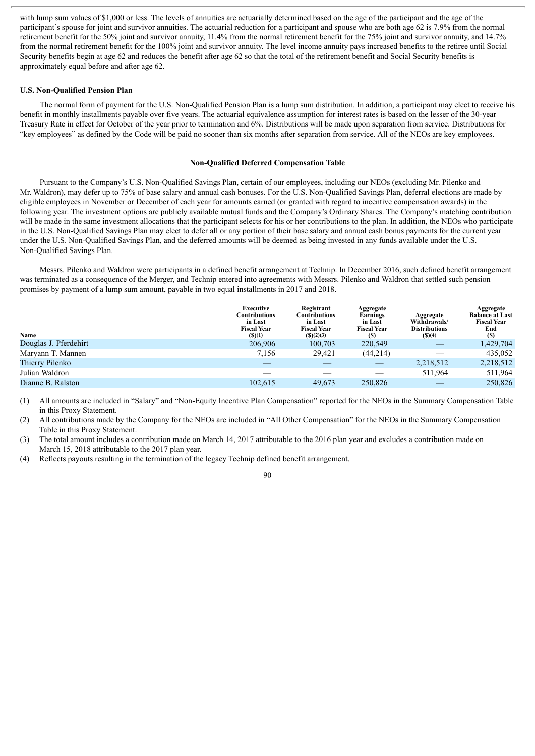with lump sum values of $1,000 or less. The levels of annuities are actuarially determined based on the age of the participant and the age of the participant's spouse for joint and survivor annuities. The actuarial reduction for a participant and spouse who are both age 62 is 7.9% from the normal retirement benefit for the 50% joint and survivor annuity, 11.4% from the normal retirement benefit for the 75% joint and survivor annuity, and 14.7% from the normal retirement benefit for the 100% joint and survivor annuity. The level income annuity pays increased benefits to the retiree until Social Security benefits begin at age 62 and reduces the benefit after age 62 so that the total of the retirement benefit and Social Security benefits is approximately equal before and after age 62.

### U.S. Non-Qualified Pension Plan

The normal form of payment for the U.S. Non-Qualified Pension Plan is a lump sum distribution. In addition, a participant may elect to receive his benefit in monthly installments payable over five years. The actuarial equivalence assumption for interest rates is based on the lesser of the 30-year Treasury Rate in effect for October of the year prior to termination and 6%. Distributions will be made upon separation from service. Distributions for "key employees" as defined by the Code will be paid no sooner than six months after separation from service. All of the NEOs are key employees.

## Non-Qualified Deferred Compensation Table

Pursuant to the Company's U.S. Non-Qualified Savings Plan, certain of our employees, including our NEOs (excluding Mr. Pilenko and Mr. Waldron), may defer up to 75% of base salary and annual cash bonuses. For the U.S. Non-Qualified Savings Plan, deferral elections are made by eligible employees in November or December of each year for amounts earned (or granted with regard to incentive compensation awards) in the following year. The investment options are publicly available mutual funds and the Company's Ordinary Shares. The Company's matching contribution will be made in the same investment allocations that the participant selects for his or her contributions to the plan. In addition, the NEOs who participate in the U.S. Non-Qualified Savings Plan may elect to defer all or any portion of their base salary and annual cash bonus payments for the current year under the U.S. Non-Qualified Savings Plan, and the deferred amounts will be deemed as being invested in any funds available under the U.S. Non-Qualified Savings Plan.

Messrs. Pilenko and Waldron were participants in a defined benefit arrangement at Technip. In December 2016, such defined benefit arrangement was terminated as a consequence of the Merger, and Technip entered into agreements with Messrs. Pilenko and Waldron that settled such pension promises by payment of a lump sum amount, payable in two equal installments in 2017 and 2018.

| Name | Executive Contributions in Last Fiscal Year ($)(1) | Registrant Contributions in Last Fiscal Year ($)(2)(3) | Aggregate Earnings in Last Fiscal Year ($) | Aggregate Withdrawals/ Distributions ($)(4) | Aggregate Balance at Last Fiscal Year End ($) |
|---|---|---|---|---|---|
| Douglas J. Pferdehirt | 206,906 | 100,703 | 220,549 | — | 1,429,704 |
| Maryann T. Mannen | 7,156 | 29,421 | (44,214) | — | 435,052 |
| Thierry Pilenko | — | — | — | 2,218,512 | 2,218,512 |
| Julian Waldron | — | — | — | 511,964 | 511,964 |
| Dianne B. Ralston | 102,615 | 49,673 | 250,826 | — | 250,826 |

(1) All amounts are included in "Salary" and "Non-Equity Incentive Plan Compensation" reported for the NEOs in the Summary Compensation Table in this Proxy Statement.

(2) All contributions made by the Company for the NEOs are included in "All Other Compensation" for the NEOs in the Summary Compensation Table in this Proxy Statement.

(3) The total amount includes a contribution made on March 14, 2017 attributable to the 2016 plan year and excludes a contribution made on March 15, 2018 attributable to the 2017 plan year.

(4) Reflects payouts resulting in the termination of the legacy Technip defined benefit arrangement.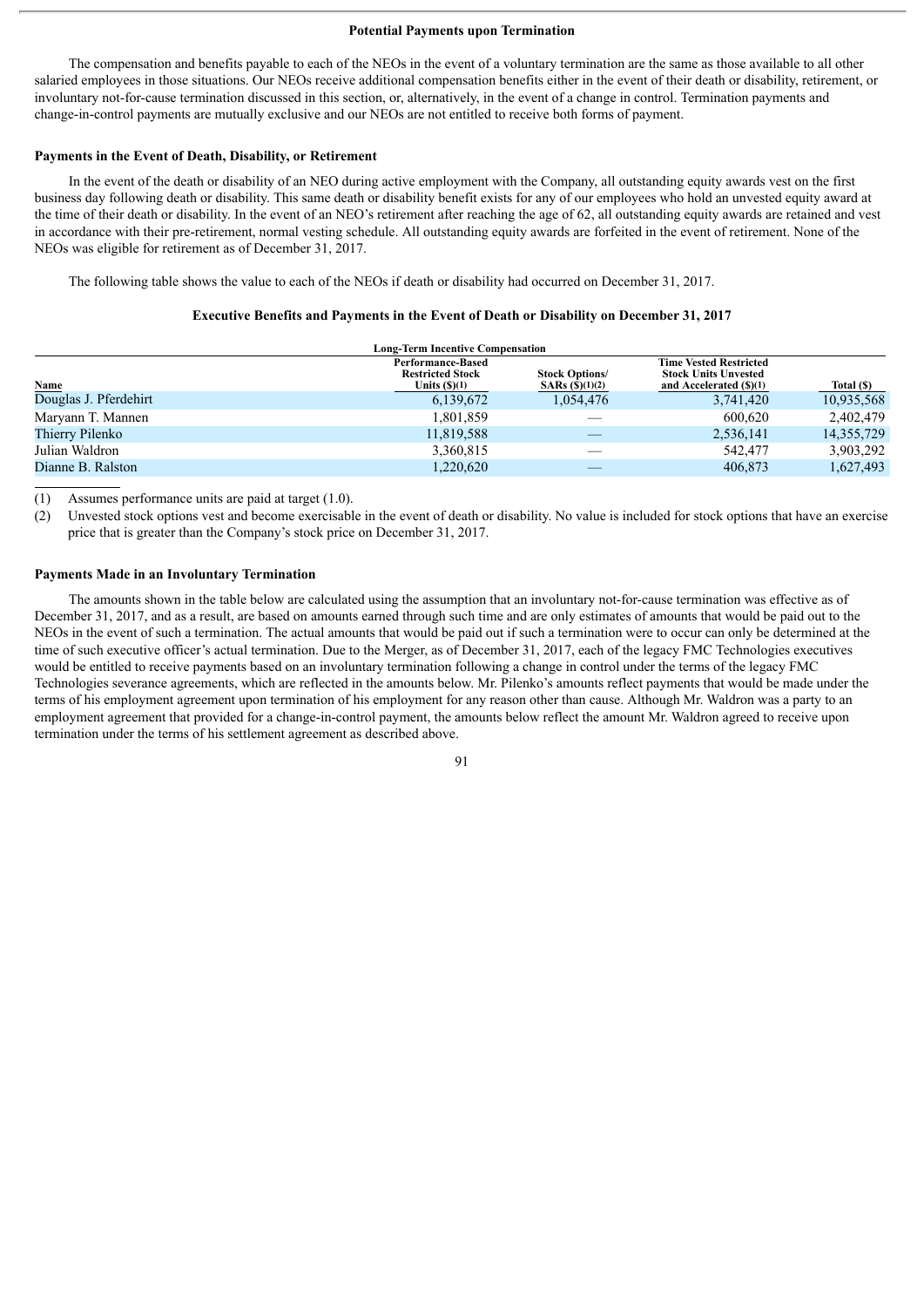### Potential Payments upon Termination

The compensation and benefits payable to each of the NEOs in the event of a voluntary termination are the same as those available to all other salaried employees in those situations. Our NEOs receive additional compensation benefits either in the event of their death or disability, retirement, or involuntary not-for-cause termination discussed in this section, or, alternatively, in the event of a change in control. Termination payments and change-in-control payments are mutually exclusive and our NEOs are not entitled to receive both forms of payment.

**Payments in the Event of Death, Disability, or Retirement**

In the event of the death or disability of an NEO during active employment with the Company, all outstanding equity awards vest on the first business day following death or disability. This same death or disability benefit exists for any of our employees who hold an unvested equity award at the time of their death or disability. In the event of an NEO's retirement after reaching the age of 62, all outstanding equity awards are retained and vest in accordance with their pre-retirement, normal vesting schedule. All outstanding equity awards are forfeited in the event of retirement. None of the NEOs was eligible for retirement as of December 31, 2017.

The following table shows the value to each of the NEOs if death or disability had occurred on December 31, 2017.

**Executive Benefits and Payments in the Event of Death or Disability on December 31, 2017**

| | Long-Term Incentive Compensation | | | |
|---|---|---|---|---|
| Name | Performance-Based Restricted Stock Units ($)(1) | Stock Options/ SARs ($)(1)(2) | Time Vested Restricted Stock Units Unvested and Accelerated ($)(1) | Total ($) |
| Douglas J. Pferdehirt | 6,139,672 | 1,054,476 | 3,741,420 | 10,935,568 |
| Maryann T. Mannen | 1,801,859 | — | 600,620 | 2,402,479 |
| Thierry Pilenko | 11,819,588 | — | 2,536,141 | 14,355,729 |
| Julian Waldron | 3,360,815 | — | 542,477 | 3,903,292 |
| Dianne B. Ralston | 1,220,620 | — | 406,873 | 1,627,493 |

(1) Assumes performance units are paid at target (1.0).

(2) Unvested stock options vest and become exercisable in the event of death or disability. No value is included for stock options that have an exercise price that is greater than the Company's stock price on December 31, 2017.

**Payments Made in an Involuntary Termination**

The amounts shown in the table below are calculated using the assumption that an involuntary not-for-cause termination was effective as of December 31, 2017, and as a result, are based on amounts earned through such time and are only estimates of amounts that would be paid out to the NEOs in the event of such a termination. The actual amounts that would be paid out if such a termination were to occur can only be determined at the time of such executive officer's actual termination. Due to the Merger, as of December 31, 2017, each of the legacy FMC Technologies executives would be entitled to receive payments based on an involuntary termination following a change in control under the terms of the legacy FMC Technologies severance agreements, which are reflected in the amounts below. Mr. Pilenko's amounts reflect payments that would be made under the terms of his employment agreement upon termination of his employment for any reason other than cause. Although Mr. Waldron was a party to an employment agreement that provided for a change-in-control payment, the amounts below reflect the amount Mr. Waldron agreed to receive upon termination under the terms of his settlement agreement as described above.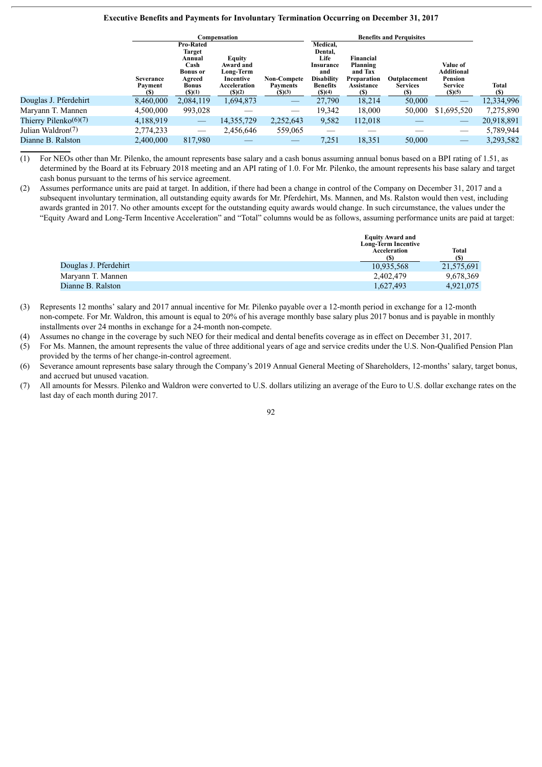**Executive Benefits and Payments for Involuntary Termination Occurring on December 31, 2017**

| | Compensation | | | | Benefits and Perquisites | | | | |
|---|---|---|---|---|---|---|---|---|---|
| | Severance Payment ($) | Pro-Rated Target Annual Cash Bonus or Agreed Bonus ($)(1) | Equity Award and Long-Term Incentive Acceleration ($)(2) | Non-Compete Payments ($)(3) | Medical, Dental, Life Insurance and Disability Benefits ($)(4) | Financial Planning and Tax Preparation Assistance ($) | Outplacement Services ($) | Value of Additional Pension Service ($)(5) | Total ($) |
| Douglas J. Pferdehirt | 8,460,000 | 2,084,119 | 1,694,873 | — | 27,790 | 18,214 | 50,000 | — | 12,334,996 |
| Maryann T. Mannen | 4,500,000 | 993,028 | — | — | 19,342 | 18,000 | 50,000 | $1,695,520 | 7,275,890 |
| Thierry Pilenko(6)(7) | 4,188,919 | — | 14,355,729 | 2,252,643 | 9,582 | 112,018 | — | — | 20,918,891 |
| Julian Waldron(7) | 2,774,233 | — | 2,456,646 | 559,065 | — | — | — | — | 5,789,944 |
| Dianne B. Ralston | 2,400,000 | 817,980 | — | — | 7,251 | 18,351 | 50,000 | — | 3,293,582 |

(1) For NEOs other than Mr. Pilenko, the amount represents base salary and a cash bonus assuming annual bonus based on a BPI rating of 1.51, as determined by the Board at its February 2018 meeting and an API rating of 1.0. For Mr. Pilenko, the amount represents his base salary and target cash bonus pursuant to the terms of his service agreement.

(2) Assumes performance units are paid at target. In addition, if there had been a change in control of the Company on December 31, 2017 and a subsequent involuntary termination, all outstanding equity awards for Mr. Pferdehirt, Ms. Mannen, and Ms. Ralston would then vest, including awards granted in 2017. No other amounts except for the outstanding equity awards would change. In such circumstance, the values under the "Equity Award and Long-Term Incentive Acceleration" and "Total" columns would be as follows, assuming performance units are paid at target:

| | Equity Award and Long-Term Incentive Acceleration ($) | Total ($) |
|---|---|---|
| Douglas J. Pferdehirt | 10,935,568 | 21,575,691 |
| Maryann T. Mannen | 2,402,479 | 9,678,369 |
| Dianne B. Ralston | 1,627,493 | 4,921,075 |

(3) Represents 12 months' salary and 2017 annual incentive for Mr. Pilenko payable over a 12-month period in exchange for a 12-month non-compete. For Mr. Waldron, this amount is equal to 20% of his average monthly base salary plus 2017 bonus and is payable in monthly installments over 24 months in exchange for a 24-month non-compete.

(4) Assumes no change in the coverage by such NEO for their medical and dental benefits coverage as in effect on December 31, 2017.

(5) For Ms. Mannen, the amount represents the value of three additional years of age and service credits under the U.S. Non-Qualified Pension Plan provided by the terms of her change-in-control agreement.

(6) Severance amount represents base salary through the Company's 2019 Annual General Meeting of Shareholders, 12-months' salary, target bonus, and accrued but unused vacation.

(7) All amounts for Messrs. Pilenko and Waldron were converted to U.S. dollars utilizing an average of the Euro to U.S. dollar exchange rates on the last day of each month during 2017.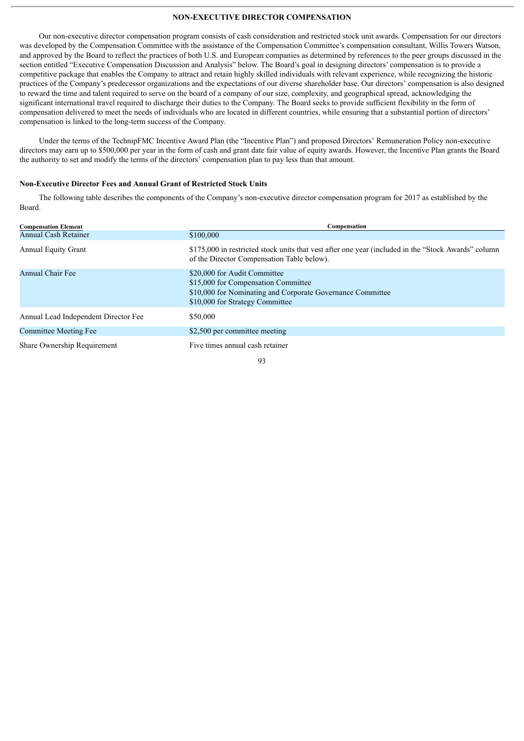## NON-EXECUTIVE DIRECTOR COMPENSATION

Our non-executive director compensation program consists of cash consideration and restricted stock unit awards. Compensation for our directors was developed by the Compensation Committee with the assistance of the Compensation Committee's compensation consultant, Willis Towers Watson, and approved by the Board to reflect the practices of both U.S. and European companies as determined by references to the peer groups discussed in the section entitled "Executive Compensation Discussion and Analysis" below. The Board's goal in designing directors' compensation is to provide a competitive package that enables the Company to attract and retain highly skilled individuals with relevant experience, while recognizing the historic practices of the Company's predecessor organizations and the expectations of our diverse shareholder base. Our directors' compensation is also designed to reward the time and talent required to serve on the board of a company of our size, complexity, and geographical spread, acknowledging the significant international travel required to discharge their duties to the Company. The Board seeks to provide sufficient flexibility in the form of compensation delivered to meet the needs of individuals who are located in different countries, while ensuring that a substantial portion of directors' compensation is linked to the long-term success of the Company.

Under the terms of the TechnipFMC Incentive Award Plan (the "Incentive Plan") and proposed Directors' Remuneration Policy non-executive directors may earn up to $500,000 per year in the form of cash and grant date fair value of equity awards. However, the Incentive Plan grants the Board the authority to set and modify the terms of the directors' compensation plan to pay less than that amount.

### Non-Executive Director Fees and Annual Grant of Restricted Stock Units

The following table describes the components of the Company's non-executive director compensation program for 2017 as established by the Board.

| Compensation Element | Compensation |
|---|---|
| Annual Cash Retainer | $100,000 |
| Annual Equity Grant | $175,000 in restricted stock units that vest after one year (included in the "Stock Awards" column of the Director Compensation Table below). |
| Annual Chair Fee | $20,000 for Audit Committee<br>$15,000 for Compensation Committee<br>$10,000 for Nominating and Corporate Governance Committee<br>$10,000 for Strategy Committee |
| Annual Lead Independent Director Fee | $50,000 |
| Committee Meeting Fee | $2,500 per committee meeting |
| Share Ownership Requirement | Five times annual cash retainer |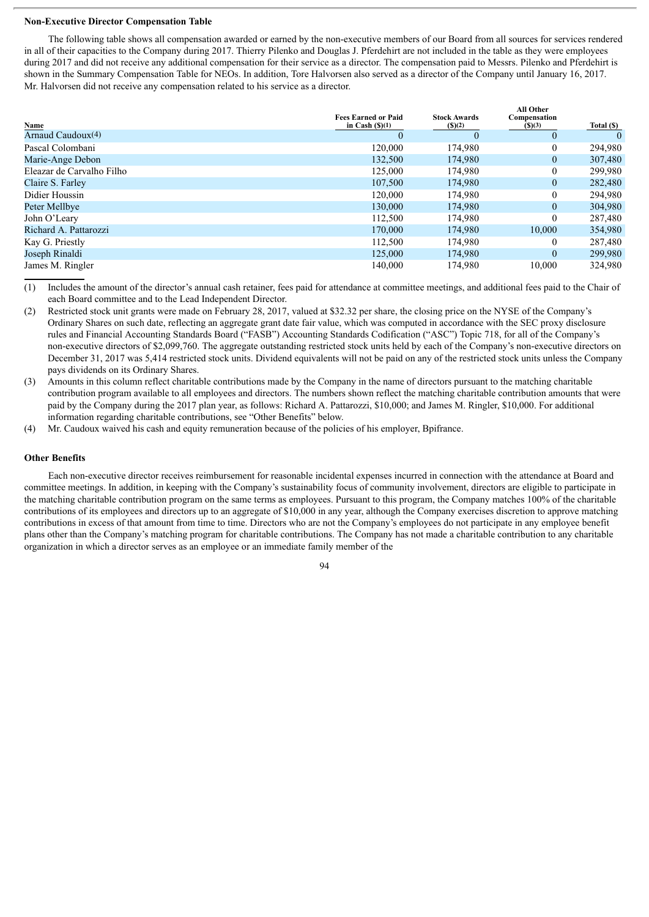**Non-Executive Director Compensation Table**

The following table shows all compensation awarded or earned by the non-executive members of our Board from all sources for services rendered in all of their capacities to the Company during 2017. Thierry Pilenko and Douglas J. Pferdehirt are not included in the table as they were employees during 2017 and did not receive any additional compensation for their service as a director. The compensation paid to Messrs. Pilenko and Pferdehirt is shown in the Summary Compensation Table for NEOs. In addition, Tore Halvorsen also served as a director of the Company until January 16, 2017. Mr. Halvorsen did not receive any compensation related to his service as a director.

| Name | Fees Earned or Paid in Cash ($)(1) | Stock Awards ($)(2) | All Other Compensation ($)(3) | Total ($) |
|---|---|---|---|---|
| Arnaud Caudoux(4) | 0 | 0 | 0 | 0 |
| Pascal Colombani | 120,000 | 174,980 | 0 | 294,980 |
| Marie-Ange Debon | 132,500 | 174,980 | 0 | 307,480 |
| Eleazar de Carvalho Filho | 125,000 | 174,980 | 0 | 299,980 |
| Claire S. Farley | 107,500 | 174,980 | 0 | 282,480 |
| Didier Houssin | 120,000 | 174,980 | 0 | 294,980 |
| Peter Mellbye | 130,000 | 174,980 | 0 | 304,980 |
| John O'Leary | 112,500 | 174,980 | 0 | 287,480 |
| Richard A. Pattarozzi | 170,000 | 174,980 | 10,000 | 354,980 |
| Kay G. Priestly | 112,500 | 174,980 | 0 | 287,480 |
| Joseph Rinaldi | 125,000 | 174,980 | 0 | 299,980 |
| James M. Ringler | 140,000 | 174,980 | 10,000 | 324,980 |

(1) Includes the amount of the director's annual cash retainer, fees paid for attendance at committee meetings, and additional fees paid to the Chair of each Board committee and to the Lead Independent Director.

(2) Restricted stock unit grants were made on February 28, 2017, valued at $32.32 per share, the closing price on the NYSE of the Company's Ordinary Shares on such date, reflecting an aggregate grant date fair value, which was computed in accordance with the SEC proxy disclosure rules and Financial Accounting Standards Board ("FASB") Accounting Standards Codification ("ASC") Topic 718, for all of the Company's non-executive directors of $2,099,760. The aggregate outstanding restricted stock units held by each of the Company's non-executive directors on December 31, 2017 was 5,414 restricted stock units. Dividend equivalents will not be paid on any of the restricted stock units unless the Company pays dividends on its Ordinary Shares.

(3) Amounts in this column reflect charitable contributions made by the Company in the name of directors pursuant to the matching charitable contribution program available to all employees and directors. The numbers shown reflect the matching charitable contribution amounts that were paid by the Company during the 2017 plan year, as follows: Richard A. Pattarozzi, $10,000; and James M. Ringler, $10,000. For additional information regarding charitable contributions, see "Other Benefits" below.

(4) Mr. Caudoux waived his cash and equity remuneration because of the policies of his employer, Bpifrance.

**Other Benefits**

Each non-executive director receives reimbursement for reasonable incidental expenses incurred in connection with the attendance at Board and committee meetings. In addition, in keeping with the Company's sustainability focus of community involvement, directors are eligible to participate in the matching charitable contribution program on the same terms as employees. Pursuant to this program, the Company matches 100% of the charitable contributions of its employees and directors up to an aggregate of $10,000 in any year, although the Company exercises discretion to approve matching contributions in excess of that amount from time to time. Directors who are not the Company's employees do not participate in any employee benefit plans other than the Company's matching program for charitable contributions. The Company has not made a charitable contribution to any charitable organization in which a director serves as an employee or an immediate family member of the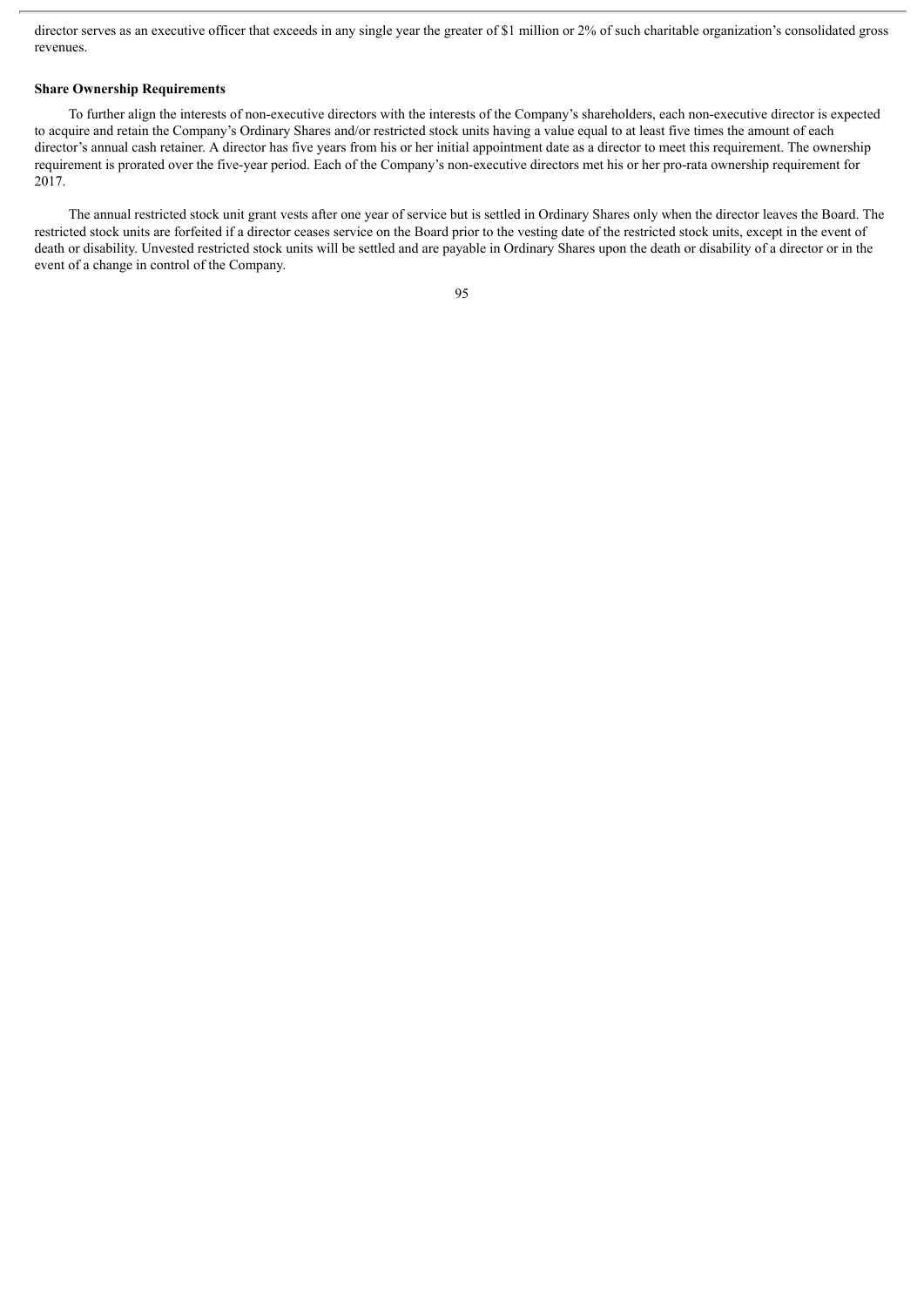director serves as an executive officer that exceeds in any single year the greater of $1 million or 2% of such charitable organization's consolidated gross revenues.

**Share Ownership Requirements**

To further align the interests of non-executive directors with the interests of the Company's shareholders, each non-executive director is expected to acquire and retain the Company's Ordinary Shares and/or restricted stock units having a value equal to at least five times the amount of each director's annual cash retainer. A director has five years from his or her initial appointment date as a director to meet this requirement. The ownership requirement is prorated over the five-year period. Each of the Company's non-executive directors met his or her pro-rata ownership requirement for 2017.

The annual restricted stock unit grant vests after one year of service but is settled in Ordinary Shares only when the director leaves the Board. The restricted stock units are forfeited if a director ceases service on the Board prior to the vesting date of the restricted stock units, except in the event of death or disability. Unvested restricted stock units will be settled and are payable in Ordinary Shares upon the death or disability of a director or in the event of a change in control of the Company.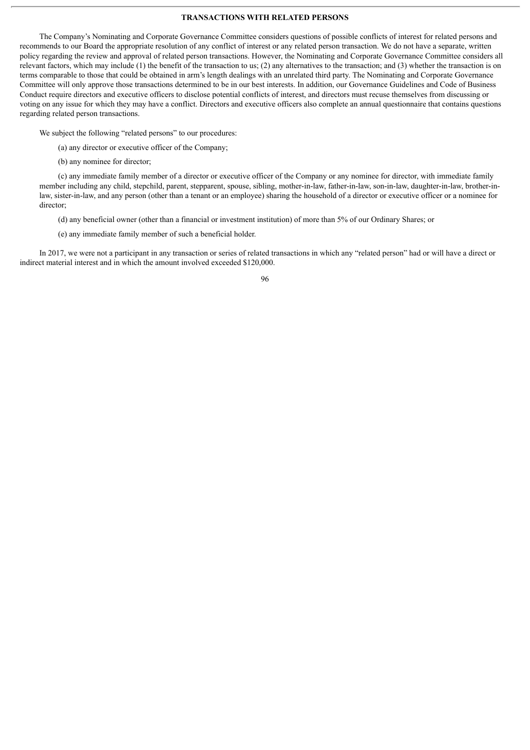## TRANSACTIONS WITH RELATED PERSONS

The Company's Nominating and Corporate Governance Committee considers questions of possible conflicts of interest for related persons and recommends to our Board the appropriate resolution of any conflict of interest or any related person transaction. We do not have a separate, written policy regarding the review and approval of related person transactions. However, the Nominating and Corporate Governance Committee considers all relevant factors, which may include (1) the benefit of the transaction to us; (2) any alternatives to the transaction; and (3) whether the transaction is on terms comparable to those that could be obtained in arm's length dealings with an unrelated third party. The Nominating and Corporate Governance Committee will only approve those transactions determined to be in our best interests. In addition, our Governance Guidelines and Code of Business Conduct require directors and executive officers to disclose potential conflicts of interest, and directors must recuse themselves from discussing or voting on any issue for which they may have a conflict. Directors and executive officers also complete an annual questionnaire that contains questions regarding related person transactions.

We subject the following "related persons" to our procedures:

(a) any director or executive officer of the Company;

(b) any nominee for director;

(c) any immediate family member of a director or executive officer of the Company or any nominee for director, with immediate family member including any child, stepchild, parent, stepparent, spouse, sibling, mother-in-law, father-in-law, son-in-law, daughter-in-law, brother-in-law, sister-in-law, and any person (other than a tenant or an employee) sharing the household of a director or executive officer or a nominee for director;

(d) any beneficial owner (other than a financial or investment institution) of more than 5% of our Ordinary Shares; or

(e) any immediate family member of such a beneficial holder.

In 2017, we were not a participant in any transaction or series of related transactions in which any "related person" had or will have a direct or indirect material interest and in which the amount involved exceeded $120,000.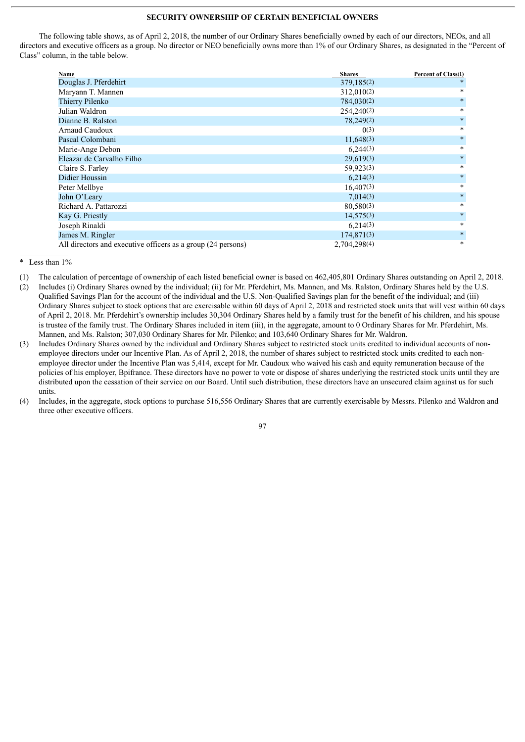## SECURITY OWNERSHIP OF CERTAIN BENEFICIAL OWNERS

The following table shows, as of April 2, 2018, the number of our Ordinary Shares beneficially owned by each of our directors, NEOs, and all directors and executive officers as a group. No director or NEO beneficially owns more than 1% of our Ordinary Shares, as designated in the "Percent of Class" column, in the table below.

| Name | Shares | Percent of Class(1) |
|---|---|---|
| Douglas J. Pferdehirt | 379,185(2) | * |
| Maryann T. Mannen | 312,010(2) | * |
| Thierry Pilenko | 784,030(2) | * |
| Julian Waldron | 254,240(2) | * |
| Dianne B. Ralston | 78,249(2) | * |
| Arnaud Caudoux | 0(3) | * |
| Pascal Colombani | 11,648(3) | * |
| Marie-Ange Debon | 6,244(3) | * |
| Eleazar de Carvalho Filho | 29,619(3) | * |
| Claire S. Farley | 59,923(3) | * |
| Didier Houssin | 6,214(3) | * |
| Peter Mellbye | 16,407(3) | * |
| John O'Leary | 7,014(3) | * |
| Richard A. Pattarozzi | 80,580(3) | * |
| Kay G. Priestly | 14,575(3) | * |
| Joseph Rinaldi | 6,214(3) | * |
| James M. Ringler | 174,871(3) | * |
| All directors and executive officers as a group (24 persons) | 2,704,298(4) | * |

\* Less than 1%

(1) The calculation of percentage of ownership of each listed beneficial owner is based on 462,405,801 Ordinary Shares outstanding on April 2, 2018.

(2) Includes (i) Ordinary Shares owned by the individual; (ii) for Mr. Pferdehirt, Ms. Mannen, and Ms. Ralston, Ordinary Shares held by the U.S. Qualified Savings Plan for the account of the individual and the U.S. Non-Qualified Savings plan for the benefit of the individual; and (iii) Ordinary Shares subject to stock options that are exercisable within 60 days of April 2, 2018 and restricted stock units that will vest within 60 days of April 2, 2018. Mr. Pferdehirt's ownership includes 30,304 Ordinary Shares held by a family trust for the benefit of his children, and his spouse is trustee of the family trust. The Ordinary Shares included in item (iii), in the aggregate, amount to 0 Ordinary Shares for Mr. Pferdehirt, Ms. Mannen, and Ms. Ralston; 307,030 Ordinary Shares for Mr. Pilenko; and 103,640 Ordinary Shares for Mr. Waldron.

(3) Includes Ordinary Shares owned by the individual and Ordinary Shares subject to restricted stock units credited to individual accounts of non-employee directors under our Incentive Plan. As of April 2, 2018, the number of shares subject to restricted stock units credited to each non-employee director under the Incentive Plan was 5,414, except for Mr. Caudoux who waived his cash and equity remuneration because of the policies of his employer, Bpifrance. These directors have no power to vote or dispose of shares underlying the restricted stock units until they are distributed upon the cessation of their service on our Board. Until such distribution, these directors have an unsecured claim against us for such units.

(4) Includes, in the aggregate, stock options to purchase 516,556 Ordinary Shares that are currently exercisable by Messrs. Pilenko and Waldron and three other executive officers.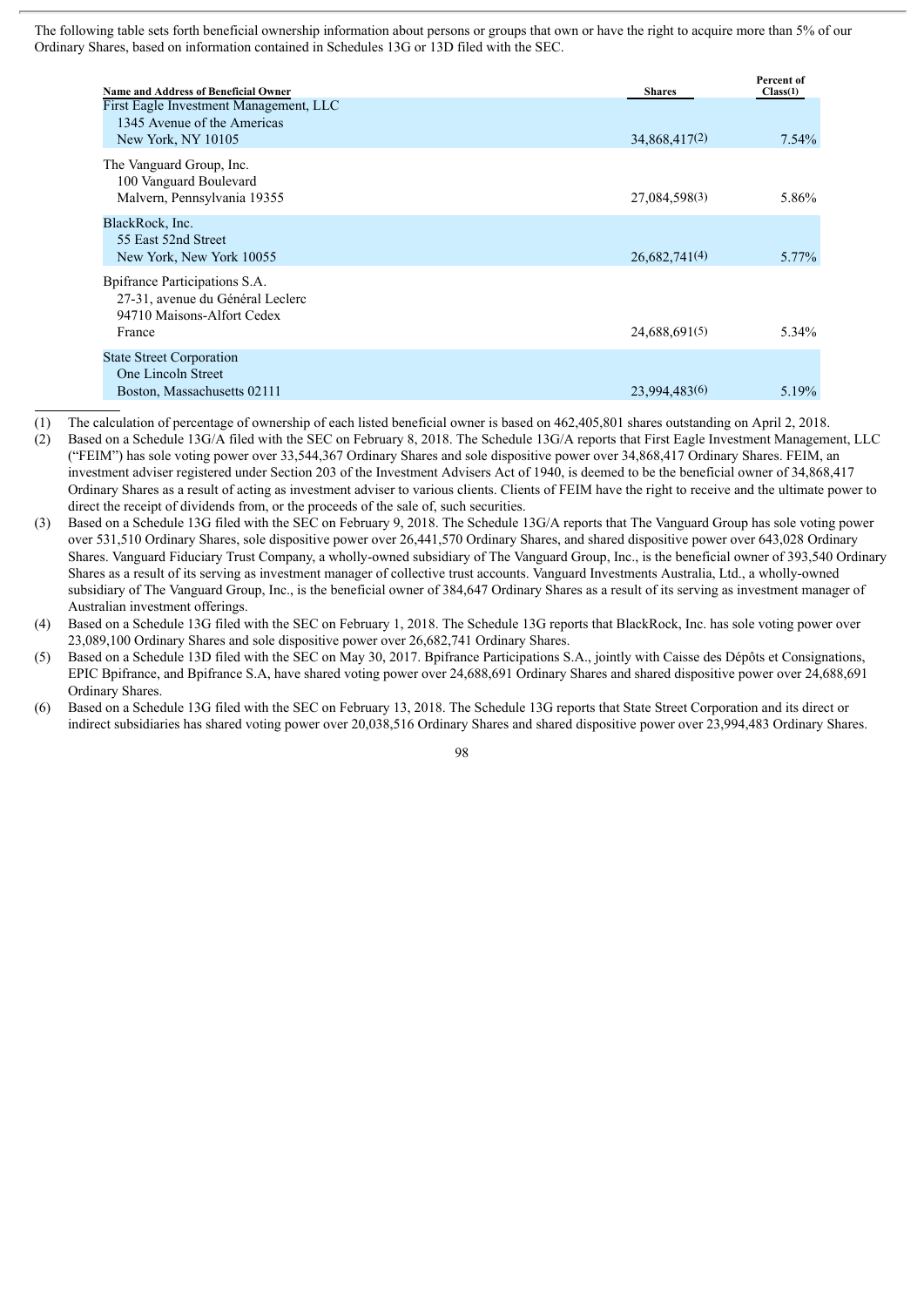The following table sets forth beneficial ownership information about persons or groups that own or have the right to acquire more than 5% of our Ordinary Shares, based on information contained in Schedules 13G or 13D filed with the SEC.

| Name and Address of Beneficial Owner | Shares | Percent of Class(1) |
| --- | --- | --- |
| First Eagle Investment Management, LLC<br>1345 Avenue of the Americas<br>New York, NY 10105 | 34,868,417(2) | 7.54% |
| The Vanguard Group, Inc.<br>100 Vanguard Boulevard<br>Malvern, Pennsylvania 19355 | 27,084,598(3) | 5.86% |
| BlackRock, Inc.<br>55 East 52nd Street<br>New York, New York 10055 | 26,682,741(4) | 5.77% |
| Bpifrance Participations S.A.<br>27-31, avenue du Général Leclerc<br>94710 Maisons-Alfort Cedex<br>France | 24,688,691(5) | 5.34% |
| State Street Corporation<br>One Lincoln Street<br>Boston, Massachusetts 02111 | 23,994,483(6) | 5.19% |

(1) The calculation of percentage of ownership of each listed beneficial owner is based on 462,405,801 shares outstanding on April 2, 2018.

(2) Based on a Schedule 13G/A filed with the SEC on February 8, 2018. The Schedule 13G/A reports that First Eagle Investment Management, LLC ("FEIM") has sole voting power over 33,544,367 Ordinary Shares and sole dispositive power over 34,868,417 Ordinary Shares. FEIM, an investment adviser registered under Section 203 of the Investment Advisers Act of 1940, is deemed to be the beneficial owner of 34,868,417 Ordinary Shares as a result of acting as investment adviser to various clients. Clients of FEIM have the right to receive and the ultimate power to direct the receipt of dividends from, or the proceeds of the sale of, such securities.

(3) Based on a Schedule 13G filed with the SEC on February 9, 2018. The Schedule 13G/A reports that The Vanguard Group has sole voting power over 531,510 Ordinary Shares, sole dispositive power over 26,441,570 Ordinary Shares, and shared dispositive power over 643,028 Ordinary Shares. Vanguard Fiduciary Trust Company, a wholly-owned subsidiary of The Vanguard Group, Inc., is the beneficial owner of 393,540 Ordinary Shares as a result of its serving as investment manager of collective trust accounts. Vanguard Investments Australia, Ltd., a wholly-owned subsidiary of The Vanguard Group, Inc., is the beneficial owner of 384,647 Ordinary Shares as a result of its serving as investment manager of Australian investment offerings.

(4) Based on a Schedule 13G filed with the SEC on February 1, 2018. The Schedule 13G reports that BlackRock, Inc. has sole voting power over 23,089,100 Ordinary Shares and sole dispositive power over 26,682,741 Ordinary Shares.

(5) Based on a Schedule 13D filed with the SEC on May 30, 2017. Bpifrance Participations S.A., jointly with Caisse des Dépôts et Consignations, EPIC Bpifrance, and Bpifrance S.A, have shared voting power over 24,688,691 Ordinary Shares and shared dispositive power over 24,688,691 Ordinary Shares.

(6) Based on a Schedule 13G filed with the SEC on February 13, 2018. The Schedule 13G reports that State Street Corporation and its direct or indirect subsidiaries has shared voting power over 20,038,516 Ordinary Shares and shared dispositive power over 23,994,483 Ordinary Shares.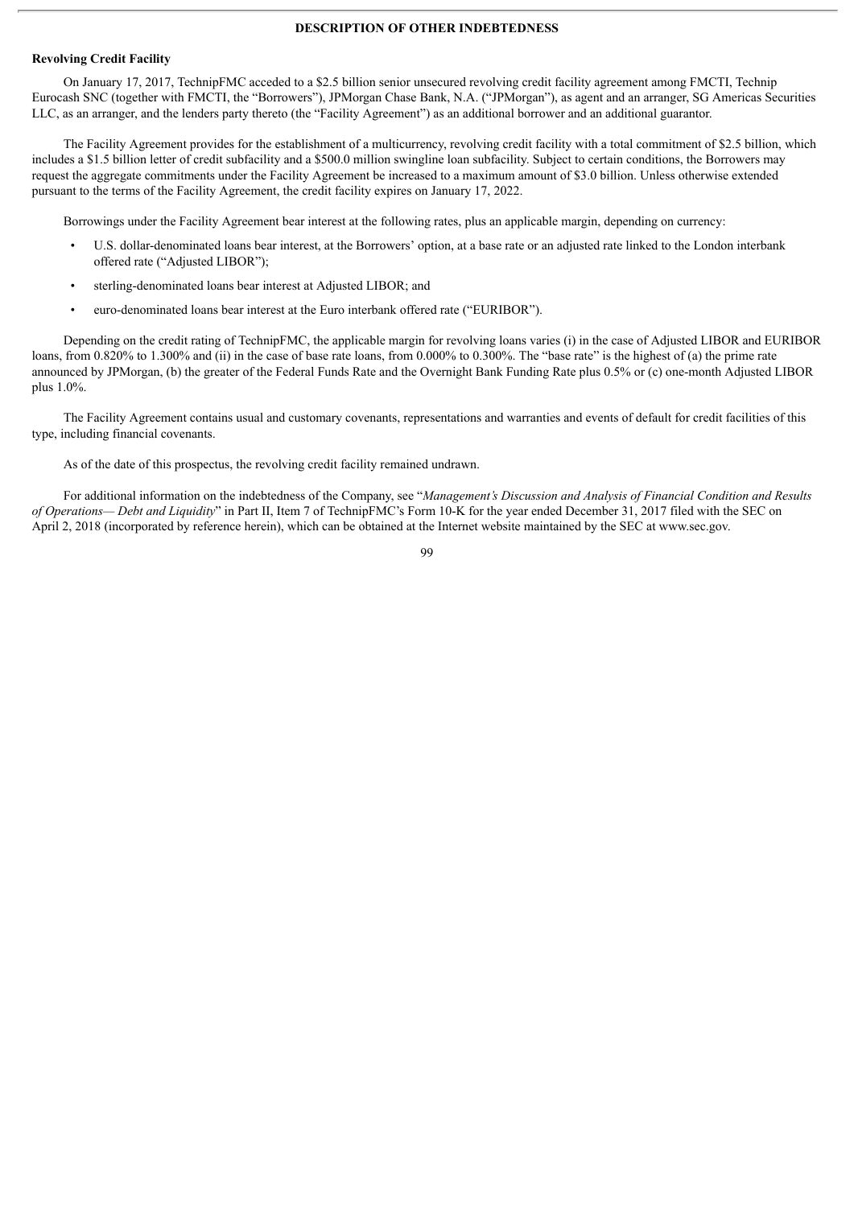# DESCRIPTION OF OTHER INDEBTEDNESS

## Revolving Credit Facility

On January 17, 2017, TechnipFMC acceded to a $2.5 billion senior unsecured revolving credit facility agreement among FMCTI, Technip Eurocash SNC (together with FMCTI, the "Borrowers"), JPMorgan Chase Bank, N.A. ("JPMorgan"), as agent and an arranger, SG Americas Securities LLC, as an arranger, and the lenders party thereto (the "Facility Agreement") as an additional borrower and an additional guarantor.

The Facility Agreement provides for the establishment of a multicurrency, revolving credit facility with a total commitment of $2.5 billion, which includes a $1.5 billion letter of credit subfacility and a $500.0 million swingline loan subfacility. Subject to certain conditions, the Borrowers may request the aggregate commitments under the Facility Agreement be increased to a maximum amount of $3.0 billion. Unless otherwise extended pursuant to the terms of the Facility Agreement, the credit facility expires on January 17, 2022.

Borrowings under the Facility Agreement bear interest at the following rates, plus an applicable margin, depending on currency:

- U.S. dollar-denominated loans bear interest, at the Borrowers' option, at a base rate or an adjusted rate linked to the London interbank offered rate ("Adjusted LIBOR");
- sterling-denominated loans bear interest at Adjusted LIBOR; and
- euro-denominated loans bear interest at the Euro interbank offered rate ("EURIBOR").

Depending on the credit rating of TechnipFMC, the applicable margin for revolving loans varies (i) in the case of Adjusted LIBOR and EURIBOR loans, from 0.820% to 1.300% and (ii) in the case of base rate loans, from 0.000% to 0.300%. The "base rate" is the highest of (a) the prime rate announced by JPMorgan, (b) the greater of the Federal Funds Rate and the Overnight Bank Funding Rate plus 0.5% or (c) one-month Adjusted LIBOR plus 1.0%.

The Facility Agreement contains usual and customary covenants, representations and warranties and events of default for credit facilities of this type, including financial covenants.

As of the date of this prospectus, the revolving credit facility remained undrawn.

For additional information on the indebtedness of the Company, see "*Management's Discussion and Analysis of Financial Condition and Results of Operations— Debt and Liquidity*" in Part II, Item 7 of TechnipFMC's Form 10-K for the year ended December 31, 2017 filed with the SEC on April 2, 2018 (incorporated by reference herein), which can be obtained at the Internet website maintained by the SEC at www.sec.gov.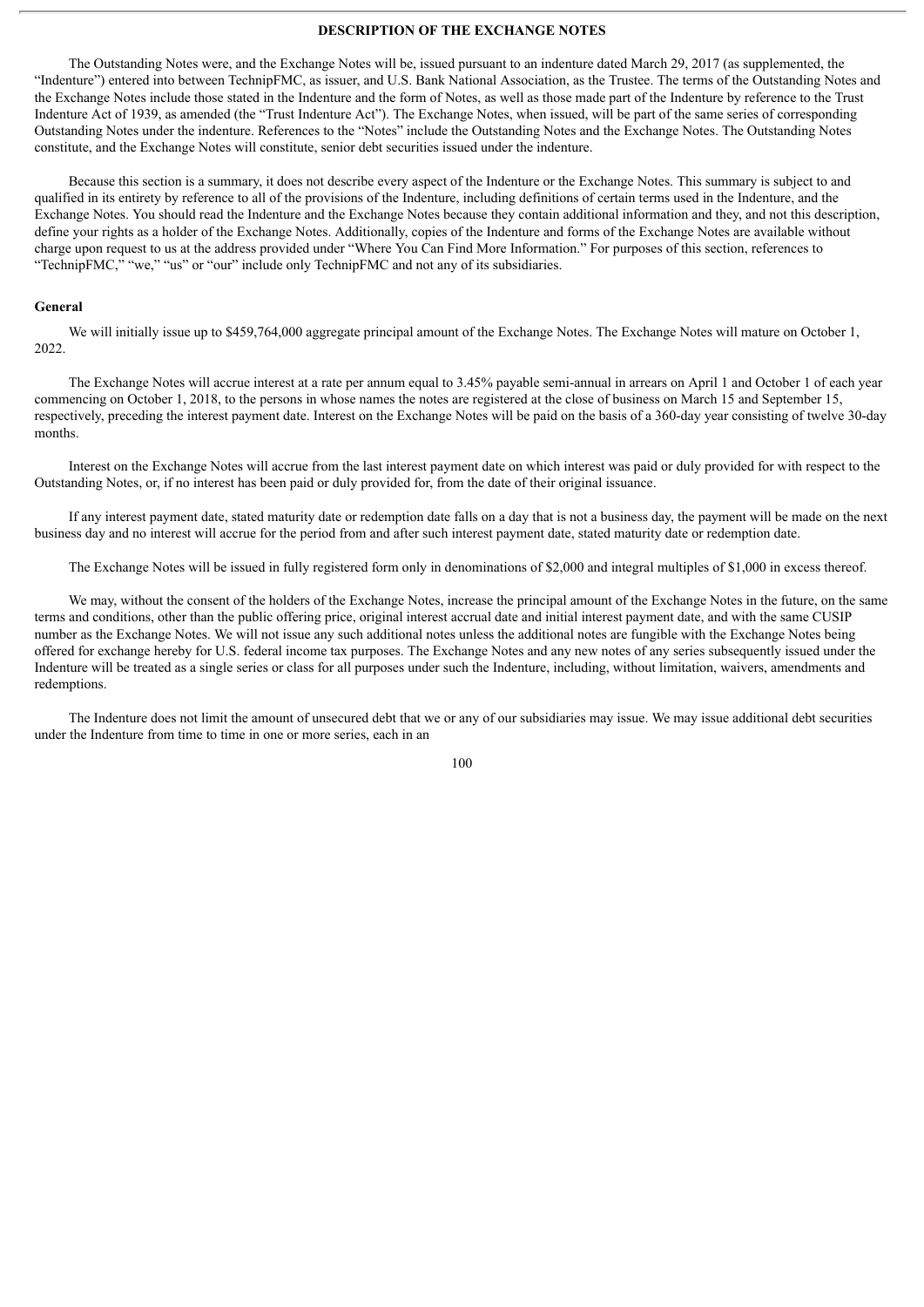## DESCRIPTION OF THE EXCHANGE NOTES

The Outstanding Notes were, and the Exchange Notes will be, issued pursuant to an indenture dated March 29, 2017 (as supplemented, the "Indenture") entered into between TechnipFMC, as issuer, and U.S. Bank National Association, as the Trustee. The terms of the Outstanding Notes and the Exchange Notes include those stated in the Indenture and the form of Notes, as well as those made part of the Indenture by reference to the Trust Indenture Act of 1939, as amended (the "Trust Indenture Act"). The Exchange Notes, when issued, will be part of the same series of corresponding Outstanding Notes under the indenture. References to the "Notes" include the Outstanding Notes and the Exchange Notes. The Outstanding Notes constitute, and the Exchange Notes will constitute, senior debt securities issued under the indenture.

Because this section is a summary, it does not describe every aspect of the Indenture or the Exchange Notes. This summary is subject to and qualified in its entirety by reference to all of the provisions of the Indenture, including definitions of certain terms used in the Indenture, and the Exchange Notes. You should read the Indenture and the Exchange Notes because they contain additional information and they, and not this description, define your rights as a holder of the Exchange Notes. Additionally, copies of the Indenture and forms of the Exchange Notes are available without charge upon request to us at the address provided under "Where You Can Find More Information." For purposes of this section, references to "TechnipFMC," "we," "us" or "our" include only TechnipFMC and not any of its subsidiaries.

### General

We will initially issue up to $459,764,000 aggregate principal amount of the Exchange Notes. The Exchange Notes will mature on October 1, 2022.

The Exchange Notes will accrue interest at a rate per annum equal to 3.45% payable semi-annual in arrears on April 1 and October 1 of each year commencing on October 1, 2018, to the persons in whose names the notes are registered at the close of business on March 15 and September 15, respectively, preceding the interest payment date. Interest on the Exchange Notes will be paid on the basis of a 360-day year consisting of twelve 30-day months.

Interest on the Exchange Notes will accrue from the last interest payment date on which interest was paid or duly provided for with respect to the Outstanding Notes, or, if no interest has been paid or duly provided for, from the date of their original issuance.

If any interest payment date, stated maturity date or redemption date falls on a day that is not a business day, the payment will be made on the next business day and no interest will accrue for the period from and after such interest payment date, stated maturity date or redemption date.

The Exchange Notes will be issued in fully registered form only in denominations of $2,000 and integral multiples of $1,000 in excess thereof.

We may, without the consent of the holders of the Exchange Notes, increase the principal amount of the Exchange Notes in the future, on the same terms and conditions, other than the public offering price, original interest accrual date and initial interest payment date, and with the same CUSIP number as the Exchange Notes. We will not issue any such additional notes unless the additional notes are fungible with the Exchange Notes being offered for exchange hereby for U.S. federal income tax purposes. The Exchange Notes and any new notes of any series subsequently issued under the Indenture will be treated as a single series or class for all purposes under such the Indenture, including, without limitation, waivers, amendments and redemptions.

The Indenture does not limit the amount of unsecured debt that we or any of our subsidiaries may issue. We may issue additional debt securities under the Indenture from time to time in one or more series, each in an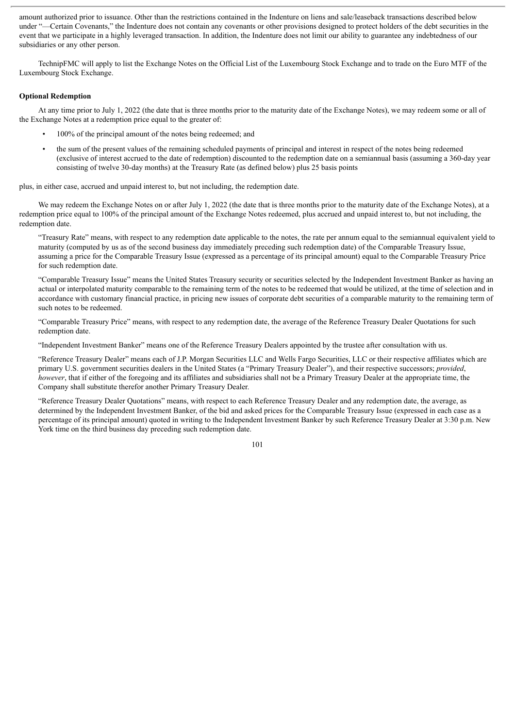amount authorized prior to issuance. Other than the restrictions contained in the Indenture on liens and sale/leaseback transactions described below under "—Certain Covenants," the Indenture does not contain any covenants or other provisions designed to protect holders of the debt securities in the event that we participate in a highly leveraged transaction. In addition, the Indenture does not limit our ability to guarantee any indebtedness of our subsidiaries or any other person.

TechnipFMC will apply to list the Exchange Notes on the Official List of the Luxembourg Stock Exchange and to trade on the Euro MTF of the Luxembourg Stock Exchange.

**Optional Redemption**

At any time prior to July 1, 2022 (the date that is three months prior to the maturity date of the Exchange Notes), we may redeem some or all of the Exchange Notes at a redemption price equal to the greater of:

- 100% of the principal amount of the notes being redeemed; and
- the sum of the present values of the remaining scheduled payments of principal and interest in respect of the notes being redeemed (exclusive of interest accrued to the date of redemption) discounted to the redemption date on a semiannual basis (assuming a 360-day year consisting of twelve 30-day months) at the Treasury Rate (as defined below) plus 25 basis points

plus, in either case, accrued and unpaid interest to, but not including, the redemption date.

We may redeem the Exchange Notes on or after July 1, 2022 (the date that is three months prior to the maturity date of the Exchange Notes), at a redemption price equal to 100% of the principal amount of the Exchange Notes redeemed, plus accrued and unpaid interest to, but not including, the redemption date.

"Treasury Rate" means, with respect to any redemption date applicable to the notes, the rate per annum equal to the semiannual equivalent yield to maturity (computed by us as of the second business day immediately preceding such redemption date) of the Comparable Treasury Issue, assuming a price for the Comparable Treasury Issue (expressed as a percentage of its principal amount) equal to the Comparable Treasury Price for such redemption date.

"Comparable Treasury Issue" means the United States Treasury security or securities selected by the Independent Investment Banker as having an actual or interpolated maturity comparable to the remaining term of the notes to be redeemed that would be utilized, at the time of selection and in accordance with customary financial practice, in pricing new issues of corporate debt securities of a comparable maturity to the remaining term of such notes to be redeemed.

"Comparable Treasury Price" means, with respect to any redemption date, the average of the Reference Treasury Dealer Quotations for such redemption date.

"Independent Investment Banker" means one of the Reference Treasury Dealers appointed by the trustee after consultation with us.

"Reference Treasury Dealer" means each of J.P. Morgan Securities LLC and Wells Fargo Securities, LLC or their respective affiliates which are primary U.S. government securities dealers in the United States (a "Primary Treasury Dealer"), and their respective successors; *provided*, *however*, that if either of the foregoing and its affiliates and subsidiaries shall not be a Primary Treasury Dealer at the appropriate time, the Company shall substitute therefor another Primary Treasury Dealer.

"Reference Treasury Dealer Quotations" means, with respect to each Reference Treasury Dealer and any redemption date, the average, as determined by the Independent Investment Banker, of the bid and asked prices for the Comparable Treasury Issue (expressed in each case as a percentage of its principal amount) quoted in writing to the Independent Investment Banker by such Reference Treasury Dealer at 3:30 p.m. New York time on the third business day preceding such redemption date.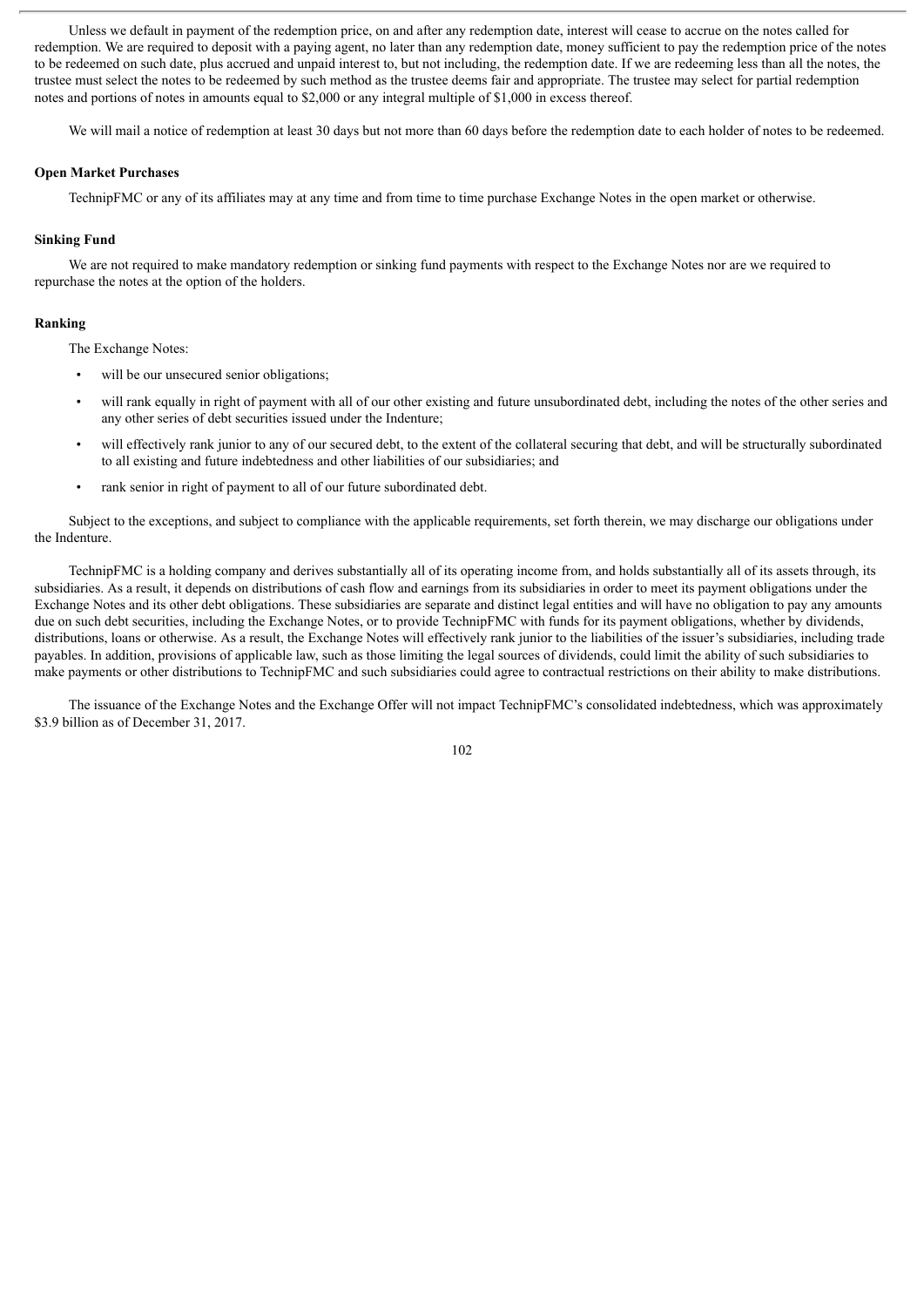Unless we default in payment of the redemption price, on and after any redemption date, interest will cease to accrue on the notes called for redemption. We are required to deposit with a paying agent, no later than any redemption date, money sufficient to pay the redemption price of the notes to be redeemed on such date, plus accrued and unpaid interest to, but not including, the redemption date. If we are redeeming less than all the notes, the trustee must select the notes to be redeemed by such method as the trustee deems fair and appropriate. The trustee may select for partial redemption notes and portions of notes in amounts equal to $2,000 or any integral multiple of $1,000 in excess thereof.

We will mail a notice of redemption at least 30 days but not more than 60 days before the redemption date to each holder of notes to be redeemed.

**Open Market Purchases**

TechnipFMC or any of its affiliates may at any time and from time to time purchase Exchange Notes in the open market or otherwise.

**Sinking Fund**

We are not required to make mandatory redemption or sinking fund payments with respect to the Exchange Notes nor are we required to repurchase the notes at the option of the holders.

**Ranking**

The Exchange Notes:

- will be our unsecured senior obligations;
- will rank equally in right of payment with all of our other existing and future unsubordinated debt, including the notes of the other series and any other series of debt securities issued under the Indenture;
- will effectively rank junior to any of our secured debt, to the extent of the collateral securing that debt, and will be structurally subordinated to all existing and future indebtedness and other liabilities of our subsidiaries; and
- rank senior in right of payment to all of our future subordinated debt.

Subject to the exceptions, and subject to compliance with the applicable requirements, set forth therein, we may discharge our obligations under the Indenture.

TechnipFMC is a holding company and derives substantially all of its operating income from, and holds substantially all of its assets through, its subsidiaries. As a result, it depends on distributions of cash flow and earnings from its subsidiaries in order to meet its payment obligations under the Exchange Notes and its other debt obligations. These subsidiaries are separate and distinct legal entities and will have no obligation to pay any amounts due on such debt securities, including the Exchange Notes, or to provide TechnipFMC with funds for its payment obligations, whether by dividends, distributions, loans or otherwise. As a result, the Exchange Notes will effectively rank junior to the liabilities of the issuer's subsidiaries, including trade payables. In addition, provisions of applicable law, such as those limiting the legal sources of dividends, could limit the ability of such subsidiaries to make payments or other distributions to TechnipFMC and such subsidiaries could agree to contractual restrictions on their ability to make distributions.

The issuance of the Exchange Notes and the Exchange Offer will not impact TechnipFMC's consolidated indebtedness, which was approximately $3.9 billion as of December 31, 2017.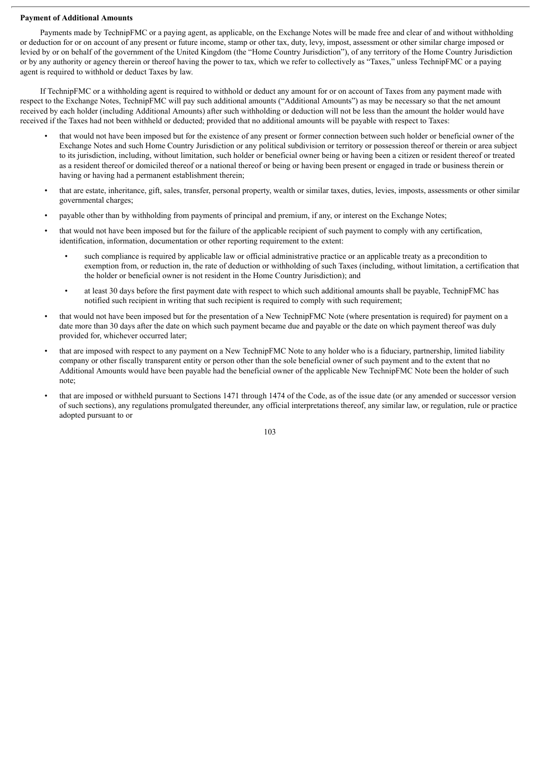**Payment of Additional Amounts**

Payments made by TechnipFMC or a paying agent, as applicable, on the Exchange Notes will be made free and clear of and without withholding or deduction for or on account of any present or future income, stamp or other tax, duty, levy, impost, assessment or other similar charge imposed or levied by or on behalf of the government of the United Kingdom (the "Home Country Jurisdiction"), of any territory of the Home Country Jurisdiction or by any authority or agency therein or thereof having the power to tax, which we refer to collectively as "Taxes," unless TechnipFMC or a paying agent is required to withhold or deduct Taxes by law.

If TechnipFMC or a withholding agent is required to withhold or deduct any amount for or on account of Taxes from any payment made with respect to the Exchange Notes, TechnipFMC will pay such additional amounts ("Additional Amounts") as may be necessary so that the net amount received by each holder (including Additional Amounts) after such withholding or deduction will not be less than the amount the holder would have received if the Taxes had not been withheld or deducted; provided that no additional amounts will be payable with respect to Taxes:

- that would not have been imposed but for the existence of any present or former connection between such holder or beneficial owner of the Exchange Notes and such Home Country Jurisdiction or any political subdivision or territory or possession thereof or therein or area subject to its jurisdiction, including, without limitation, such holder or beneficial owner being or having been a citizen or resident thereof or treated as a resident thereof or domiciled thereof or a national thereof or being or having been present or engaged in trade or business therein or having or having had a permanent establishment therein;
- that are estate, inheritance, gift, sales, transfer, personal property, wealth or similar taxes, duties, levies, imposts, assessments or other similar governmental charges;
- payable other than by withholding from payments of principal and premium, if any, or interest on the Exchange Notes;
- that would not have been imposed but for the failure of the applicable recipient of such payment to comply with any certification, identification, information, documentation or other reporting requirement to the extent:
  - such compliance is required by applicable law or official administrative practice or an applicable treaty as a precondition to exemption from, or reduction in, the rate of deduction or withholding of such Taxes (including, without limitation, a certification that the holder or beneficial owner is not resident in the Home Country Jurisdiction); and
  - at least 30 days before the first payment date with respect to which such additional amounts shall be payable, TechnipFMC has notified such recipient in writing that such recipient is required to comply with such requirement;
- that would not have been imposed but for the presentation of a New TechnipFMC Note (where presentation is required) for payment on a date more than 30 days after the date on which such payment became due and payable or the date on which payment thereof was duly provided for, whichever occurred later;
- that are imposed with respect to any payment on a New TechnipFMC Note to any holder who is a fiduciary, partnership, limited liability company or other fiscally transparent entity or person other than the sole beneficial owner of such payment and to the extent that no Additional Amounts would have been payable had the beneficial owner of the applicable New TechnipFMC Note been the holder of such note;
- that are imposed or withheld pursuant to Sections 1471 through 1474 of the Code, as of the issue date (or any amended or successor version of such sections), any regulations promulgated thereunder, any official interpretations thereof, any similar law, or regulation, rule or practice adopted pursuant to or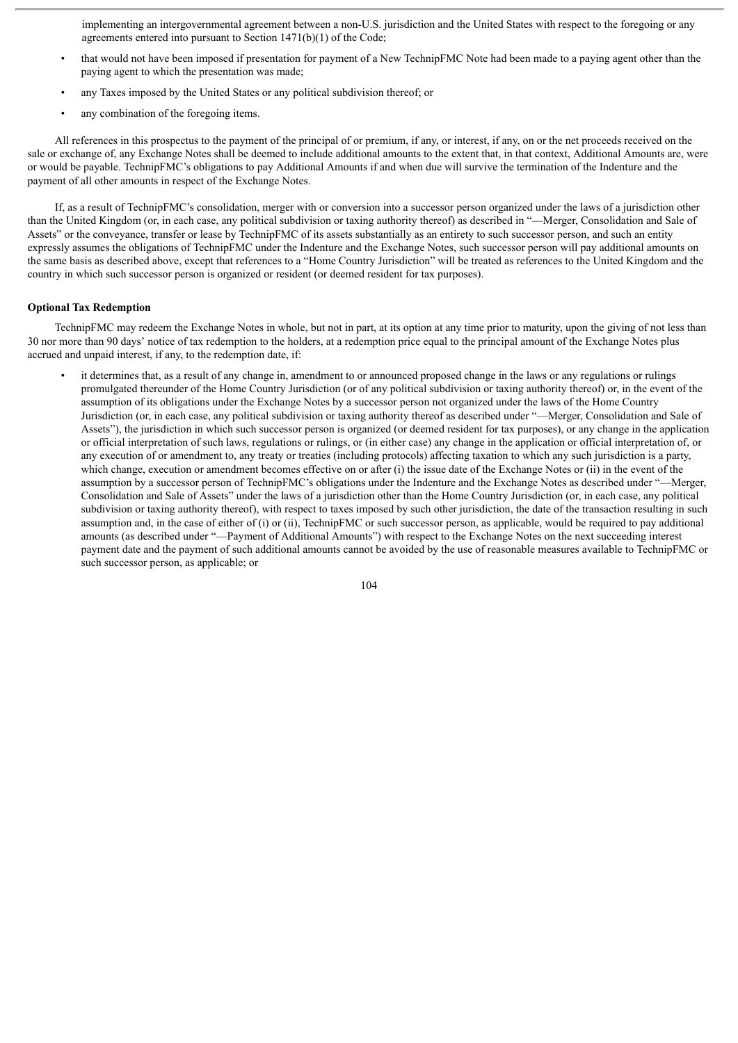implementing an intergovernmental agreement between a non-U.S. jurisdiction and the United States with respect to the foregoing or any agreements entered into pursuant to Section 1471(b)(1) of the Code;

- that would not have been imposed if presentation for payment of a New TechnipFMC Note had been made to a paying agent other than the paying agent to which the presentation was made;
- any Taxes imposed by the United States or any political subdivision thereof; or
- any combination of the foregoing items.

All references in this prospectus to the payment of the principal of or premium, if any, or interest, if any, on or the net proceeds received on the sale or exchange of, any Exchange Notes shall be deemed to include additional amounts to the extent that, in that context, Additional Amounts are, were or would be payable. TechnipFMC's obligations to pay Additional Amounts if and when due will survive the termination of the Indenture and the payment of all other amounts in respect of the Exchange Notes.

If, as a result of TechnipFMC's consolidation, merger with or conversion into a successor person organized under the laws of a jurisdiction other than the United Kingdom (or, in each case, any political subdivision or taxing authority thereof) as described in "—Merger, Consolidation and Sale of Assets" or the conveyance, transfer or lease by TechnipFMC of its assets substantially as an entirety to such successor person, and such an entity expressly assumes the obligations of TechnipFMC under the Indenture and the Exchange Notes, such successor person will pay additional amounts on the same basis as described above, except that references to a "Home Country Jurisdiction" will be treated as references to the United Kingdom and the country in which such successor person is organized or resident (or deemed resident for tax purposes).

**Optional Tax Redemption**

TechnipFMC may redeem the Exchange Notes in whole, but not in part, at its option at any time prior to maturity, upon the giving of not less than 30 nor more than 90 days' notice of tax redemption to the holders, at a redemption price equal to the principal amount of the Exchange Notes plus accrued and unpaid interest, if any, to the redemption date, if:

- it determines that, as a result of any change in, amendment to or announced proposed change in the laws or any regulations or rulings promulgated thereunder of the Home Country Jurisdiction (or of any political subdivision or taxing authority thereof) or, in the event of the assumption of its obligations under the Exchange Notes by a successor person not organized under the laws of the Home Country Jurisdiction (or, in each case, any political subdivision or taxing authority thereof as described under "—Merger, Consolidation and Sale of Assets"), the jurisdiction in which such successor person is organized (or deemed resident for tax purposes), or any change in the application or official interpretation of such laws, regulations or rulings, or (in either case) any change in the application or official interpretation of, or any execution of or amendment to, any treaty or treaties (including protocols) affecting taxation to which any such jurisdiction is a party, which change, execution or amendment becomes effective on or after (i) the issue date of the Exchange Notes or (ii) in the event of the assumption by a successor person of TechnipFMC's obligations under the Indenture and the Exchange Notes as described under "—Merger, Consolidation and Sale of Assets" under the laws of a jurisdiction other than the Home Country Jurisdiction (or, in each case, any political subdivision or taxing authority thereof), with respect to taxes imposed by such other jurisdiction, the date of the transaction resulting in such assumption and, in the case of either of (i) or (ii), TechnipFMC or such successor person, as applicable, would be required to pay additional amounts (as described under "—Payment of Additional Amounts") with respect to the Exchange Notes on the next succeeding interest payment date and the payment of such additional amounts cannot be avoided by the use of reasonable measures available to TechnipFMC or such successor person, as applicable; or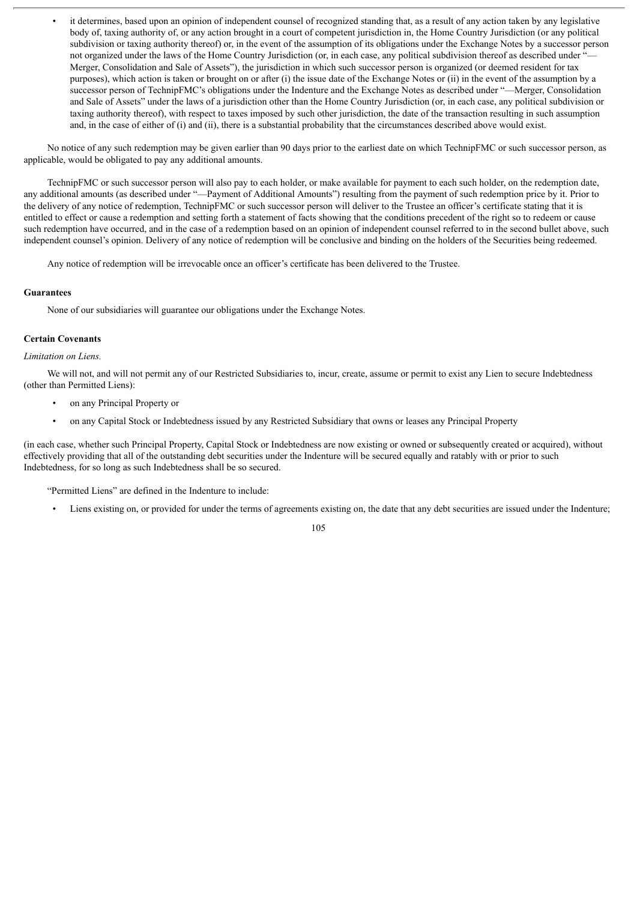- it determines, based upon an opinion of independent counsel of recognized standing that, as a result of any action taken by any legislative body of, taxing authority of, or any action brought in a court of competent jurisdiction in, the Home Country Jurisdiction (or any political subdivision or taxing authority thereof) or, in the event of the assumption of its obligations under the Exchange Notes by a successor person not organized under the laws of the Home Country Jurisdiction (or, in each case, any political subdivision thereof as described under "—Merger, Consolidation and Sale of Assets"), the jurisdiction in which such successor person is organized (or deemed resident for tax purposes), which action is taken or brought on or after (i) the issue date of the Exchange Notes or (ii) in the event of the assumption by a successor person of TechnipFMC's obligations under the Indenture and the Exchange Notes as described under "—Merger, Consolidation and Sale of Assets" under the laws of a jurisdiction other than the Home Country Jurisdiction (or, in each case, any political subdivision or taxing authority thereof), with respect to taxes imposed by such other jurisdiction, the date of the transaction resulting in such assumption and, in the case of either of (i) and (ii), there is a substantial probability that the circumstances described above would exist.

No notice of any such redemption may be given earlier than 90 days prior to the earliest date on which TechnipFMC or such successor person, as applicable, would be obligated to pay any additional amounts.

TechnipFMC or such successor person will also pay to each holder, or make available for payment to each such holder, on the redemption date, any additional amounts (as described under "—Payment of Additional Amounts") resulting from the payment of such redemption price by it. Prior to the delivery of any notice of redemption, TechnipFMC or such successor person will deliver to the Trustee an officer's certificate stating that it is entitled to effect or cause a redemption and setting forth a statement of facts showing that the conditions precedent of the right so to redeem or cause such redemption have occurred, and in the case of a redemption based on an opinion of independent counsel referred to in the second bullet above, such independent counsel's opinion. Delivery of any notice of redemption will be conclusive and binding on the holders of the Securities being redeemed.

Any notice of redemption will be irrevocable once an officer's certificate has been delivered to the Trustee.

**Guarantees**

None of our subsidiaries will guarantee our obligations under the Exchange Notes.

**Certain Covenants**

*Limitation on Liens.*

We will not, and will not permit any of our Restricted Subsidiaries to, incur, create, assume or permit to exist any Lien to secure Indebtedness (other than Permitted Liens):

- on any Principal Property or
- on any Capital Stock or Indebtedness issued by any Restricted Subsidiary that owns or leases any Principal Property

(in each case, whether such Principal Property, Capital Stock or Indebtedness are now existing or owned or subsequently created or acquired), without effectively providing that all of the outstanding debt securities under the Indenture will be secured equally and ratably with or prior to such Indebtedness, for so long as such Indebtedness shall be so secured.

"Permitted Liens" are defined in the Indenture to include:

- Liens existing on, or provided for under the terms of agreements existing on, the date that any debt securities are issued under the Indenture;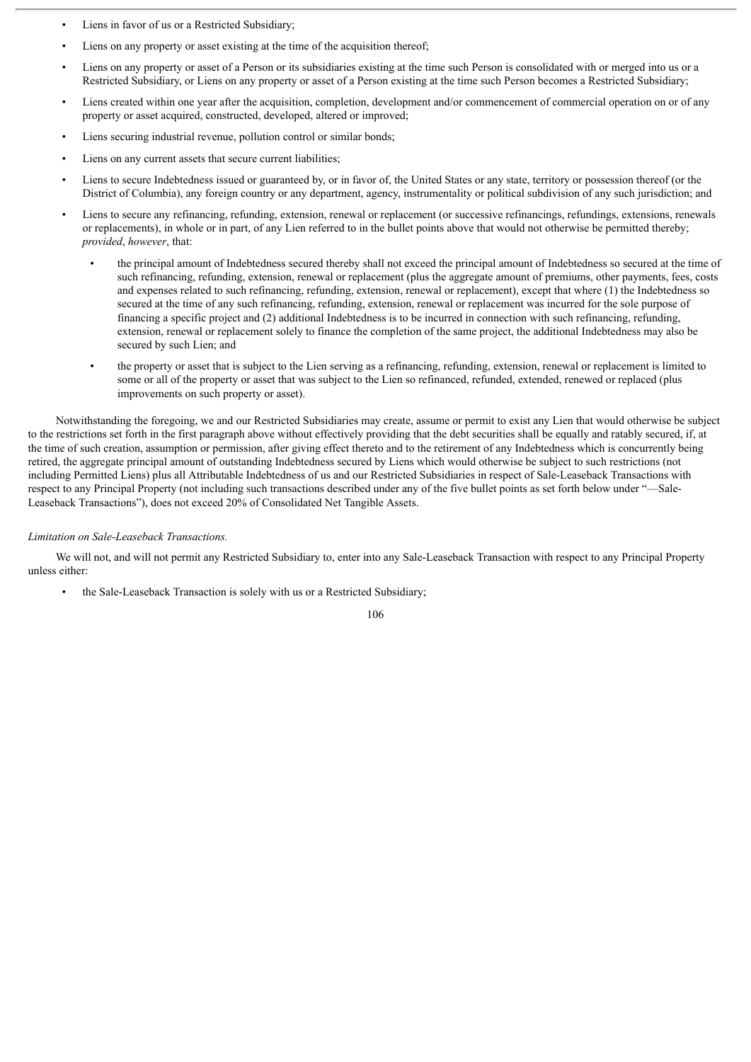- Liens in favor of us or a Restricted Subsidiary;
- Liens on any property or asset existing at the time of the acquisition thereof;
- Liens on any property or asset of a Person or its subsidiaries existing at the time such Person is consolidated with or merged into us or a Restricted Subsidiary, or Liens on any property or asset of a Person existing at the time such Person becomes a Restricted Subsidiary;
- Liens created within one year after the acquisition, completion, development and/or commencement of commercial operation on or of any property or asset acquired, constructed, developed, altered or improved;
- Liens securing industrial revenue, pollution control or similar bonds;
- Liens on any current assets that secure current liabilities;
- Liens to secure Indebtedness issued or guaranteed by, or in favor of, the United States or any state, territory or possession thereof (or the District of Columbia), any foreign country or any department, agency, instrumentality or political subdivision of any such jurisdiction; and
- Liens to secure any refinancing, refunding, extension, renewal or replacement (or successive refinancings, refundings, extensions, renewals or replacements), in whole or in part, of any Lien referred to in the bullet points above that would not otherwise be permitted thereby; *provided*, *however*, that:
  - the principal amount of Indebtedness secured thereby shall not exceed the principal amount of Indebtedness so secured at the time of such refinancing, refunding, extension, renewal or replacement (plus the aggregate amount of premiums, other payments, fees, costs and expenses related to such refinancing, refunding, extension, renewal or replacement), except that where (1) the Indebtedness so secured at the time of any such refinancing, refunding, extension, renewal or replacement was incurred for the sole purpose of financing a specific project and (2) additional Indebtedness is to be incurred in connection with such refinancing, refunding, extension, renewal or replacement solely to finance the completion of the same project, the additional Indebtedness may also be secured by such Lien; and
  - the property or asset that is subject to the Lien serving as a refinancing, refunding, extension, renewal or replacement is limited to some or all of the property or asset that was subject to the Lien so refinanced, refunded, extended, renewed or replaced (plus improvements on such property or asset).

Notwithstanding the foregoing, we and our Restricted Subsidiaries may create, assume or permit to exist any Lien that would otherwise be subject to the restrictions set forth in the first paragraph above without effectively providing that the debt securities shall be equally and ratably secured, if, at the time of such creation, assumption or permission, after giving effect thereto and to the retirement of any Indebtedness which is concurrently being retired, the aggregate principal amount of outstanding Indebtedness secured by Liens which would otherwise be subject to such restrictions (not including Permitted Liens) plus all Attributable Indebtedness of us and our Restricted Subsidiaries in respect of Sale-Leaseback Transactions with respect to any Principal Property (not including such transactions described under any of the five bullet points as set forth below under "—Sale-Leaseback Transactions"), does not exceed 20% of Consolidated Net Tangible Assets.

*Limitation on Sale-Leaseback Transactions.*

We will not, and will not permit any Restricted Subsidiary to, enter into any Sale-Leaseback Transaction with respect to any Principal Property unless either:

- the Sale-Leaseback Transaction is solely with us or a Restricted Subsidiary;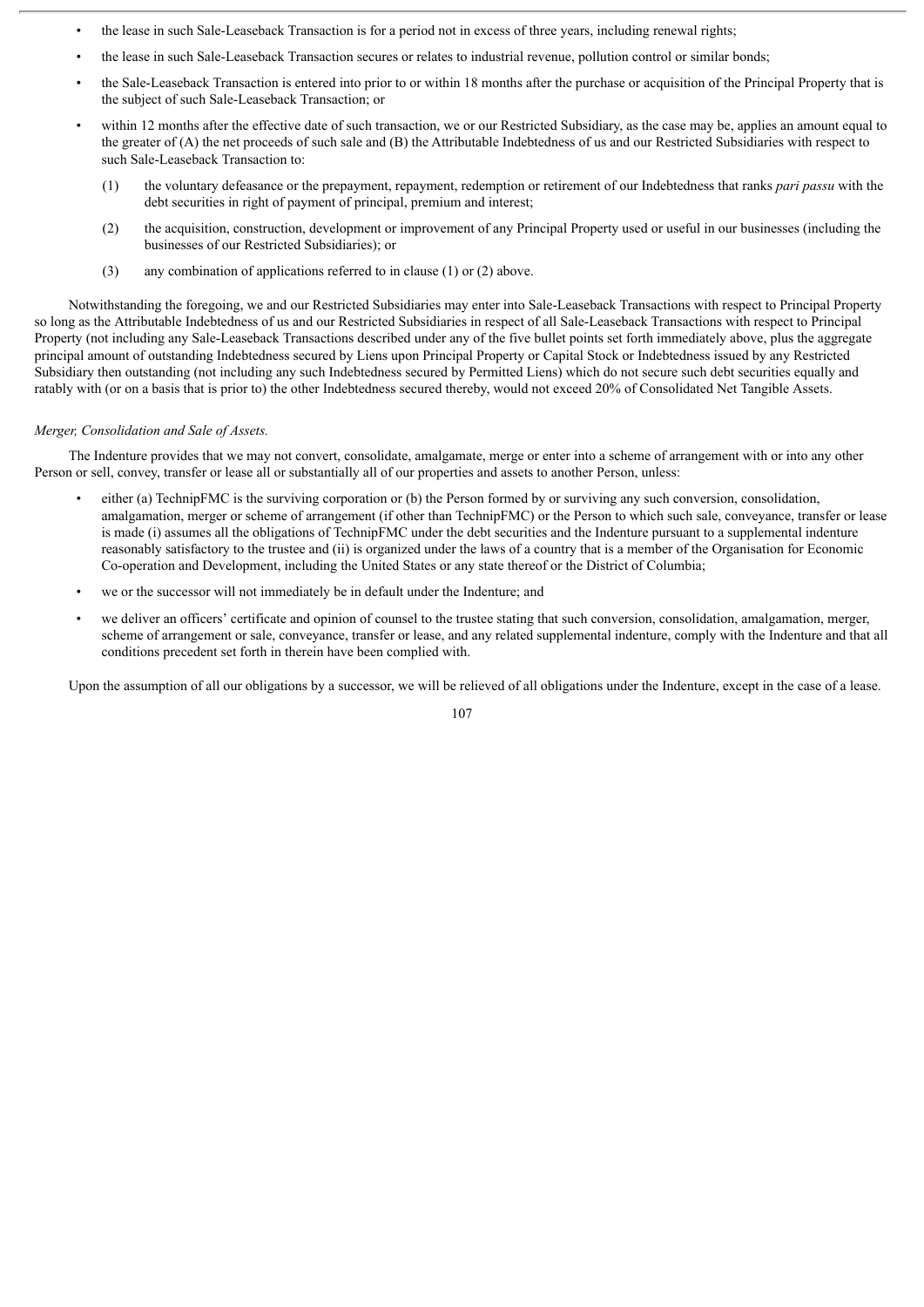- the lease in such Sale-Leaseback Transaction is for a period not in excess of three years, including renewal rights;
- the lease in such Sale-Leaseback Transaction secures or relates to industrial revenue, pollution control or similar bonds;
- the Sale-Leaseback Transaction is entered into prior to or within 18 months after the purchase or acquisition of the Principal Property that is the subject of such Sale-Leaseback Transaction; or
- within 12 months after the effective date of such transaction, we or our Restricted Subsidiary, as the case may be, applies an amount equal to the greater of (A) the net proceeds of such sale and (B) the Attributable Indebtedness of us and our Restricted Subsidiaries with respect to such Sale-Leaseback Transaction to:
  - (1) the voluntary defeasance or the prepayment, repayment, redemption or retirement of our Indebtedness that ranks *pari passu* with the debt securities in right of payment of principal, premium and interest;
  - (2) the acquisition, construction, development or improvement of any Principal Property used or useful in our businesses (including the businesses of our Restricted Subsidiaries); or
  - (3) any combination of applications referred to in clause (1) or (2) above.

Notwithstanding the foregoing, we and our Restricted Subsidiaries may enter into Sale-Leaseback Transactions with respect to Principal Property so long as the Attributable Indebtedness of us and our Restricted Subsidiaries in respect of all Sale-Leaseback Transactions with respect to Principal Property (not including any Sale-Leaseback Transactions described under any of the five bullet points set forth immediately above, plus the aggregate principal amount of outstanding Indebtedness secured by Liens upon Principal Property or Capital Stock or Indebtedness issued by any Restricted Subsidiary then outstanding (not including any such Indebtedness secured by Permitted Liens) which do not secure such debt securities equally and ratably with (or on a basis that is prior to) the other Indebtedness secured thereby, would not exceed 20% of Consolidated Net Tangible Assets.

*Merger, Consolidation and Sale of Assets.*

The Indenture provides that we may not convert, consolidate, amalgamate, merge or enter into a scheme of arrangement with or into any other Person or sell, convey, transfer or lease all or substantially all of our properties and assets to another Person, unless:

- either (a) TechnipFMC is the surviving corporation or (b) the Person formed by or surviving any such conversion, consolidation, amalgamation, merger or scheme of arrangement (if other than TechnipFMC) or the Person to which such sale, conveyance, transfer or lease is made (i) assumes all the obligations of TechnipFMC under the debt securities and the Indenture pursuant to a supplemental indenture reasonably satisfactory to the trustee and (ii) is organized under the laws of a country that is a member of the Organisation for Economic Co-operation and Development, including the United States or any state thereof or the District of Columbia;
- we or the successor will not immediately be in default under the Indenture; and
- we deliver an officers' certificate and opinion of counsel to the trustee stating that such conversion, consolidation, amalgamation, merger, scheme of arrangement or sale, conveyance, transfer or lease, and any related supplemental indenture, comply with the Indenture and that all conditions precedent set forth in therein have been complied with.

Upon the assumption of all our obligations by a successor, we will be relieved of all obligations under the Indenture, except in the case of a lease.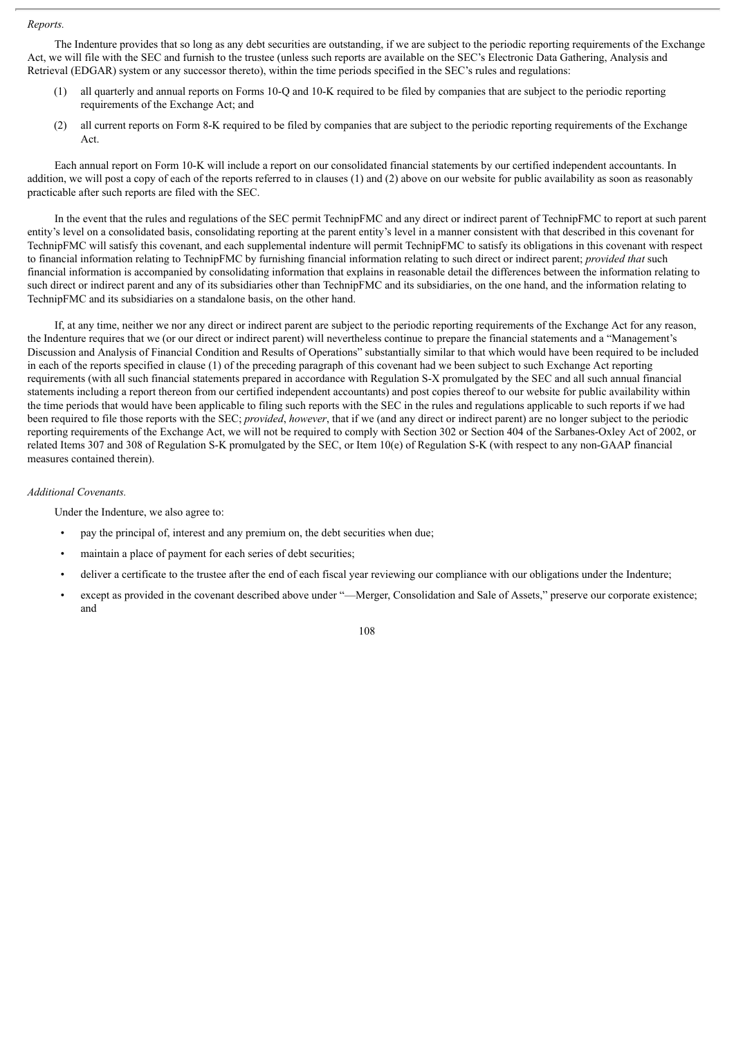*Reports.*

The Indenture provides that so long as any debt securities are outstanding, if we are subject to the periodic reporting requirements of the Exchange Act, we will file with the SEC and furnish to the trustee (unless such reports are available on the SEC's Electronic Data Gathering, Analysis and Retrieval (EDGAR) system or any successor thereto), within the time periods specified in the SEC's rules and regulations:

(1) all quarterly and annual reports on Forms 10-Q and 10-K required to be filed by companies that are subject to the periodic reporting requirements of the Exchange Act; and

(2) all current reports on Form 8-K required to be filed by companies that are subject to the periodic reporting requirements of the Exchange Act.

Each annual report on Form 10-K will include a report on our consolidated financial statements by our certified independent accountants. In addition, we will post a copy of each of the reports referred to in clauses (1) and (2) above on our website for public availability as soon as reasonably practicable after such reports are filed with the SEC.

In the event that the rules and regulations of the SEC permit TechnipFMC and any direct or indirect parent of TechnipFMC to report at such parent entity's level on a consolidated basis, consolidating reporting at the parent entity's level in a manner consistent with that described in this covenant for TechnipFMC will satisfy this covenant, and each supplemental indenture will permit TechnipFMC to satisfy its obligations in this covenant with respect to financial information relating to TechnipFMC by furnishing financial information relating to such direct or indirect parent; *provided that* such financial information is accompanied by consolidating information that explains in reasonable detail the differences between the information relating to such direct or indirect parent and any of its subsidiaries other than TechnipFMC and its subsidiaries, on the one hand, and the information relating to TechnipFMC and its subsidiaries on a standalone basis, on the other hand.

If, at any time, neither we nor any direct or indirect parent are subject to the periodic reporting requirements of the Exchange Act for any reason, the Indenture requires that we (or our direct or indirect parent) will nevertheless continue to prepare the financial statements and a "Management's Discussion and Analysis of Financial Condition and Results of Operations" substantially similar to that which would have been required to be included in each of the reports specified in clause (1) of the preceding paragraph of this covenant had we been subject to such Exchange Act reporting requirements (with all such financial statements prepared in accordance with Regulation S-X promulgated by the SEC and all such annual financial statements including a report thereon from our certified independent accountants) and post copies thereof to our website for public availability within the time periods that would have been applicable to filing such reports with the SEC in the rules and regulations applicable to such reports if we had been required to file those reports with the SEC; *provided*, *however*, that if we (and any direct or indirect parent) are no longer subject to the periodic reporting requirements of the Exchange Act, we will not be required to comply with Section 302 or Section 404 of the Sarbanes-Oxley Act of 2002, or related Items 307 and 308 of Regulation S-K promulgated by the SEC, or Item 10(e) of Regulation S-K (with respect to any non-GAAP financial measures contained therein).

*Additional Covenants.*

Under the Indenture, we also agree to:

- pay the principal of, interest and any premium on, the debt securities when due;
- maintain a place of payment for each series of debt securities;
- deliver a certificate to the trustee after the end of each fiscal year reviewing our compliance with our obligations under the Indenture;
- except as provided in the covenant described above under "—Merger, Consolidation and Sale of Assets," preserve our corporate existence; and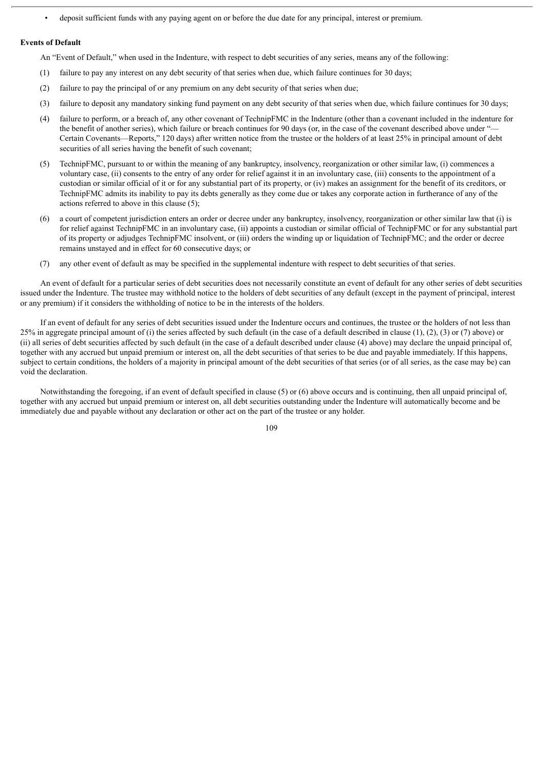- deposit sufficient funds with any paying agent on or before the due date for any principal, interest or premium.

**Events of Default**

An "Event of Default," when used in the Indenture, with respect to debt securities of any series, means any of the following:

(1) failure to pay any interest on any debt security of that series when due, which failure continues for 30 days;

(2) failure to pay the principal of or any premium on any debt security of that series when due;

(3) failure to deposit any mandatory sinking fund payment on any debt security of that series when due, which failure continues for 30 days;

(4) failure to perform, or a breach of, any other covenant of TechnipFMC in the Indenture (other than a covenant included in the indenture for the benefit of another series), which failure or breach continues for 90 days (or, in the case of the covenant described above under "—Certain Covenants—Reports," 120 days) after written notice from the trustee or the holders of at least 25% in principal amount of debt securities of all series having the benefit of such covenant;

(5) TechnipFMC, pursuant to or within the meaning of any bankruptcy, insolvency, reorganization or other similar law, (i) commences a voluntary case, (ii) consents to the entry of any order for relief against it in an involuntary case, (iii) consents to the appointment of a custodian or similar official of it or for any substantial part of its property, or (iv) makes an assignment for the benefit of its creditors, or TechnipFMC admits its inability to pay its debts generally as they come due or takes any corporate action in furtherance of any of the actions referred to above in this clause (5);

(6) a court of competent jurisdiction enters an order or decree under any bankruptcy, insolvency, reorganization or other similar law that (i) is for relief against TechnipFMC in an involuntary case, (ii) appoints a custodian or similar official of TechnipFMC or for any substantial part of its property or adjudges TechnipFMC insolvent, or (iii) orders the winding up or liquidation of TechnipFMC; and the order or decree remains unstayed and in effect for 60 consecutive days; or

(7) any other event of default as may be specified in the supplemental indenture with respect to debt securities of that series.

An event of default for a particular series of debt securities does not necessarily constitute an event of default for any other series of debt securities issued under the Indenture. The trustee may withhold notice to the holders of debt securities of any default (except in the payment of principal, interest or any premium) if it considers the withholding of notice to be in the interests of the holders.

If an event of default for any series of debt securities issued under the Indenture occurs and continues, the trustee or the holders of not less than 25% in aggregate principal amount of (i) the series affected by such default (in the case of a default described in clause (1), (2), (3) or (7) above) or (ii) all series of debt securities affected by such default (in the case of a default described under clause (4) above) may declare the unpaid principal of, together with any accrued but unpaid premium or interest on, all the debt securities of that series to be due and payable immediately. If this happens, subject to certain conditions, the holders of a majority in principal amount of the debt securities of that series (or of all series, as the case may be) can void the declaration.

Notwithstanding the foregoing, if an event of default specified in clause (5) or (6) above occurs and is continuing, then all unpaid principal of, together with any accrued but unpaid premium or interest on, all debt securities outstanding under the Indenture will automatically become and be immediately due and payable without any declaration or other act on the part of the trustee or any holder.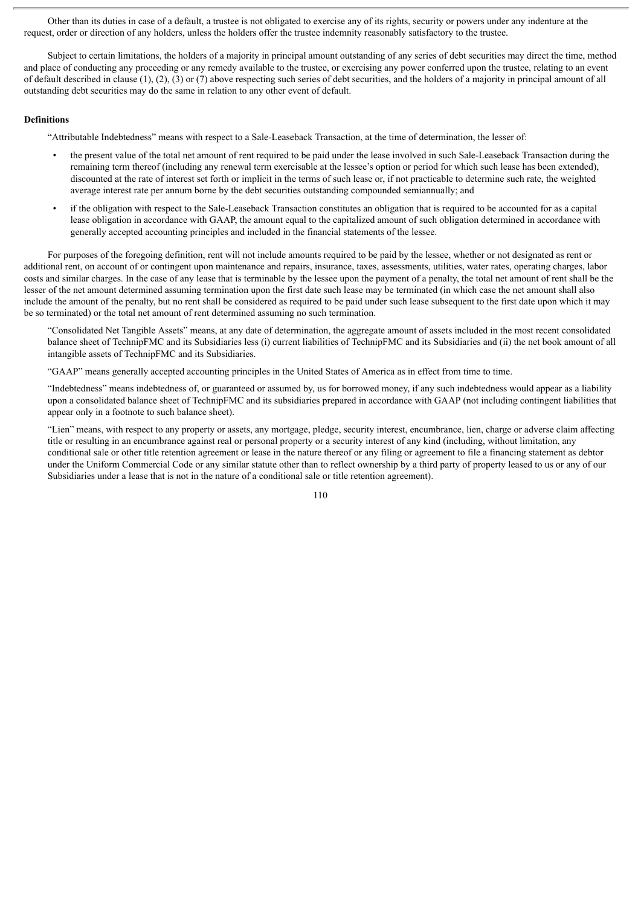Other than its duties in case of a default, a trustee is not obligated to exercise any of its rights, security or powers under any indenture at the request, order or direction of any holders, unless the holders offer the trustee indemnity reasonably satisfactory to the trustee.

Subject to certain limitations, the holders of a majority in principal amount outstanding of any series of debt securities may direct the time, method and place of conducting any proceeding or any remedy available to the trustee, or exercising any power conferred upon the trustee, relating to an event of default described in clause (1), (2), (3) or (7) above respecting such series of debt securities, and the holders of a majority in principal amount of all outstanding debt securities may do the same in relation to any other event of default.

**Definitions**

"Attributable Indebtedness" means with respect to a Sale-Leaseback Transaction, at the time of determination, the lesser of:

- the present value of the total net amount of rent required to be paid under the lease involved in such Sale-Leaseback Transaction during the remaining term thereof (including any renewal term exercisable at the lessee's option or period for which such lease has been extended), discounted at the rate of interest set forth or implicit in the terms of such lease or, if not practicable to determine such rate, the weighted average interest rate per annum borne by the debt securities outstanding compounded semiannually; and
- if the obligation with respect to the Sale-Leaseback Transaction constitutes an obligation that is required to be accounted for as a capital lease obligation in accordance with GAAP, the amount equal to the capitalized amount of such obligation determined in accordance with generally accepted accounting principles and included in the financial statements of the lessee.

For purposes of the foregoing definition, rent will not include amounts required to be paid by the lessee, whether or not designated as rent or additional rent, on account of or contingent upon maintenance and repairs, insurance, taxes, assessments, utilities, water rates, operating charges, labor costs and similar charges. In the case of any lease that is terminable by the lessee upon the payment of a penalty, the total net amount of rent shall be the lesser of the net amount determined assuming termination upon the first date such lease may be terminated (in which case the net amount shall also include the amount of the penalty, but no rent shall be considered as required to be paid under such lease subsequent to the first date upon which it may be so terminated) or the total net amount of rent determined assuming no such termination.

"Consolidated Net Tangible Assets" means, at any date of determination, the aggregate amount of assets included in the most recent consolidated balance sheet of TechnipFMC and its Subsidiaries less (i) current liabilities of TechnipFMC and its Subsidiaries and (ii) the net book amount of all intangible assets of TechnipFMC and its Subsidiaries.

"GAAP" means generally accepted accounting principles in the United States of America as in effect from time to time.

"Indebtedness" means indebtedness of, or guaranteed or assumed by, us for borrowed money, if any such indebtedness would appear as a liability upon a consolidated balance sheet of TechnipFMC and its subsidiaries prepared in accordance with GAAP (not including contingent liabilities that appear only in a footnote to such balance sheet).

"Lien" means, with respect to any property or assets, any mortgage, pledge, security interest, encumbrance, lien, charge or adverse claim affecting title or resulting in an encumbrance against real or personal property or a security interest of any kind (including, without limitation, any conditional sale or other title retention agreement or lease in the nature thereof or any filing or agreement to file a financing statement as debtor under the Uniform Commercial Code or any similar statute other than to reflect ownership by a third party of property leased to us or any of our Subsidiaries under a lease that is not in the nature of a conditional sale or title retention agreement).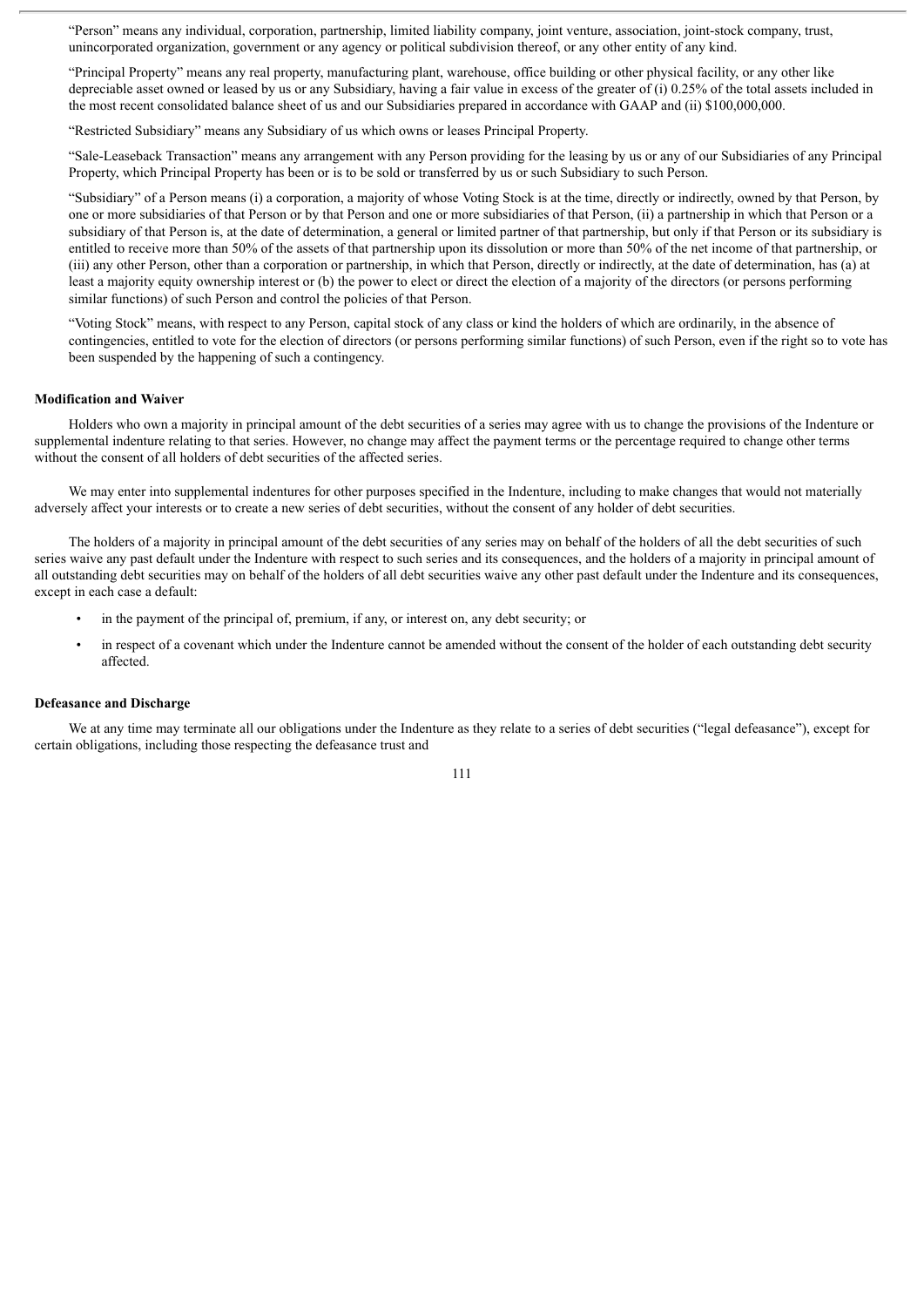"Person" means any individual, corporation, partnership, limited liability company, joint venture, association, joint-stock company, trust, unincorporated organization, government or any agency or political subdivision thereof, or any other entity of any kind.

"Principal Property" means any real property, manufacturing plant, warehouse, office building or other physical facility, or any other like depreciable asset owned or leased by us or any Subsidiary, having a fair value in excess of the greater of (i) 0.25% of the total assets included in the most recent consolidated balance sheet of us and our Subsidiaries prepared in accordance with GAAP and (ii) $100,000,000.

"Restricted Subsidiary" means any Subsidiary of us which owns or leases Principal Property.

"Sale-Leaseback Transaction" means any arrangement with any Person providing for the leasing by us or any of our Subsidiaries of any Principal Property, which Principal Property has been or is to be sold or transferred by us or such Subsidiary to such Person.

"Subsidiary" of a Person means (i) a corporation, a majority of whose Voting Stock is at the time, directly or indirectly, owned by that Person, by one or more subsidiaries of that Person or by that Person and one or more subsidiaries of that Person, (ii) a partnership in which that Person or a subsidiary of that Person is, at the date of determination, a general or limited partner of that partnership, but only if that Person or its subsidiary is entitled to receive more than 50% of the assets of that partnership upon its dissolution or more than 50% of the net income of that partnership, or (iii) any other Person, other than a corporation or partnership, in which that Person, directly or indirectly, at the date of determination, has (a) at least a majority equity ownership interest or (b) the power to elect or direct the election of a majority of the directors (or persons performing similar functions) of such Person and control the policies of that Person.

"Voting Stock" means, with respect to any Person, capital stock of any class or kind the holders of which are ordinarily, in the absence of contingencies, entitled to vote for the election of directors (or persons performing similar functions) of such Person, even if the right so to vote has been suspended by the happening of such a contingency.

**Modification and Waiver**

Holders who own a majority in principal amount of the debt securities of a series may agree with us to change the provisions of the Indenture or supplemental indenture relating to that series. However, no change may affect the payment terms or the percentage required to change other terms without the consent of all holders of debt securities of the affected series.

We may enter into supplemental indentures for other purposes specified in the Indenture, including to make changes that would not materially adversely affect your interests or to create a new series of debt securities, without the consent of any holder of debt securities.

The holders of a majority in principal amount of the debt securities of any series may on behalf of the holders of all the debt securities of such series waive any past default under the Indenture with respect to such series and its consequences, and the holders of a majority in principal amount of all outstanding debt securities may on behalf of the holders of all debt securities waive any other past default under the Indenture and its consequences, except in each case a default:

- in the payment of the principal of, premium, if any, or interest on, any debt security; or
- in respect of a covenant which under the Indenture cannot be amended without the consent of the holder of each outstanding debt security affected.

**Defeasance and Discharge**

We at any time may terminate all our obligations under the Indenture as they relate to a series of debt securities ("legal defeasance"), except for certain obligations, including those respecting the defeasance trust and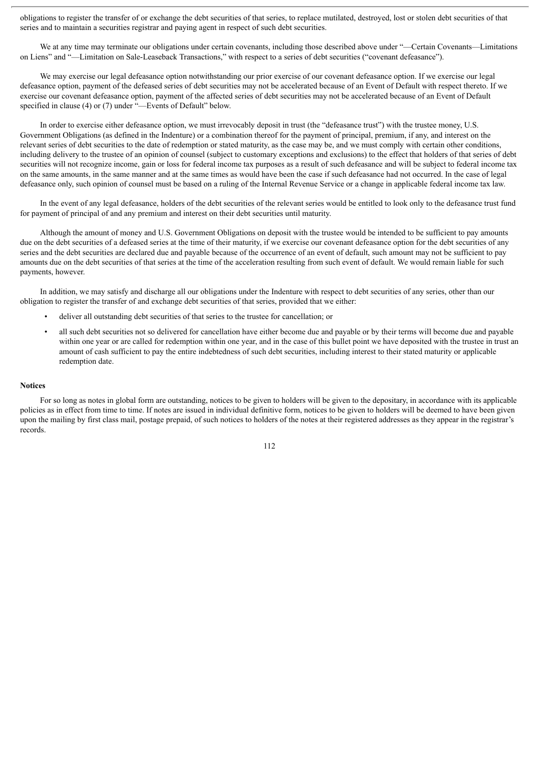obligations to register the transfer of or exchange the debt securities of that series, to replace mutilated, destroyed, lost or stolen debt securities of that series and to maintain a securities registrar and paying agent in respect of such debt securities.

We at any time may terminate our obligations under certain covenants, including those described above under "—Certain Covenants—Limitations on Liens" and "—Limitation on Sale-Leaseback Transactions," with respect to a series of debt securities ("covenant defeasance").

We may exercise our legal defeasance option notwithstanding our prior exercise of our covenant defeasance option. If we exercise our legal defeasance option, payment of the defeased series of debt securities may not be accelerated because of an Event of Default with respect thereto. If we exercise our covenant defeasance option, payment of the affected series of debt securities may not be accelerated because of an Event of Default specified in clause (4) or (7) under "—Events of Default" below.

In order to exercise either defeasance option, we must irrevocably deposit in trust (the "defeasance trust") with the trustee money, U.S. Government Obligations (as defined in the Indenture) or a combination thereof for the payment of principal, premium, if any, and interest on the relevant series of debt securities to the date of redemption or stated maturity, as the case may be, and we must comply with certain other conditions, including delivery to the trustee of an opinion of counsel (subject to customary exceptions and exclusions) to the effect that holders of that series of debt securities will not recognize income, gain or loss for federal income tax purposes as a result of such defeasance and will be subject to federal income tax on the same amounts, in the same manner and at the same times as would have been the case if such defeasance had not occurred. In the case of legal defeasance only, such opinion of counsel must be based on a ruling of the Internal Revenue Service or a change in applicable federal income tax law.

In the event of any legal defeasance, holders of the debt securities of the relevant series would be entitled to look only to the defeasance trust fund for payment of principal of and any premium and interest on their debt securities until maturity.

Although the amount of money and U.S. Government Obligations on deposit with the trustee would be intended to be sufficient to pay amounts due on the debt securities of a defeased series at the time of their maturity, if we exercise our covenant defeasance option for the debt securities of any series and the debt securities are declared due and payable because of the occurrence of an event of default, such amount may not be sufficient to pay amounts due on the debt securities of that series at the time of the acceleration resulting from such event of default. We would remain liable for such payments, however.

In addition, we may satisfy and discharge all our obligations under the Indenture with respect to debt securities of any series, other than our obligation to register the transfer of and exchange debt securities of that series, provided that we either:

- deliver all outstanding debt securities of that series to the trustee for cancellation; or
- all such debt securities not so delivered for cancellation have either become due and payable or by their terms will become due and payable within one year or are called for redemption within one year, and in the case of this bullet point we have deposited with the trustee in trust an amount of cash sufficient to pay the entire indebtedness of such debt securities, including interest to their stated maturity or applicable redemption date.

**Notices**

For so long as notes in global form are outstanding, notices to be given to holders will be given to the depositary, in accordance with its applicable policies as in effect from time to time. If notes are issued in individual definitive form, notices to be given to holders will be deemed to have been given upon the mailing by first class mail, postage prepaid, of such notices to holders of the notes at their registered addresses as they appear in the registrar's records.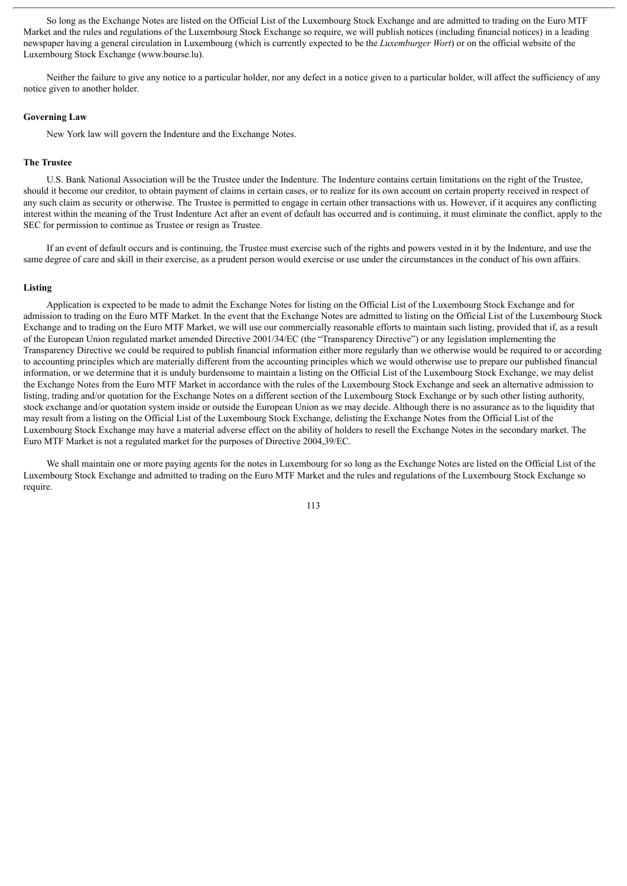So long as the Exchange Notes are listed on the Official List of the Luxembourg Stock Exchange and are admitted to trading on the Euro MTF Market and the rules and regulations of the Luxembourg Stock Exchange so require, we will publish notices (including financial notices) in a leading newspaper having a general circulation in Luxembourg (which is currently expected to be the *Luxemburger Wort*) or on the official website of the Luxembourg Stock Exchange (www.bourse.lu).

Neither the failure to give any notice to a particular holder, nor any defect in a notice given to a particular holder, will affect the sufficiency of any notice given to another holder.

**Governing Law**

New York law will govern the Indenture and the Exchange Notes.

**The Trustee**

U.S. Bank National Association will be the Trustee under the Indenture. The Indenture contains certain limitations on the right of the Trustee, should it become our creditor, to obtain payment of claims in certain cases, or to realize for its own account on certain property received in respect of any such claim as security or otherwise. The Trustee is permitted to engage in certain other transactions with us. However, if it acquires any conflicting interest within the meaning of the Trust Indenture Act after an event of default has occurred and is continuing, it must eliminate the conflict, apply to the SEC for permission to continue as Trustee or resign as Trustee.

If an event of default occurs and is continuing, the Trustee must exercise such of the rights and powers vested in it by the Indenture, and use the same degree of care and skill in their exercise, as a prudent person would exercise or use under the circumstances in the conduct of his own affairs.

**Listing**

Application is expected to be made to admit the Exchange Notes for listing on the Official List of the Luxembourg Stock Exchange and for admission to trading on the Euro MTF Market. In the event that the Exchange Notes are admitted to listing on the Official List of the Luxembourg Stock Exchange and to trading on the Euro MTF Market, we will use our commercially reasonable efforts to maintain such listing, provided that if, as a result of the European Union regulated market amended Directive 2001/34/EC (the "Transparency Directive") or any legislation implementing the Transparency Directive we could be required to publish financial information either more regularly than we otherwise would be required to or according to accounting principles which are materially different from the accounting principles which we would otherwise use to prepare our published financial information, or we determine that it is unduly burdensome to maintain a listing on the Official List of the Luxembourg Stock Exchange, we may delist the Exchange Notes from the Euro MTF Market in accordance with the rules of the Luxembourg Stock Exchange and seek an alternative admission to listing, trading and/or quotation for the Exchange Notes on a different section of the Luxembourg Stock Exchange or by such other listing authority, stock exchange and/or quotation system inside or outside the European Union as we may decide. Although there is no assurance as to the liquidity that may result from a listing on the Official List of the Luxembourg Stock Exchange, delisting the Exchange Notes from the Official List of the Luxembourg Stock Exchange may have a material adverse effect on the ability of holders to resell the Exchange Notes in the secondary market. The Euro MTF Market is not a regulated market for the purposes of Directive 2004,39/EC.

We shall maintain one or more paying agents for the notes in Luxembourg for so long as the Exchange Notes are listed on the Official List of the Luxembourg Stock Exchange and admitted to trading on the Euro MTF Market and the rules and regulations of the Luxembourg Stock Exchange so require.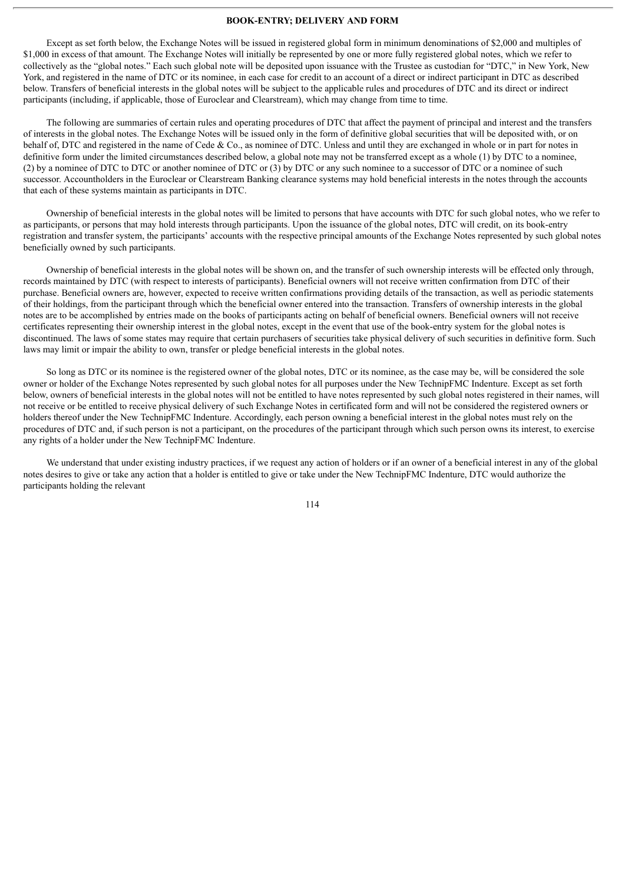## BOOK-ENTRY; DELIVERY AND FORM

Except as set forth below, the Exchange Notes will be issued in registered global form in minimum denominations of $2,000 and multiples of $1,000 in excess of that amount. The Exchange Notes will initially be represented by one or more fully registered global notes, which we refer to collectively as the "global notes." Each such global note will be deposited upon issuance with the Trustee as custodian for "DTC," in New York, New York, and registered in the name of DTC or its nominee, in each case for credit to an account of a direct or indirect participant in DTC as described below. Transfers of beneficial interests in the global notes will be subject to the applicable rules and procedures of DTC and its direct or indirect participants (including, if applicable, those of Euroclear and Clearstream), which may change from time to time.

The following are summaries of certain rules and operating procedures of DTC that affect the payment of principal and interest and the transfers of interests in the global notes. The Exchange Notes will be issued only in the form of definitive global securities that will be deposited with, or on behalf of, DTC and registered in the name of Cede & Co., as nominee of DTC. Unless and until they are exchanged in whole or in part for notes in definitive form under the limited circumstances described below, a global note may not be transferred except as a whole (1) by DTC to a nominee, (2) by a nominee of DTC to DTC or another nominee of DTC or (3) by DTC or any such nominee to a successor of DTC or a nominee of such successor. Accountholders in the Euroclear or Clearstream Banking clearance systems may hold beneficial interests in the notes through the accounts that each of these systems maintain as participants in DTC.

Ownership of beneficial interests in the global notes will be limited to persons that have accounts with DTC for such global notes, who we refer to as participants, or persons that may hold interests through participants. Upon the issuance of the global notes, DTC will credit, on its book-entry registration and transfer system, the participants' accounts with the respective principal amounts of the Exchange Notes represented by such global notes beneficially owned by such participants.

Ownership of beneficial interests in the global notes will be shown on, and the transfer of such ownership interests will be effected only through, records maintained by DTC (with respect to interests of participants). Beneficial owners will not receive written confirmation from DTC of their purchase. Beneficial owners are, however, expected to receive written confirmations providing details of the transaction, as well as periodic statements of their holdings, from the participant through which the beneficial owner entered into the transaction. Transfers of ownership interests in the global notes are to be accomplished by entries made on the books of participants acting on behalf of beneficial owners. Beneficial owners will not receive certificates representing their ownership interest in the global notes, except in the event that use of the book-entry system for the global notes is discontinued. The laws of some states may require that certain purchasers of securities take physical delivery of such securities in definitive form. Such laws may limit or impair the ability to own, transfer or pledge beneficial interests in the global notes.

So long as DTC or its nominee is the registered owner of the global notes, DTC or its nominee, as the case may be, will be considered the sole owner or holder of the Exchange Notes represented by such global notes for all purposes under the New TechnipFMC Indenture. Except as set forth below, owners of beneficial interests in the global notes will not be entitled to have notes represented by such global notes registered in their names, will not receive or be entitled to receive physical delivery of such Exchange Notes in certificated form and will not be considered the registered owners or holders thereof under the New TechnipFMC Indenture. Accordingly, each person owning a beneficial interest in the global notes must rely on the procedures of DTC and, if such person is not a participant, on the procedures of the participant through which such person owns its interest, to exercise any rights of a holder under the New TechnipFMC Indenture.

We understand that under existing industry practices, if we request any action of holders or if an owner of a beneficial interest in any of the global notes desires to give or take any action that a holder is entitled to give or take under the New TechnipFMC Indenture, DTC would authorize the participants holding the relevant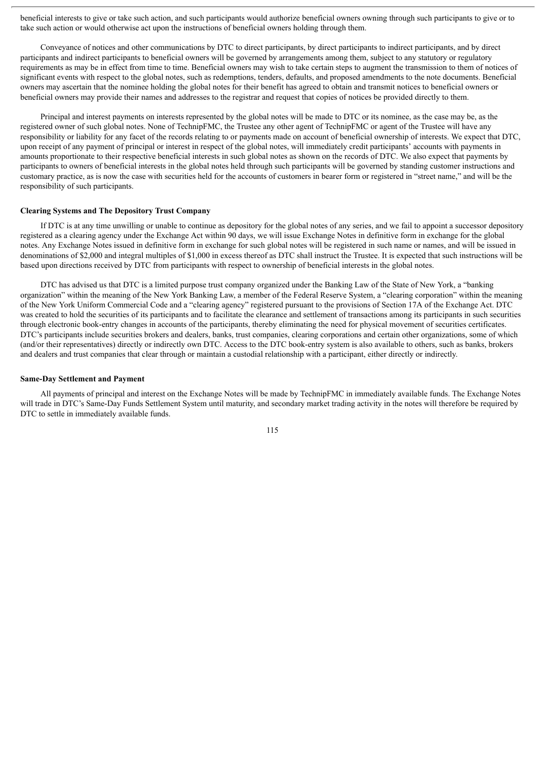beneficial interests to give or take such action, and such participants would authorize beneficial owners owning through such participants to give or to take such action or would otherwise act upon the instructions of beneficial owners holding through them.

Conveyance of notices and other communications by DTC to direct participants, by direct participants to indirect participants, and by direct participants and indirect participants to beneficial owners will be governed by arrangements among them, subject to any statutory or regulatory requirements as may be in effect from time to time. Beneficial owners may wish to take certain steps to augment the transmission to them of notices of significant events with respect to the global notes, such as redemptions, tenders, defaults, and proposed amendments to the note documents. Beneficial owners may ascertain that the nominee holding the global notes for their benefit has agreed to obtain and transmit notices to beneficial owners or beneficial owners may provide their names and addresses to the registrar and request that copies of notices be provided directly to them.

Principal and interest payments on interests represented by the global notes will be made to DTC or its nominee, as the case may be, as the registered owner of such global notes. None of TechnipFMC, the Trustee any other agent of TechnipFMC or agent of the Trustee will have any responsibility or liability for any facet of the records relating to or payments made on account of beneficial ownership of interests. We expect that DTC, upon receipt of any payment of principal or interest in respect of the global notes, will immediately credit participants' accounts with payments in amounts proportionate to their respective beneficial interests in such global notes as shown on the records of DTC. We also expect that payments by participants to owners of beneficial interests in the global notes held through such participants will be governed by standing customer instructions and customary practice, as is now the case with securities held for the accounts of customers in bearer form or registered in "street name," and will be the responsibility of such participants.

**Clearing Systems and The Depository Trust Company**

If DTC is at any time unwilling or unable to continue as depository for the global notes of any series, and we fail to appoint a successor depository registered as a clearing agency under the Exchange Act within 90 days, we will issue Exchange Notes in definitive form in exchange for the global notes. Any Exchange Notes issued in definitive form in exchange for such global notes will be registered in such name or names, and will be issued in denominations of $2,000 and integral multiples of $1,000 in excess thereof as DTC shall instruct the Trustee. It is expected that such instructions will be based upon directions received by DTC from participants with respect to ownership of beneficial interests in the global notes.

DTC has advised us that DTC is a limited purpose trust company organized under the Banking Law of the State of New York, a "banking organization" within the meaning of the New York Banking Law, a member of the Federal Reserve System, a "clearing corporation" within the meaning of the New York Uniform Commercial Code and a "clearing agency" registered pursuant to the provisions of Section 17A of the Exchange Act. DTC was created to hold the securities of its participants and to facilitate the clearance and settlement of transactions among its participants in such securities through electronic book-entry changes in accounts of the participants, thereby eliminating the need for physical movement of securities certificates. DTC's participants include securities brokers and dealers, banks, trust companies, clearing corporations and certain other organizations, some of which (and/or their representatives) directly or indirectly own DTC. Access to the DTC book-entry system is also available to others, such as banks, brokers and dealers and trust companies that clear through or maintain a custodial relationship with a participant, either directly or indirectly.

**Same-Day Settlement and Payment**

All payments of principal and interest on the Exchange Notes will be made by TechnipFMC in immediately available funds. The Exchange Notes will trade in DTC's Same-Day Funds Settlement System until maturity, and secondary market trading activity in the notes will therefore be required by DTC to settle in immediately available funds.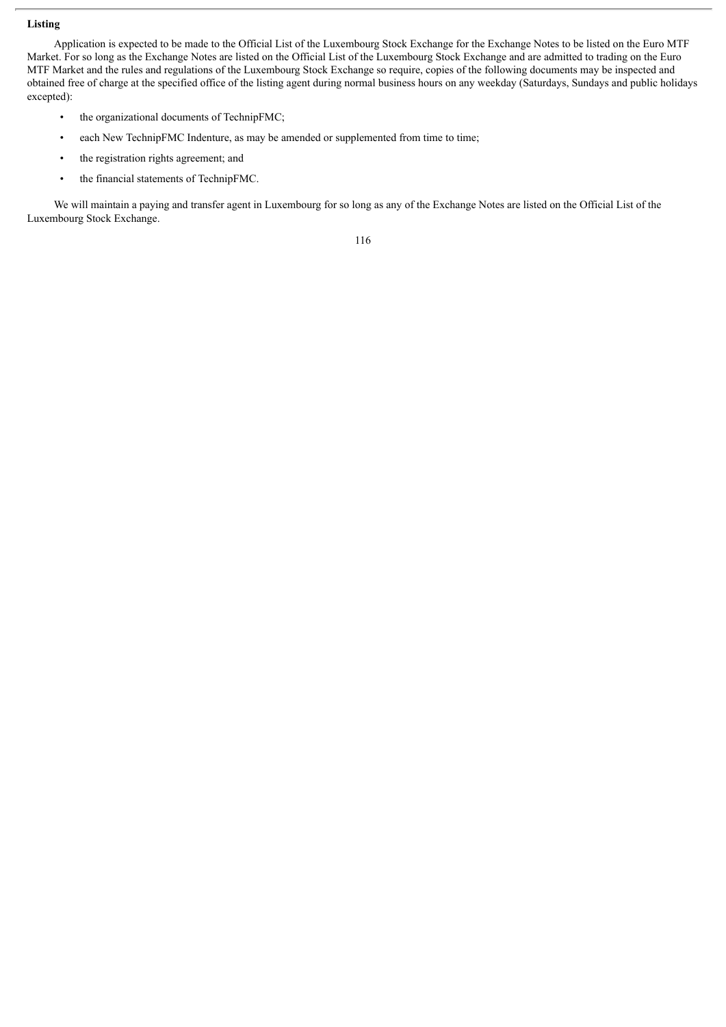## Listing

Application is expected to be made to the Official List of the Luxembourg Stock Exchange for the Exchange Notes to be listed on the Euro MTF Market. For so long as the Exchange Notes are listed on the Official List of the Luxembourg Stock Exchange and are admitted to trading on the Euro MTF Market and the rules and regulations of the Luxembourg Stock Exchange so require, copies of the following documents may be inspected and obtained free of charge at the specified office of the listing agent during normal business hours on any weekday (Saturdays, Sundays and public holidays excepted):

- the organizational documents of TechnipFMC;
- each New TechnipFMC Indenture, as may be amended or supplemented from time to time;
- the registration rights agreement; and
- the financial statements of TechnipFMC.

We will maintain a paying and transfer agent in Luxembourg for so long as any of the Exchange Notes are listed on the Official List of the Luxembourg Stock Exchange.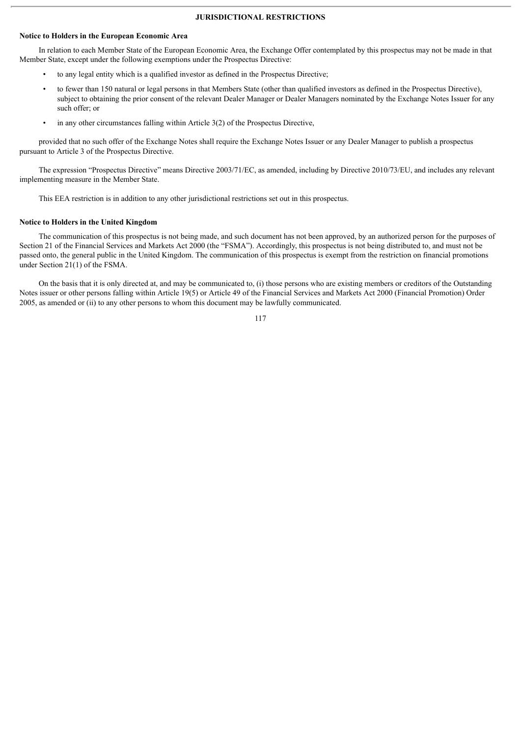## JURISDICTIONAL RESTRICTIONS

### Notice to Holders in the European Economic Area

In relation to each Member State of the European Economic Area, the Exchange Offer contemplated by this prospectus may not be made in that Member State, except under the following exemptions under the Prospectus Directive:

- to any legal entity which is a qualified investor as defined in the Prospectus Directive;
- to fewer than 150 natural or legal persons in that Members State (other than qualified investors as defined in the Prospectus Directive), subject to obtaining the prior consent of the relevant Dealer Manager or Dealer Managers nominated by the Exchange Notes Issuer for any such offer; or
- in any other circumstances falling within Article 3(2) of the Prospectus Directive,

provided that no such offer of the Exchange Notes shall require the Exchange Notes Issuer or any Dealer Manager to publish a prospectus pursuant to Article 3 of the Prospectus Directive.

The expression "Prospectus Directive" means Directive 2003/71/EC, as amended, including by Directive 2010/73/EU, and includes any relevant implementing measure in the Member State.

This EEA restriction is in addition to any other jurisdictional restrictions set out in this prospectus.

### Notice to Holders in the United Kingdom

The communication of this prospectus is not being made, and such document has not been approved, by an authorized person for the purposes of Section 21 of the Financial Services and Markets Act 2000 (the "FSMA"). Accordingly, this prospectus is not being distributed to, and must not be passed onto, the general public in the United Kingdom. The communication of this prospectus is exempt from the restriction on financial promotions under Section 21(1) of the FSMA.

On the basis that it is only directed at, and may be communicated to, (i) those persons who are existing members or creditors of the Outstanding Notes issuer or other persons falling within Article 19(5) or Article 49 of the Financial Services and Markets Act 2000 (Financial Promotion) Order 2005, as amended or (ii) to any other persons to whom this document may be lawfully communicated.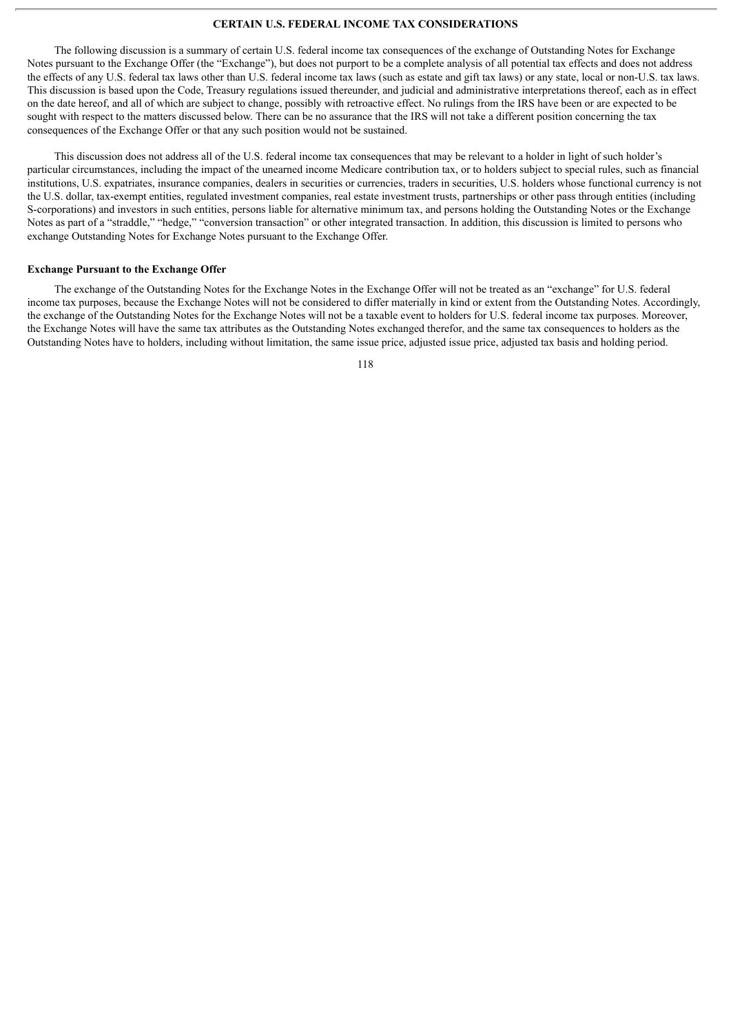## CERTAIN U.S. FEDERAL INCOME TAX CONSIDERATIONS

The following discussion is a summary of certain U.S. federal income tax consequences of the exchange of Outstanding Notes for Exchange Notes pursuant to the Exchange Offer (the "Exchange"), but does not purport to be a complete analysis of all potential tax effects and does not address the effects of any U.S. federal tax laws other than U.S. federal income tax laws (such as estate and gift tax laws) or any state, local or non-U.S. tax laws. This discussion is based upon the Code, Treasury regulations issued thereunder, and judicial and administrative interpretations thereof, each as in effect on the date hereof, and all of which are subject to change, possibly with retroactive effect. No rulings from the IRS have been or are expected to be sought with respect to the matters discussed below. There can be no assurance that the IRS will not take a different position concerning the tax consequences of the Exchange Offer or that any such position would not be sustained.

This discussion does not address all of the U.S. federal income tax consequences that may be relevant to a holder in light of such holder's particular circumstances, including the impact of the unearned income Medicare contribution tax, or to holders subject to special rules, such as financial institutions, U.S. expatriates, insurance companies, dealers in securities or currencies, traders in securities, U.S. holders whose functional currency is not the U.S. dollar, tax-exempt entities, regulated investment companies, real estate investment trusts, partnerships or other pass through entities (including S-corporations) and investors in such entities, persons liable for alternative minimum tax, and persons holding the Outstanding Notes or the Exchange Notes as part of a "straddle," "hedge," "conversion transaction" or other integrated transaction. In addition, this discussion is limited to persons who exchange Outstanding Notes for Exchange Notes pursuant to the Exchange Offer.

### Exchange Pursuant to the Exchange Offer

The exchange of the Outstanding Notes for the Exchange Notes in the Exchange Offer will not be treated as an "exchange" for U.S. federal income tax purposes, because the Exchange Notes will not be considered to differ materially in kind or extent from the Outstanding Notes. Accordingly, the exchange of the Outstanding Notes for the Exchange Notes will not be a taxable event to holders for U.S. federal income tax purposes. Moreover, the Exchange Notes will have the same tax attributes as the Outstanding Notes exchanged therefor, and the same tax consequences to holders as the Outstanding Notes have to holders, including without limitation, the same issue price, adjusted issue price, adjusted tax basis and holding period.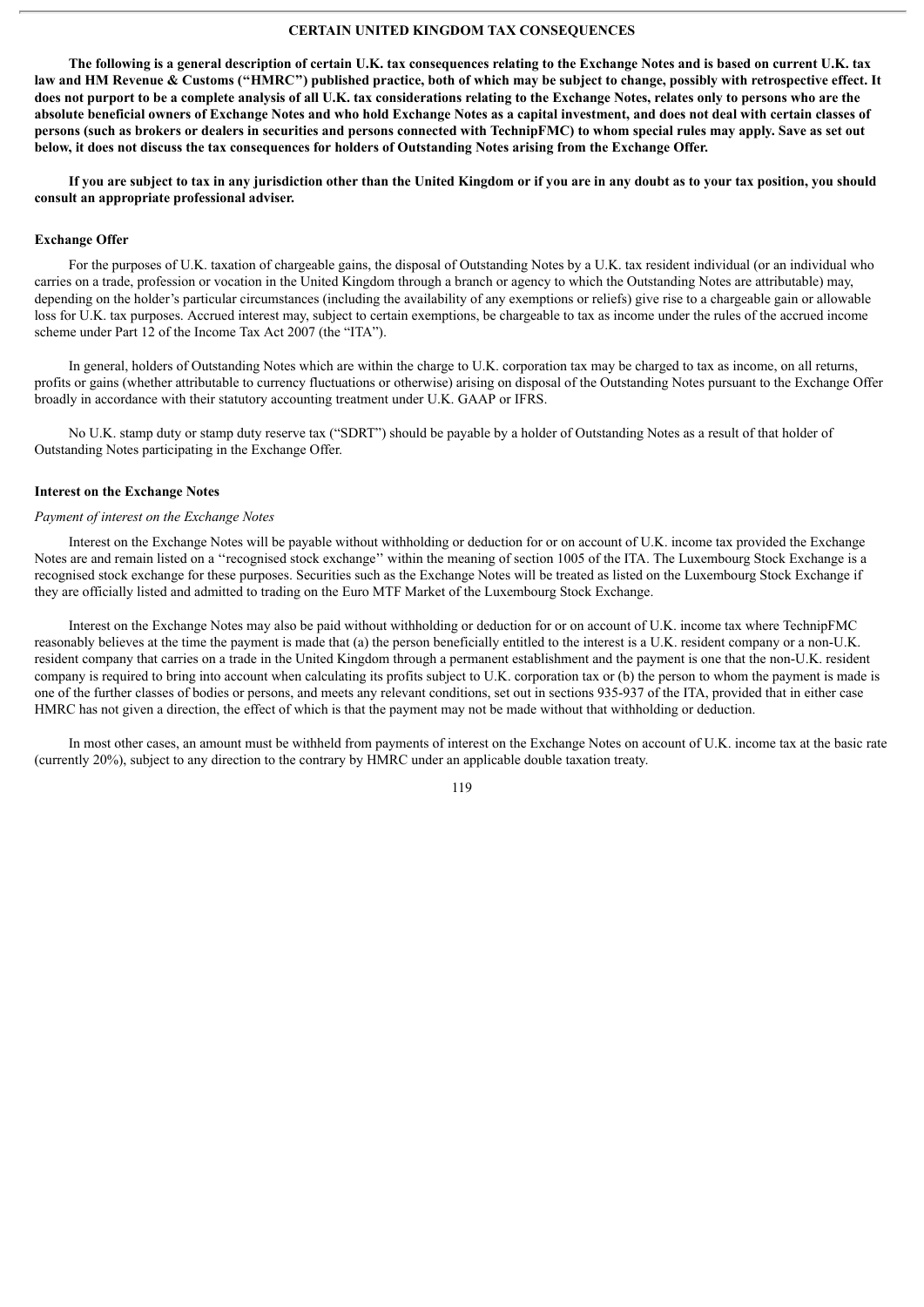# CERTAIN UNITED KINGDOM TAX CONSEQUENCES

**The following is a general description of certain U.K. tax consequences relating to the Exchange Notes and is based on current U.K. tax law and HM Revenue & Customs ("HMRC") published practice, both of which may be subject to change, possibly with retrospective effect. It does not purport to be a complete analysis of all U.K. tax considerations relating to the Exchange Notes, relates only to persons who are the absolute beneficial owners of Exchange Notes and who hold Exchange Notes as a capital investment, and does not deal with certain classes of persons (such as brokers or dealers in securities and persons connected with TechnipFMC) to whom special rules may apply. Save as set out below, it does not discuss the tax consequences for holders of Outstanding Notes arising from the Exchange Offer.**

**If you are subject to tax in any jurisdiction other than the United Kingdom or if you are in any doubt as to your tax position, you should consult an appropriate professional adviser.**

## Exchange Offer

For the purposes of U.K. taxation of chargeable gains, the disposal of Outstanding Notes by a U.K. tax resident individual (or an individual who carries on a trade, profession or vocation in the United Kingdom through a branch or agency to which the Outstanding Notes are attributable) may, depending on the holder's particular circumstances (including the availability of any exemptions or reliefs) give rise to a chargeable gain or allowable loss for U.K. tax purposes. Accrued interest may, subject to certain exemptions, be chargeable to tax as income under the rules of the accrued income scheme under Part 12 of the Income Tax Act 2007 (the "ITA").

In general, holders of Outstanding Notes which are within the charge to U.K. corporation tax may be charged to tax as income, on all returns, profits or gains (whether attributable to currency fluctuations or otherwise) arising on disposal of the Outstanding Notes pursuant to the Exchange Offer broadly in accordance with their statutory accounting treatment under U.K. GAAP or IFRS.

No U.K. stamp duty or stamp duty reserve tax ("SDRT") should be payable by a holder of Outstanding Notes as a result of that holder of Outstanding Notes participating in the Exchange Offer.

## Interest on the Exchange Notes

### *Payment of interest on the Exchange Notes*

Interest on the Exchange Notes will be payable without withholding or deduction for or on account of U.K. income tax provided the Exchange Notes are and remain listed on a ''recognised stock exchange'' within the meaning of section 1005 of the ITA. The Luxembourg Stock Exchange is a recognised stock exchange for these purposes. Securities such as the Exchange Notes will be treated as listed on the Luxembourg Stock Exchange if they are officially listed and admitted to trading on the Euro MTF Market of the Luxembourg Stock Exchange.

Interest on the Exchange Notes may also be paid without withholding or deduction for or on account of U.K. income tax where TechnipFMC reasonably believes at the time the payment is made that (a) the person beneficially entitled to the interest is a U.K. resident company or a non-U.K. resident company that carries on a trade in the United Kingdom through a permanent establishment and the payment is one that the non-U.K. resident company is required to bring into account when calculating its profits subject to U.K. corporation tax or (b) the person to whom the payment is made is one of the further classes of bodies or persons, and meets any relevant conditions, set out in sections 935-937 of the ITA, provided that in either case HMRC has not given a direction, the effect of which is that the payment may not be made without that withholding or deduction.

In most other cases, an amount must be withheld from payments of interest on the Exchange Notes on account of U.K. income tax at the basic rate (currently 20%), subject to any direction to the contrary by HMRC under an applicable double taxation treaty.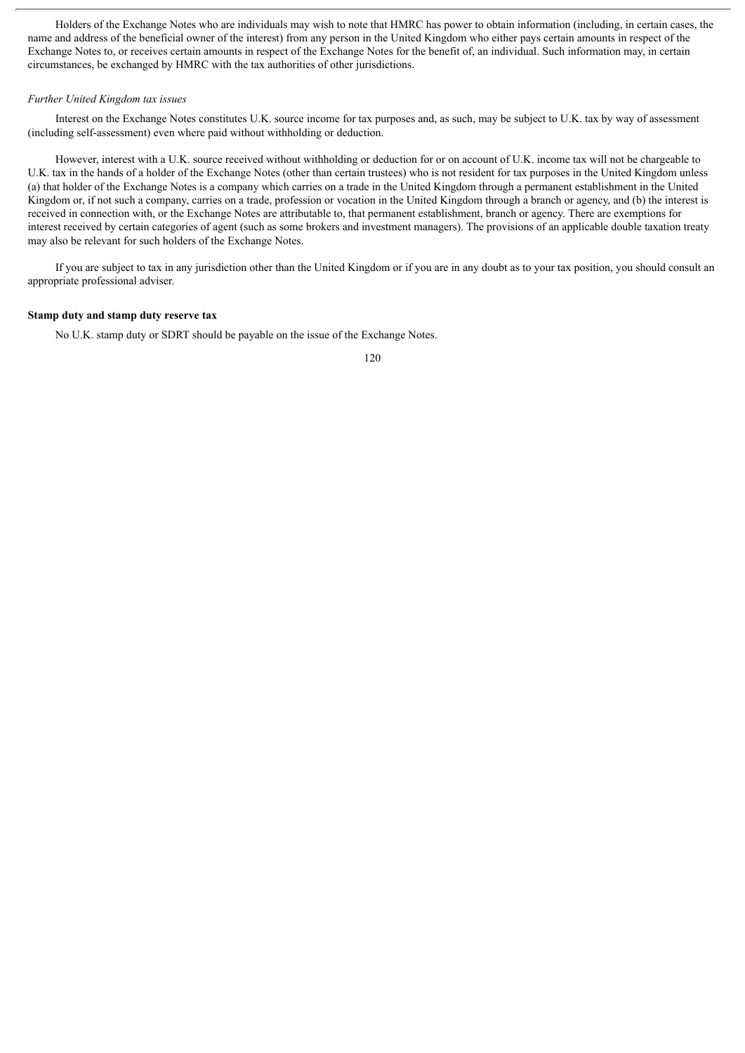Holders of the Exchange Notes who are individuals may wish to note that HMRC has power to obtain information (including, in certain cases, the name and address of the beneficial owner of the interest) from any person in the United Kingdom who either pays certain amounts in respect of the Exchange Notes to, or receives certain amounts in respect of the Exchange Notes for the benefit of, an individual. Such information may, in certain circumstances, be exchanged by HMRC with the tax authorities of other jurisdictions.

*Further United Kingdom tax issues*

Interest on the Exchange Notes constitutes U.K. source income for tax purposes and, as such, may be subject to U.K. tax by way of assessment (including self-assessment) even where paid without withholding or deduction.

However, interest with a U.K. source received without withholding or deduction for or on account of U.K. income tax will not be chargeable to U.K. tax in the hands of a holder of the Exchange Notes (other than certain trustees) who is not resident for tax purposes in the United Kingdom unless (a) that holder of the Exchange Notes is a company which carries on a trade in the United Kingdom through a permanent establishment in the United Kingdom or, if not such a company, carries on a trade, profession or vocation in the United Kingdom through a branch or agency, and (b) the interest is received in connection with, or the Exchange Notes are attributable to, that permanent establishment, branch or agency. There are exemptions for interest received by certain categories of agent (such as some brokers and investment managers). The provisions of an applicable double taxation treaty may also be relevant for such holders of the Exchange Notes.

If you are subject to tax in any jurisdiction other than the United Kingdom or if you are in any doubt as to your tax position, you should consult an appropriate professional adviser.

**Stamp duty and stamp duty reserve tax**

No U.K. stamp duty or SDRT should be payable on the issue of the Exchange Notes.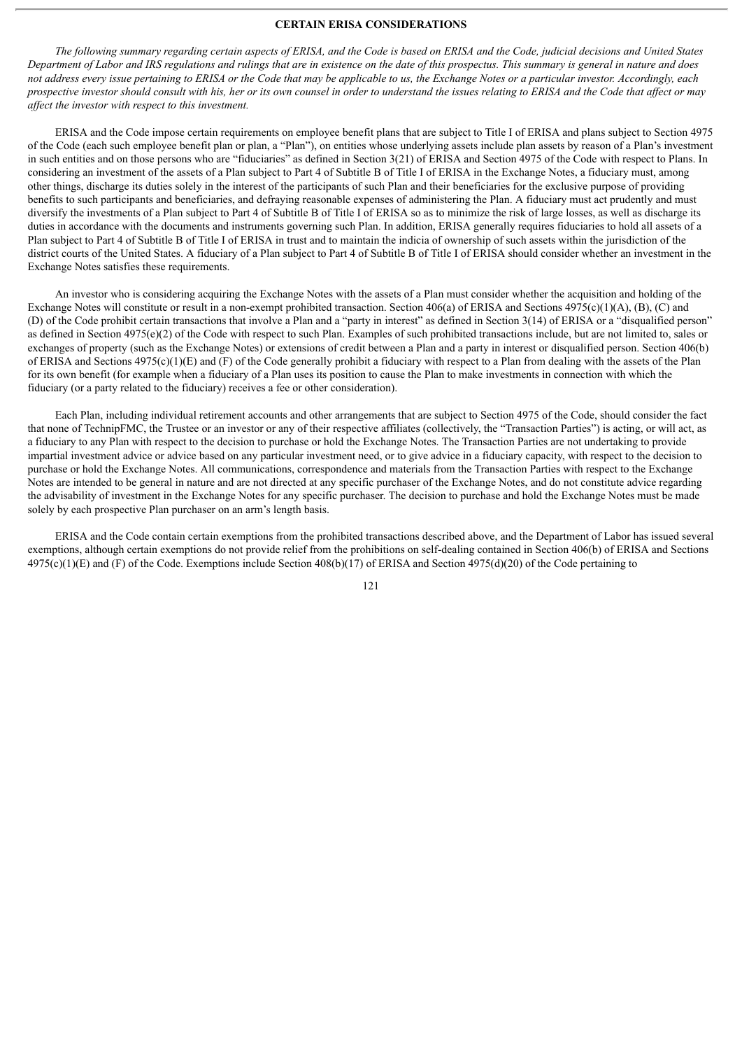## CERTAIN ERISA CONSIDERATIONS

*The following summary regarding certain aspects of ERISA, and the Code is based on ERISA and the Code, judicial decisions and United States Department of Labor and IRS regulations and rulings that are in existence on the date of this prospectus. This summary is general in nature and does not address every issue pertaining to ERISA or the Code that may be applicable to us, the Exchange Notes or a particular investor. Accordingly, each prospective investor should consult with his, her or its own counsel in order to understand the issues relating to ERISA and the Code that affect or may affect the investor with respect to this investment.*

ERISA and the Code impose certain requirements on employee benefit plans that are subject to Title I of ERISA and plans subject to Section 4975 of the Code (each such employee benefit plan or plan, a "Plan"), on entities whose underlying assets include plan assets by reason of a Plan's investment in such entities and on those persons who are "fiduciaries" as defined in Section 3(21) of ERISA and Section 4975 of the Code with respect to Plans. In considering an investment of the assets of a Plan subject to Part 4 of Subtitle B of Title I of ERISA in the Exchange Notes, a fiduciary must, among other things, discharge its duties solely in the interest of the participants of such Plan and their beneficiaries for the exclusive purpose of providing benefits to such participants and beneficiaries, and defraying reasonable expenses of administering the Plan. A fiduciary must act prudently and must diversify the investments of a Plan subject to Part 4 of Subtitle B of Title I of ERISA so as to minimize the risk of large losses, as well as discharge its duties in accordance with the documents and instruments governing such Plan. In addition, ERISA generally requires fiduciaries to hold all assets of a Plan subject to Part 4 of Subtitle B of Title I of ERISA in trust and to maintain the indicia of ownership of such assets within the jurisdiction of the district courts of the United States. A fiduciary of a Plan subject to Part 4 of Subtitle B of Title I of ERISA should consider whether an investment in the Exchange Notes satisfies these requirements.

An investor who is considering acquiring the Exchange Notes with the assets of a Plan must consider whether the acquisition and holding of the Exchange Notes will constitute or result in a non-exempt prohibited transaction. Section 406(a) of ERISA and Sections 4975(c)(1)(A), (B), (C) and (D) of the Code prohibit certain transactions that involve a Plan and a "party in interest" as defined in Section 3(14) of ERISA or a "disqualified person" as defined in Section 4975(e)(2) of the Code with respect to such Plan. Examples of such prohibited transactions include, but are not limited to, sales or exchanges of property (such as the Exchange Notes) or extensions of credit between a Plan and a party in interest or disqualified person. Section 406(b) of ERISA and Sections 4975(c)(1)(E) and (F) of the Code generally prohibit a fiduciary with respect to a Plan from dealing with the assets of the Plan for its own benefit (for example when a fiduciary of a Plan uses its position to cause the Plan to make investments in connection with which the fiduciary (or a party related to the fiduciary) receives a fee or other consideration).

Each Plan, including individual retirement accounts and other arrangements that are subject to Section 4975 of the Code, should consider the fact that none of TechnipFMC, the Trustee or an investor or any of their respective affiliates (collectively, the "Transaction Parties") is acting, or will act, as a fiduciary to any Plan with respect to the decision to purchase or hold the Exchange Notes. The Transaction Parties are not undertaking to provide impartial investment advice or advice based on any particular investment need, or to give advice in a fiduciary capacity, with respect to the decision to purchase or hold the Exchange Notes. All communications, correspondence and materials from the Transaction Parties with respect to the Exchange Notes are intended to be general in nature and are not directed at any specific purchaser of the Exchange Notes, and do not constitute advice regarding the advisability of investment in the Exchange Notes for any specific purchaser. The decision to purchase and hold the Exchange Notes must be made solely by each prospective Plan purchaser on an arm's length basis.

ERISA and the Code contain certain exemptions from the prohibited transactions described above, and the Department of Labor has issued several exemptions, although certain exemptions do not provide relief from the prohibitions on self-dealing contained in Section 406(b) of ERISA and Sections 4975(c)(1)(E) and (F) of the Code. Exemptions include Section 408(b)(17) of ERISA and Section 4975(d)(20) of the Code pertaining to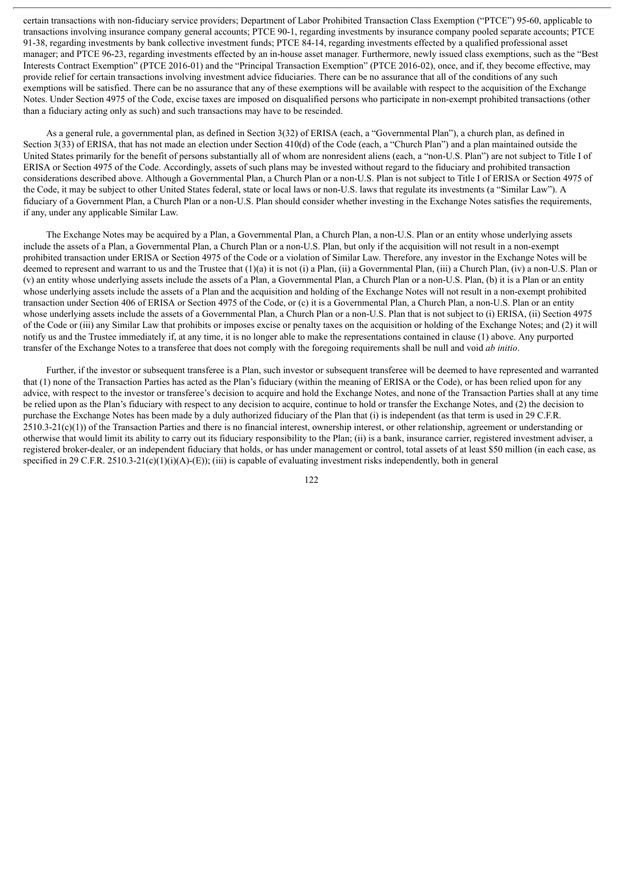certain transactions with non-fiduciary service providers; Department of Labor Prohibited Transaction Class Exemption ("PTCE") 95-60, applicable to transactions involving insurance company general accounts; PTCE 90-1, regarding investments by insurance company pooled separate accounts; PTCE 91-38, regarding investments by bank collective investment funds; PTCE 84-14, regarding investments effected by a qualified professional asset manager; and PTCE 96-23, regarding investments effected by an in-house asset manager. Furthermore, newly issued class exemptions, such as the "Best Interests Contract Exemption" (PTCE 2016-01) and the "Principal Transaction Exemption" (PTCE 2016-02), once, and if, they become effective, may provide relief for certain transactions involving investment advice fiduciaries. There can be no assurance that all of the conditions of any such exemptions will be satisfied. There can be no assurance that any of these exemptions will be available with respect to the acquisition of the Exchange Notes. Under Section 4975 of the Code, excise taxes are imposed on disqualified persons who participate in non-exempt prohibited transactions (other than a fiduciary acting only as such) and such transactions may have to be rescinded.

As a general rule, a governmental plan, as defined in Section 3(32) of ERISA (each, a "Governmental Plan"), a church plan, as defined in Section 3(33) of ERISA, that has not made an election under Section 410(d) of the Code (each, a "Church Plan") and a plan maintained outside the United States primarily for the benefit of persons substantially all of whom are nonresident aliens (each, a "non-U.S. Plan") are not subject to Title I of ERISA or Section 4975 of the Code. Accordingly, assets of such plans may be invested without regard to the fiduciary and prohibited transaction considerations described above. Although a Governmental Plan, a Church Plan or a non-U.S. Plan is not subject to Title I of ERISA or Section 4975 of the Code, it may be subject to other United States federal, state or local laws or non-U.S. laws that regulate its investments (a "Similar Law"). A fiduciary of a Government Plan, a Church Plan or a non-U.S. Plan should consider whether investing in the Exchange Notes satisfies the requirements, if any, under any applicable Similar Law.

The Exchange Notes may be acquired by a Plan, a Governmental Plan, a Church Plan, a non-U.S. Plan or an entity whose underlying assets include the assets of a Plan, a Governmental Plan, a Church Plan or a non-U.S. Plan, but only if the acquisition will not result in a non-exempt prohibited transaction under ERISA or Section 4975 of the Code or a violation of Similar Law. Therefore, any investor in the Exchange Notes will be deemed to represent and warrant to us and the Trustee that (1)(a) it is not (i) a Plan, (ii) a Governmental Plan, (iii) a Church Plan, (iv) a non-U.S. Plan or (v) an entity whose underlying assets include the assets of a Plan, a Governmental Plan, a Church Plan or a non-U.S. Plan, (b) it is a Plan or an entity whose underlying assets include the assets of a Plan and the acquisition and holding of the Exchange Notes will not result in a non-exempt prohibited transaction under Section 406 of ERISA or Section 4975 of the Code, or (c) it is a Governmental Plan, a Church Plan, a non-U.S. Plan or an entity whose underlying assets include the assets of a Governmental Plan, a Church Plan or a non-U.S. Plan that is not subject to (i) ERISA, (ii) Section 4975 of the Code or (iii) any Similar Law that prohibits or imposes excise or penalty taxes on the acquisition or holding of the Exchange Notes; and (2) it will notify us and the Trustee immediately if, at any time, it is no longer able to make the representations contained in clause (1) above. Any purported transfer of the Exchange Notes to a transferee that does not comply with the foregoing requirements shall be null and void *ab initio*.

Further, if the investor or subsequent transferee is a Plan, such investor or subsequent transferee will be deemed to have represented and warranted that (1) none of the Transaction Parties has acted as the Plan's fiduciary (within the meaning of ERISA or the Code), or has been relied upon for any advice, with respect to the investor or transferee's decision to acquire and hold the Exchange Notes, and none of the Transaction Parties shall at any time be relied upon as the Plan's fiduciary with respect to any decision to acquire, continue to hold or transfer the Exchange Notes, and (2) the decision to purchase the Exchange Notes has been made by a duly authorized fiduciary of the Plan that (i) is independent (as that term is used in 29 C.F.R. 2510.3-21(c)(1)) of the Transaction Parties and there is no financial interest, ownership interest, or other relationship, agreement or understanding or otherwise that would limit its ability to carry out its fiduciary responsibility to the Plan; (ii) is a bank, insurance carrier, registered investment adviser, a registered broker-dealer, or an independent fiduciary that holds, or has under management or control, total assets of at least $50 million (in each case, as specified in 29 C.F.R. 2510.3-21(c)(1)(i)(A)-(E)); (iii) is capable of evaluating investment risks independently, both in general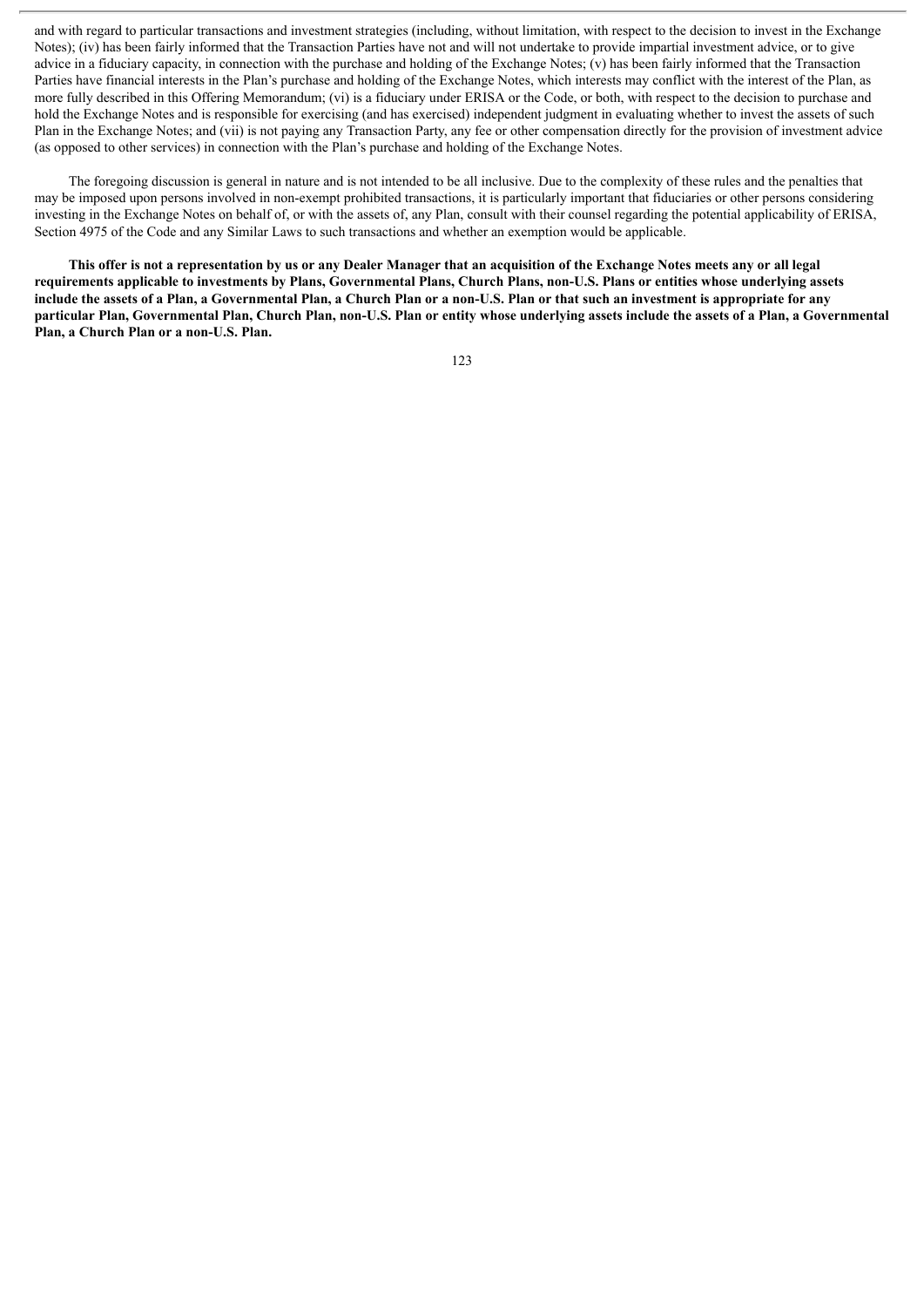and with regard to particular transactions and investment strategies (including, without limitation, with respect to the decision to invest in the Exchange Notes); (iv) has been fairly informed that the Transaction Parties have not and will not undertake to provide impartial investment advice, or to give advice in a fiduciary capacity, in connection with the purchase and holding of the Exchange Notes; (v) has been fairly informed that the Transaction Parties have financial interests in the Plan's purchase and holding of the Exchange Notes, which interests may conflict with the interest of the Plan, as more fully described in this Offering Memorandum; (vi) is a fiduciary under ERISA or the Code, or both, with respect to the decision to purchase and hold the Exchange Notes and is responsible for exercising (and has exercised) independent judgment in evaluating whether to invest the assets of such Plan in the Exchange Notes; and (vii) is not paying any Transaction Party, any fee or other compensation directly for the provision of investment advice (as opposed to other services) in connection with the Plan's purchase and holding of the Exchange Notes.

The foregoing discussion is general in nature and is not intended to be all inclusive. Due to the complexity of these rules and the penalties that may be imposed upon persons involved in non-exempt prohibited transactions, it is particularly important that fiduciaries or other persons considering investing in the Exchange Notes on behalf of, or with the assets of, any Plan, consult with their counsel regarding the potential applicability of ERISA, Section 4975 of the Code and any Similar Laws to such transactions and whether an exemption would be applicable.

**This offer is not a representation by us or any Dealer Manager that an acquisition of the Exchange Notes meets any or all legal requirements applicable to investments by Plans, Governmental Plans, Church Plans, non-U.S. Plans or entities whose underlying assets include the assets of a Plan, a Governmental Plan, a Church Plan or a non-U.S. Plan or that such an investment is appropriate for any particular Plan, Governmental Plan, Church Plan, non-U.S. Plan or entity whose underlying assets include the assets of a Plan, a Governmental Plan, a Church Plan or a non-U.S. Plan.**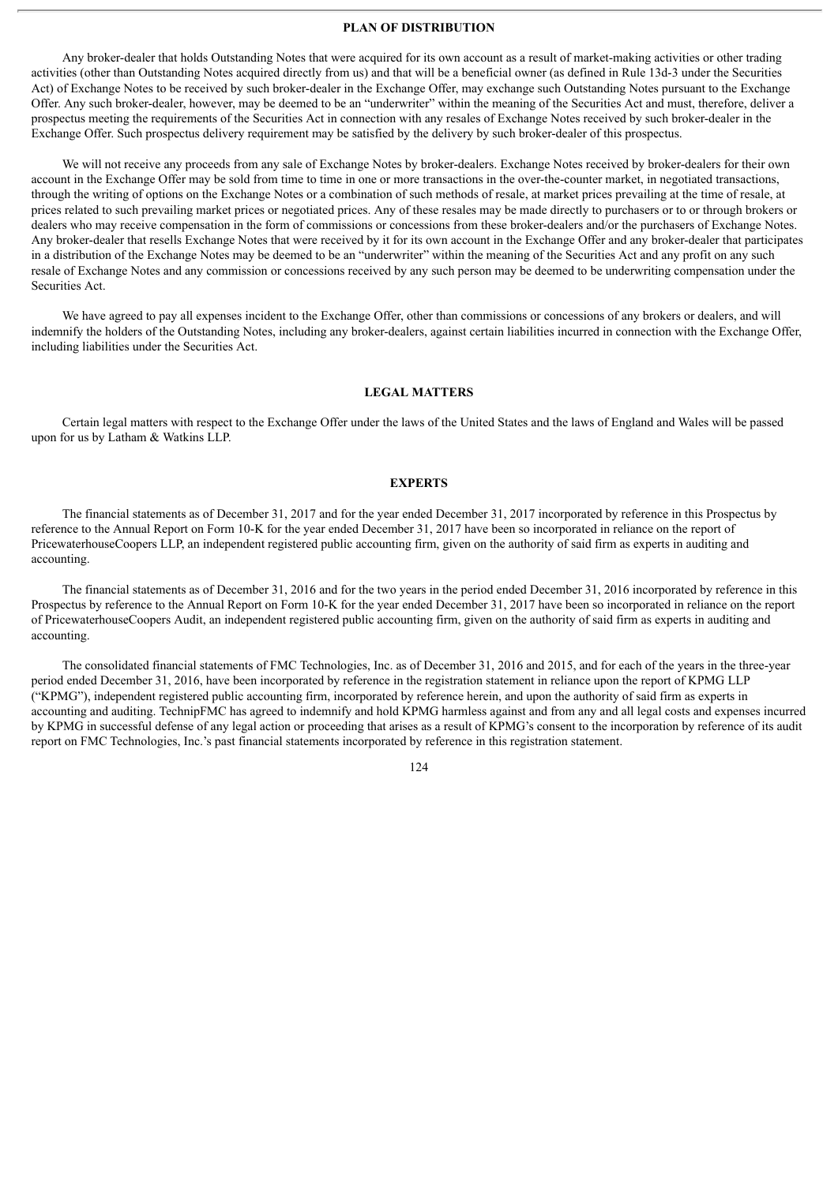## PLAN OF DISTRIBUTION

Any broker-dealer that holds Outstanding Notes that were acquired for its own account as a result of market-making activities or other trading activities (other than Outstanding Notes acquired directly from us) and that will be a beneficial owner (as defined in Rule 13d-3 under the Securities Act) of Exchange Notes to be received by such broker-dealer in the Exchange Offer, may exchange such Outstanding Notes pursuant to the Exchange Offer. Any such broker-dealer, however, may be deemed to be an "underwriter" within the meaning of the Securities Act and must, therefore, deliver a prospectus meeting the requirements of the Securities Act in connection with any resales of Exchange Notes received by such broker-dealer in the Exchange Offer. Such prospectus delivery requirement may be satisfied by the delivery by such broker-dealer of this prospectus.

We will not receive any proceeds from any sale of Exchange Notes by broker-dealers. Exchange Notes received by broker-dealers for their own account in the Exchange Offer may be sold from time to time in one or more transactions in the over-the-counter market, in negotiated transactions, through the writing of options on the Exchange Notes or a combination of such methods of resale, at market prices prevailing at the time of resale, at prices related to such prevailing market prices or negotiated prices. Any of these resales may be made directly to purchasers or to or through brokers or dealers who may receive compensation in the form of commissions or concessions from these broker-dealers and/or the purchasers of Exchange Notes. Any broker-dealer that resells Exchange Notes that were received by it for its own account in the Exchange Offer and any broker-dealer that participates in a distribution of the Exchange Notes may be deemed to be an "underwriter" within the meaning of the Securities Act and any profit on any such resale of Exchange Notes and any commission or concessions received by any such person may be deemed to be underwriting compensation under the Securities Act.

We have agreed to pay all expenses incident to the Exchange Offer, other than commissions or concessions of any brokers or dealers, and will indemnify the holders of the Outstanding Notes, including any broker-dealers, against certain liabilities incurred in connection with the Exchange Offer, including liabilities under the Securities Act.

## LEGAL MATTERS

Certain legal matters with respect to the Exchange Offer under the laws of the United States and the laws of England and Wales will be passed upon for us by Latham & Watkins LLP.

## EXPERTS

The financial statements as of December 31, 2017 and for the year ended December 31, 2017 incorporated by reference in this Prospectus by reference to the Annual Report on Form 10-K for the year ended December 31, 2017 have been so incorporated in reliance on the report of PricewaterhouseCoopers LLP, an independent registered public accounting firm, given on the authority of said firm as experts in auditing and accounting.

The financial statements as of December 31, 2016 and for the two years in the period ended December 31, 2016 incorporated by reference in this Prospectus by reference to the Annual Report on Form 10-K for the year ended December 31, 2017 have been so incorporated in reliance on the report of PricewaterhouseCoopers Audit, an independent registered public accounting firm, given on the authority of said firm as experts in auditing and accounting.

The consolidated financial statements of FMC Technologies, Inc. as of December 31, 2016 and 2015, and for each of the years in the three-year period ended December 31, 2016, have been incorporated by reference in the registration statement in reliance upon the report of KPMG LLP ("KPMG"), independent registered public accounting firm, incorporated by reference herein, and upon the authority of said firm as experts in accounting and auditing. TechnipFMC has agreed to indemnify and hold KPMG harmless against and from any and all legal costs and expenses incurred by KPMG in successful defense of any legal action or proceeding that arises as a result of KPMG's consent to the incorporation by reference of its audit report on FMC Technologies, Inc.'s past financial statements incorporated by reference in this registration statement.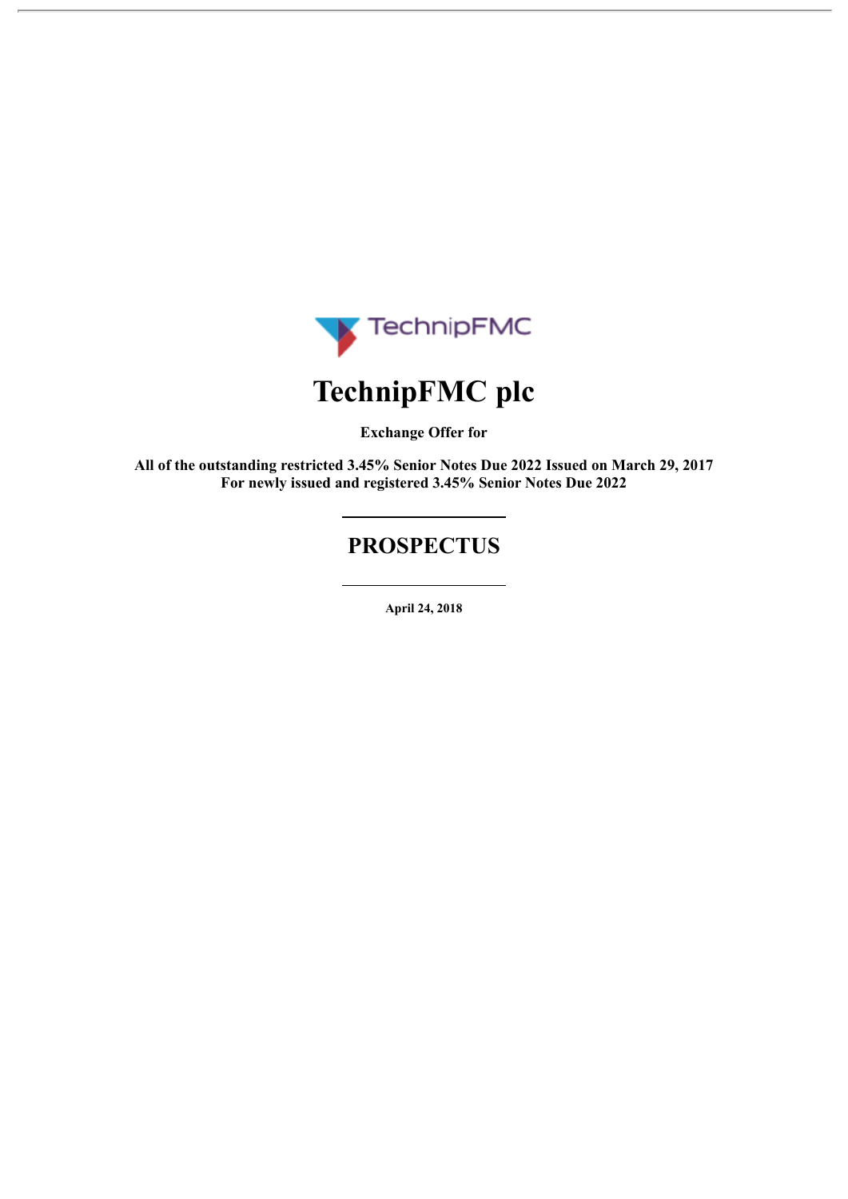TechnipFMC

# TechnipFMC plc

**Exchange Offer for**

**All of the outstanding restricted 3.45% Senior Notes Due 2022 Issued on March 29, 2017**
**For newly issued and registered 3.45% Senior Notes Due 2022**

---

## PROSPECTUS

---

**April 24, 2018**